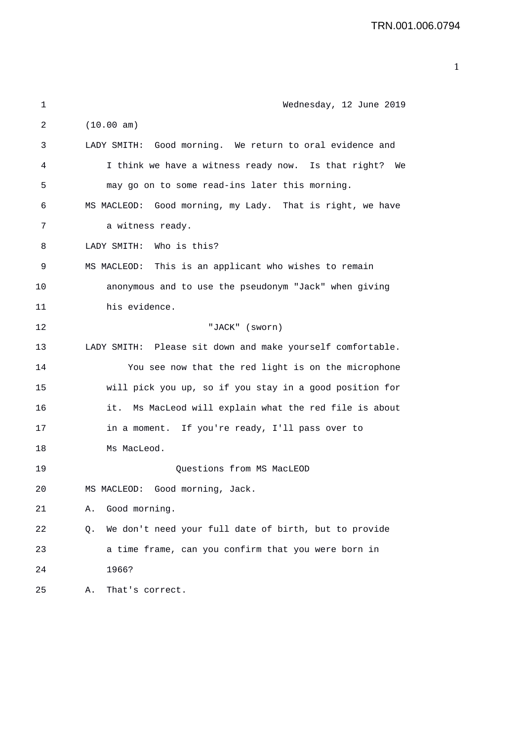Wednesday, 12 June 2019

(10.00 am)

LADY SMITH: Good morning. We return to oral evidence and I think we have a witness ready now. Is that right? We may go on to some read-ins later this morning.

MS MACLEOD: Good morning, my Lady. That is right, we have a witness ready.

LADY SMITH: Who is this?

MS MACLEOD: This is an applicant who wishes to remain anonymous and to use the pseudonym "Jack" when giving his evidence.

"JACK" (sworn)

LADY SMITH: Please sit down and make yourself comfortable.

You see now that the red light is on the microphone will pick you up, so if you stay in a good position for it. Ms MacLeod will explain what the red file is about in a moment. If you're ready, I'll pass over to Ms MacLeod.

Questions from MS MacLEOD

MS MACLEOD: Good morning, Jack.

A. Good morning.

Q. We don't need your full date of birth, but to provide a time frame, can you confirm that you were born in 1966?

A. That's correct.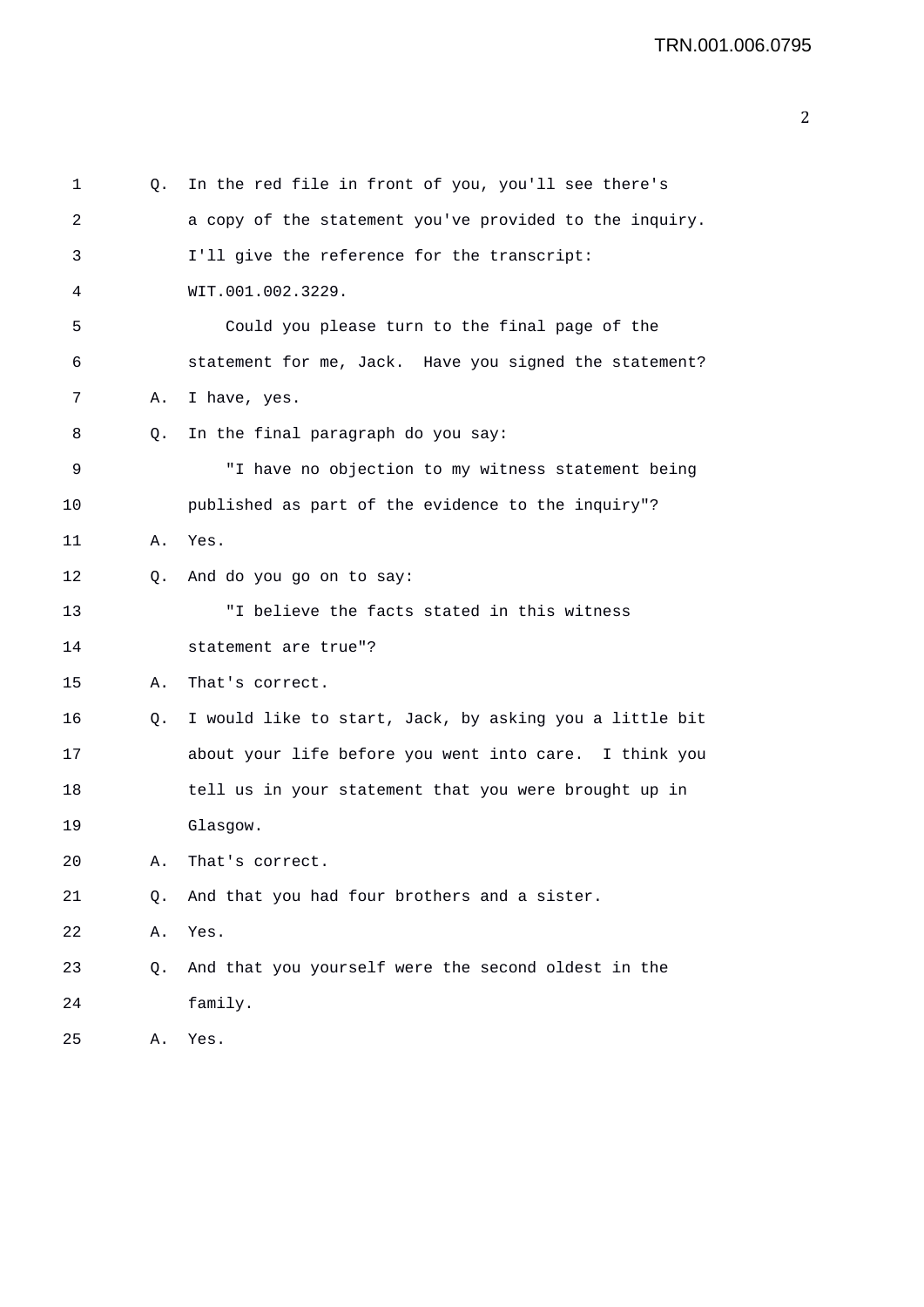1 Q. In the red file in front of you, you'll see there's
2 a copy of the statement you've provided to the inquiry.
3 I'll give the reference for the transcript:
4 WIT.001.002.3229.
5 Could you please turn to the final page of the
6 statement for me, Jack. Have you signed the statement?
7 A. I have, yes.
8 Q. In the final paragraph do you say:
9 "I have no objection to my witness statement being
10 published as part of the evidence to the inquiry"?
11 A. Yes.
12 Q. And do you go on to say:
13 "I believe the facts stated in this witness
14 statement are true"?
15 A. That's correct.
16 Q. I would like to start, Jack, by asking you a little bit
17 about your life before you went into care. I think you
18 tell us in your statement that you were brought up in
19 Glasgow.
20 A. That's correct.
21 Q. And that you had four brothers and a sister.
22 A. Yes.
23 Q. And that you yourself were the second oldest in the
24 family.
25 A. Yes.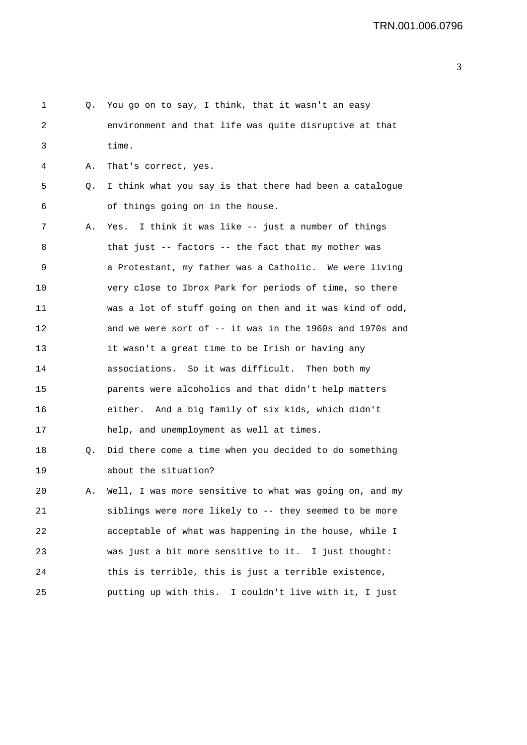Q. You go on to say, I think, that it wasn't an easy environment and that life was quite disruptive at that time.

A. That's correct, yes.

Q. I think what you say is that there had been a catalogue of things going on in the house.

A. Yes. I think it was like -- just a number of things that just -- factors -- the fact that my mother was a Protestant, my father was a Catholic. We were living very close to Ibrox Park for periods of time, so there was a lot of stuff going on then and it was kind of odd, and we were sort of -- it was in the 1960s and 1970s and it wasn't a great time to be Irish or having any associations. So it was difficult. Then both my parents were alcoholics and that didn't help matters either. And a big family of six kids, which didn't help, and unemployment as well at times.

Q. Did there come a time when you decided to do something about the situation?

A. Well, I was more sensitive to what was going on, and my siblings were more likely to -- they seemed to be more acceptable of what was happening in the house, while I was just a bit more sensitive to it. I just thought: this is terrible, this is just a terrible existence, putting up with this. I couldn't live with it, I just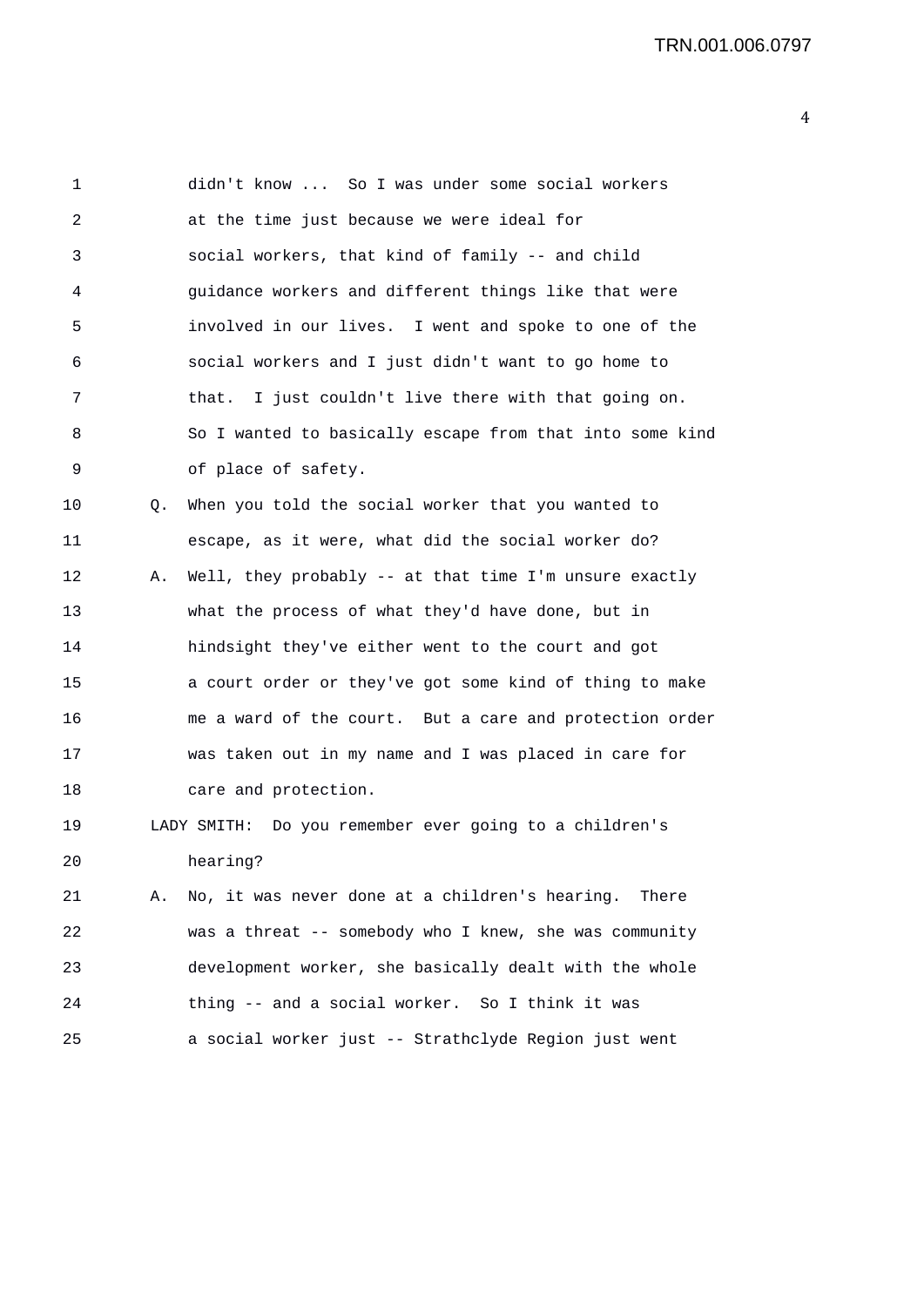didn't know ... So I was under some social workers at the time just because we were ideal for social workers, that kind of family -- and child guidance workers and different things like that were involved in our lives. I went and spoke to one of the social workers and I just didn't want to go home to that. I just couldn't live there with that going on. So I wanted to basically escape from that into some kind of place of safety.

Q. When you told the social worker that you wanted to escape, as it were, what did the social worker do?

A. Well, they probably -- at that time I'm unsure exactly what the process of what they'd have done, but in hindsight they've either went to the court and got a court order or they've got some kind of thing to make me a ward of the court. But a care and protection order was taken out in my name and I was placed in care for care and protection.

LADY SMITH: Do you remember ever going to a children's hearing?

A. No, it was never done at a children's hearing. There was a threat -- somebody who I knew, she was community development worker, she basically dealt with the whole thing -- and a social worker. So I think it was a social worker just -- Strathclyde Region just went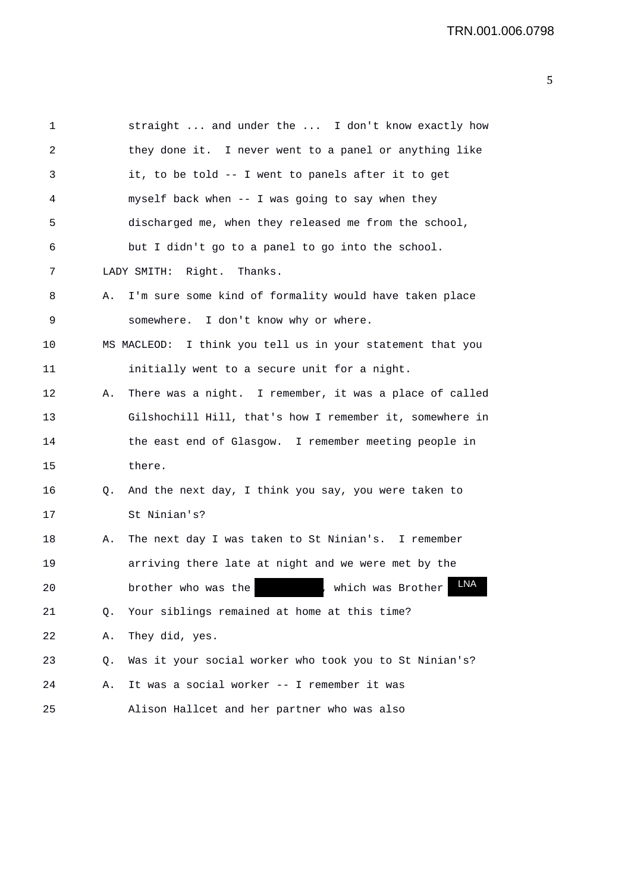1 straight ... and under the ... I don't know exactly how
2 they done it. I never went to a panel or anything like
3 it, to be told -- I went to panels after it to get
4 myself back when -- I was going to say when they
5 discharged me, when they released me from the school,
6 but I didn't go to a panel to go into the school.

7 LADY SMITH: Right. Thanks.

8 A. I'm sure some kind of formality would have taken place
9 somewhere. I don't know why or where.

10 MS MACLEOD: I think you tell us in your statement that you
11 initially went to a secure unit for a night.

12 A. There was a night. I remember, it was a place of called
13 Gilshochill Hill, that's how I remember it, somewhere in
14 the east end of Glasgow. I remember meeting people in
15 there.

16 Q. And the next day, I think you say, you were taken to
17 St Ninian's?

18 A. The next day I was taken to St Ninian's. I remember
19 arriving there late at night and we were met by the
20 brother who was the [REDACTED], which was Brother LNA

21 Q. Your siblings remained at home at this time?

22 A. They did, yes.

23 Q. Was it your social worker who took you to St Ninian's?

24 A. It was a social worker -- I remember it was
25 Alison Hallcet and her partner who was also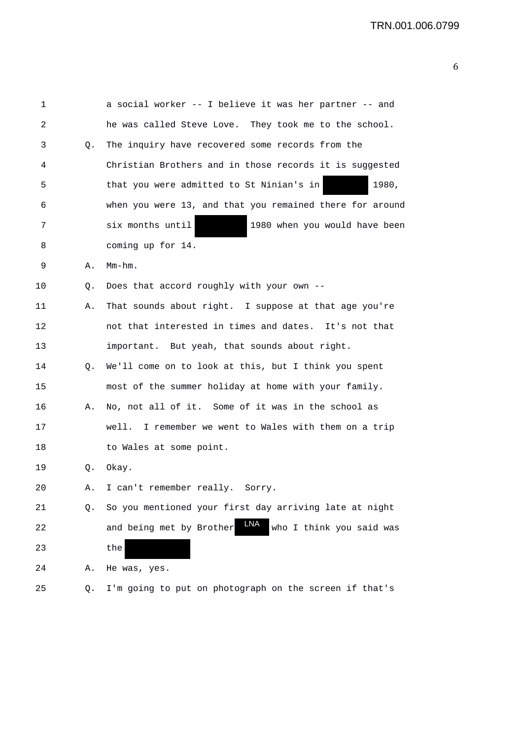1 a social worker -- I believe it was her partner -- and
2 he was called Steve Love. They took me to the school.
3 Q. The inquiry have recovered some records from the
4 Christian Brothers and in those records it is suggested
5 that you were admitted to St Ninian's in ████ 1980,
6 when you were 13, and that you remained there for around
7 six months until ████ 1980 when you would have been
8 coming up for 14.
9 A. Mm-hm.
10 Q. Does that accord roughly with your own --
11 A. That sounds about right. I suppose at that age you're
12 not that interested in times and dates. It's not that
13 important. But yeah, that sounds about right.
14 Q. We'll come on to look at this, but I think you spent
15 most of the summer holiday at home with your family.
16 A. No, not all of it. Some of it was in the school as
17 well. I remember we went to Wales with them on a trip
18 to Wales at some point.
19 Q. Okay.
20 A. I can't remember really. Sorry.
21 Q. So you mentioned your first day arriving late at night
22 and being met by Brother LNA who I think you said was
23 the ████
24 A. He was, yes.
25 Q. I'm going to put on photograph on the screen if that's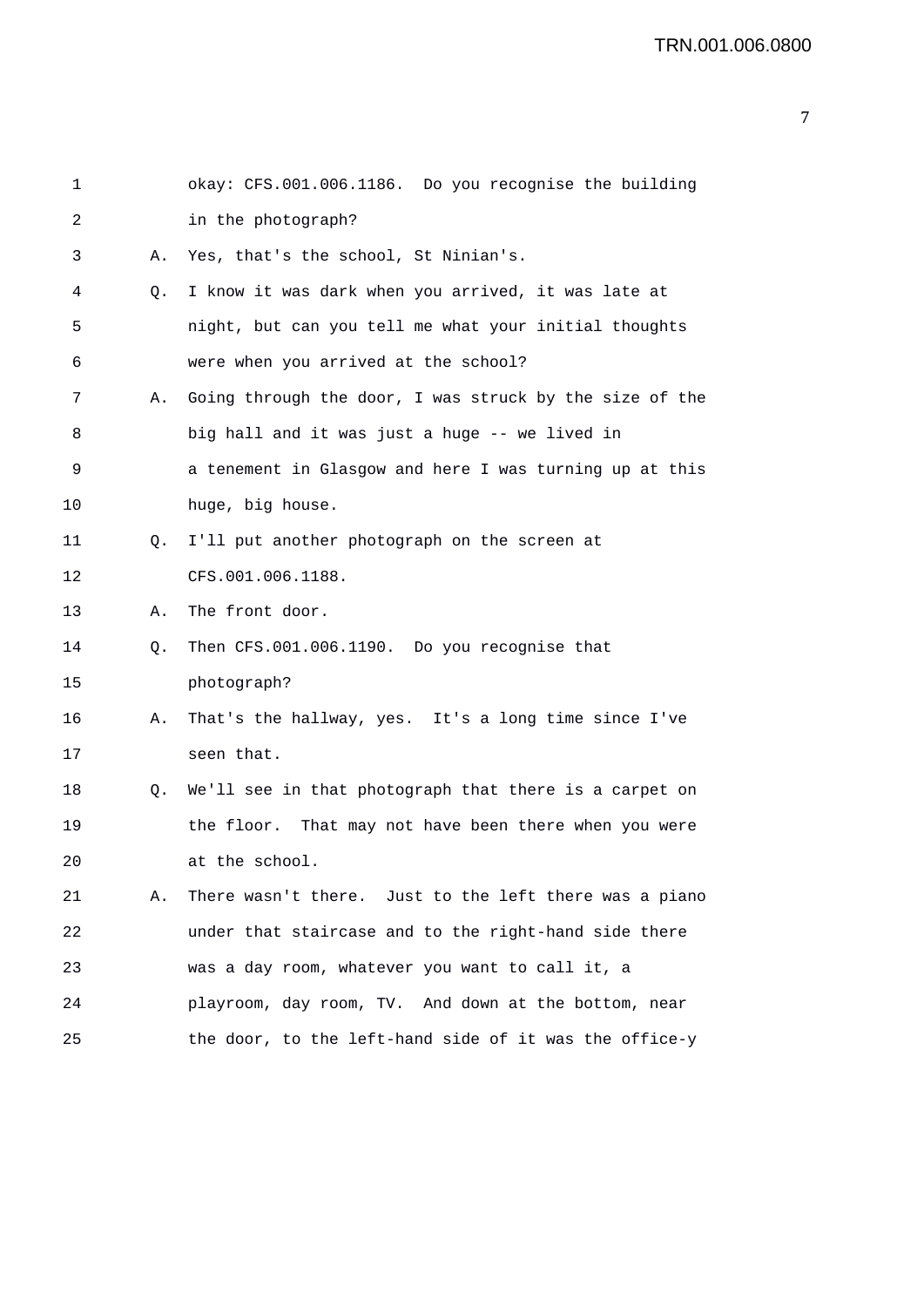1 okay: CFS.001.006.1186. Do you recognise the building
2 in the photograph?
3 A. Yes, that's the school, St Ninian's.
4 Q. I know it was dark when you arrived, it was late at
5 night, but can you tell me what your initial thoughts
6 were when you arrived at the school?
7 A. Going through the door, I was struck by the size of the
8 big hall and it was just a huge -- we lived in
9 a tenement in Glasgow and here I was turning up at this
10 huge, big house.
11 Q. I'll put another photograph on the screen at
12 CFS.001.006.1188.
13 A. The front door.
14 Q. Then CFS.001.006.1190. Do you recognise that
15 photograph?
16 A. That's the hallway, yes. It's a long time since I've
17 seen that.
18 Q. We'll see in that photograph that there is a carpet on
19 the floor. That may not have been there when you were
20 at the school.
21 A. There wasn't there. Just to the left there was a piano
22 under that staircase and to the right-hand side there
23 was a day room, whatever you want to call it, a
24 playroom, day room, TV. And down at the bottom, near
25 the door, to the left-hand side of it was the office-y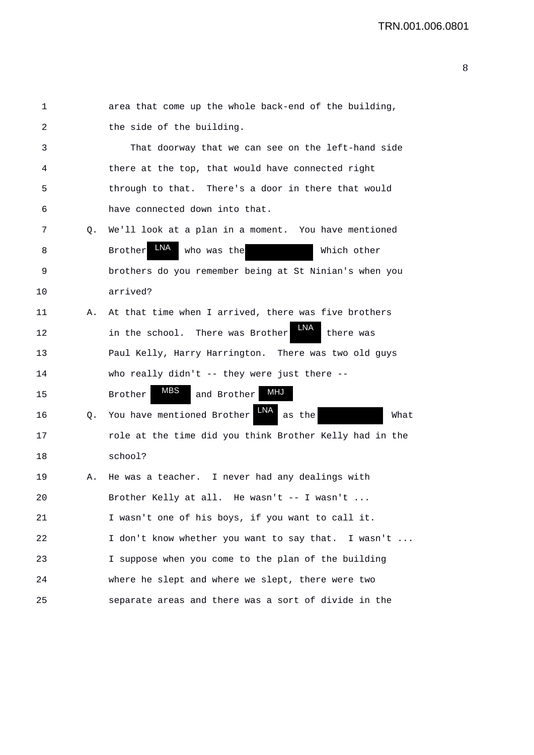1 area that come up the whole back-end of the building,

2 the side of the building.

3 That doorway that we can see on the left-hand side

4 there at the top, that would have connected right

5 through to that. There's a door in there that would

6 have connected down into that.

7 Q. We'll look at a plan in a moment. You have mentioned

8 Brother LNA who was the [redacted] Which other

9 brothers do you remember being at St Ninian's when you

10 arrived?

11 A. At that time when I arrived, there was five brothers

12 in the school. There was Brother LNA there was

13 Paul Kelly, Harry Harrington. There was two old guys

14 who really didn't -- they were just there --

15 Brother MBS and Brother MHJ

16 Q. You have mentioned Brother LNA as the [redacted] What

17 role at the time did you think Brother Kelly had in the

18 school?

19 A. He was a teacher. I never had any dealings with

20 Brother Kelly at all. He wasn't -- I wasn't ...

21 I wasn't one of his boys, if you want to call it.

22 I don't know whether you want to say that. I wasn't ...

23 I suppose when you come to the plan of the building

24 where he slept and where we slept, there were two

25 separate areas and there was a sort of divide in the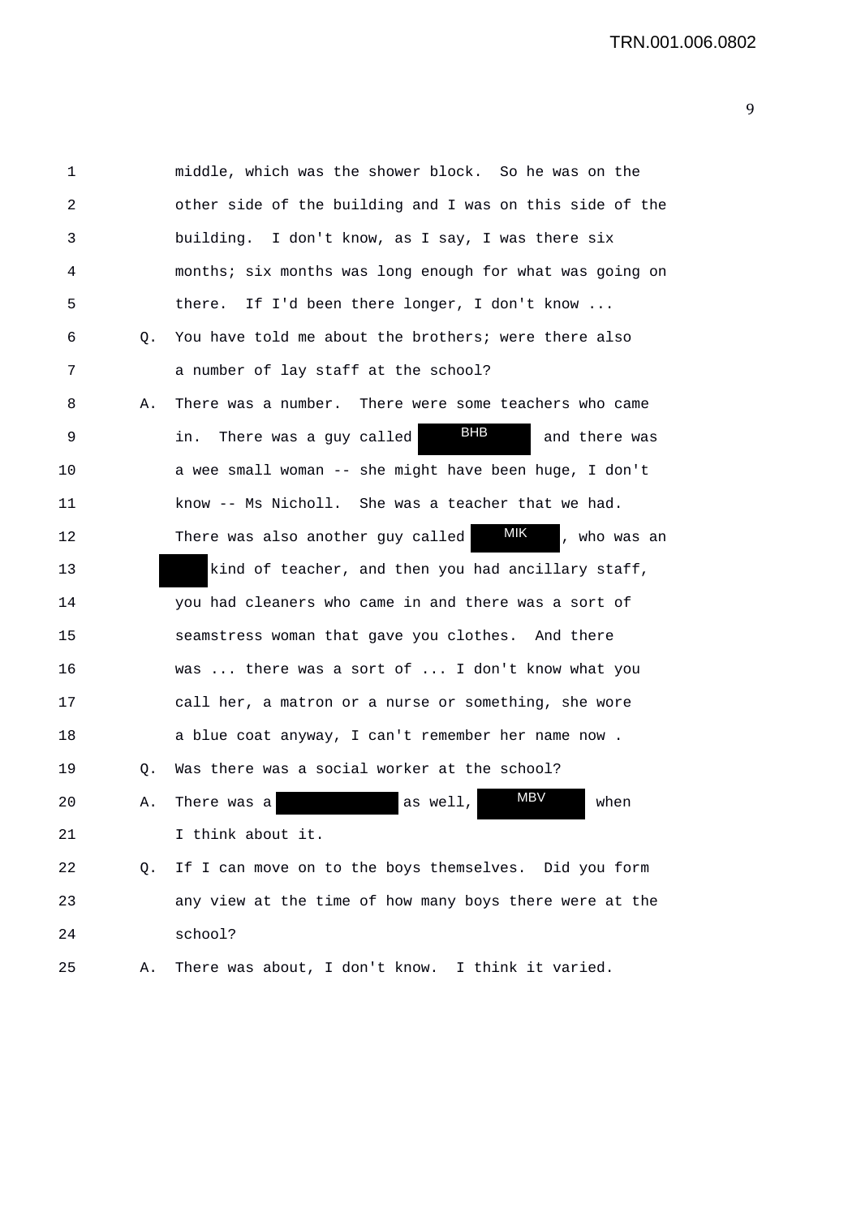1 middle, which was the shower block. So he was on the
2 other side of the building and I was on this side of the
3 building. I don't know, as I say, I was there six
4 months; six months was long enough for what was going on
5 there. If I'd been there longer, I don't know ...
6 Q. You have told me about the brothers; were there also
7 a number of lay staff at the school?
8 A. There was a number. There were some teachers who came
9 in. There was a guy called BHB and there was
10 a wee small woman -- she might have been huge, I don't
11 know -- Ms Nicholl. She was a teacher that we had.
12 There was also another guy called MIK, who was an
13 kind of teacher, and then you had ancillary staff,
14 you had cleaners who came in and there was a sort of
15 seamstress woman that gave you clothes. And there
16 was ... there was a sort of ... I don't know what you
17 call her, a matron or a nurse or something, she wore
18 a blue coat anyway, I can't remember her name now .
19 Q. Was there was a social worker at the school?
20 A. There was a as well, MBV when
21 I think about it.
22 Q. If I can move on to the boys themselves. Did you form
23 any view at the time of how many boys there were at the
24 school?
25 A. There was about, I don't know. I think it varied.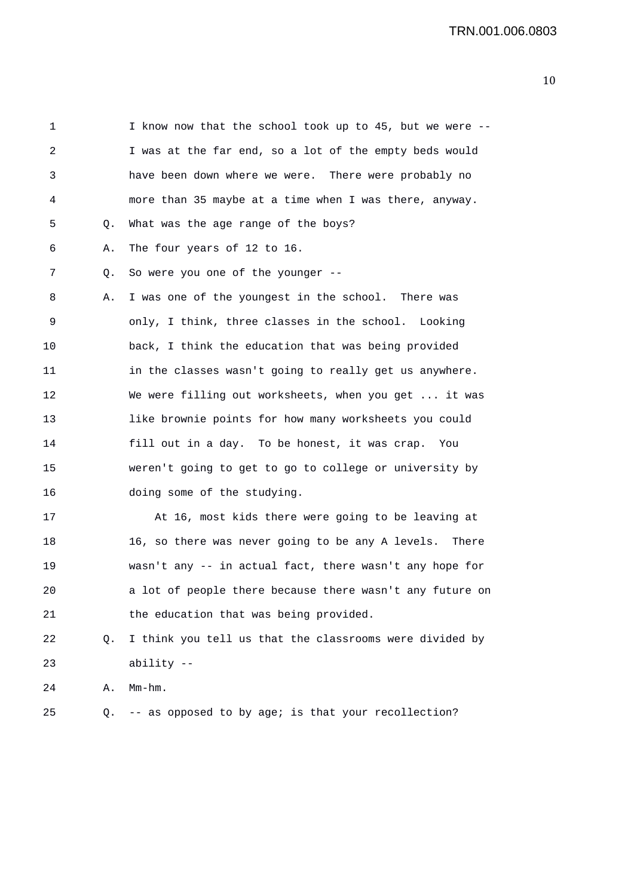I know now that the school took up to 45, but we were -- I was at the far end, so a lot of the empty beds would have been down where we were. There were probably no more than 35 maybe at a time when I was there, anyway.

Q. What was the age range of the boys?

A. The four years of 12 to 16.

Q. So were you one of the younger --

A. I was one of the youngest in the school. There was only, I think, three classes in the school. Looking back, I think the education that was being provided in the classes wasn't going to really get us anywhere. We were filling out worksheets, when you get ... it was like brownie points for how many worksheets you could fill out in a day. To be honest, it was crap. You weren't going to get to go to college or university by doing some of the studying.

At 16, most kids there were going to be leaving at 16, so there was never going to be any A levels. There wasn't any -- in actual fact, there wasn't any hope for a lot of people there because there wasn't any future on the education that was being provided.

Q. I think you tell us that the classrooms were divided by ability --

A. Mm-hm.

Q. -- as opposed to by age; is that your recollection?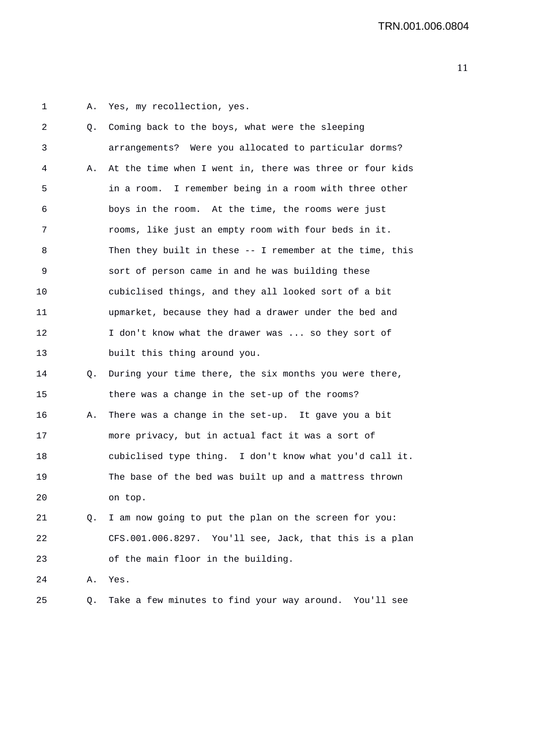1 A. Yes, my recollection, yes.

2 Q. Coming back to the boys, what were the sleeping

3 arrangements? Were you allocated to particular dorms?

4 A. At the time when I went in, there was three or four kids

5 in a room. I remember being in a room with three other

6 boys in the room. At the time, the rooms were just

7 rooms, like just an empty room with four beds in it.

8 Then they built in these -- I remember at the time, this

9 sort of person came in and he was building these

10 cubiclised things, and they all looked sort of a bit

11 upmarket, because they had a drawer under the bed and

12 I don't know what the drawer was ... so they sort of

13 built this thing around you.

14 Q. During your time there, the six months you were there,

15 there was a change in the set-up of the rooms?

16 A. There was a change in the set-up. It gave you a bit

17 more privacy, but in actual fact it was a sort of

18 cubiclised type thing. I don't know what you'd call it.

19 The base of the bed was built up and a mattress thrown

20 on top.

21 Q. I am now going to put the plan on the screen for you:

22 CFS.001.006.8297. You'll see, Jack, that this is a plan

23 of the main floor in the building.

24 A. Yes.

25 Q. Take a few minutes to find your way around. You'll see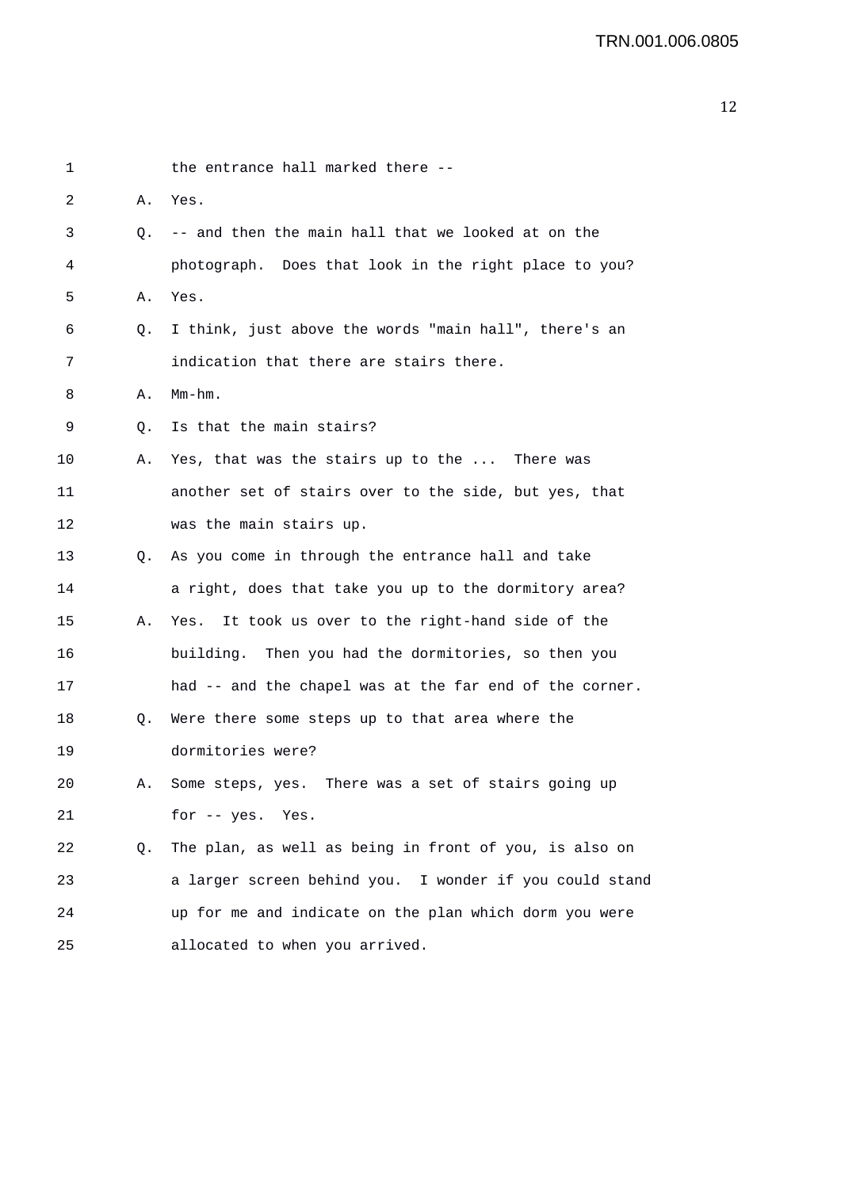1 the entrance hall marked there --

2 A. Yes.

3 Q. -- and then the main hall that we looked at on the

4 photograph. Does that look in the right place to you?

5 A. Yes.

6 Q. I think, just above the words "main hall", there's an

7 indication that there are stairs there.

8 A. Mm-hm.

9 Q. Is that the main stairs?

10 A. Yes, that was the stairs up to the ... There was

11 another set of stairs over to the side, but yes, that

12 was the main stairs up.

13 Q. As you come in through the entrance hall and take

14 a right, does that take you up to the dormitory area?

15 A. Yes. It took us over to the right-hand side of the

16 building. Then you had the dormitories, so then you

17 had -- and the chapel was at the far end of the corner.

18 Q. Were there some steps up to that area where the

19 dormitories were?

20 A. Some steps, yes. There was a set of stairs going up

21 for -- yes. Yes.

22 Q. The plan, as well as being in front of you, is also on

23 a larger screen behind you. I wonder if you could stand

24 up for me and indicate on the plan which dorm you were

25 allocated to when you arrived.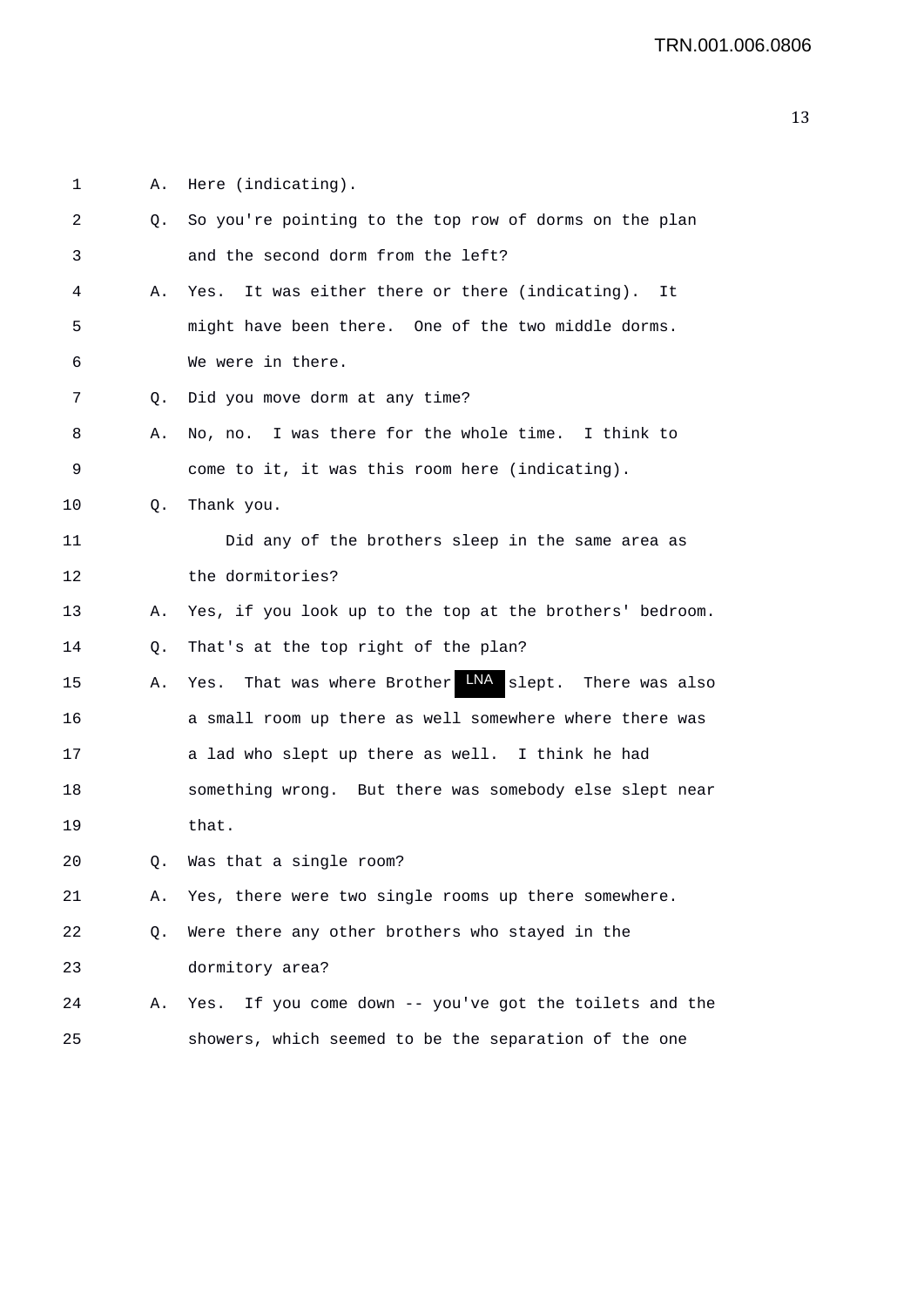1 A. Here (indicating).

2 Q. So you're pointing to the top row of dorms on the plan
3 and the second dorm from the left?

4 A. Yes. It was either there or there (indicating). It
5 might have been there. One of the two middle dorms.
6 We were in there.

7 Q. Did you move dorm at any time?

8 A. No, no. I was there for the whole time. I think to
9 come to it, it was this room here (indicating).

10 Q. Thank you.

11 Did any of the brothers sleep in the same area as
12 the dormitories?

13 A. Yes, if you look up to the top at the brothers' bedroom.

14 Q. That's at the top right of the plan?

15 A. Yes. That was where Brother LNA slept. There was also
16 a small room up there as well somewhere where there was
17 a lad who slept up there as well. I think he had
18 something wrong. But there was somebody else slept near
19 that.

20 Q. Was that a single room?

21 A. Yes, there were two single rooms up there somewhere.

22 Q. Were there any other brothers who stayed in the
23 dormitory area?

24 A. Yes. If you come down -- you've got the toilets and the
25 showers, which seemed to be the separation of the one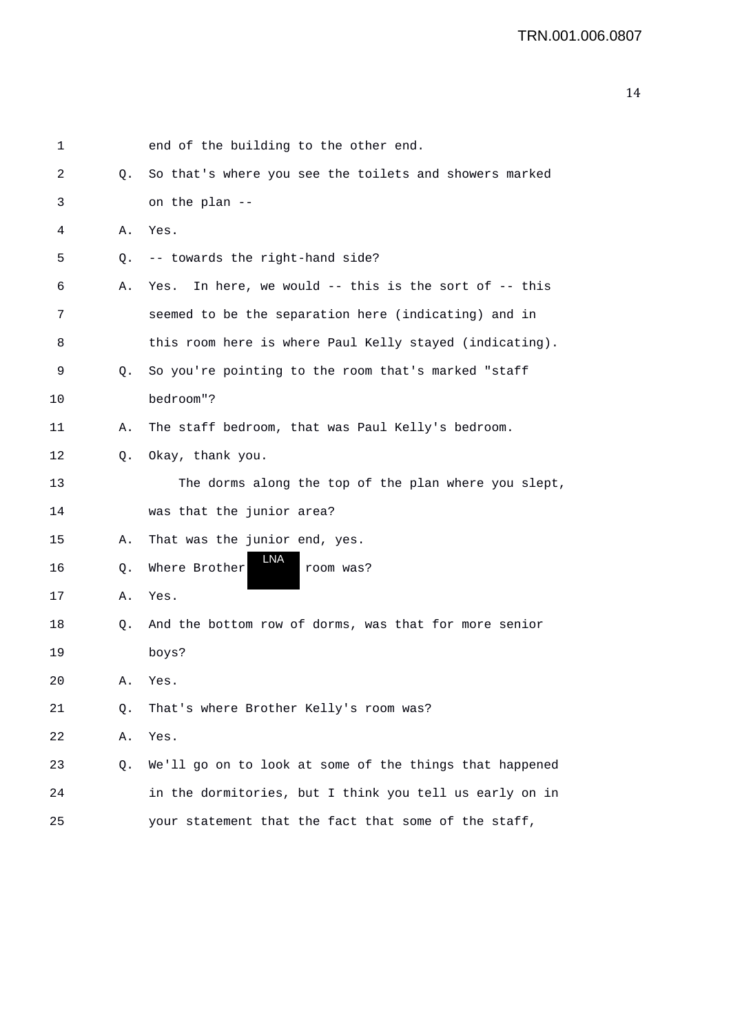1 end of the building to the other end.

2 Q. So that's where you see the toilets and showers marked

3 on the plan --

4 A. Yes.

5 Q. -- towards the right-hand side?

6 A. Yes. In here, we would -- this is the sort of -- this

7 seemed to be the separation here (indicating) and in

8 this room here is where Paul Kelly stayed (indicating).

9 Q. So you're pointing to the room that's marked "staff

10 bedroom"?

11 A. The staff bedroom, that was Paul Kelly's bedroom.

12 Q. Okay, thank you.

13 The dorms along the top of the plan where you slept,

14 was that the junior area?

15 A. That was the junior end, yes.

16 Q. Where Brother LNA room was?

17 A. Yes.

18 Q. And the bottom row of dorms, was that for more senior

19 boys?

20 A. Yes.

21 Q. That's where Brother Kelly's room was?

22 A. Yes.

23 Q. We'll go on to look at some of the things that happened

24 in the dormitories, but I think you tell us early on in

25 your statement that the fact that some of the staff,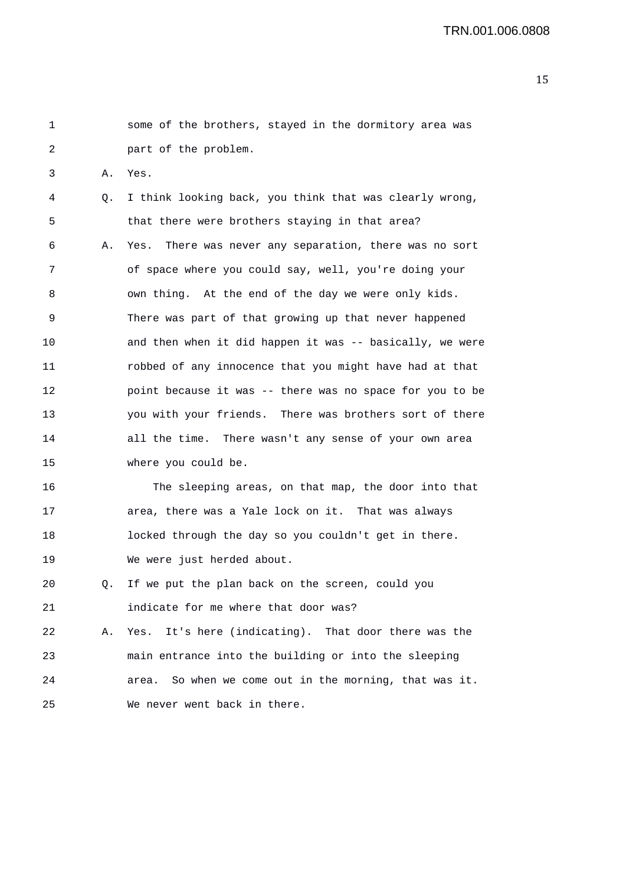some of the brothers, stayed in the dormitory area was part of the problem.

A. Yes.

Q. I think looking back, you think that was clearly wrong, that there were brothers staying in that area?

A. Yes. There was never any separation, there was no sort of space where you could say, well, you're doing your own thing. At the end of the day we were only kids. There was part of that growing up that never happened and then when it did happen it was -- basically, we were robbed of any innocence that you might have had at that point because it was -- there was no space for you to be you with your friends. There was brothers sort of there all the time. There wasn't any sense of your own area where you could be.

The sleeping areas, on that map, the door into that area, there was a Yale lock on it. That was always locked through the day so you couldn't get in there. We were just herded about.

Q. If we put the plan back on the screen, could you indicate for me where that door was?

A. Yes. It's here (indicating). That door there was the main entrance into the building or into the sleeping area. So when we come out in the morning, that was it. We never went back in there.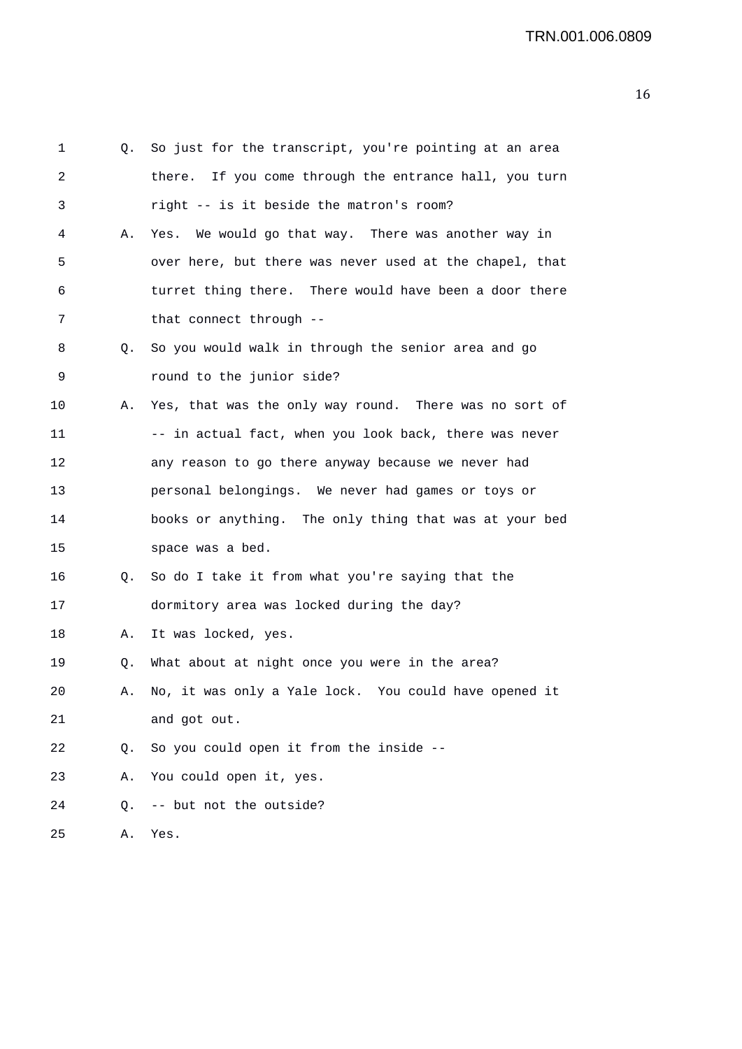1 Q. So just for the transcript, you're pointing at an area
2 there. If you come through the entrance hall, you turn
3 right -- is it beside the matron's room?
4 A. Yes. We would go that way. There was another way in
5 over here, but there was never used at the chapel, that
6 turret thing there. There would have been a door there
7 that connect through --
8 Q. So you would walk in through the senior area and go
9 round to the junior side?
10 A. Yes, that was the only way round. There was no sort of
11 -- in actual fact, when you look back, there was never
12 any reason to go there anyway because we never had
13 personal belongings. We never had games or toys or
14 books or anything. The only thing that was at your bed
15 space was a bed.
16 Q. So do I take it from what you're saying that the
17 dormitory area was locked during the day?
18 A. It was locked, yes.
19 Q. What about at night once you were in the area?
20 A. No, it was only a Yale lock. You could have opened it
21 and got out.
22 Q. So you could open it from the inside --
23 A. You could open it, yes.
24 Q. -- but not the outside?
25 A. Yes.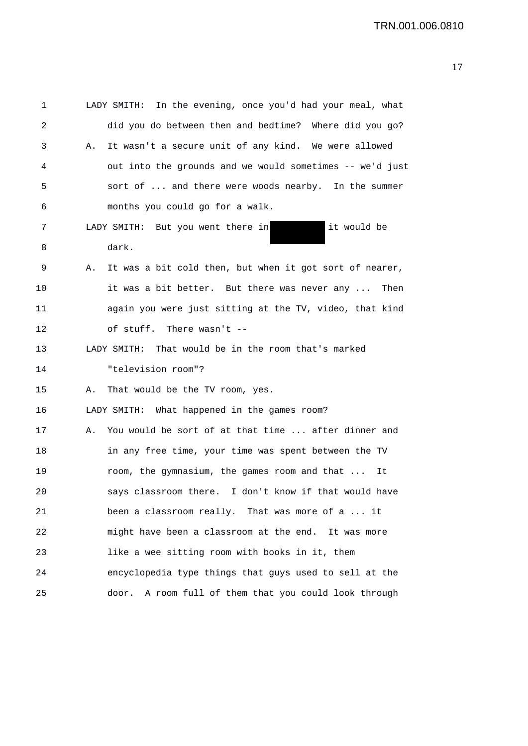LADY SMITH: In the evening, once you'd had your meal, what did you do between then and bedtime? Where did you go?

A. It wasn't a secure unit of any kind. We were allowed out into the grounds and we would sometimes -- we'd just sort of ... and there were woods nearby. In the summer months you could go for a walk.

LADY SMITH: But you went there in [REDACTED] it would be dark.

A. It was a bit cold then, but when it got sort of nearer, it was a bit better. But there was never any ... Then again you were just sitting at the TV, video, that kind of stuff. There wasn't --

LADY SMITH: That would be in the room that's marked "television room"?

A. That would be the TV room, yes.

LADY SMITH: What happened in the games room?

A. You would be sort of at that time ... after dinner and in any free time, your time was spent between the TV room, the gymnasium, the games room and that ... It says classroom there. I don't know if that would have been a classroom really. That was more of a ... it might have been a classroom at the end. It was more like a wee sitting room with books in it, them encyclopedia type things that guys used to sell at the door. A room full of them that you could look through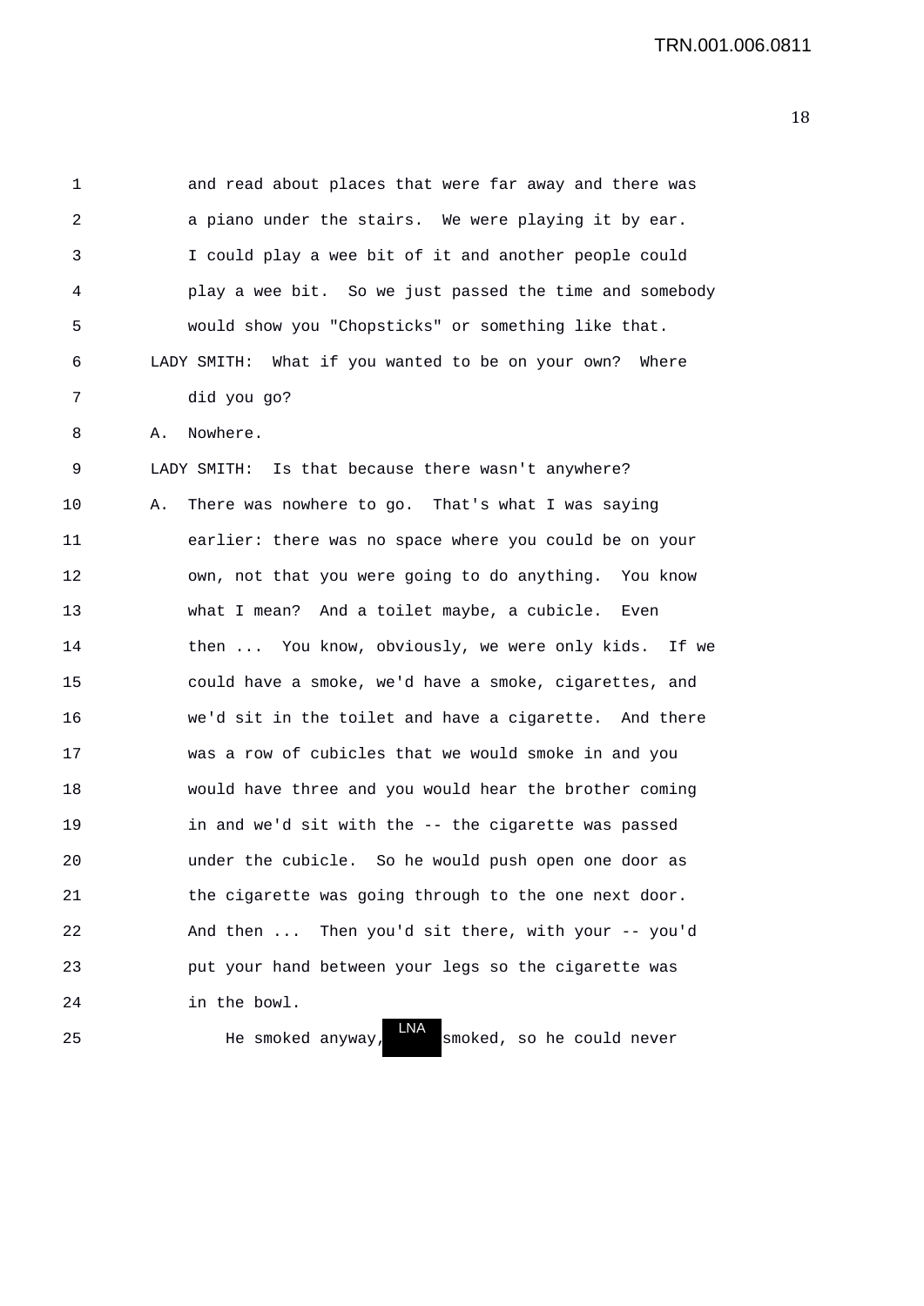1 and read about places that were far away and there was
2 a piano under the stairs. We were playing it by ear.
3 I could play a wee bit of it and another people could
4 play a wee bit. So we just passed the time and somebody
5 would show you "Chopsticks" or something like that.
6 LADY SMITH: What if you wanted to be on your own? Where
7 did you go?
8 A. Nowhere.
9 LADY SMITH: Is that because there wasn't anywhere?
10 A. There was nowhere to go. That's what I was saying
11 earlier: there was no space where you could be on your
12 own, not that you were going to do anything. You know
13 what I mean? And a toilet maybe, a cubicle. Even
14 then ... You know, obviously, we were only kids. If we
15 could have a smoke, we'd have a smoke, cigarettes, and
16 we'd sit in the toilet and have a cigarette. And there
17 was a row of cubicles that we would smoke in and you
18 would have three and you would hear the brother coming
19 in and we'd sit with the -- the cigarette was passed
20 under the cubicle. So he would push open one door as
21 the cigarette was going through to the one next door.
22 And then ... Then you'd sit there, with your -- you'd
23 put your hand between your legs so the cigarette was
24 in the bowl.
25 He smoked anyway, LNA smoked, so he could never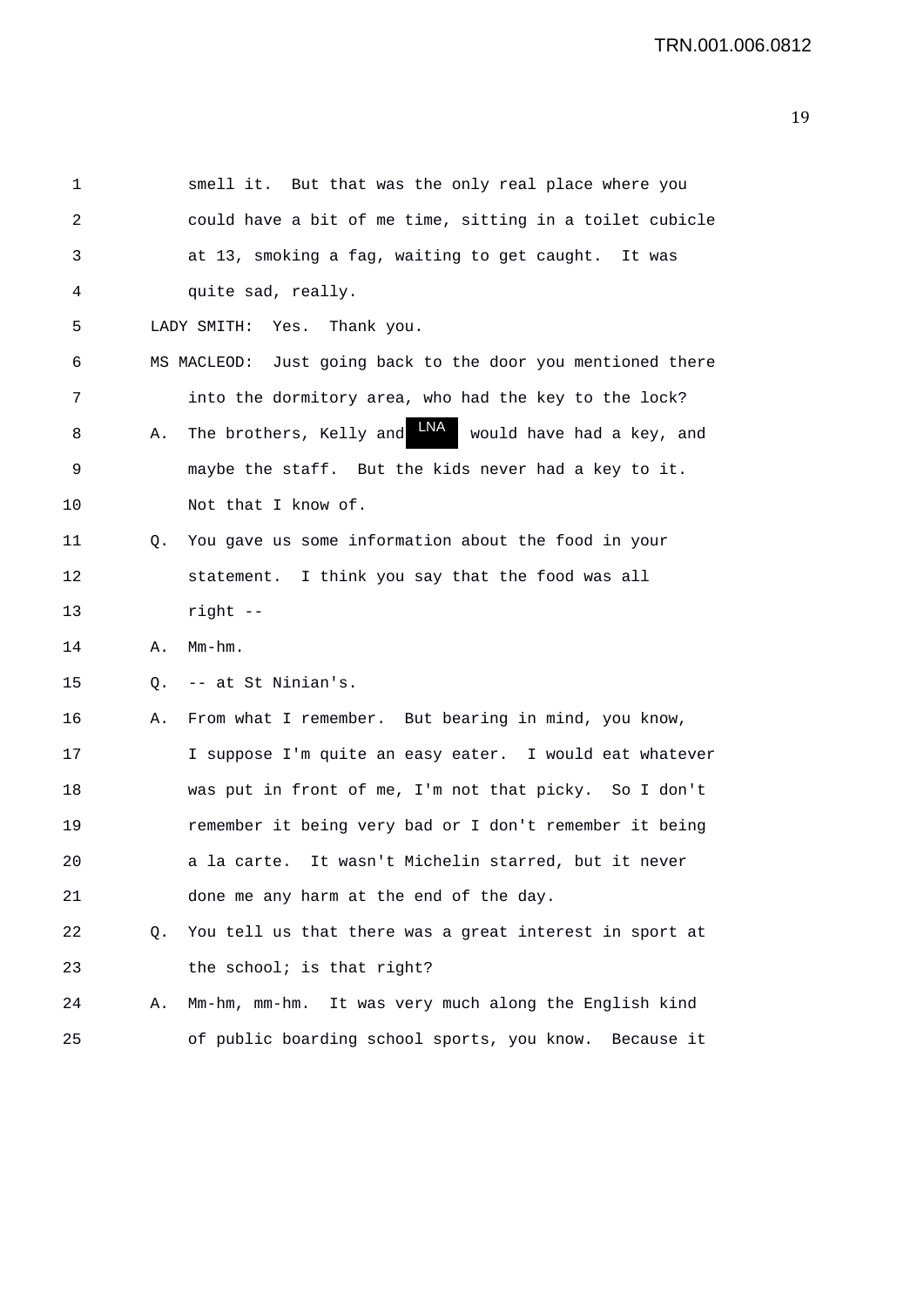smell it. But that was the only real place where you could have a bit of me time, sitting in a toilet cubicle at 13, smoking a fag, waiting to get caught. It was quite sad, really.

LADY SMITH: Yes. Thank you.

MS MACLEOD: Just going back to the door you mentioned there into the dormitory area, who had the key to the lock?

A. The brothers, Kelly and LNA would have had a key, and maybe the staff. But the kids never had a key to it. Not that I know of.

Q. You gave us some information about the food in your statement. I think you say that the food was all right --

A. Mm-hm.

Q. -- at St Ninian's.

A. From what I remember. But bearing in mind, you know, I suppose I'm quite an easy eater. I would eat whatever was put in front of me, I'm not that picky. So I don't remember it being very bad or I don't remember it being a la carte. It wasn't Michelin starred, but it never done me any harm at the end of the day.

Q. You tell us that there was a great interest in sport at the school; is that right?

A. Mm-hm, mm-hm. It was very much along the English kind of public boarding school sports, you know. Because it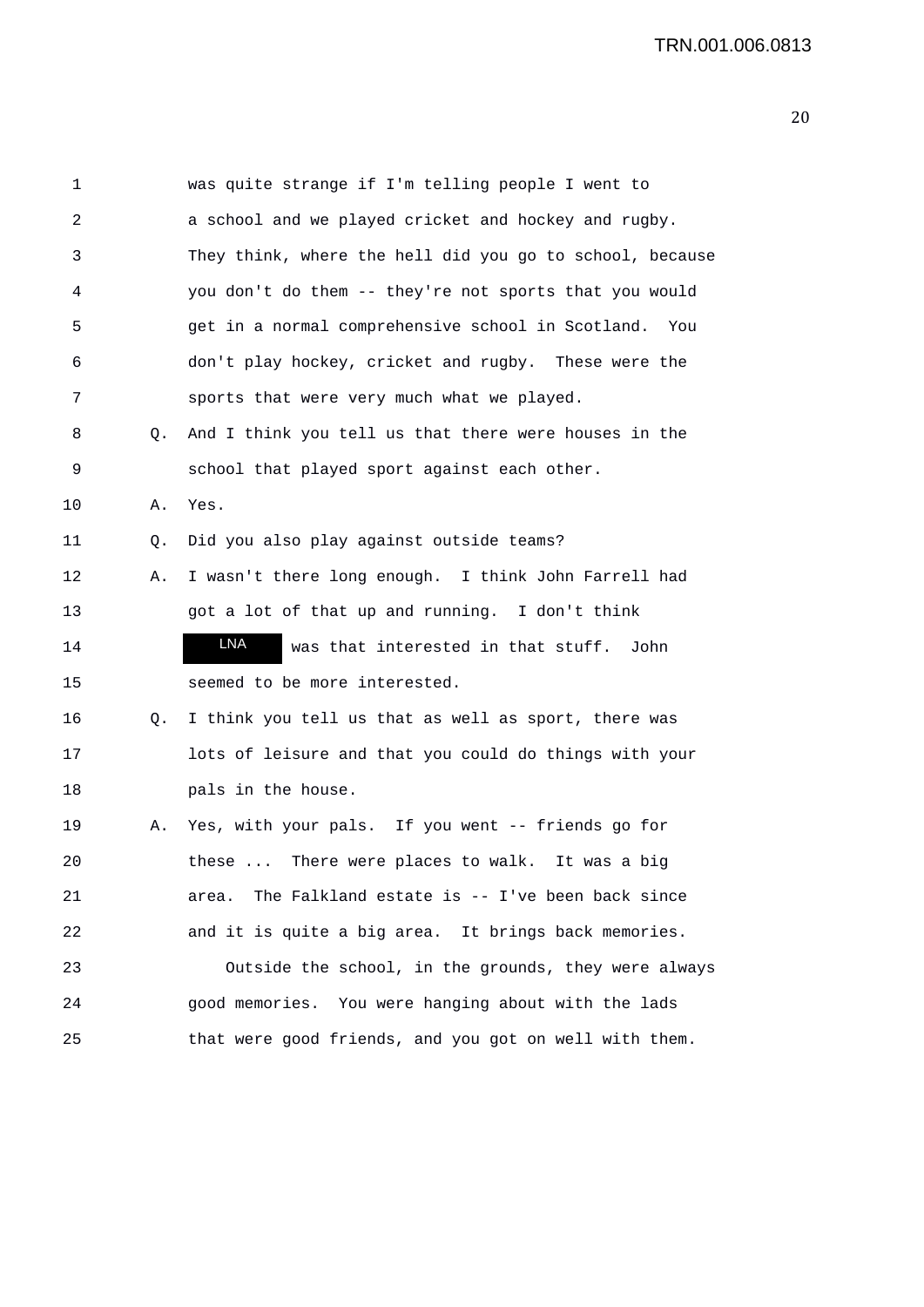1 was quite strange if I'm telling people I went to
2 a school and we played cricket and hockey and rugby.
3 They think, where the hell did you go to school, because
4 you don't do them -- they're not sports that you would
5 get in a normal comprehensive school in Scotland. You
6 don't play hockey, cricket and rugby. These were the
7 sports that were very much what we played.
8 Q. And I think you tell us that there were houses in the
9 school that played sport against each other.
10 A. Yes.
11 Q. Did you also play against outside teams?
12 A. I wasn't there long enough. I think John Farrell had
13 got a lot of that up and running. I don't think
14 LNA was that interested in that stuff. John
15 seemed to be more interested.
16 Q. I think you tell us that as well as sport, there was
17 lots of leisure and that you could do things with your
18 pals in the house.
19 A. Yes, with your pals. If you went -- friends go for
20 these ... There were places to walk. It was a big
21 area. The Falkland estate is -- I've been back since
22 and it is quite a big area. It brings back memories.
23 Outside the school, in the grounds, they were always
24 good memories. You were hanging about with the lads
25 that were good friends, and you got on well with them.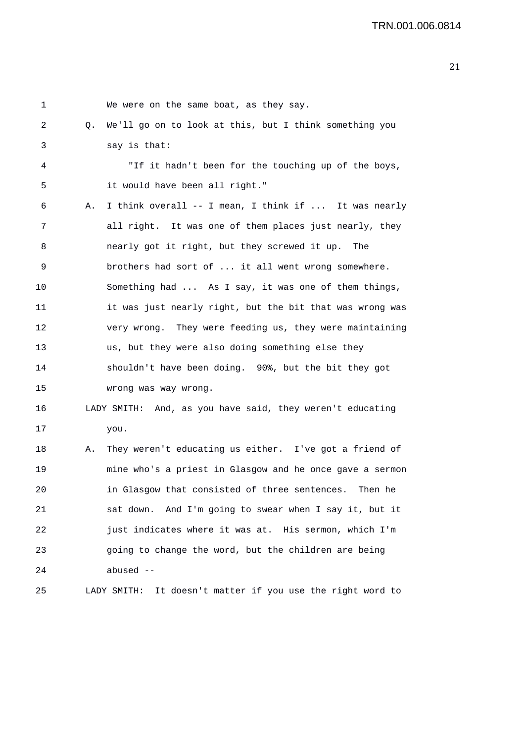1 We were on the same boat, as they say.

2 Q. We'll go on to look at this, but I think something you

3 say is that:

4 "If it hadn't been for the touching up of the boys,

5 it would have been all right."

6 A. I think overall -- I mean, I think if ... It was nearly

7 all right. It was one of them places just nearly, they

8 nearly got it right, but they screwed it up. The

9 brothers had sort of ... it all went wrong somewhere.

10 Something had ... As I say, it was one of them things,

11 it was just nearly right, but the bit that was wrong was

12 very wrong. They were feeding us, they were maintaining

13 us, but they were also doing something else they

14 shouldn't have been doing. 90%, but the bit they got

15 wrong was way wrong.

16 LADY SMITH: And, as you have said, they weren't educating

17 you.

18 A. They weren't educating us either. I've got a friend of

19 mine who's a priest in Glasgow and he once gave a sermon

20 in Glasgow that consisted of three sentences. Then he

21 sat down. And I'm going to swear when I say it, but it

22 just indicates where it was at. His sermon, which I'm

23 going to change the word, but the children are being

24 abused --

25 LADY SMITH: It doesn't matter if you use the right word to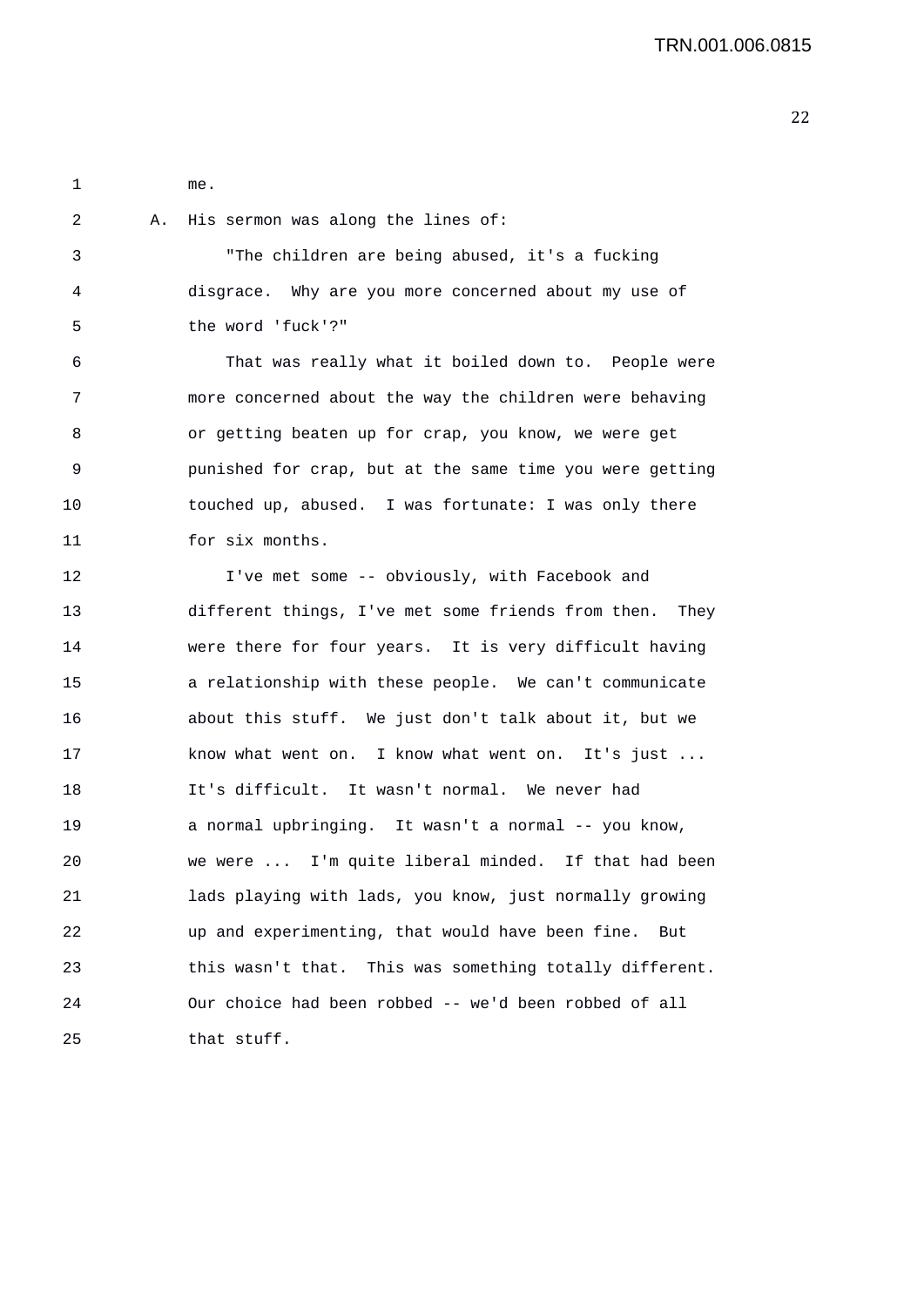me.

A. His sermon was along the lines of:

"The children are being abused, it's a fucking disgrace. Why are you more concerned about my use of the word 'fuck'?"

That was really what it boiled down to. People were more concerned about the way the children were behaving or getting beaten up for crap, you know, we were get punished for crap, but at the same time you were getting touched up, abused. I was fortunate: I was only there for six months.

I've met some -- obviously, with Facebook and different things, I've met some friends from then. They were there for four years. It is very difficult having a relationship with these people. We can't communicate about this stuff. We just don't talk about it, but we know what went on. I know what went on. It's just ... It's difficult. It wasn't normal. We never had a normal upbringing. It wasn't a normal -- you know, we were ... I'm quite liberal minded. If that had been lads playing with lads, you know, just normally growing up and experimenting, that would have been fine. But this wasn't that. This was something totally different. Our choice had been robbed -- we'd been robbed of all that stuff.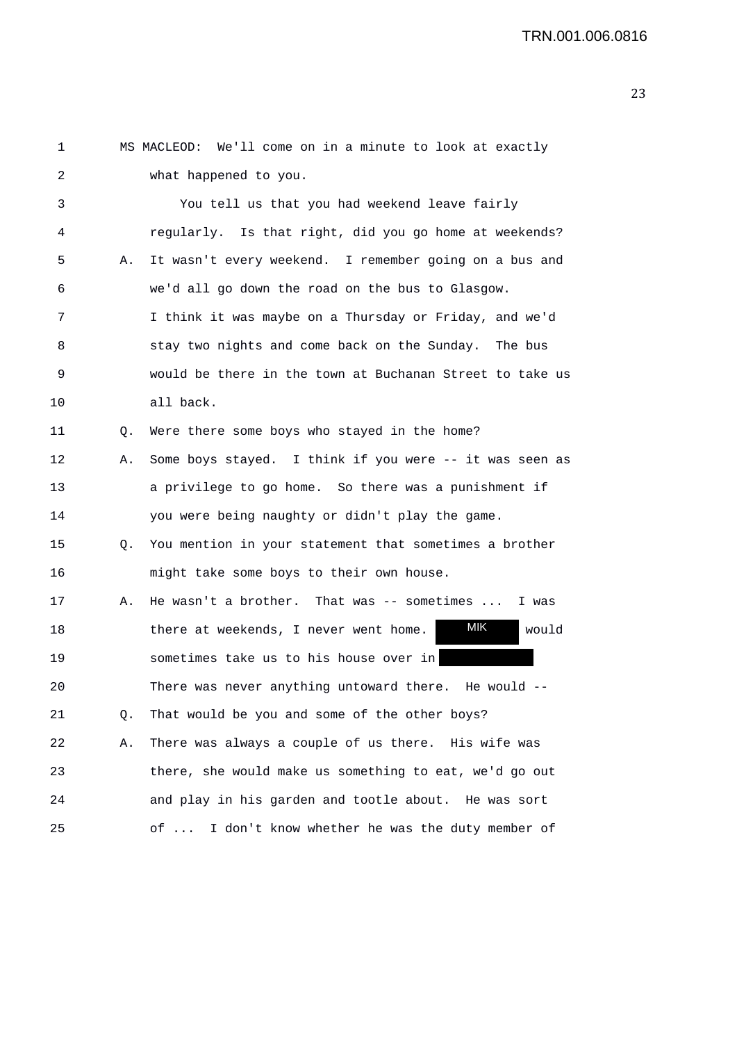1 MS MACLEOD: We'll come on in a minute to look at exactly
2 what happened to you.
3 You tell us that you had weekend leave fairly
4 regularly. Is that right, did you go home at weekends?
5 A. It wasn't every weekend. I remember going on a bus and
6 we'd all go down the road on the bus to Glasgow.
7 I think it was maybe on a Thursday or Friday, and we'd
8 stay two nights and come back on the Sunday. The bus
9 would be there in the town at Buchanan Street to take us
10 all back.
11 Q. Were there some boys who stayed in the home?
12 A. Some boys stayed. I think if you were -- it was seen as
13 a privilege to go home. So there was a punishment if
14 you were being naughty or didn't play the game.
15 Q. You mention in your statement that sometimes a brother
16 might take some boys to their own house.
17 A. He wasn't a brother. That was -- sometimes ... I was
18 there at weekends, I never went home. MIK would
19 sometimes take us to his house over in [redacted]
20 There was never anything untoward there. He would --
21 Q. That would be you and some of the other boys?
22 A. There was always a couple of us there. His wife was
23 there, she would make us something to eat, we'd go out
24 and play in his garden and tootle about. He was sort
25 of ... I don't know whether he was the duty member of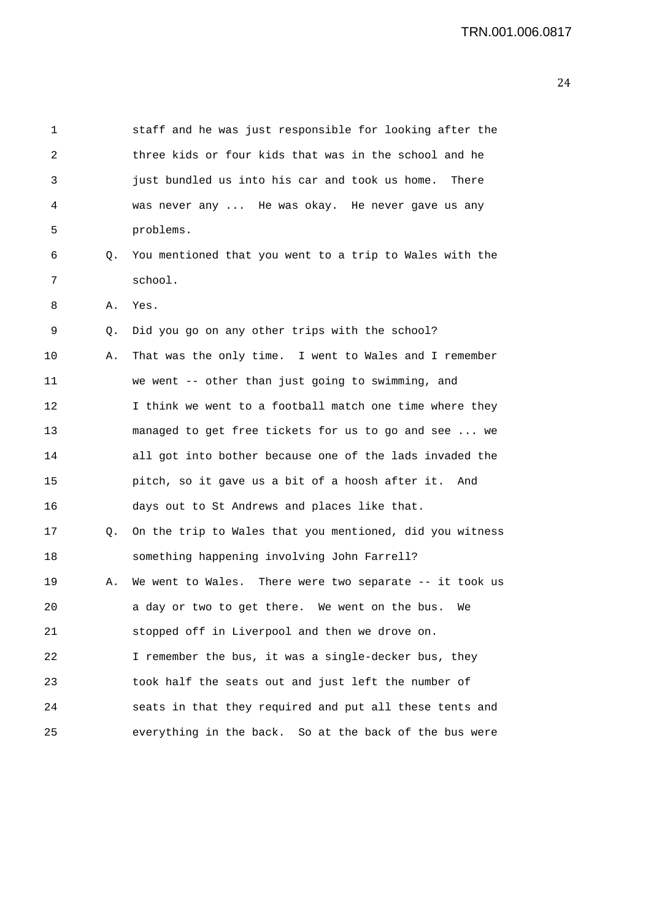1 staff and he was just responsible for looking after the
2 three kids or four kids that was in the school and he
3 just bundled us into his car and took us home. There
4 was never any ... He was okay. He never gave us any
5 problems.

6 Q. You mentioned that you went to a trip to Wales with the
7 school.

8 A. Yes.

9 Q. Did you go on any other trips with the school?

10 A. That was the only time. I went to Wales and I remember
11 we went -- other than just going to swimming, and
12 I think we went to a football match one time where they
13 managed to get free tickets for us to go and see ... we
14 all got into bother because one of the lads invaded the
15 pitch, so it gave us a bit of a hoosh after it. And
16 days out to St Andrews and places like that.

17 Q. On the trip to Wales that you mentioned, did you witness
18 something happening involving John Farrell?

19 A. We went to Wales. There were two separate -- it took us
20 a day or two to get there. We went on the bus. We
21 stopped off in Liverpool and then we drove on.
22 I remember the bus, it was a single-decker bus, they
23 took half the seats out and just left the number of
24 seats in that they required and put all these tents and
25 everything in the back. So at the back of the bus were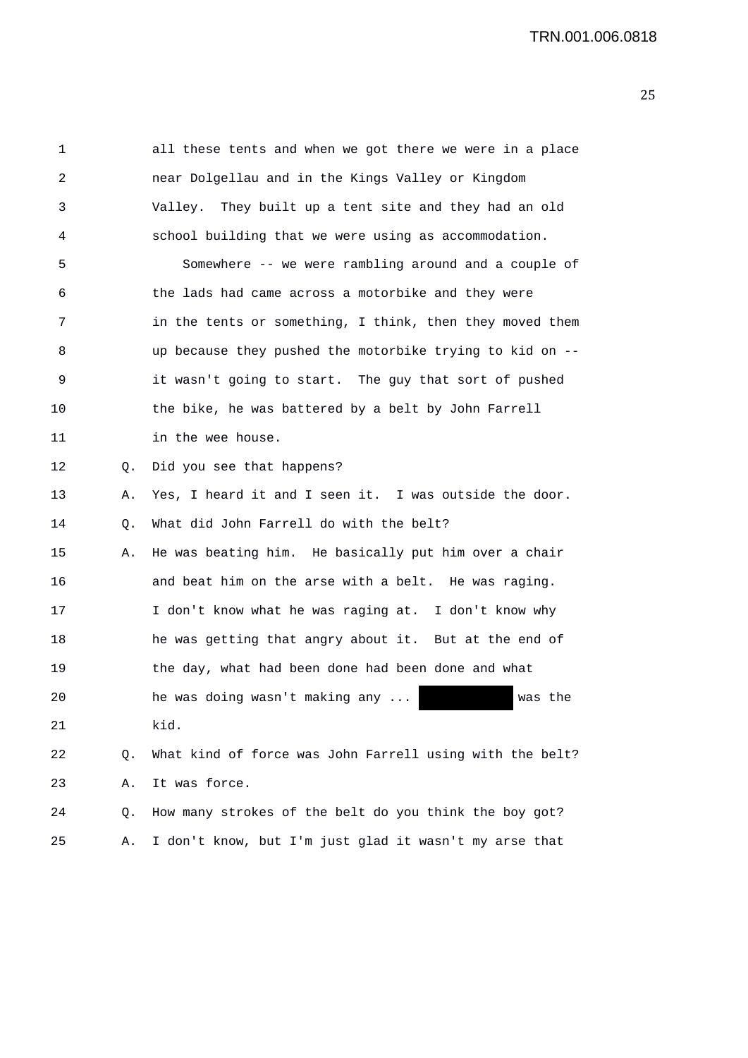1 all these tents and when we got there we were in a place
2 near Dolgellau and in the Kings Valley or Kingdom
3 Valley. They built up a tent site and they had an old
4 school building that we were using as accommodation.

5 Somewhere -- we were rambling around and a couple of
6 the lads had came across a motorbike and they were
7 in the tents or something, I think, then they moved them
8 up because they pushed the motorbike trying to kid on --
9 it wasn't going to start. The guy that sort of pushed
10 the bike, he was battered by a belt by John Farrell
11 in the wee house.

12 Q. Did you see that happens?

13 A. Yes, I heard it and I seen it. I was outside the door.

14 Q. What did John Farrell do with the belt?

15 A. He was beating him. He basically put him over a chair
16 and beat him on the arse with a belt. He was raging.
17 I don't know what he was raging at. I don't know why
18 he was getting that angry about it. But at the end of
19 the day, what had been done had been done and what
20 he was doing wasn't making any ... [REDACTED] was the
21 kid.

22 Q. What kind of force was John Farrell using with the belt?

23 A. It was force.

24 Q. How many strokes of the belt do you think the boy got?

25 A. I don't know, but I'm just glad it wasn't my arse that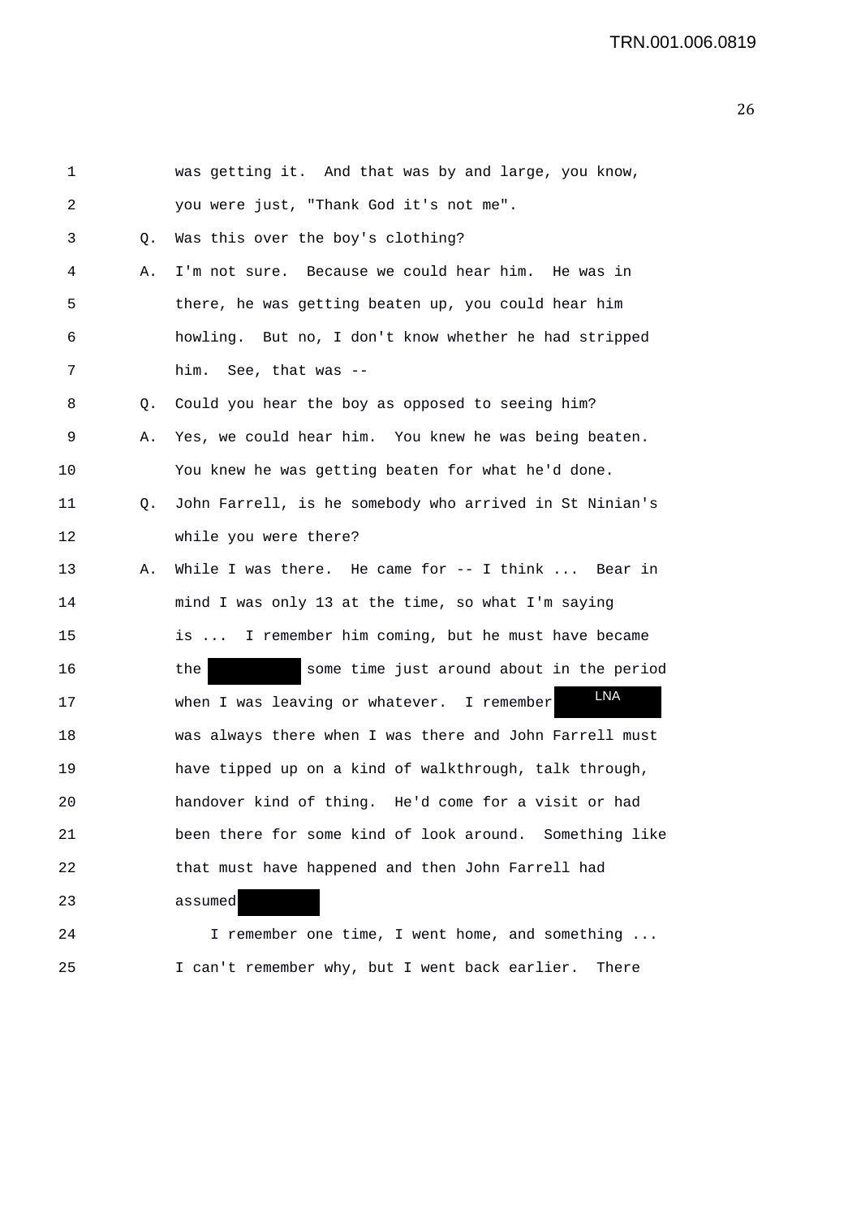1 was getting it. And that was by and large, you know,
2 you were just, "Thank God it's not me".

3 Q. Was this over the boy's clothing?

4 A. I'm not sure. Because we could hear him. He was in
5 there, he was getting beaten up, you could hear him
6 howling. But no, I don't know whether he had stripped
7 him. See, that was --

8 Q. Could you hear the boy as opposed to seeing him?

9 A. Yes, we could hear him. You knew he was being beaten.
10 You knew he was getting beaten for what he'd done.

11 Q. John Farrell, is he somebody who arrived in St Ninian's
12 while you were there?

13 A. While I was there. He came for -- I think ... Bear in
14 mind I was only 13 at the time, so what I'm saying
15 is ... I remember him coming, but he must have became
16 the [REDACTED] some time just around about in the period
17 when I was leaving or whatever. I remember [LNA]
18 was always there when I was there and John Farrell must
19 have tipped up on a kind of walkthrough, talk through,
20 handover kind of thing. He'd come for a visit or had
21 been there for some kind of look around. Something like
22 that must have happened and then John Farrell had
23 assumed [REDACTED]

24 I remember one time, I went home, and something ...
25 I can't remember why, but I went back earlier. There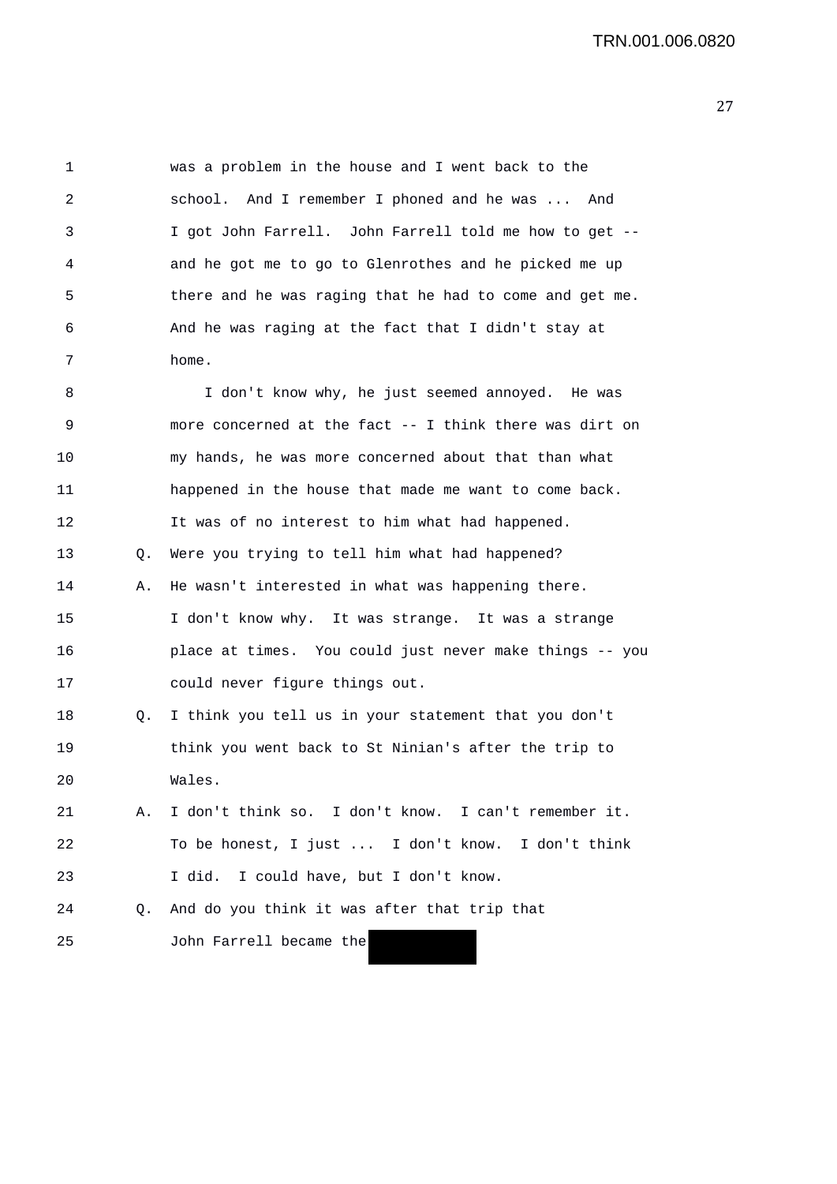was a problem in the house and I went back to the school. And I remember I phoned and he was ... And I got John Farrell. John Farrell told me how to get -- and he got me to go to Glenrothes and he picked me up there and he was raging that he had to come and get me. And he was raging at the fact that I didn't stay at home.

I don't know why, he just seemed annoyed. He was more concerned at the fact -- I think there was dirt on my hands, he was more concerned about that than what happened in the house that made me want to come back. It was of no interest to him what had happened.

Q. Were you trying to tell him what had happened?

A. He wasn't interested in what was happening there. I don't know why. It was strange. It was a strange place at times. You could just never make things -- you could never figure things out.

Q. I think you tell us in your statement that you don't think you went back to St Ninian's after the trip to Wales.

A. I don't think so. I don't know. I can't remember it. To be honest, I just ... I don't know. I don't think I did. I could have, but I don't know.

Q. And do you think it was after that trip that John Farrell became the [REDACTED]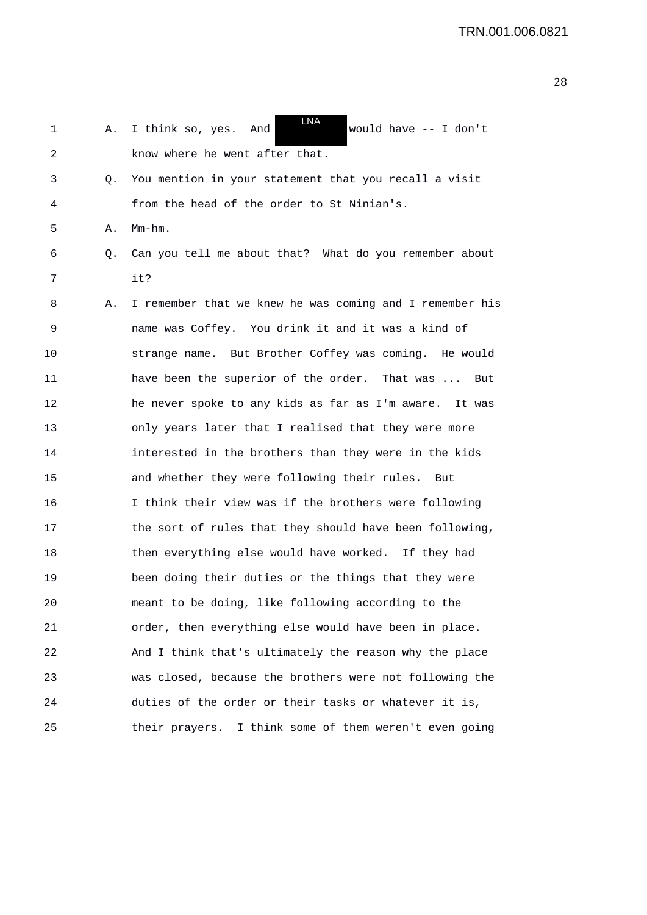1 A. I think so, yes. And LNA would have -- I don't
2 know where he went after that.
3 Q. You mention in your statement that you recall a visit
4 from the head of the order to St Ninian's.
5 A. Mm-hm.
6 Q. Can you tell me about that? What do you remember about
7 it?
8 A. I remember that we knew he was coming and I remember his
9 name was Coffey. You drink it and it was a kind of
10 strange name. But Brother Coffey was coming. He would
11 have been the superior of the order. That was ... But
12 he never spoke to any kids as far as I'm aware. It was
13 only years later that I realised that they were more
14 interested in the brothers than they were in the kids
15 and whether they were following their rules. But
16 I think their view was if the brothers were following
17 the sort of rules that they should have been following,
18 then everything else would have worked. If they had
19 been doing their duties or the things that they were
20 meant to be doing, like following according to the
21 order, then everything else would have been in place.
22 And I think that's ultimately the reason why the place
23 was closed, because the brothers were not following the
24 duties of the order or their tasks or whatever it is,
25 their prayers. I think some of them weren't even going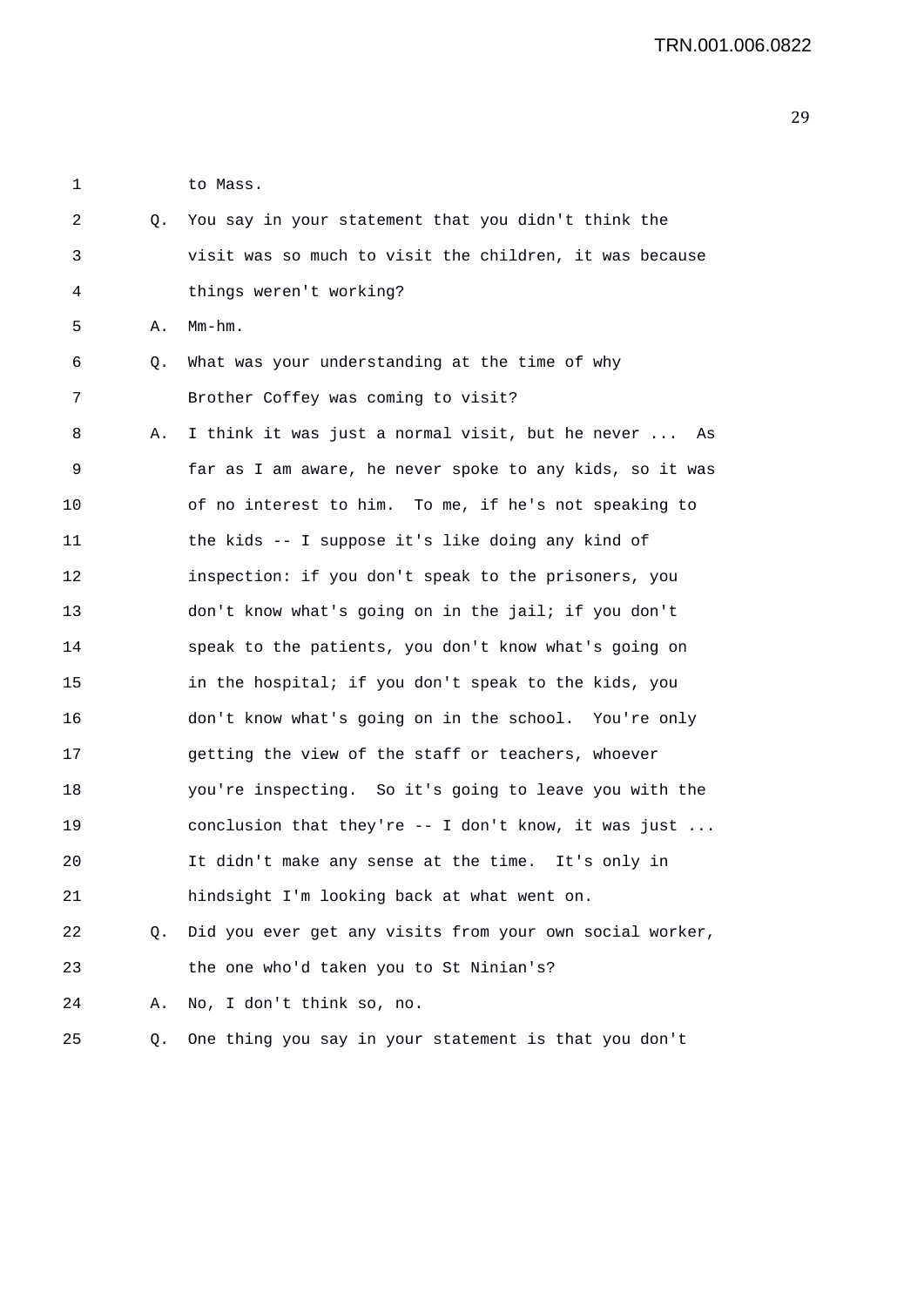to Mass.

Q. You say in your statement that you didn't think the visit was so much to visit the children, it was because things weren't working?

A. Mm-hm.

Q. What was your understanding at the time of why Brother Coffey was coming to visit?

A. I think it was just a normal visit, but he never ... As far as I am aware, he never spoke to any kids, so it was of no interest to him. To me, if he's not speaking to the kids -- I suppose it's like doing any kind of inspection: if you don't speak to the prisoners, you don't know what's going on in the jail; if you don't speak to the patients, you don't know what's going on in the hospital; if you don't speak to the kids, you don't know what's going on in the school. You're only getting the view of the staff or teachers, whoever you're inspecting. So it's going to leave you with the conclusion that they're -- I don't know, it was just ... It didn't make any sense at the time. It's only in hindsight I'm looking back at what went on.

Q. Did you ever get any visits from your own social worker, the one who'd taken you to St Ninian's?

A. No, I don't think so, no.

Q. One thing you say in your statement is that you don't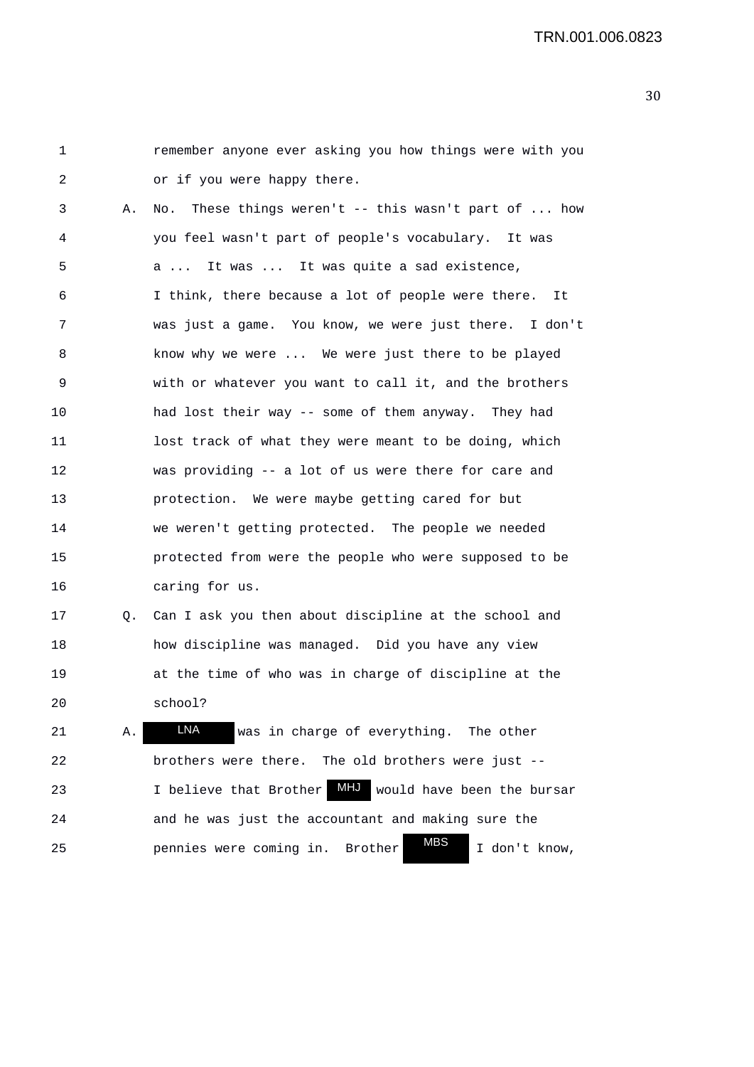1 remember anyone ever asking you how things were with you
2 or if you were happy there.

3 A. No. These things weren't -- this wasn't part of ... how
4 you feel wasn't part of people's vocabulary. It was
5 a ... It was ... It was quite a sad existence,
6 I think, there because a lot of people were there. It
7 was just a game. You know, we were just there. I don't
8 know why we were ... We were just there to be played
9 with or whatever you want to call it, and the brothers
10 had lost their way -- some of them anyway. They had
11 lost track of what they were meant to be doing, which
12 was providing -- a lot of us were there for care and
13 protection. We were maybe getting cared for but
14 we weren't getting protected. The people we needed
15 protected from were the people who were supposed to be
16 caring for us.

17 Q. Can I ask you then about discipline at the school and
18 how discipline was managed. Did you have any view
19 at the time of who was in charge of discipline at the
20 school?

21 A. LNA was in charge of everything. The other
22 brothers were there. The old brothers were just --
23 I believe that Brother MHJ would have been the bursar
24 and he was just the accountant and making sure the
25 pennies were coming in. Brother MBS I don't know,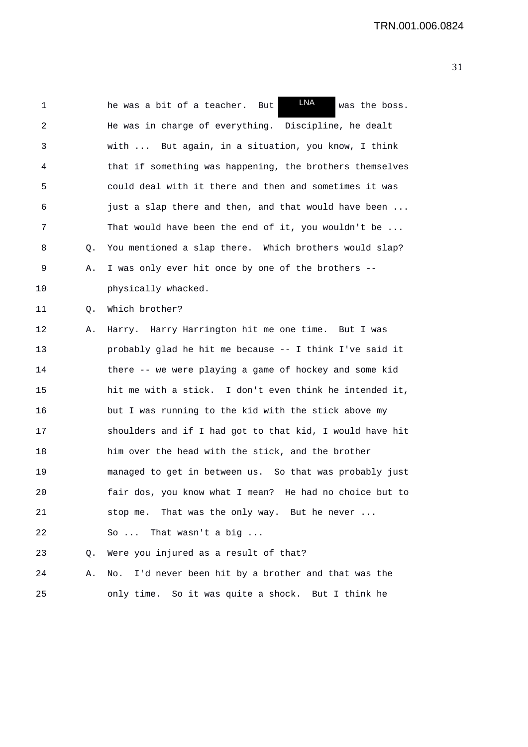he was a bit of a teacher. But LNA was the boss. He was in charge of everything. Discipline, he dealt with ... But again, in a situation, you know, I think that if something was happening, the brothers themselves could deal with it there and then and sometimes it was just a slap there and then, and that would have been ... That would have been the end of it, you wouldn't be ...

Q. You mentioned a slap there. Which brothers would slap?

A. I was only ever hit once by one of the brothers -- physically whacked.

Q. Which brother?

A. Harry. Harry Harrington hit me one time. But I was probably glad he hit me because -- I think I've said it there -- we were playing a game of hockey and some kid hit me with a stick. I don't even think he intended it, but I was running to the kid with the stick above my shoulders and if I had got to that kid, I would have hit him over the head with the stick, and the brother managed to get in between us. So that was probably just fair dos, you know what I mean? He had no choice but to stop me. That was the only way. But he never ... So ... That wasn't a big ...

Q. Were you injured as a result of that?

A. No. I'd never been hit by a brother and that was the only time. So it was quite a shock. But I think he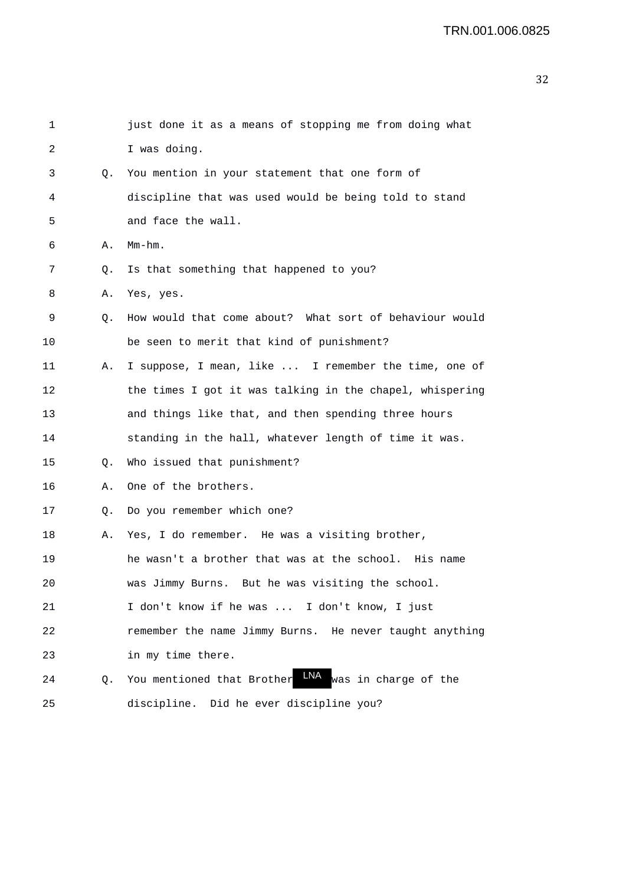1 just done it as a means of stopping me from doing what
2 I was doing.
3 Q. You mention in your statement that one form of
4 discipline that was used would be being told to stand
5 and face the wall.
6 A. Mm-hm.
7 Q. Is that something that happened to you?
8 A. Yes, yes.
9 Q. How would that come about? What sort of behaviour would
10 be seen to merit that kind of punishment?
11 A. I suppose, I mean, like ... I remember the time, one of
12 the times I got it was talking in the chapel, whispering
13 and things like that, and then spending three hours
14 standing in the hall, whatever length of time it was.
15 Q. Who issued that punishment?
16 A. One of the brothers.
17 Q. Do you remember which one?
18 A. Yes, I do remember. He was a visiting brother,
19 he wasn't a brother that was at the school. His name
20 was Jimmy Burns. But he was visiting the school.
21 I don't know if he was ... I don't know, I just
22 remember the name Jimmy Burns. He never taught anything
23 in my time there.
24 Q. You mentioned that Brother LNA was in charge of the
25 discipline. Did he ever discipline you?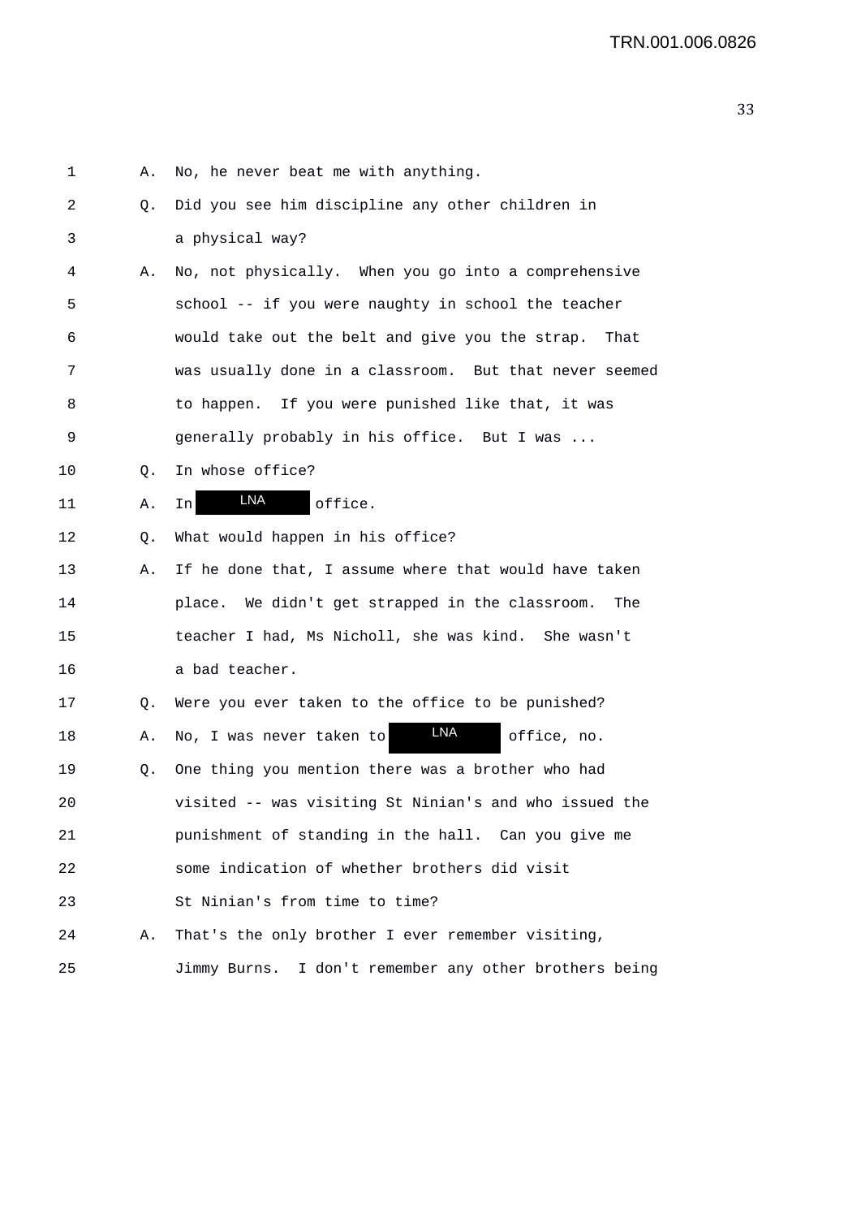1 A. No, he never beat me with anything.

2 Q. Did you see him discipline any other children in

3 a physical way?

4 A. No, not physically. When you go into a comprehensive

5 school -- if you were naughty in school the teacher

6 would take out the belt and give you the strap. That

7 was usually done in a classroom. But that never seemed

8 to happen. If you were punished like that, it was

9 generally probably in his office. But I was ...

10 Q. In whose office?

11 A. In LNA office.

12 Q. What would happen in his office?

13 A. If he done that, I assume where that would have taken

14 place. We didn't get strapped in the classroom. The

15 teacher I had, Ms Nicholl, she was kind. She wasn't

16 a bad teacher.

17 Q. Were you ever taken to the office to be punished?

18 A. No, I was never taken to LNA office, no.

19 Q. One thing you mention there was a brother who had

20 visited -- was visiting St Ninian's and who issued the

21 punishment of standing in the hall. Can you give me

22 some indication of whether brothers did visit

23 St Ninian's from time to time?

24 A. That's the only brother I ever remember visiting,

25 Jimmy Burns. I don't remember any other brothers being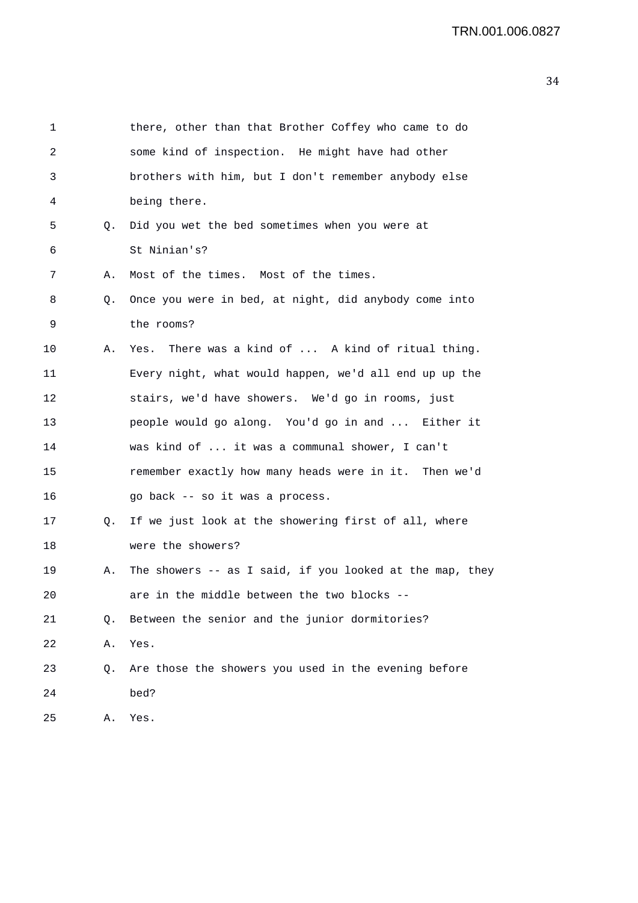1 there, other than that Brother Coffey who came to do
2 some kind of inspection. He might have had other
3 brothers with him, but I don't remember anybody else
4 being there.

5 Q. Did you wet the bed sometimes when you were at
6 St Ninian's?

7 A. Most of the times. Most of the times.

8 Q. Once you were in bed, at night, did anybody come into
9 the rooms?

10 A. Yes. There was a kind of ... A kind of ritual thing.
11 Every night, what would happen, we'd all end up up the
12 stairs, we'd have showers. We'd go in rooms, just
13 people would go along. You'd go in and ... Either it
14 was kind of ... it was a communal shower, I can't
15 remember exactly how many heads were in it. Then we'd
16 go back -- so it was a process.

17 Q. If we just look at the showering first of all, where
18 were the showers?

19 A. The showers -- as I said, if you looked at the map, they
20 are in the middle between the two blocks --

21 Q. Between the senior and the junior dormitories?

22 A. Yes.

23 Q. Are those the showers you used in the evening before
24 bed?

25 A. Yes.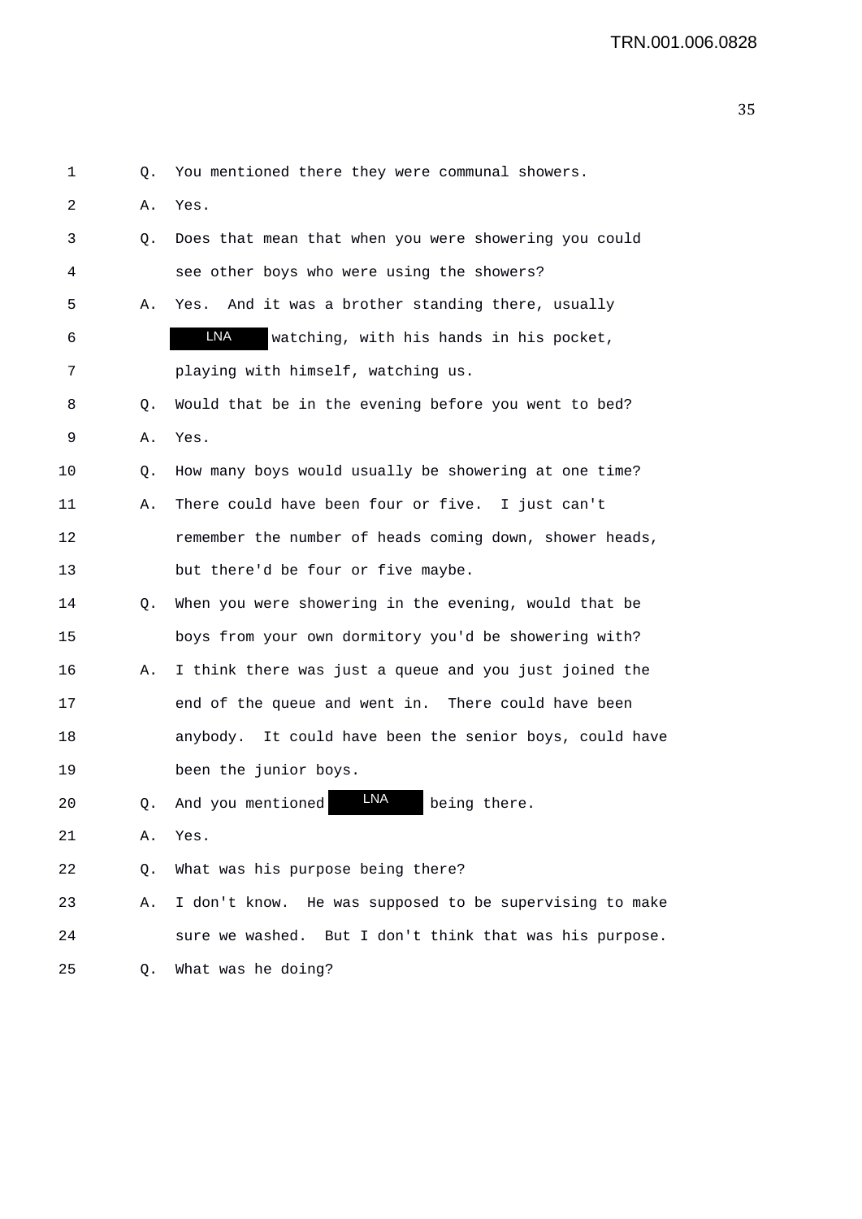1 Q. You mentioned there they were communal showers.

2 A. Yes.

3 Q. Does that mean that when you were showering you could

4 see other boys who were using the showers?

5 A. Yes. And it was a brother standing there, usually

6 LNA watching, with his hands in his pocket,

7 playing with himself, watching us.

8 Q. Would that be in the evening before you went to bed?

9 A. Yes.

10 Q. How many boys would usually be showering at one time?

11 A. There could have been four or five. I just can't

12 remember the number of heads coming down, shower heads,

13 but there'd be four or five maybe.

14 Q. When you were showering in the evening, would that be

15 boys from your own dormitory you'd be showering with?

16 A. I think there was just a queue and you just joined the

17 end of the queue and went in. There could have been

18 anybody. It could have been the senior boys, could have

19 been the junior boys.

20 Q. And you mentioned LNA being there.

21 A. Yes.

22 Q. What was his purpose being there?

23 A. I don't know. He was supposed to be supervising to make

24 sure we washed. But I don't think that was his purpose.

25 Q. What was he doing?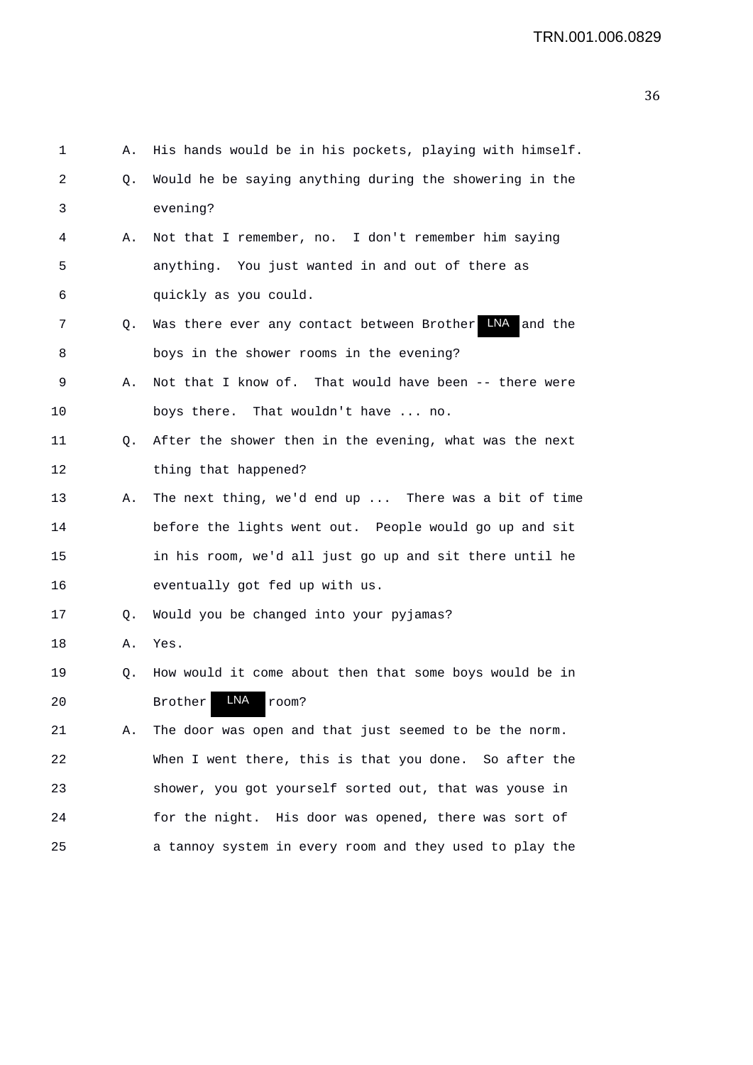1 A. His hands would be in his pockets, playing with himself.

2 Q. Would he be saying anything during the showering in the

3 evening?

4 A. Not that I remember, no. I don't remember him saying

5 anything. You just wanted in and out of there as

6 quickly as you could.

7 Q. Was there ever any contact between Brother LNA and the

8 boys in the shower rooms in the evening?

9 A. Not that I know of. That would have been -- there were

10 boys there. That wouldn't have ... no.

11 Q. After the shower then in the evening, what was the next

12 thing that happened?

13 A. The next thing, we'd end up ... There was a bit of time

14 before the lights went out. People would go up and sit

15 in his room, we'd all just go up and sit there until he

16 eventually got fed up with us.

17 Q. Would you be changed into your pyjamas?

18 A. Yes.

19 Q. How would it come about then that some boys would be in

20 Brother LNA room?

21 A. The door was open and that just seemed to be the norm.

22 When I went there, this is that you done. So after the

23 shower, you got yourself sorted out, that was youse in

24 for the night. His door was opened, there was sort of

25 a tannoy system in every room and they used to play the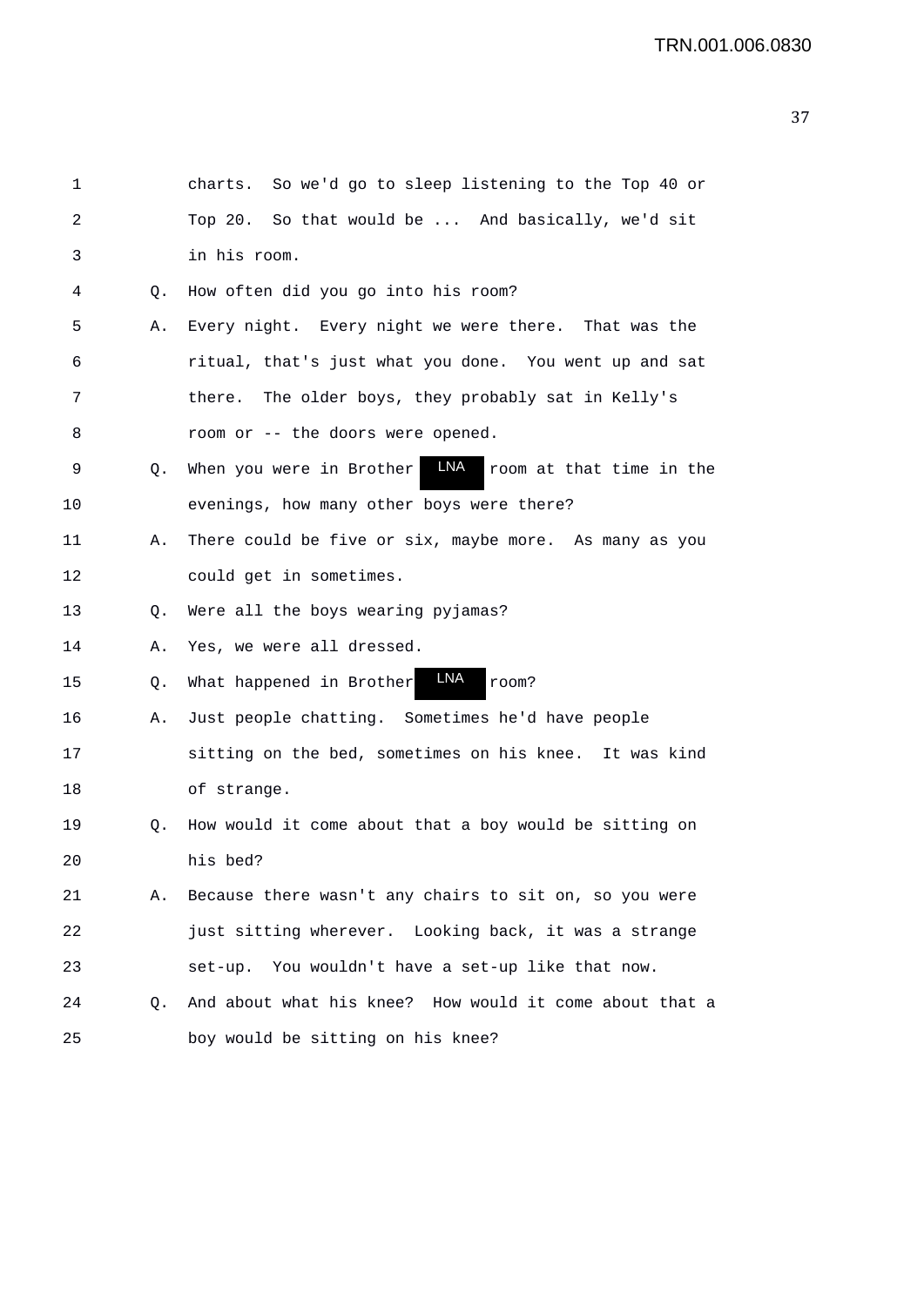1 charts. So we'd go to sleep listening to the Top 40 or
2 Top 20. So that would be ... And basically, we'd sit
3 in his room.

4 Q. How often did you go into his room?

5 A. Every night. Every night we were there. That was the
6 ritual, that's just what you done. You went up and sat
7 there. The older boys, they probably sat in Kelly's
8 room or -- the doors were opened.

9 Q. When you were in Brother LNA room at that time in the
10 evenings, how many other boys were there?

11 A. There could be five or six, maybe more. As many as you
12 could get in sometimes.

13 Q. Were all the boys wearing pyjamas?

14 A. Yes, we were all dressed.

15 Q. What happened in Brother LNA room?

16 A. Just people chatting. Sometimes he'd have people
17 sitting on the bed, sometimes on his knee. It was kind
18 of strange.

19 Q. How would it come about that a boy would be sitting on
20 his bed?

21 A. Because there wasn't any chairs to sit on, so you were
22 just sitting wherever. Looking back, it was a strange
23 set-up. You wouldn't have a set-up like that now.

24 Q. And about what his knee? How would it come about that a
25 boy would be sitting on his knee?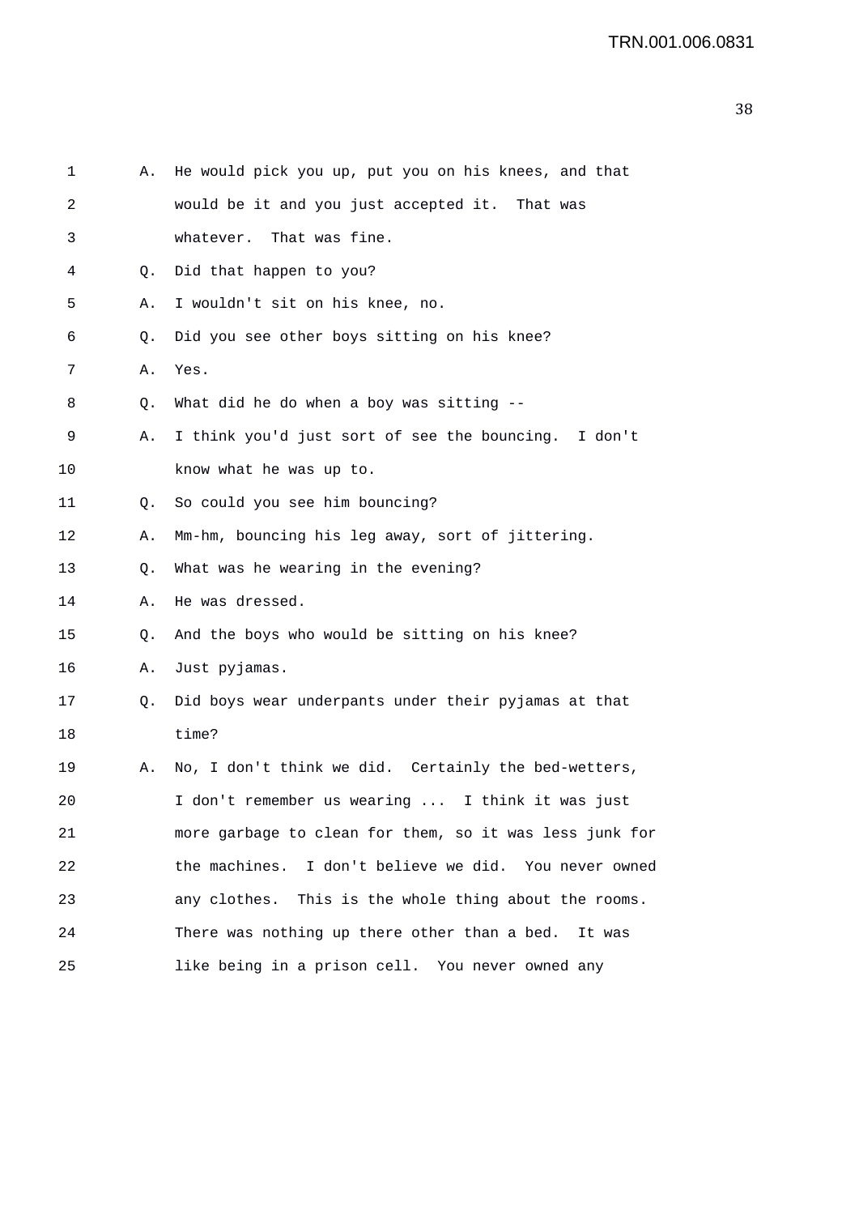1 A. He would pick you up, put you on his knees, and that
2 would be it and you just accepted it. That was
3 whatever. That was fine.
4 Q. Did that happen to you?
5 A. I wouldn't sit on his knee, no.
6 Q. Did you see other boys sitting on his knee?
7 A. Yes.
8 Q. What did he do when a boy was sitting --
9 A. I think you'd just sort of see the bouncing. I don't
10 know what he was up to.
11 Q. So could you see him bouncing?
12 A. Mm-hm, bouncing his leg away, sort of jittering.
13 Q. What was he wearing in the evening?
14 A. He was dressed.
15 Q. And the boys who would be sitting on his knee?
16 A. Just pyjamas.
17 Q. Did boys wear underpants under their pyjamas at that
18 time?
19 A. No, I don't think we did. Certainly the bed-wetters,
20 I don't remember us wearing ... I think it was just
21 more garbage to clean for them, so it was less junk for
22 the machines. I don't believe we did. You never owned
23 any clothes. This is the whole thing about the rooms.
24 There was nothing up there other than a bed. It was
25 like being in a prison cell. You never owned any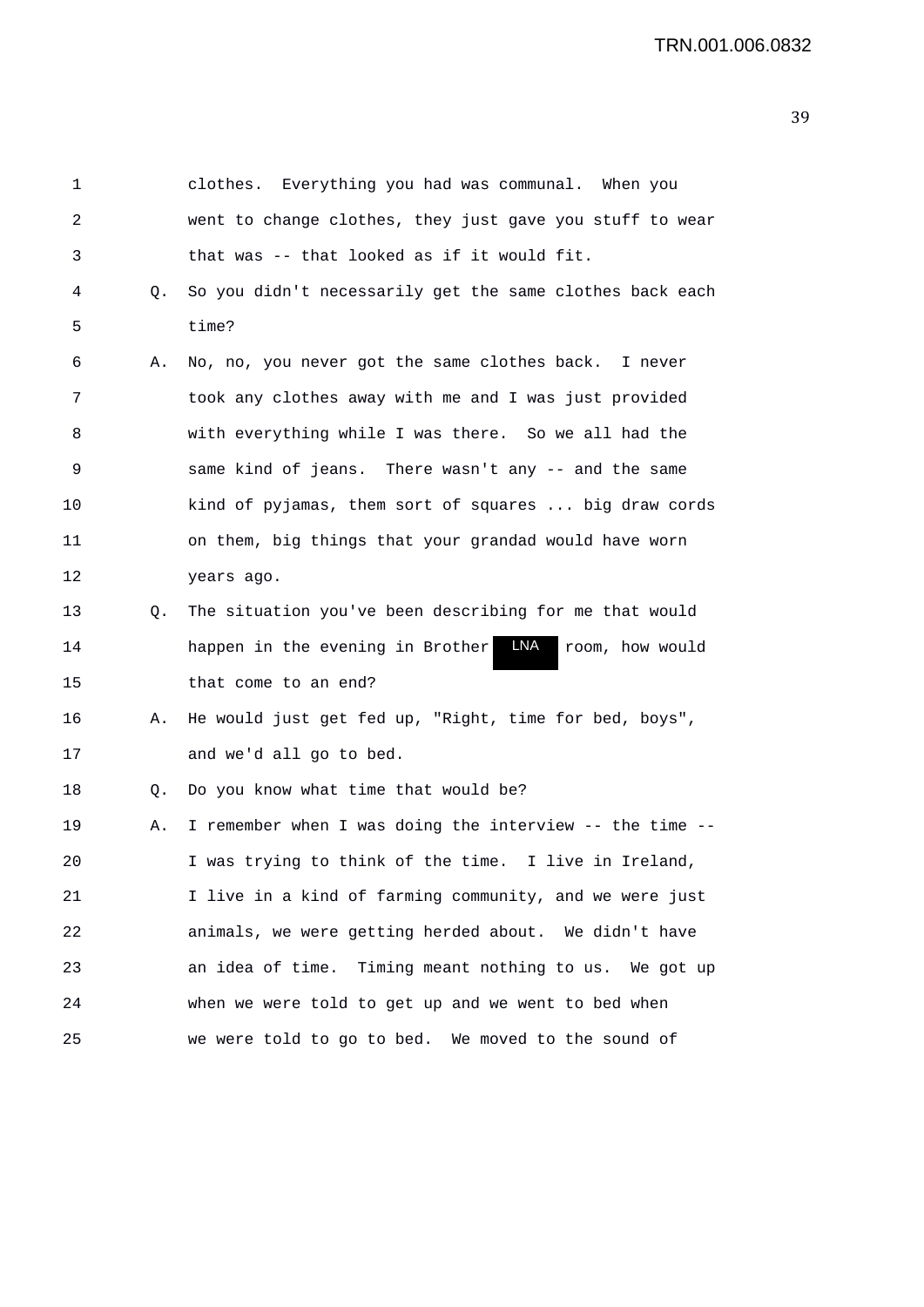clothes. Everything you had was communal. When you went to change clothes, they just gave you stuff to wear that was -- that looked as if it would fit.

Q. So you didn't necessarily get the same clothes back each time?

A. No, no, you never got the same clothes back. I never took any clothes away with me and I was just provided with everything while I was there. So we all had the same kind of jeans. There wasn't any -- and the same kind of pyjamas, them sort of squares ... big draw cords on them, big things that your grandad would have worn years ago.

Q. The situation you've been describing for me that would happen in the evening in Brother LNA room, how would that come to an end?

A. He would just get fed up, "Right, time for bed, boys", and we'd all go to bed.

Q. Do you know what time that would be?

A. I remember when I was doing the interview -- the time -- I was trying to think of the time. I live in Ireland, I live in a kind of farming community, and we were just animals, we were getting herded about. We didn't have an idea of time. Timing meant nothing to us. We got up when we were told to get up and we went to bed when we were told to go to bed. We moved to the sound of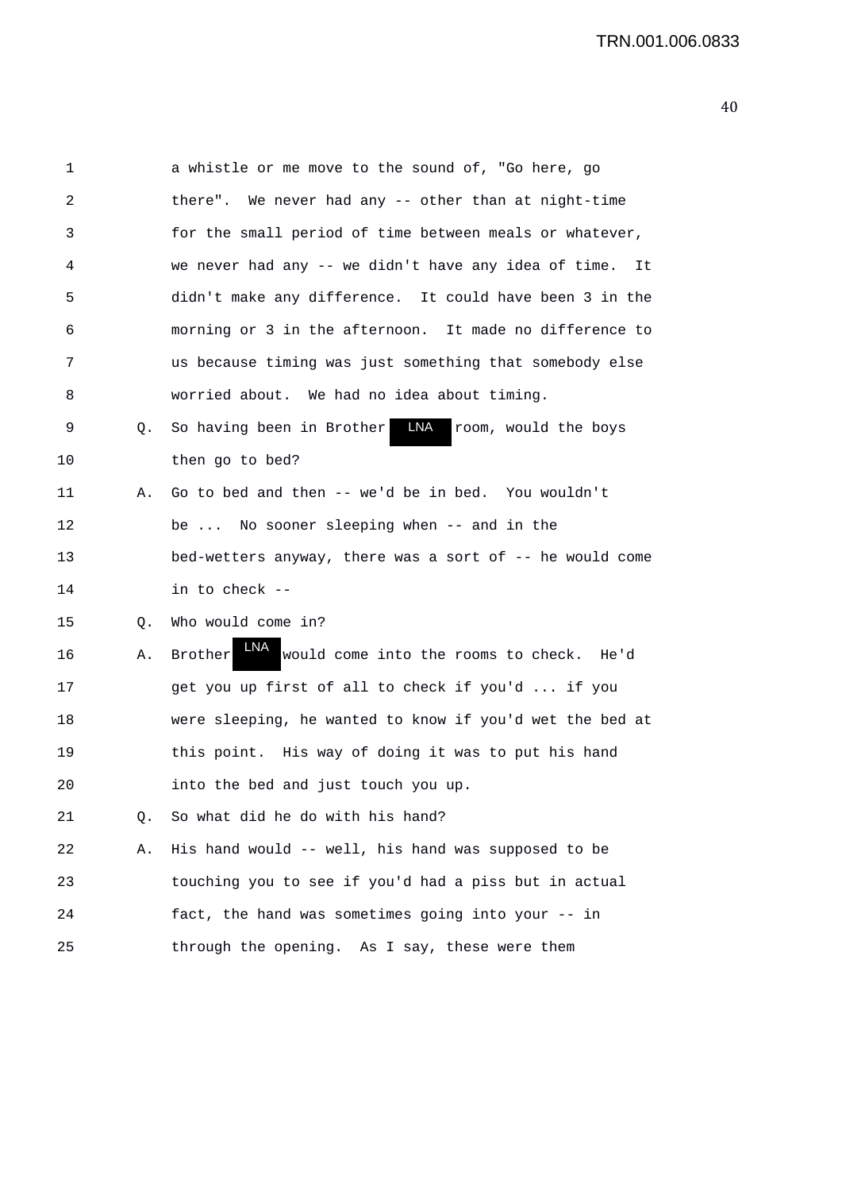1 a whistle or me move to the sound of, "Go here, go
2 there". We never had any -- other than at night-time
3 for the small period of time between meals or whatever,
4 we never had any -- we didn't have any idea of time. It
5 didn't make any difference. It could have been 3 in the
6 morning or 3 in the afternoon. It made no difference to
7 us because timing was just something that somebody else
8 worried about. We had no idea about timing.

9 Q. So having been in Brother LNA room, would the boys
10 then go to bed?

11 A. Go to bed and then -- we'd be in bed. You wouldn't
12 be ... No sooner sleeping when -- and in the
13 bed-wetters anyway, there was a sort of -- he would come
14 in to check --

15 Q. Who would come in?

16 A. Brother LNA would come into the rooms to check. He'd
17 get you up first of all to check if you'd ... if you
18 were sleeping, he wanted to know if you'd wet the bed at
19 this point. His way of doing it was to put his hand
20 into the bed and just touch you up.

21 Q. So what did he do with his hand?

22 A. His hand would -- well, his hand was supposed to be
23 touching you to see if you'd had a piss but in actual
24 fact, the hand was sometimes going into your -- in
25 through the opening. As I say, these were them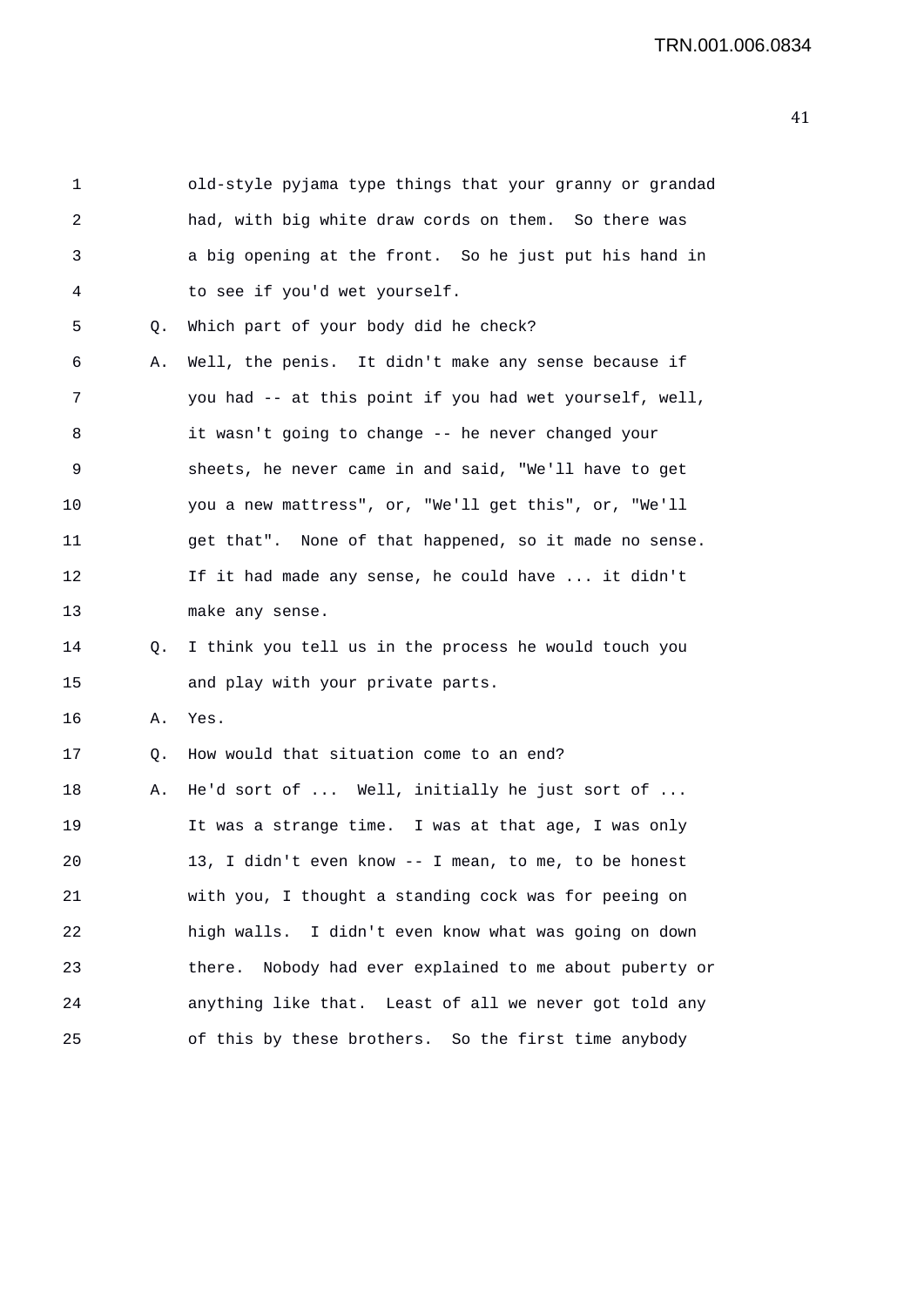old-style pyjama type things that your granny or grandad had, with big white draw cords on them. So there was a big opening at the front. So he just put his hand in to see if you'd wet yourself.

Q. Which part of your body did he check?

A. Well, the penis. It didn't make any sense because if you had -- at this point if you had wet yourself, well, it wasn't going to change -- he never changed your sheets, he never came in and said, "We'll have to get you a new mattress", or, "We'll get this", or, "We'll get that". None of that happened, so it made no sense. If it had made any sense, he could have ... it didn't make any sense.

Q. I think you tell us in the process he would touch you and play with your private parts.

A. Yes.

Q. How would that situation come to an end?

A. He'd sort of ... Well, initially he just sort of ... It was a strange time. I was at that age, I was only 13, I didn't even know -- I mean, to me, to be honest with you, I thought a standing cock was for peeing on high walls. I didn't even know what was going on down there. Nobody had ever explained to me about puberty or anything like that. Least of all we never got told any of this by these brothers. So the first time anybody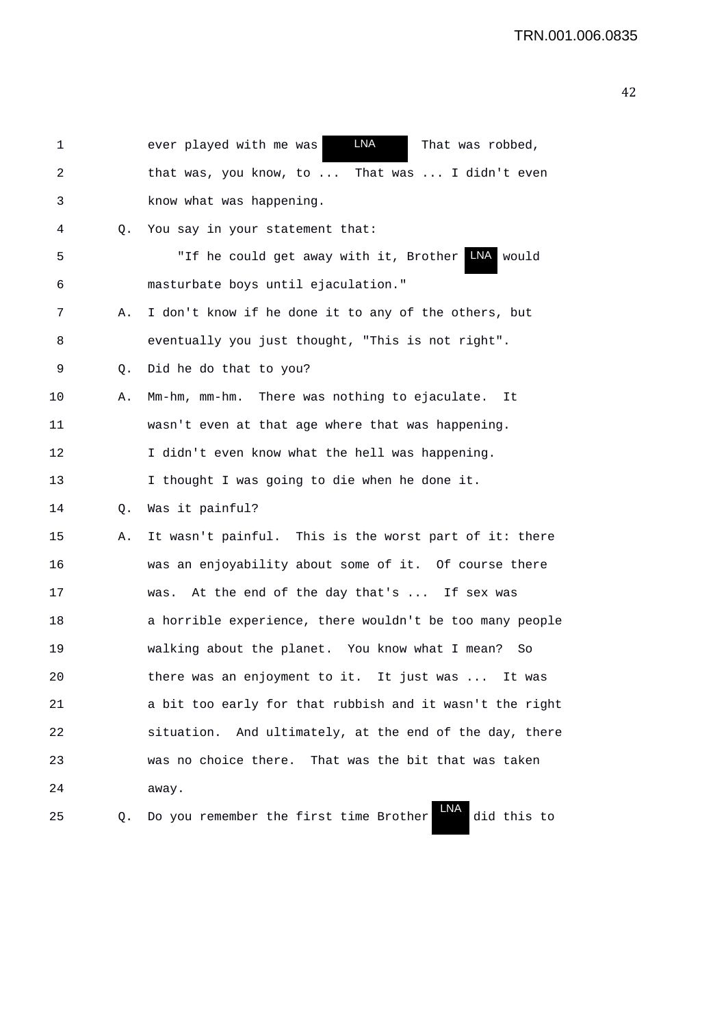1 ever played with me was LNA That was robbed,

2 that was, you know, to ... That was ... I didn't even

3 know what was happening.

4 Q. You say in your statement that:

5 "If he could get away with it, Brother LNA would

6 masturbate boys until ejaculation."

7 A. I don't know if he done it to any of the others, but

8 eventually you just thought, "This is not right".

9 Q. Did he do that to you?

10 A. Mm-hm, mm-hm. There was nothing to ejaculate. It

11 wasn't even at that age where that was happening.

12 I didn't even know what the hell was happening.

13 I thought I was going to die when he done it.

14 Q. Was it painful?

15 A. It wasn't painful. This is the worst part of it: there

16 was an enjoyability about some of it. Of course there

17 was. At the end of the day that's ... If sex was

18 a horrible experience, there wouldn't be too many people

19 walking about the planet. You know what I mean? So

20 there was an enjoyment to it. It just was ... It was

21 a bit too early for that rubbish and it wasn't the right

22 situation. And ultimately, at the end of the day, there

23 was no choice there. That was the bit that was taken

24 away.

25 Q. Do you remember the first time Brother LNA did this to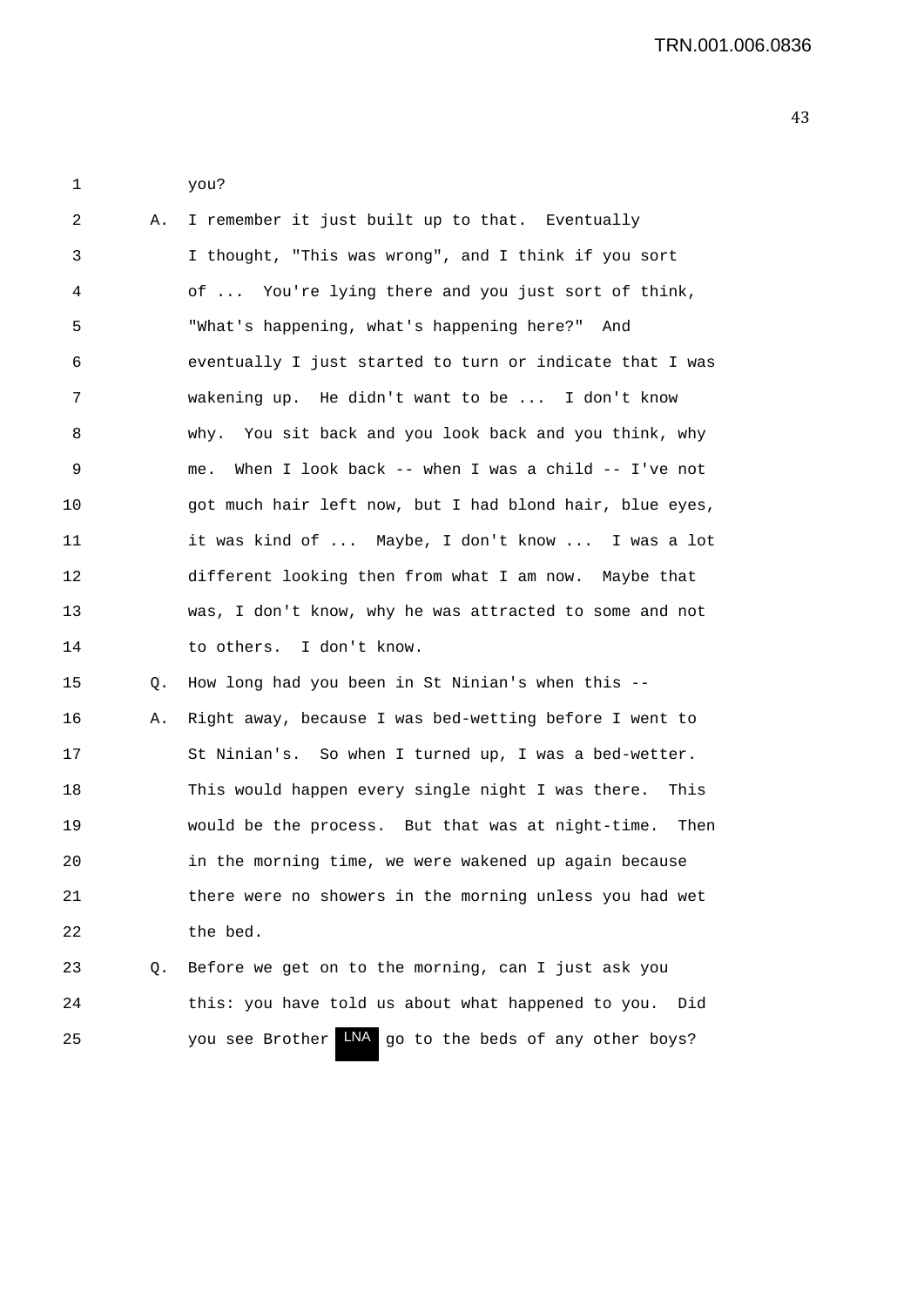you?

A. I remember it just built up to that. Eventually I thought, "This was wrong", and I think if you sort of ... You're lying there and you just sort of think, "What's happening, what's happening here?" And eventually I just started to turn or indicate that I was wakening up. He didn't want to be ... I don't know why. You sit back and you look back and you think, why me. When I look back -- when I was a child -- I've not got much hair left now, but I had blond hair, blue eyes, it was kind of ... Maybe, I don't know ... I was a lot different looking then from what I am now. Maybe that was, I don't know, why he was attracted to some and not to others. I don't know.

Q. How long had you been in St Ninian's when this --

A. Right away, because I was bed-wetting before I went to St Ninian's. So when I turned up, I was a bed-wetter. This would happen every single night I was there. This would be the process. But that was at night-time. Then in the morning time, we were wakened up again because there were no showers in the morning unless you had wet the bed.

Q. Before we get on to the morning, can I just ask you this: you have told us about what happened to you. Did you see Brother LNA go to the beds of any other boys?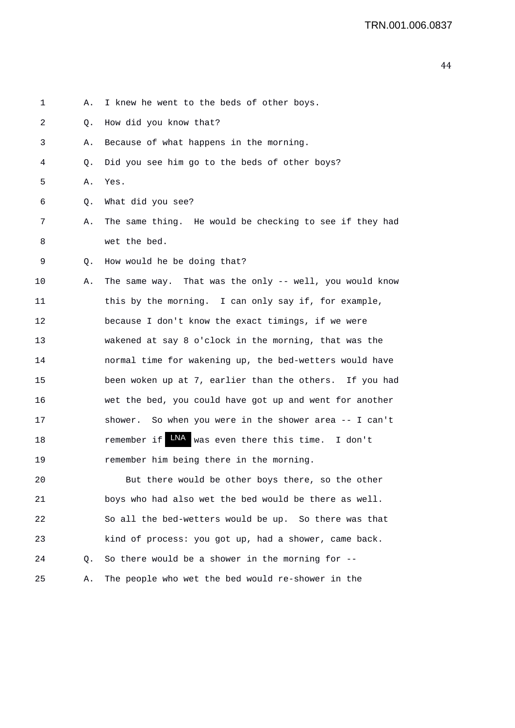1 A. I knew he went to the beds of other boys.

2 Q. How did you know that?

3 A. Because of what happens in the morning.

4 Q. Did you see him go to the beds of other boys?

5 A. Yes.

6 Q. What did you see?

7 A. The same thing. He would be checking to see if they had

8 wet the bed.

9 Q. How would he be doing that?

10 A. The same way. That was the only -- well, you would know

11 this by the morning. I can only say if, for example,

12 because I don't know the exact timings, if we were

13 wakened at say 8 o'clock in the morning, that was the

14 normal time for wakening up, the bed-wetters would have

15 been woken up at 7, earlier than the others. If you had

16 wet the bed, you could have got up and went for another

17 shower. So when you were in the shower area -- I can't

18 remember if LNA was even there this time. I don't

19 remember him being there in the morning.

20 But there would be other boys there, so the other

21 boys who had also wet the bed would be there as well.

22 So all the bed-wetters would be up. So there was that

23 kind of process: you got up, had a shower, came back.

24 Q. So there would be a shower in the morning for --

25 A. The people who wet the bed would re-shower in the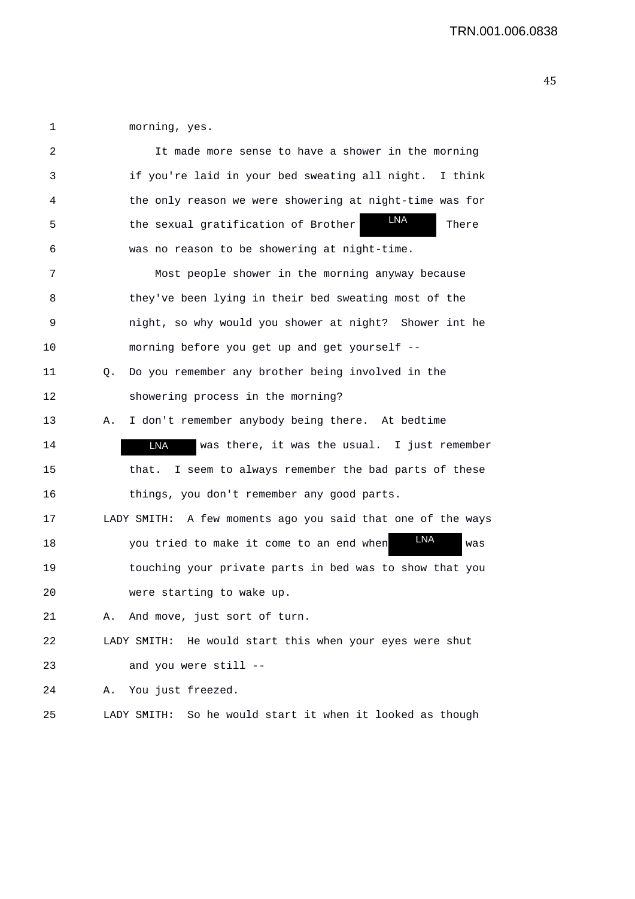1 morning, yes.

2 It made more sense to have a shower in the morning

3 if you're laid in your bed sweating all night. I think

4 the only reason we were showering at night-time was for

5 the sexual gratification of Brother LNA There

6 was no reason to be showering at night-time.

7 Most people shower in the morning anyway because

8 they've been lying in their bed sweating most of the

9 night, so why would you shower at night? Shower int he

10 morning before you get up and get yourself --

11 Q. Do you remember any brother being involved in the

12 showering process in the morning?

13 A. I don't remember anybody being there. At bedtime

14 LNA was there, it was the usual. I just remember

15 that. I seem to always remember the bad parts of these

16 things, you don't remember any good parts.

17 LADY SMITH: A few moments ago you said that one of the ways

18 you tried to make it come to an end when LNA was

19 touching your private parts in bed was to show that you

20 were starting to wake up.

21 A. And move, just sort of turn.

22 LADY SMITH: He would start this when your eyes were shut

23 and you were still --

24 A. You just freezed.

25 LADY SMITH: So he would start it when it looked as though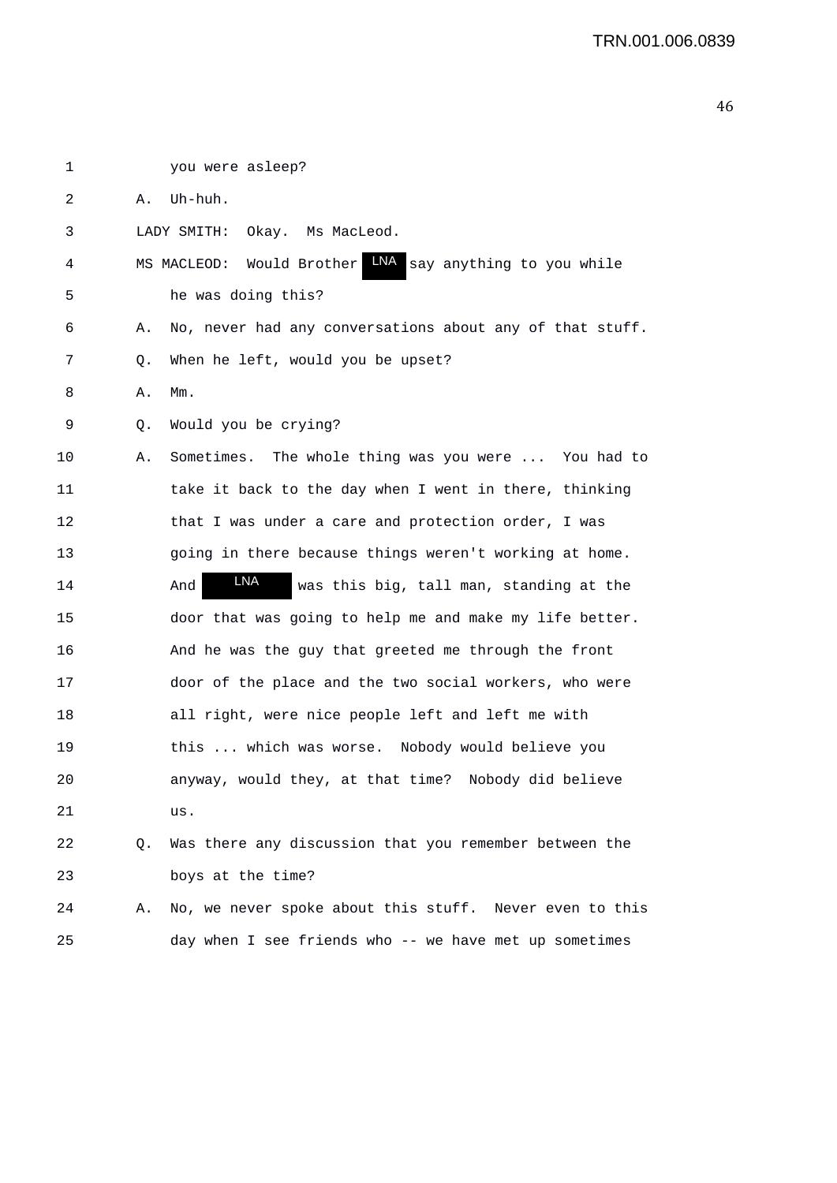1 you were asleep?

2 A. Uh-huh.

3 LADY SMITH: Okay. Ms MacLeod.

4 MS MACLEOD: Would Brother LNA say anything to you while

5 he was doing this?

6 A. No, never had any conversations about any of that stuff.

7 Q. When he left, would you be upset?

8 A. Mm.

9 Q. Would you be crying?

10 A. Sometimes. The whole thing was you were ... You had to

11 take it back to the day when I went in there, thinking

12 that I was under a care and protection order, I was

13 going in there because things weren't working at home.

14 And LNA was this big, tall man, standing at the

15 door that was going to help me and make my life better.

16 And he was the guy that greeted me through the front

17 door of the place and the two social workers, who were

18 all right, were nice people left and left me with

19 this ... which was worse. Nobody would believe you

20 anyway, would they, at that time? Nobody did believe

21 us.

22 Q. Was there any discussion that you remember between the

23 boys at the time?

24 A. No, we never spoke about this stuff. Never even to this

25 day when I see friends who -- we have met up sometimes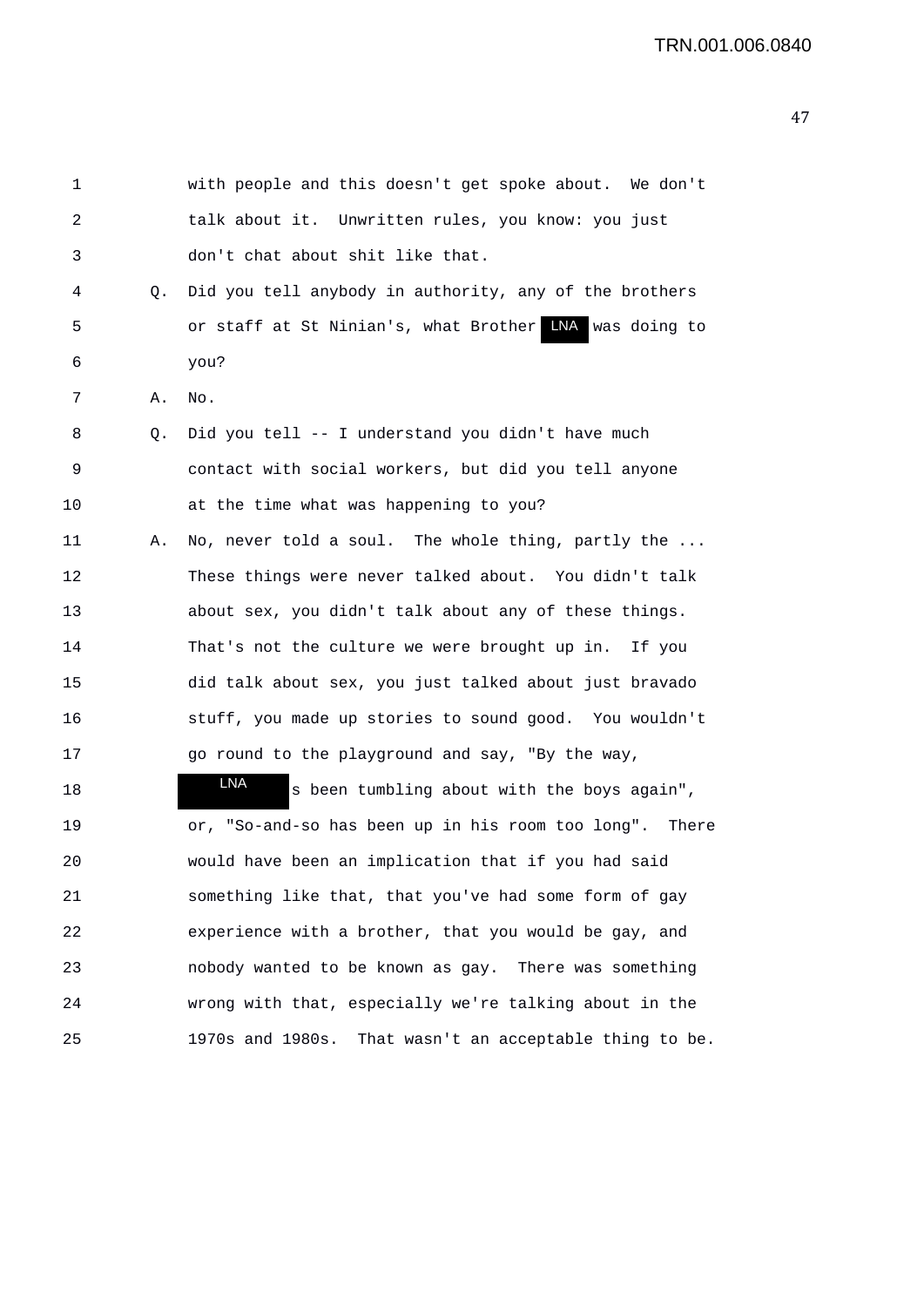1 with people and this doesn't get spoke about. We don't
2 talk about it. Unwritten rules, you know: you just
3 don't chat about shit like that.

4 Q. Did you tell anybody in authority, any of the brothers
5 or staff at St Ninian's, what Brother LNA was doing to
6 you?

7 A. No.

8 Q. Did you tell -- I understand you didn't have much
9 contact with social workers, but did you tell anyone
10 at the time what was happening to you?

11 A. No, never told a soul. The whole thing, partly the ...
12 These things were never talked about. You didn't talk
13 about sex, you didn't talk about any of these things.
14 That's not the culture we were brought up in. If you
15 did talk about sex, you just talked about just bravado
16 stuff, you made up stories to sound good. You wouldn't
17 go round to the playground and say, "By the way,
18 LNA s been tumbling about with the boys again",
19 or, "So-and-so has been up in his room too long". There
20 would have been an implication that if you had said
21 something like that, that you've had some form of gay
22 experience with a brother, that you would be gay, and
23 nobody wanted to be known as gay. There was something
24 wrong with that, especially we're talking about in the
25 1970s and 1980s. That wasn't an acceptable thing to be.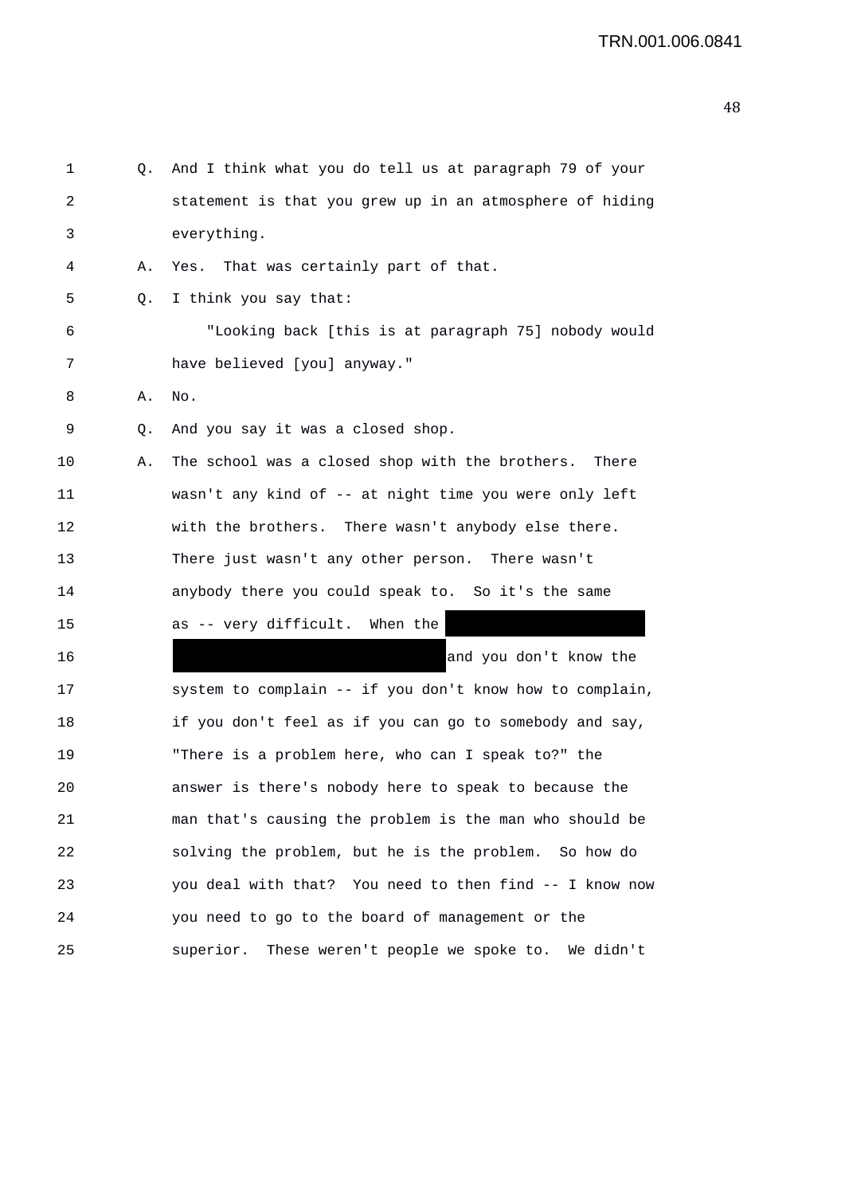1 Q. And I think what you do tell us at paragraph 79 of your
2 statement is that you grew up in an atmosphere of hiding
3 everything.

4 A. Yes. That was certainly part of that.

5 Q. I think you say that:

6 "Looking back [this is at paragraph 75] nobody would
7 have believed [you] anyway."

8 A. No.

9 Q. And you say it was a closed shop.

10 A. The school was a closed shop with the brothers. There
11 wasn't any kind of -- at night time you were only left
12 with the brothers. There wasn't anybody else there.
13 There just wasn't any other person. There wasn't
14 anybody there you could speak to. So it's the same
15 as -- very difficult. When the [REDACTED]
16 [REDACTED] and you don't know the
17 system to complain -- if you don't know how to complain,
18 if you don't feel as if you can go to somebody and say,
19 "There is a problem here, who can I speak to?" the
20 answer is there's nobody here to speak to because the
21 man that's causing the problem is the man who should be
22 solving the problem, but he is the problem. So how do
23 you deal with that? You need to then find -- I know now
24 you need to go to the board of management or the
25 superior. These weren't people we spoke to. We didn't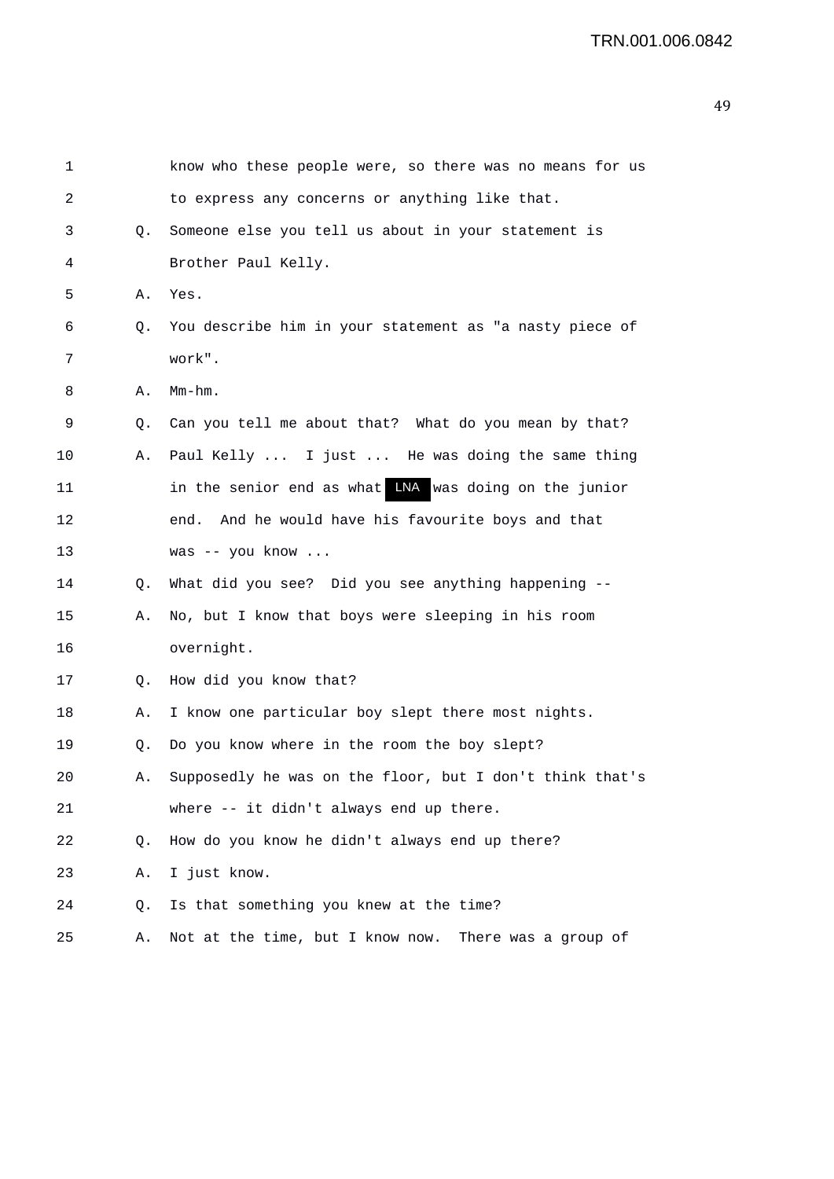1 know who these people were, so there was no means for us
2 to express any concerns or anything like that.
3 Q. Someone else you tell us about in your statement is
4 Brother Paul Kelly.
5 A. Yes.
6 Q. You describe him in your statement as "a nasty piece of
7 work".
8 A. Mm-hm.
9 Q. Can you tell me about that? What do you mean by that?
10 A. Paul Kelly ... I just ... He was doing the same thing
11 in the senior end as what LNA was doing on the junior
12 end. And he would have his favourite boys and that
13 was -- you know ...
14 Q. What did you see? Did you see anything happening --
15 A. No, but I know that boys were sleeping in his room
16 overnight.
17 Q. How did you know that?
18 A. I know one particular boy slept there most nights.
19 Q. Do you know where in the room the boy slept?
20 A. Supposedly he was on the floor, but I don't think that's
21 where -- it didn't always end up there.
22 Q. How do you know he didn't always end up there?
23 A. I just know.
24 Q. Is that something you knew at the time?
25 A. Not at the time, but I know now. There was a group of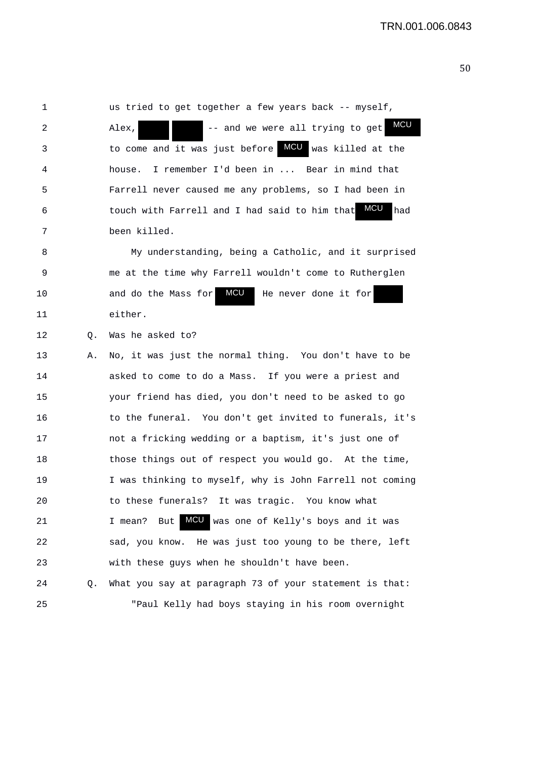us tried to get together a few years back -- myself, Alex, ████ ████ -- and we were all trying to get MCU to come and it was just before MCU was killed at the house. I remember I'd been in ... Bear in mind that Farrell never caused me any problems, so I had been in touch with Farrell and I had said to him that MCU had been killed.

My understanding, being a Catholic, and it surprised me at the time why Farrell wouldn't come to Rutherglen and do the Mass for MCU He never done it for ████ either.

Q. Was he asked to?

A. No, it was just the normal thing. You don't have to be asked to come to do a Mass. If you were a priest and your friend has died, you don't need to be asked to go to the funeral. You don't get invited to funerals, it's not a fricking wedding or a baptism, it's just one of those things out of respect you would go. At the time, I was thinking to myself, why is John Farrell not coming to these funerals? It was tragic. You know what I mean? But MCU was one of Kelly's boys and it was sad, you know. He was just too young to be there, left with these guys when he shouldn't have been.

Q. What you say at paragraph 73 of your statement is that:

"Paul Kelly had boys staying in his room overnight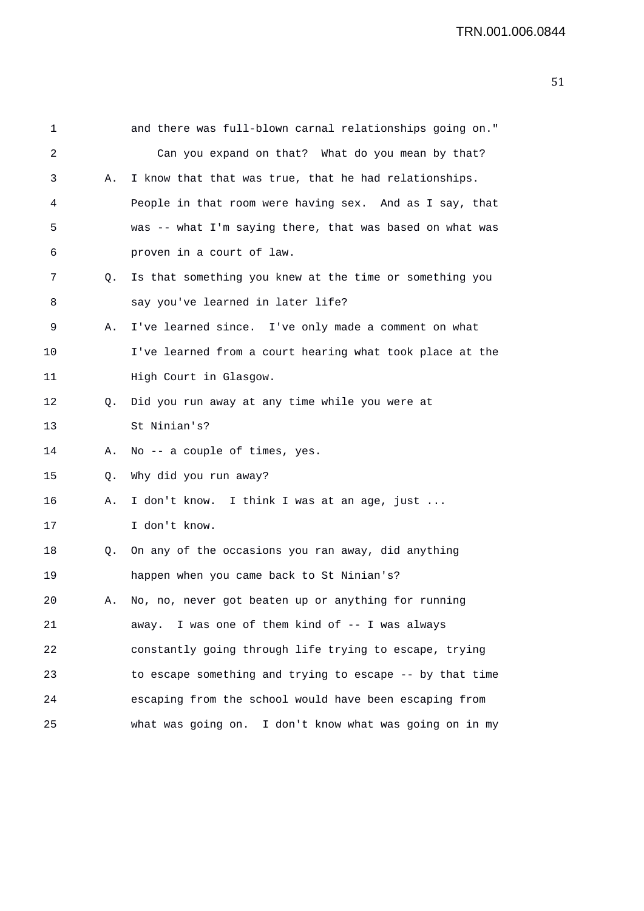and there was full-blown carnal relationships going on."

Can you expand on that? What do you mean by that?

A. I know that that was true, that he had relationships. People in that room were having sex. And as I say, that was -- what I'm saying there, that was based on what was proven in a court of law.

Q. Is that something you knew at the time or something you say you've learned in later life?

A. I've learned since. I've only made a comment on what I've learned from a court hearing what took place at the High Court in Glasgow.

Q. Did you run away at any time while you were at St Ninian's?

A. No -- a couple of times, yes.

Q. Why did you run away?

A. I don't know. I think I was at an age, just ... I don't know.

Q. On any of the occasions you ran away, did anything happen when you came back to St Ninian's?

A. No, no, never got beaten up or anything for running away. I was one of them kind of -- I was always constantly going through life trying to escape, trying to escape something and trying to escape -- by that time escaping from the school would have been escaping from what was going on. I don't know what was going on in my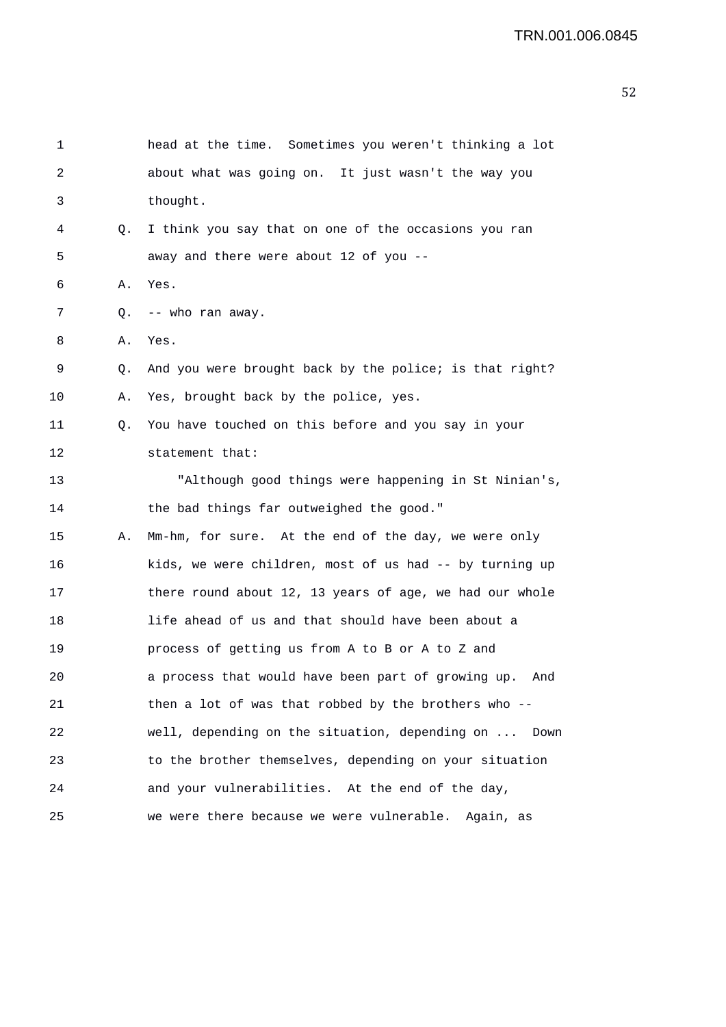1 head at the time. Sometimes you weren't thinking a lot
2 about what was going on. It just wasn't the way you
3 thought.
4 Q. I think you say that on one of the occasions you ran
5 away and there were about 12 of you --
6 A. Yes.
7 Q. -- who ran away.
8 A. Yes.
9 Q. And you were brought back by the police; is that right?
10 A. Yes, brought back by the police, yes.
11 Q. You have touched on this before and you say in your
12 statement that:
13 "Although good things were happening in St Ninian's,
14 the bad things far outweighed the good."
15 A. Mm-hm, for sure. At the end of the day, we were only
16 kids, we were children, most of us had -- by turning up
17 there round about 12, 13 years of age, we had our whole
18 life ahead of us and that should have been about a
19 process of getting us from A to B or A to Z and
20 a process that would have been part of growing up. And
21 then a lot of was that robbed by the brothers who --
22 well, depending on the situation, depending on ... Down
23 to the brother themselves, depending on your situation
24 and your vulnerabilities. At the end of the day,
25 we were there because we were vulnerable. Again, as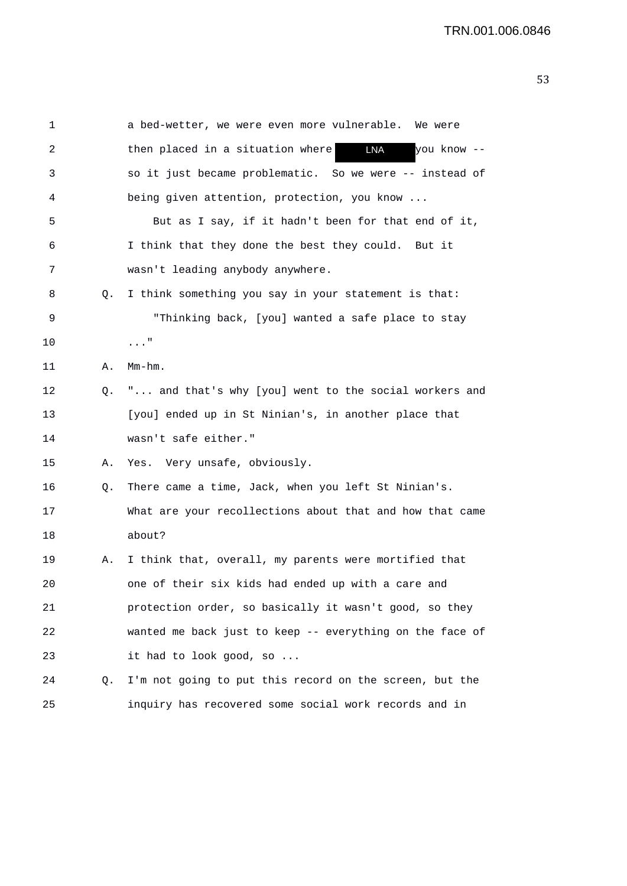1 a bed-wetter, we were even more vulnerable. We were
2 then placed in a situation where LNA you know --
3 so it just became problematic. So we were -- instead of
4 being given attention, protection, you know ...
5 But as I say, if it hadn't been for that end of it,
6 I think that they done the best they could. But it
7 wasn't leading anybody anywhere.
8 Q. I think something you say in your statement is that:
9 "Thinking back, [you] wanted a safe place to stay
10 ..."
11 A. Mm-hm.
12 Q. "... and that's why [you] went to the social workers and
13 [you] ended up in St Ninian's, in another place that
14 wasn't safe either."
15 A. Yes. Very unsafe, obviously.
16 Q. There came a time, Jack, when you left St Ninian's.
17 What are your recollections about that and how that came
18 about?
19 A. I think that, overall, my parents were mortified that
20 one of their six kids had ended up with a care and
21 protection order, so basically it wasn't good, so they
22 wanted me back just to keep -- everything on the face of
23 it had to look good, so ...
24 Q. I'm not going to put this record on the screen, but the
25 inquiry has recovered some social work records and in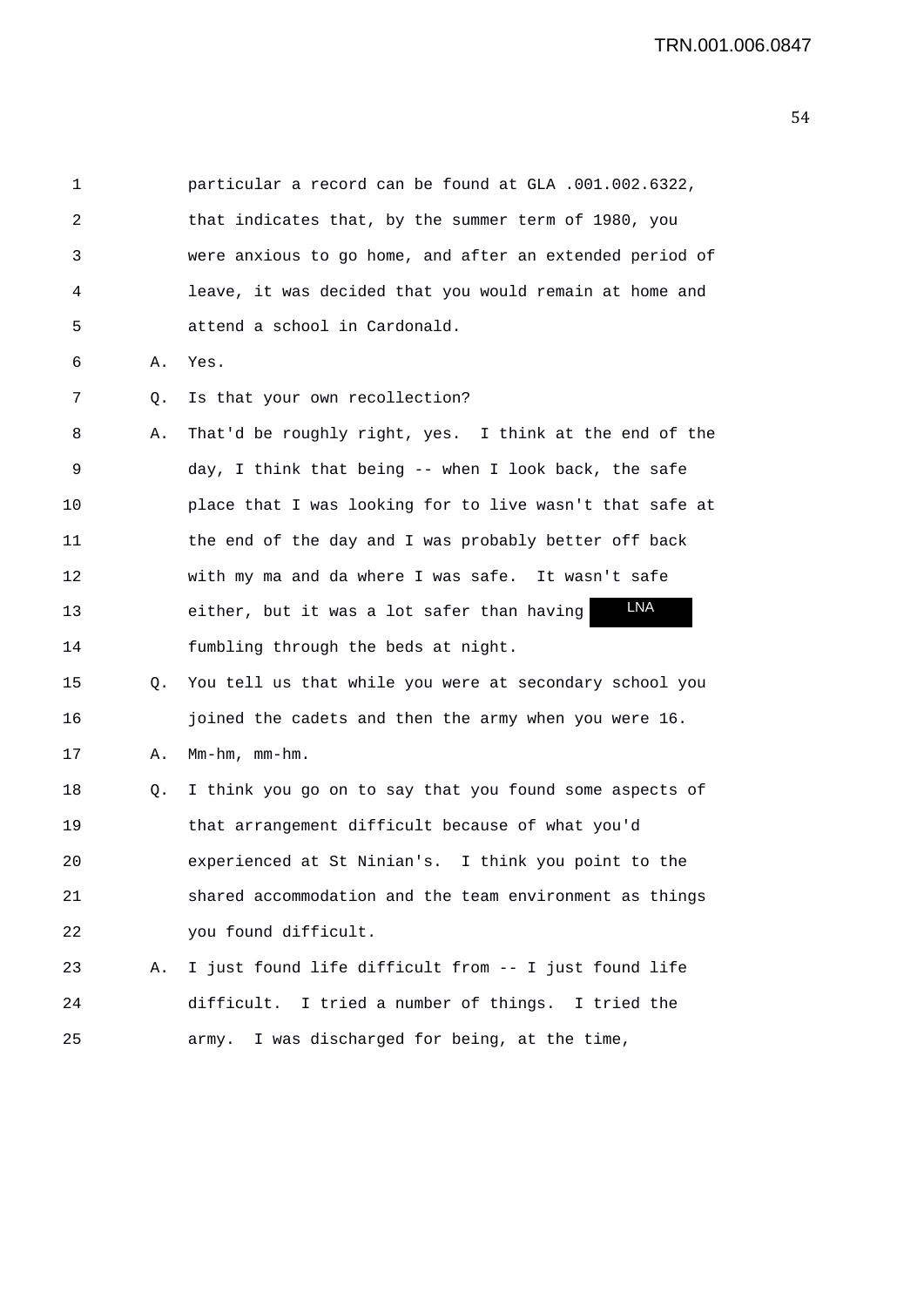1 particular a record can be found at GLA .001.002.6322,
2 that indicates that, by the summer term of 1980, you
3 were anxious to go home, and after an extended period of
4 leave, it was decided that you would remain at home and
5 attend a school in Cardonald.

6 A. Yes.

7 Q. Is that your own recollection?

8 A. That'd be roughly right, yes. I think at the end of the
9 day, I think that being -- when I look back, the safe
10 place that I was looking for to live wasn't that safe at
11 the end of the day and I was probably better off back
12 with my ma and da where I was safe. It wasn't safe
13 either, but it was a lot safer than having LNA
14 fumbling through the beds at night.

15 Q. You tell us that while you were at secondary school you
16 joined the cadets and then the army when you were 16.

17 A. Mm-hm, mm-hm.

18 Q. I think you go on to say that you found some aspects of
19 that arrangement difficult because of what you'd
20 experienced at St Ninian's. I think you point to the
21 shared accommodation and the team environment as things
22 you found difficult.

23 A. I just found life difficult from -- I just found life
24 difficult. I tried a number of things. I tried the
25 army. I was discharged for being, at the time,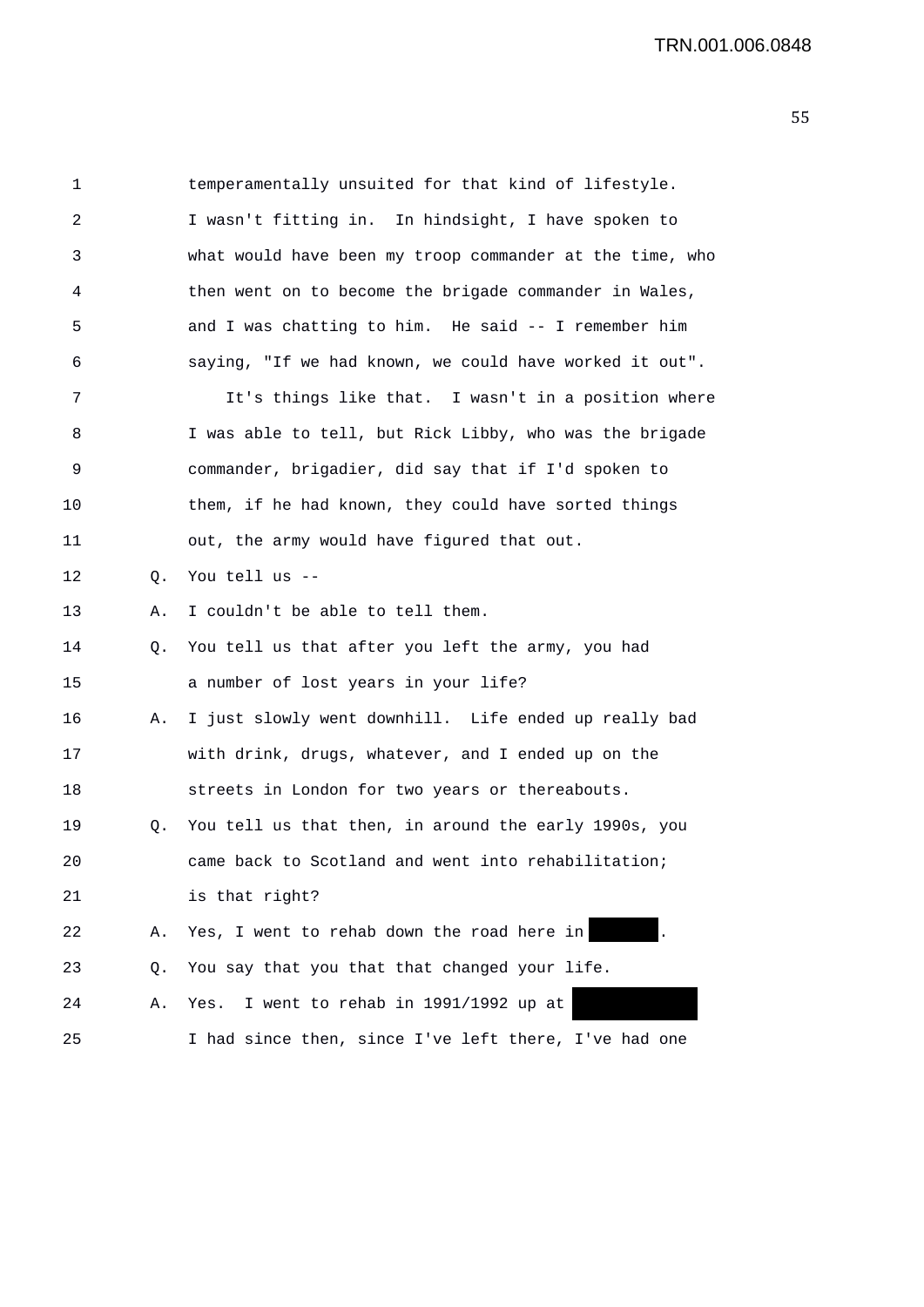1 temperamentally unsuited for that kind of lifestyle.
2 I wasn't fitting in. In hindsight, I have spoken to
3 what would have been my troop commander at the time, who
4 then went on to become the brigade commander in Wales,
5 and I was chatting to him. He said -- I remember him
6 saying, "If we had known, we could have worked it out".
7 It's things like that. I wasn't in a position where
8 I was able to tell, but Rick Libby, who was the brigade
9 commander, brigadier, did say that if I'd spoken to
10 them, if he had known, they could have sorted things
11 out, the army would have figured that out.
12 Q. You tell us --
13 A. I couldn't be able to tell them.
14 Q. You tell us that after you left the army, you had
15 a number of lost years in your life?
16 A. I just slowly went downhill. Life ended up really bad
17 with drink, drugs, whatever, and I ended up on the
18 streets in London for two years or thereabouts.
19 Q. You tell us that then, in around the early 1990s, you
20 came back to Scotland and went into rehabilitation;
21 is that right?
22 A. Yes, I went to rehab down the road here in ███████.
23 Q. You say that you that that changed your life.
24 A. Yes. I went to rehab in 1991/1992 up at ███████████
25 I had since then, since I've left there, I've had one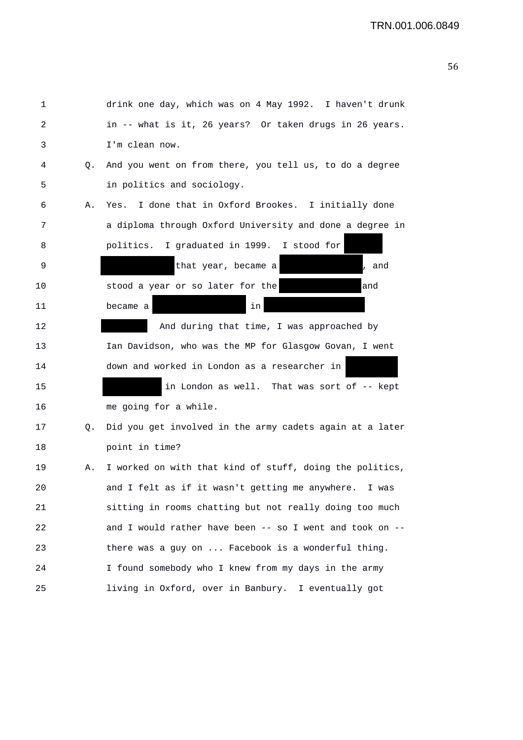1 drink one day, which was on 4 May 1992. I haven't drunk
2 in -- what is it, 26 years? Or taken drugs in 26 years.
3 I'm clean now.
4 Q. And you went on from there, you tell us, to do a degree
5 in politics and sociology.
6 A. Yes. I done that in Oxford Brookes. I initially done
7 a diploma through Oxford University and done a degree in
8 politics. I graduated in 1999. I stood for ██████
9 ██████████ that year, became a ████████████, and
10 stood a year or so later for the ████████████ and
11 became a ██████████████ in ███████████████
12 ██████. And during that time, I was approached by
13 Ian Davidson, who was the MP for Glasgow Govan, I went
14 down and worked in London as a researcher in ████████
15 ████████ in London as well. That was sort of -- kept
16 me going for a while.
17 Q. Did you get involved in the army cadets again at a later
18 point in time?
19 A. I worked on with that kind of stuff, doing the politics,
20 and I felt as if it wasn't getting me anywhere. I was
21 sitting in rooms chatting but not really doing too much
22 and I would rather have been -- so I went and took on --
23 there was a guy on ... Facebook is a wonderful thing.
24 I found somebody who I knew from my days in the army
25 living in Oxford, over in Banbury. I eventually got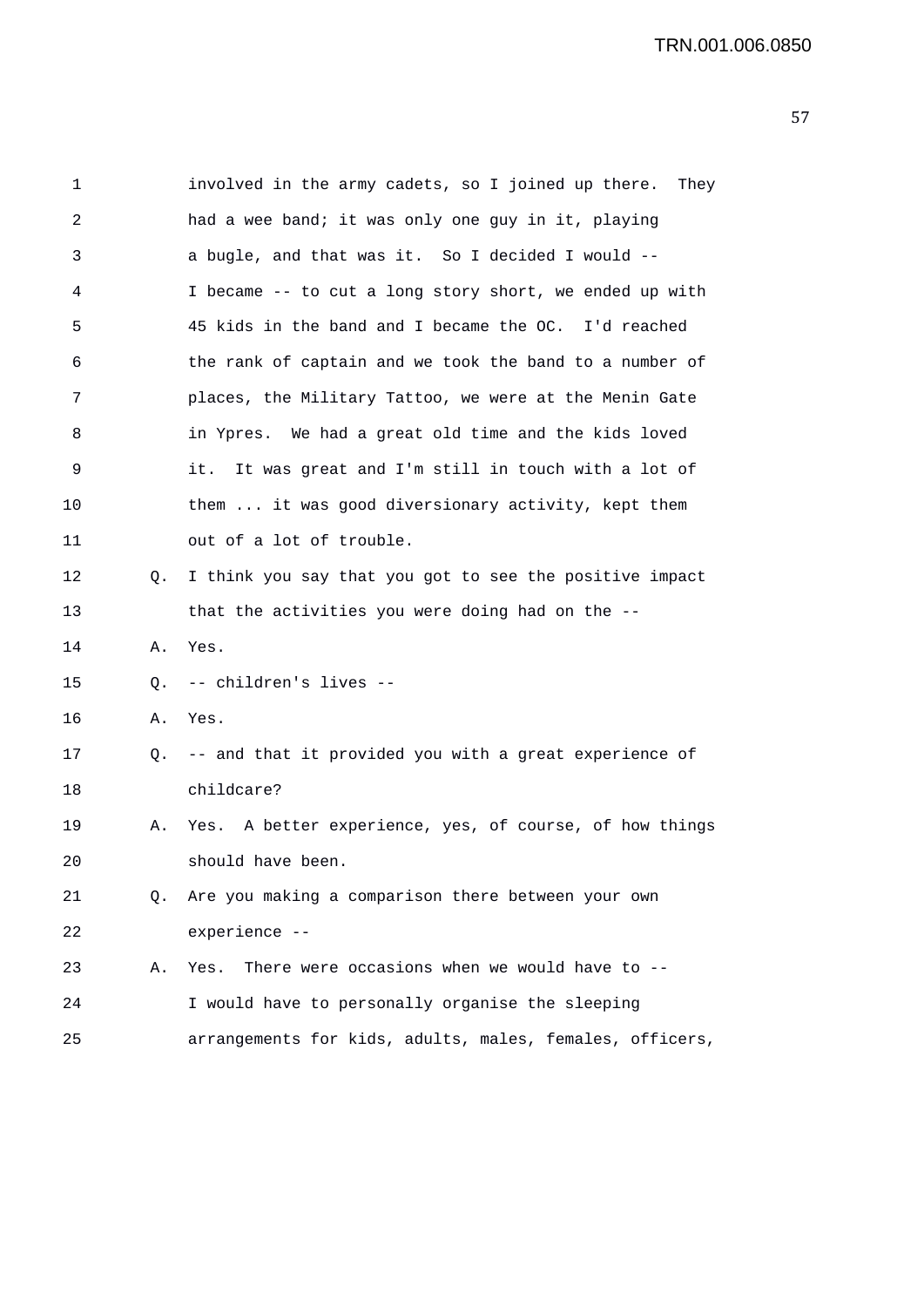involved in the army cadets, so I joined up there. They had a wee band; it was only one guy in it, playing a bugle, and that was it. So I decided I would -- I became -- to cut a long story short, we ended up with 45 kids in the band and I became the OC. I'd reached the rank of captain and we took the band to a number of places, the Military Tattoo, we were at the Menin Gate in Ypres. We had a great old time and the kids loved it. It was great and I'm still in touch with a lot of them ... it was good diversionary activity, kept them out of a lot of trouble.

Q. I think you say that you got to see the positive impact that the activities you were doing had on the --

A. Yes.

Q. -- children's lives --

A. Yes.

Q. -- and that it provided you with a great experience of childcare?

A. Yes. A better experience, yes, of course, of how things should have been.

Q. Are you making a comparison there between your own experience --

A. Yes. There were occasions when we would have to -- I would have to personally organise the sleeping arrangements for kids, adults, males, females, officers,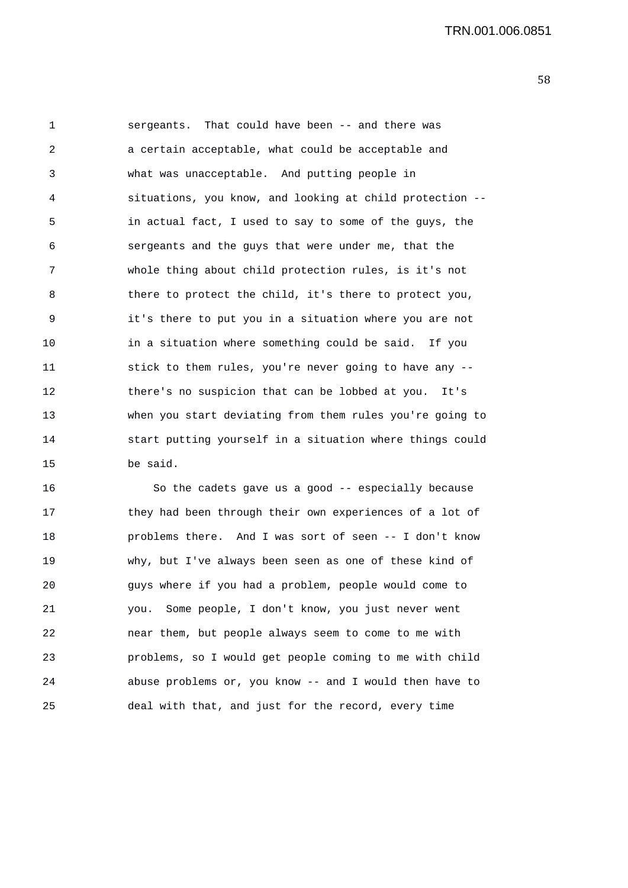1 sergeants. That could have been -- and there was
2 a certain acceptable, what could be acceptable and
3 what was unacceptable. And putting people in
4 situations, you know, and looking at child protection --
5 in actual fact, I used to say to some of the guys, the
6 sergeants and the guys that were under me, that the
7 whole thing about child protection rules, is it's not
8 there to protect the child, it's there to protect you,
9 it's there to put you in a situation where you are not
10 in a situation where something could be said. If you
11 stick to them rules, you're never going to have any --
12 there's no suspicion that can be lobbed at you. It's
13 when you start deviating from them rules you're going to
14 start putting yourself in a situation where things could
15 be said.
16 So the cadets gave us a good -- especially because
17 they had been through their own experiences of a lot of
18 problems there. And I was sort of seen -- I don't know
19 why, but I've always been seen as one of these kind of
20 guys where if you had a problem, people would come to
21 you. Some people, I don't know, you just never went
22 near them, but people always seem to come to me with
23 problems, so I would get people coming to me with child
24 abuse problems or, you know -- and I would then have to
25 deal with that, and just for the record, every time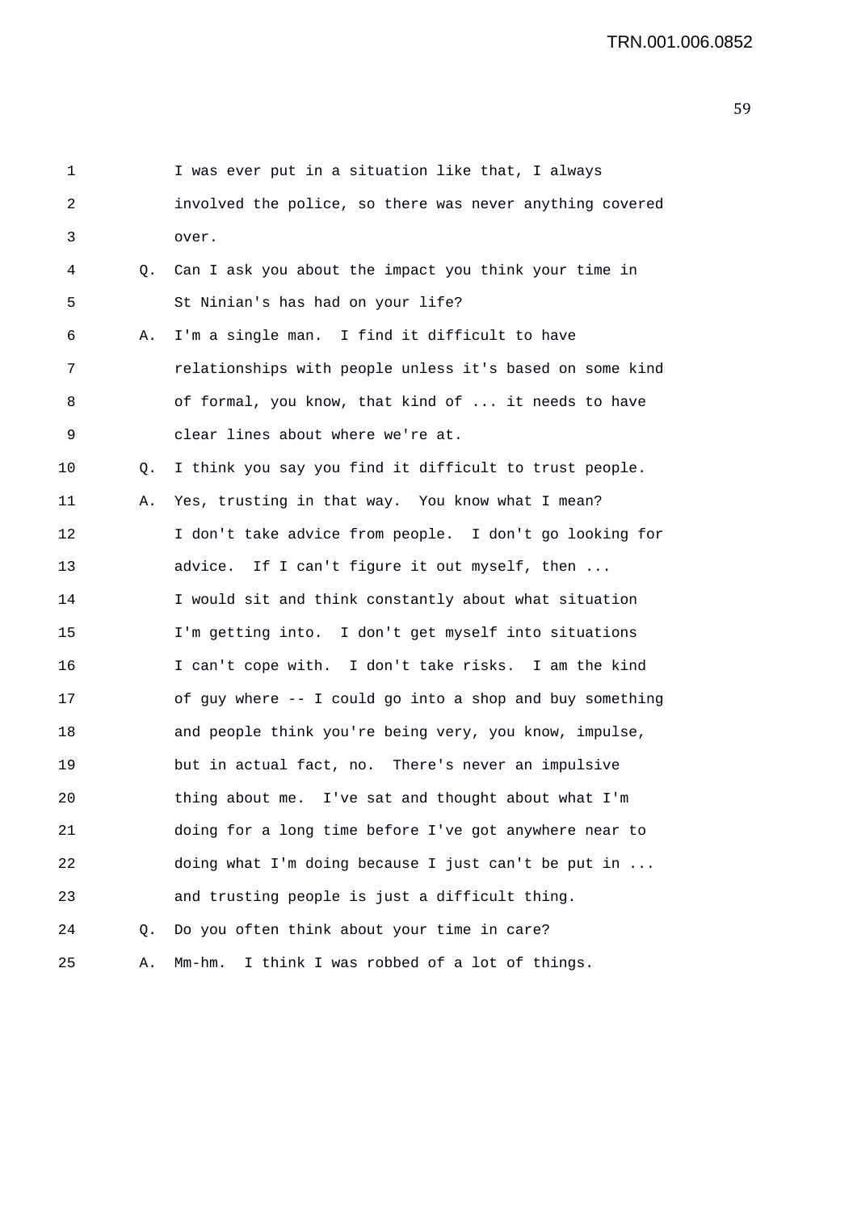1 I was ever put in a situation like that, I always
2 involved the police, so there was never anything covered
3 over.

4 Q. Can I ask you about the impact you think your time in
5 St Ninian's has had on your life?

6 A. I'm a single man. I find it difficult to have
7 relationships with people unless it's based on some kind
8 of formal, you know, that kind of ... it needs to have
9 clear lines about where we're at.

10 Q. I think you say you find it difficult to trust people.

11 A. Yes, trusting in that way. You know what I mean?
12 I don't take advice from people. I don't go looking for
13 advice. If I can't figure it out myself, then ...
14 I would sit and think constantly about what situation
15 I'm getting into. I don't get myself into situations
16 I can't cope with. I don't take risks. I am the kind
17 of guy where -- I could go into a shop and buy something
18 and people think you're being very, you know, impulse,
19 but in actual fact, no. There's never an impulsive
20 thing about me. I've sat and thought about what I'm
21 doing for a long time before I've got anywhere near to
22 doing what I'm doing because I just can't be put in ...
23 and trusting people is just a difficult thing.

24 Q. Do you often think about your time in care?

25 A. Mm-hm. I think I was robbed of a lot of things.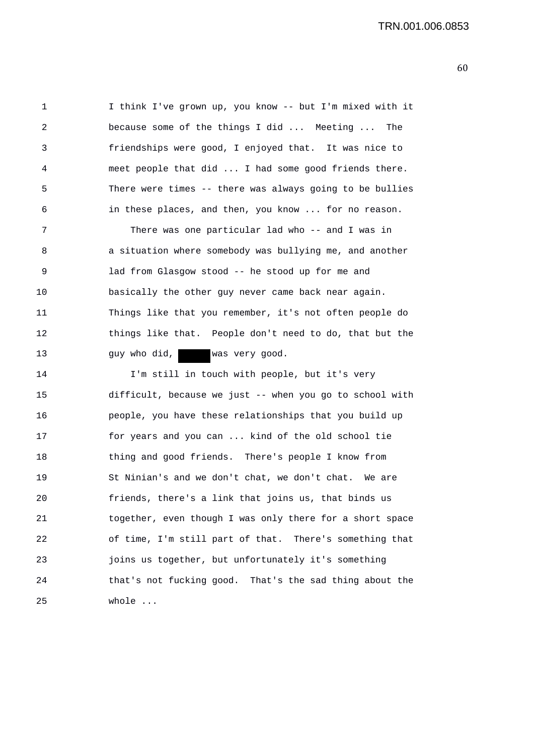I think I've grown up, you know -- but I'm mixed with it because some of the things I did ... Meeting ... The friendships were good, I enjoyed that. It was nice to meet people that did ... I had some good friends there. There were times -- there was always going to be bullies in these places, and then, you know ... for no reason.

There was one particular lad who -- and I was in a situation where somebody was bullying me, and another lad from Glasgow stood -- he stood up for me and basically the other guy never came back near again. Things like that you remember, it's not often people do things like that. People don't need to do, that but the guy who did, ████ was very good.

I'm still in touch with people, but it's very difficult, because we just -- when you go to school with people, you have these relationships that you build up for years and you can ... kind of the old school tie thing and good friends. There's people I know from St Ninian's and we don't chat, we don't chat. We are friends, there's a link that joins us, that binds us together, even though I was only there for a short space of time, I'm still part of that. There's something that joins us together, but unfortunately it's something that's not fucking good. That's the sad thing about the whole ...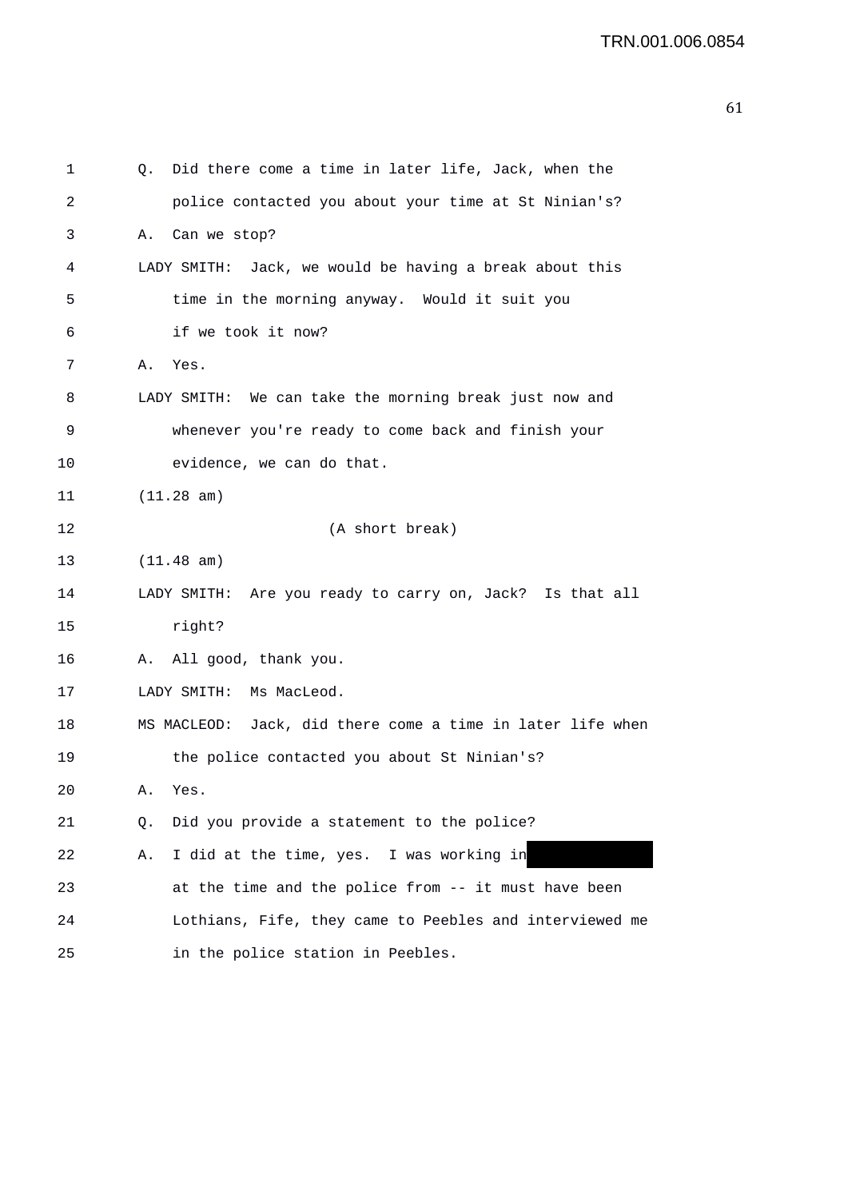Q. Did there come a time in later life, Jack, when the police contacted you about your time at St Ninian's?

A. Can we stop?

LADY SMITH: Jack, we would be having a break about this time in the morning anyway. Would it suit you if we took it now?

A. Yes.

LADY SMITH: We can take the morning break just now and whenever you're ready to come back and finish your evidence, we can do that.

(11.28 am)

(A short break)

(11.48 am)

LADY SMITH: Are you ready to carry on, Jack? Is that all right?

A. All good, thank you.

LADY SMITH: Ms MacLeod.

MS MACLEOD: Jack, did there come a time in later life when the police contacted you about St Ninian's?

A. Yes.

Q. Did you provide a statement to the police?

A. I did at the time, yes. I was working in [REDACTED] at the time and the police from -- it must have been Lothians, Fife, they came to Peebles and interviewed me in the police station in Peebles.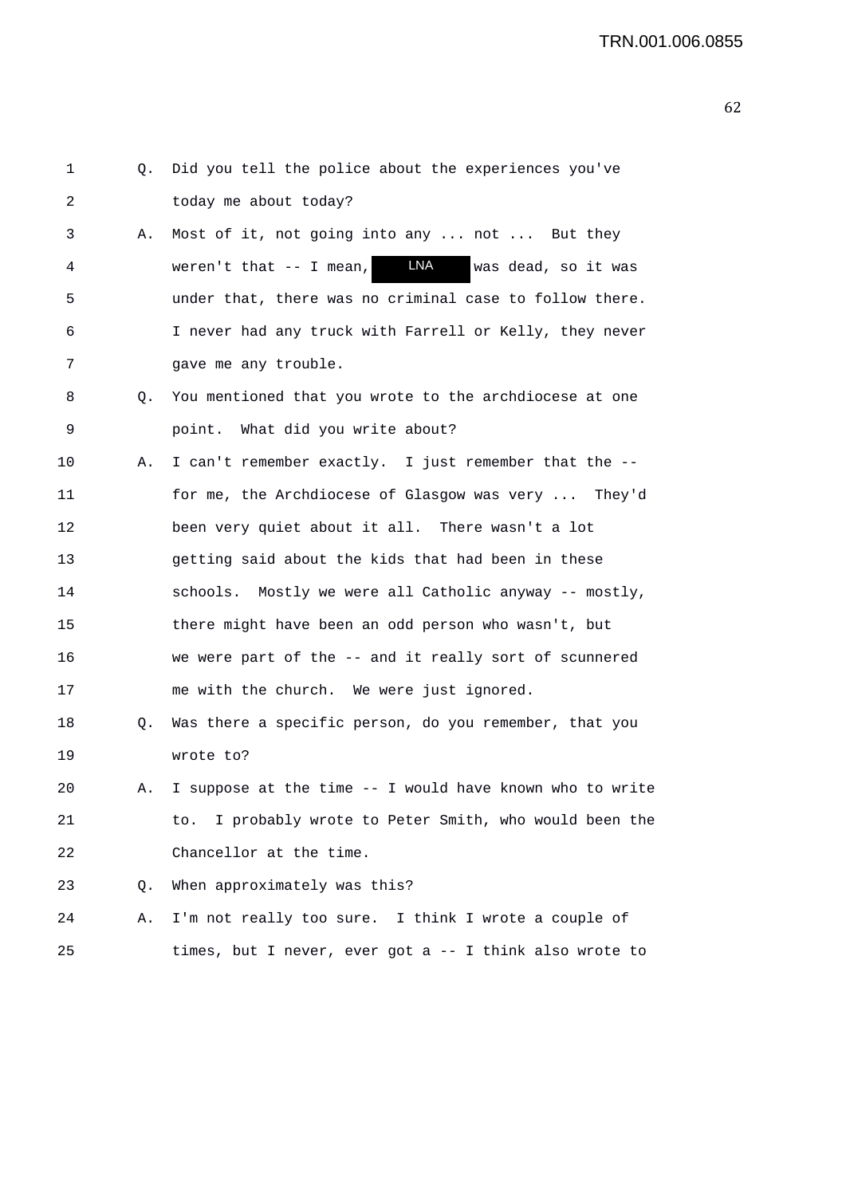1 Q. Did you tell the police about the experiences you've
2 today me about today?
3 A. Most of it, not going into any ... not ... But they
4 weren't that -- I mean, LNA was dead, so it was
5 under that, there was no criminal case to follow there.
6 I never had any truck with Farrell or Kelly, they never
7 gave me any trouble.
8 Q. You mentioned that you wrote to the archdiocese at one
9 point. What did you write about?
10 A. I can't remember exactly. I just remember that the --
11 for me, the Archdiocese of Glasgow was very ... They'd
12 been very quiet about it all. There wasn't a lot
13 getting said about the kids that had been in these
14 schools. Mostly we were all Catholic anyway -- mostly,
15 there might have been an odd person who wasn't, but
16 we were part of the -- and it really sort of scunnered
17 me with the church. We were just ignored.
18 Q. Was there a specific person, do you remember, that you
19 wrote to?
20 A. I suppose at the time -- I would have known who to write
21 to. I probably wrote to Peter Smith, who would been the
22 Chancellor at the time.
23 Q. When approximately was this?
24 A. I'm not really too sure. I think I wrote a couple of
25 times, but I never, ever got a -- I think also wrote to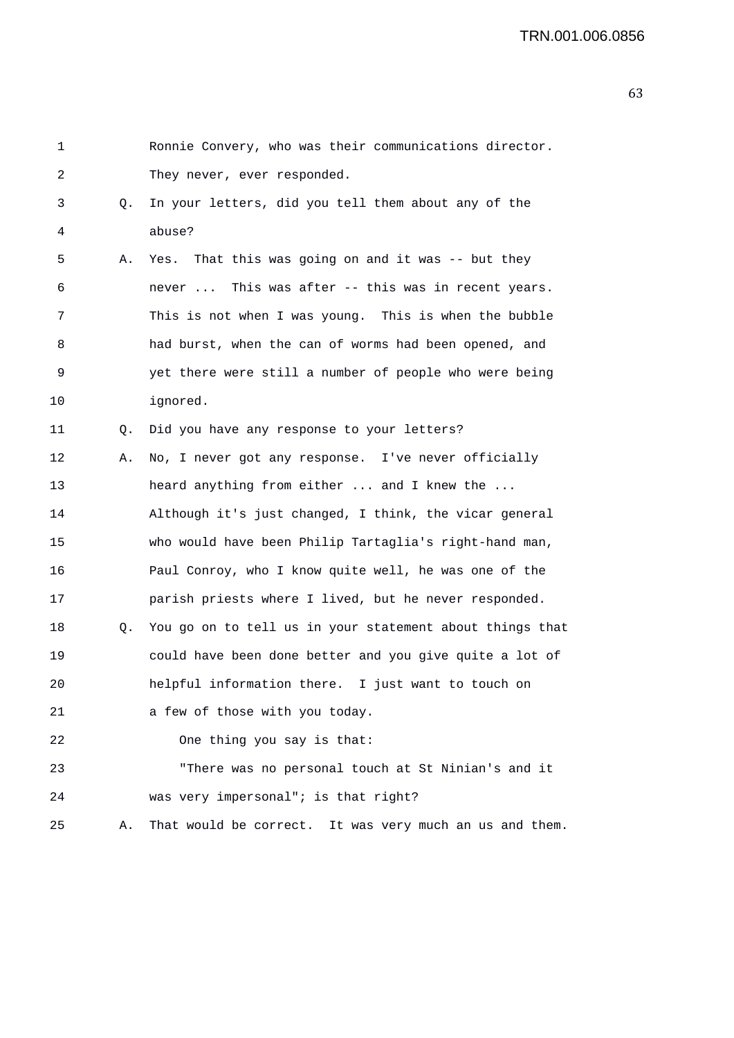1 Ronnie Convery, who was their communications director.
2 They never, ever responded.
3 Q. In your letters, did you tell them about any of the
4 abuse?
5 A. Yes. That this was going on and it was -- but they
6 never ... This was after -- this was in recent years.
7 This is not when I was young. This is when the bubble
8 had burst, when the can of worms had been opened, and
9 yet there were still a number of people who were being
10 ignored.
11 Q. Did you have any response to your letters?
12 A. No, I never got any response. I've never officially
13 heard anything from either ... and I knew the ...
14 Although it's just changed, I think, the vicar general
15 who would have been Philip Tartaglia's right-hand man,
16 Paul Conroy, who I know quite well, he was one of the
17 parish priests where I lived, but he never responded.
18 Q. You go on to tell us in your statement about things that
19 could have been done better and you give quite a lot of
20 helpful information there. I just want to touch on
21 a few of those with you today.
22 One thing you say is that:
23 "There was no personal touch at St Ninian's and it
24 was very impersonal"; is that right?
25 A. That would be correct. It was very much an us and them.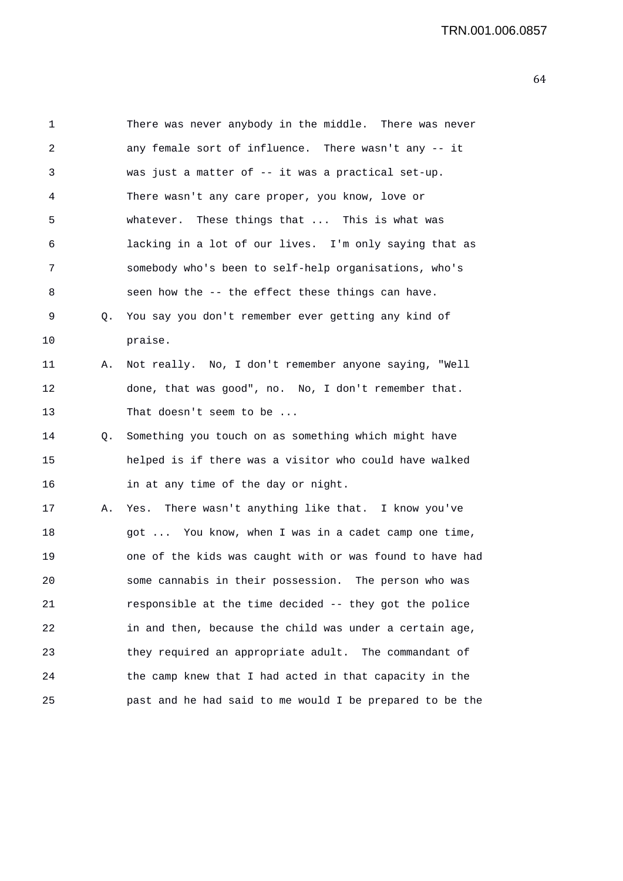1 There was never anybody in the middle. There was never
2 any female sort of influence. There wasn't any -- it
3 was just a matter of -- it was a practical set-up.
4 There wasn't any care proper, you know, love or
5 whatever. These things that ... This is what was
6 lacking in a lot of our lives. I'm only saying that as
7 somebody who's been to self-help organisations, who's
8 seen how the -- the effect these things can have.

9 Q. You say you don't remember ever getting any kind of
10 praise.

11 A. Not really. No, I don't remember anyone saying, "Well
12 done, that was good", no. No, I don't remember that.
13 That doesn't seem to be ...

14 Q. Something you touch on as something which might have
15 helped is if there was a visitor who could have walked
16 in at any time of the day or night.

17 A. Yes. There wasn't anything like that. I know you've
18 got ... You know, when I was in a cadet camp one time,
19 one of the kids was caught with or was found to have had
20 some cannabis in their possession. The person who was
21 responsible at the time decided -- they got the police
22 in and then, because the child was under a certain age,
23 they required an appropriate adult. The commandant of
24 the camp knew that I had acted in that capacity in the
25 past and he had said to me would I be prepared to be the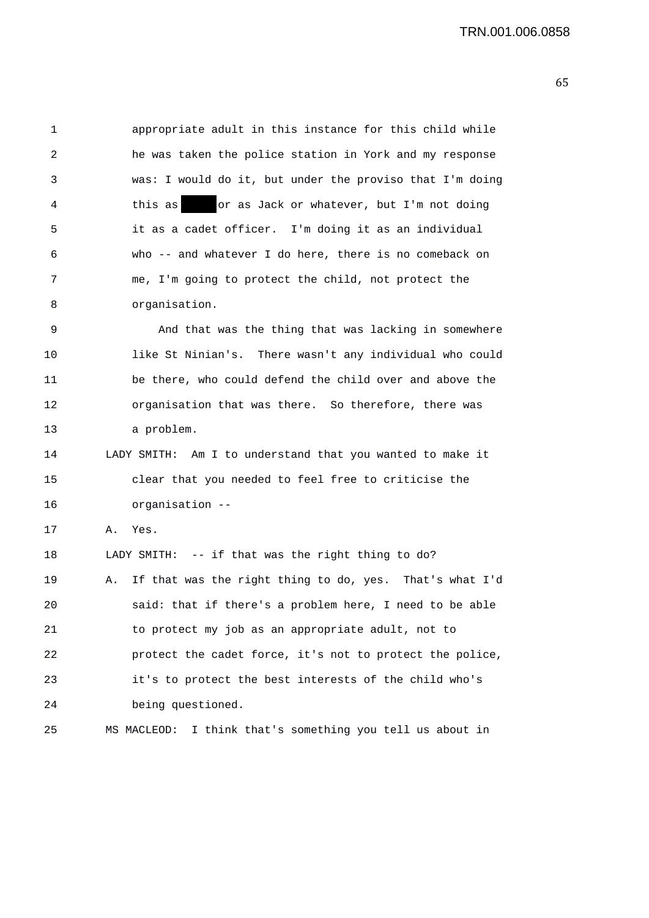appropriate adult in this instance for this child while he was taken the police station in York and my response was: I would do it, but under the proviso that I'm doing this as ████ or as Jack or whatever, but I'm not doing it as a cadet officer. I'm doing it as an individual who -- and whatever I do here, there is no comeback on me, I'm going to protect the child, not protect the organisation.

And that was the thing that was lacking in somewhere like St Ninian's. There wasn't any individual who could be there, who could defend the child over and above the organisation that was there. So therefore, there was a problem.

LADY SMITH: Am I to understand that you wanted to make it clear that you needed to feel free to criticise the organisation --

A. Yes.

LADY SMITH: -- if that was the right thing to do?

A. If that was the right thing to do, yes. That's what I'd said: that if there's a problem here, I need to be able to protect my job as an appropriate adult, not to protect the cadet force, it's not to protect the police, it's to protect the best interests of the child who's being questioned.

MS MACLEOD: I think that's something you tell us about in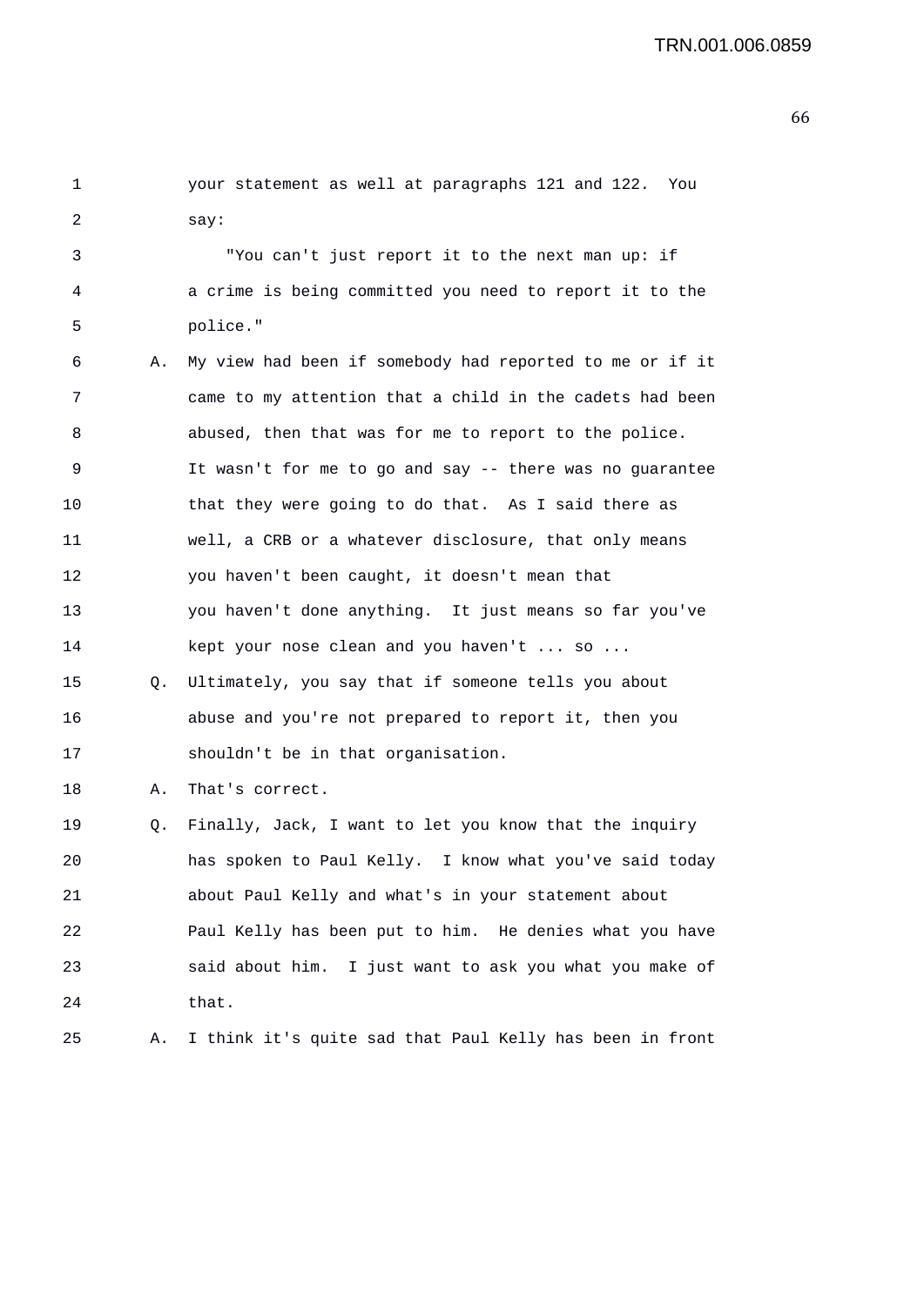your statement as well at paragraphs 121 and 122. You say:

"You can't just report it to the next man up: if a crime is being committed you need to report it to the police."

A. My view had been if somebody had reported to me or if it came to my attention that a child in the cadets had been abused, then that was for me to report to the police. It wasn't for me to go and say -- there was no guarantee that they were going to do that. As I said there as well, a CRB or a whatever disclosure, that only means you haven't been caught, it doesn't mean that you haven't done anything. It just means so far you've kept your nose clean and you haven't ... so ...

Q. Ultimately, you say that if someone tells you about abuse and you're not prepared to report it, then you shouldn't be in that organisation.

A. That's correct.

Q. Finally, Jack, I want to let you know that the inquiry has spoken to Paul Kelly. I know what you've said today about Paul Kelly and what's in your statement about Paul Kelly has been put to him. He denies what you have said about him. I just want to ask you what you make of that.

A. I think it's quite sad that Paul Kelly has been in front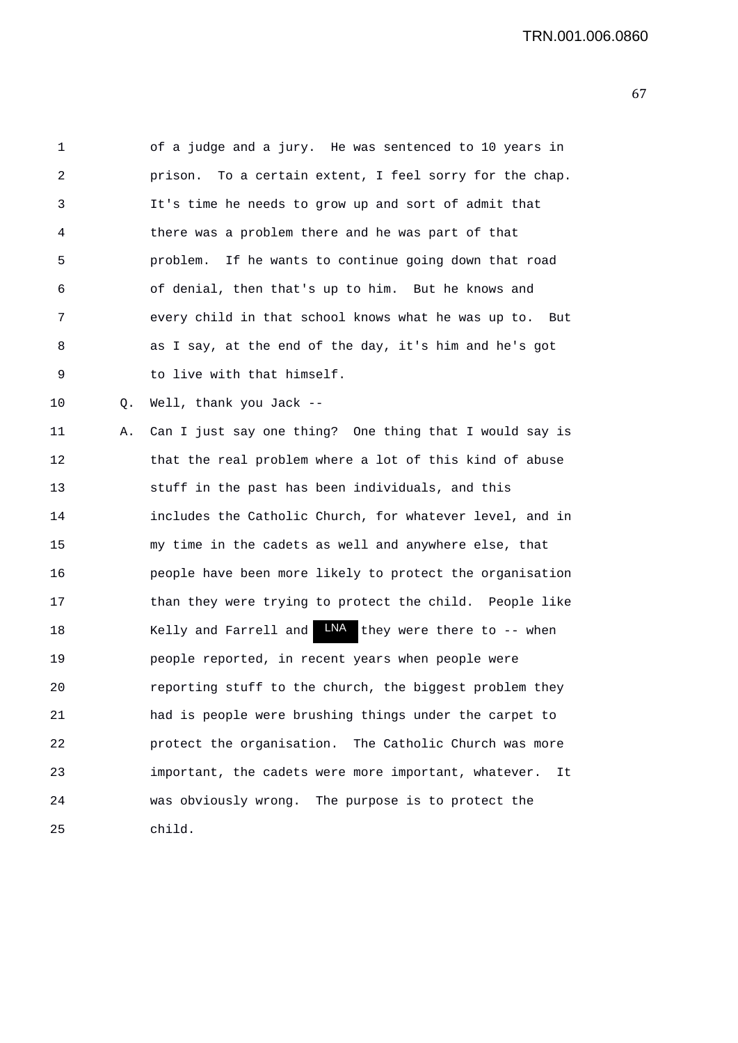of a judge and a jury. He was sentenced to 10 years in prison. To a certain extent, I feel sorry for the chap. It's time he needs to grow up and sort of admit that there was a problem there and he was part of that problem. If he wants to continue going down that road of denial, then that's up to him. But he knows and every child in that school knows what he was up to. But as I say, at the end of the day, it's him and he's got to live with that himself.

Q. Well, thank you Jack --

A. Can I just say one thing? One thing that I would say is that the real problem where a lot of this kind of abuse stuff in the past has been individuals, and this includes the Catholic Church, for whatever level, and in my time in the cadets as well and anywhere else, that people have been more likely to protect the organisation than they were trying to protect the child. People like Kelly and Farrell and LNA they were there to -- when people reported, in recent years when people were reporting stuff to the church, the biggest problem they had is people were brushing things under the carpet to protect the organisation. The Catholic Church was more important, the cadets were more important, whatever. It was obviously wrong. The purpose is to protect the child.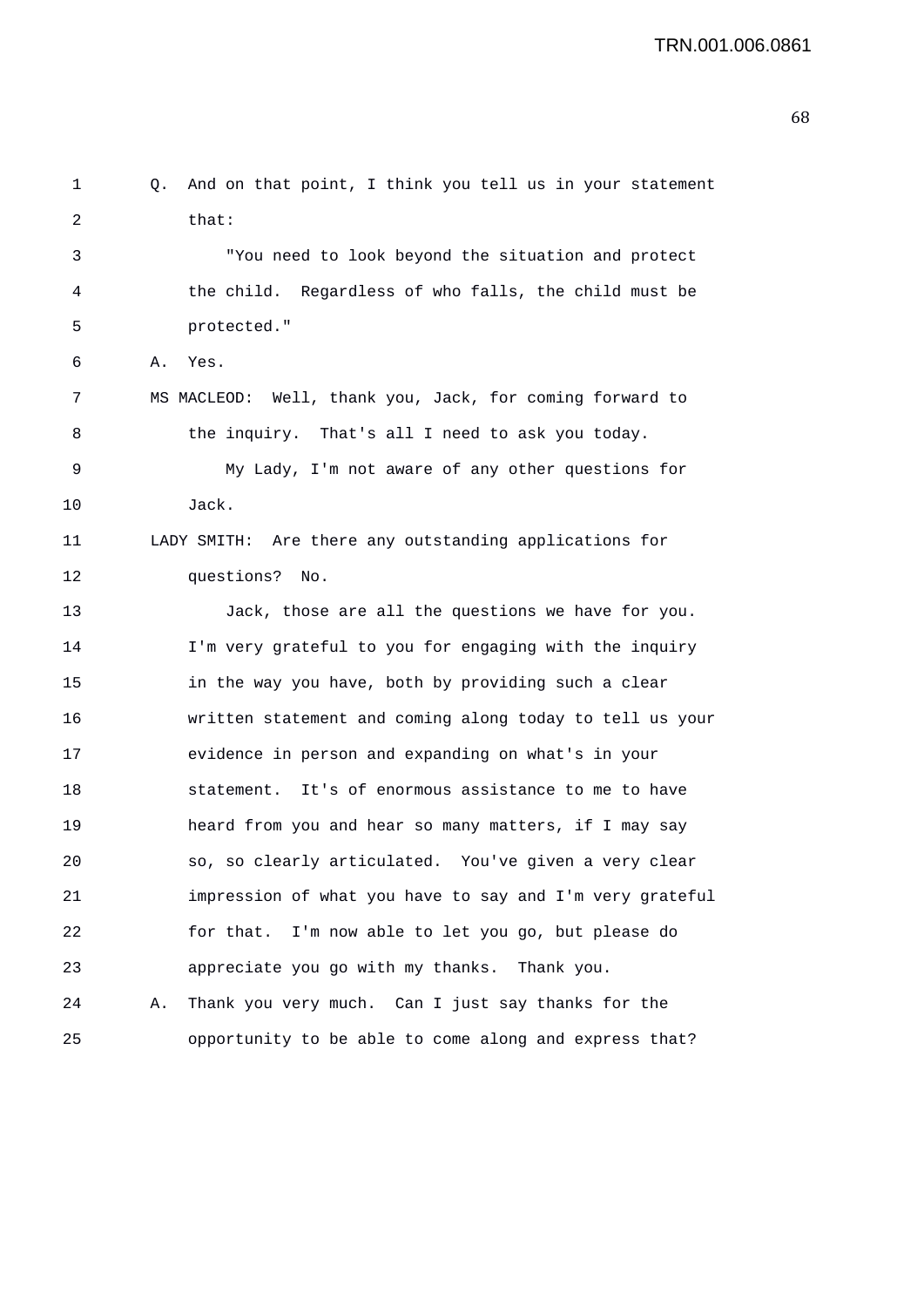Q. And on that point, I think you tell us in your statement that:

"You need to look beyond the situation and protect the child. Regardless of who falls, the child must be protected."

A. Yes.

MS MACLEOD: Well, thank you, Jack, for coming forward to the inquiry. That's all I need to ask you today.

My Lady, I'm not aware of any other questions for Jack.

LADY SMITH: Are there any outstanding applications for questions? No.

Jack, those are all the questions we have for you. I'm very grateful to you for engaging with the inquiry in the way you have, both by providing such a clear written statement and coming along today to tell us your evidence in person and expanding on what's in your statement. It's of enormous assistance to me to have heard from you and hear so many matters, if I may say so, so clearly articulated. You've given a very clear impression of what you have to say and I'm very grateful for that. I'm now able to let you go, but please do appreciate you go with my thanks. Thank you.

A. Thank you very much. Can I just say thanks for the opportunity to be able to come along and express that?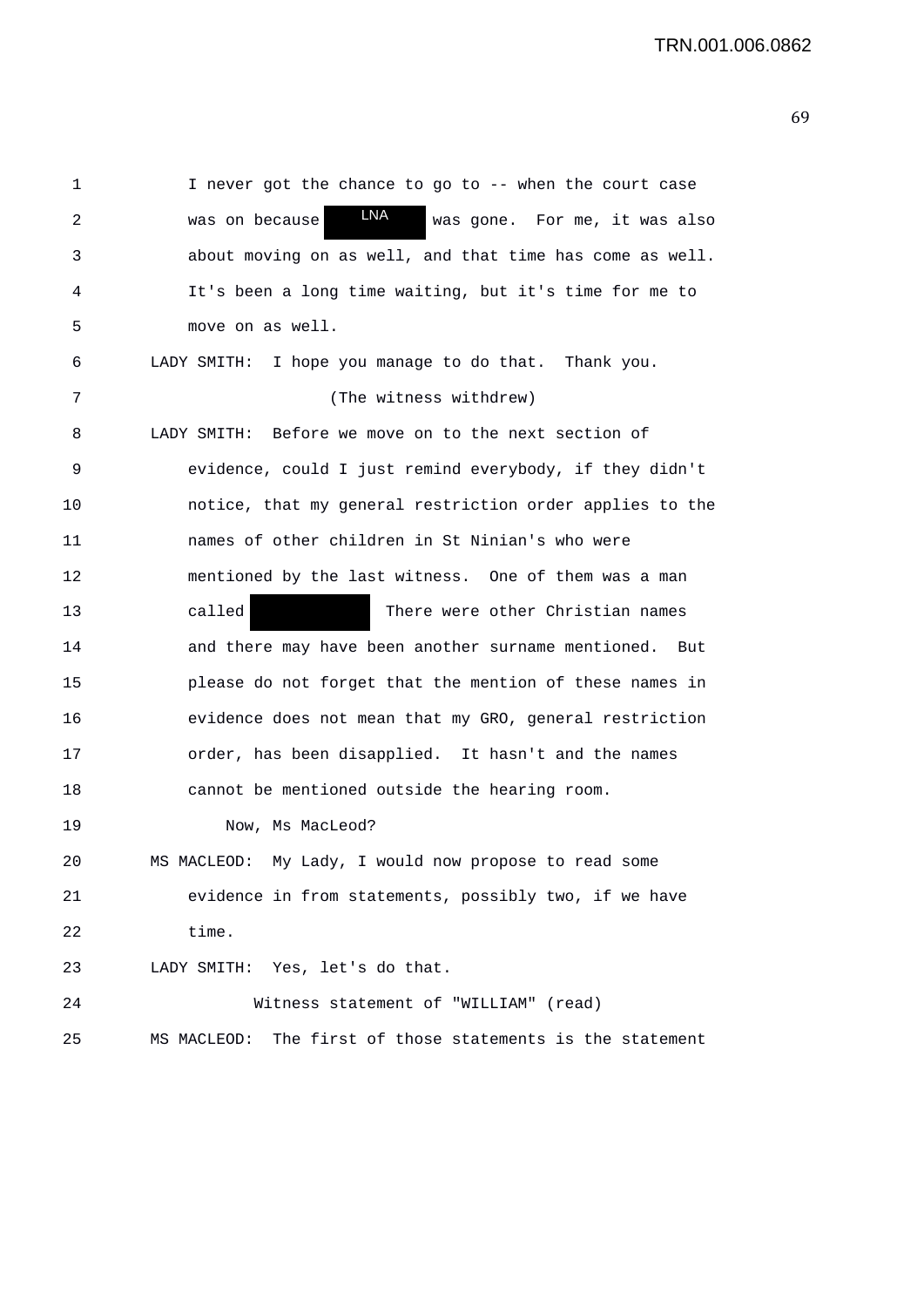1 I never got the chance to go to -- when the court case
2 was on because LNA was gone. For me, it was also
3 about moving on as well, and that time has come as well.
4 It's been a long time waiting, but it's time for me to
5 move on as well.

6 LADY SMITH: I hope you manage to do that. Thank you.

7 (The witness withdrew)

8 LADY SMITH: Before we move on to the next section of
9 evidence, could I just remind everybody, if they didn't
10 notice, that my general restriction order applies to the
11 names of other children in St Ninian's who were
12 mentioned by the last witness. One of them was a man
13 called [REDACTED] There were other Christian names
14 and there may have been another surname mentioned. But
15 please do not forget that the mention of these names in
16 evidence does not mean that my GRO, general restriction
17 order, has been disapplied. It hasn't and the names
18 cannot be mentioned outside the hearing room.
19 Now, Ms MacLeod?

20 MS MACLEOD: My Lady, I would now propose to read some
21 evidence in from statements, possibly two, if we have
22 time.

23 LADY SMITH: Yes, let's do that.

24 Witness statement of "WILLIAM" (read)

25 MS MACLEOD: The first of those statements is the statement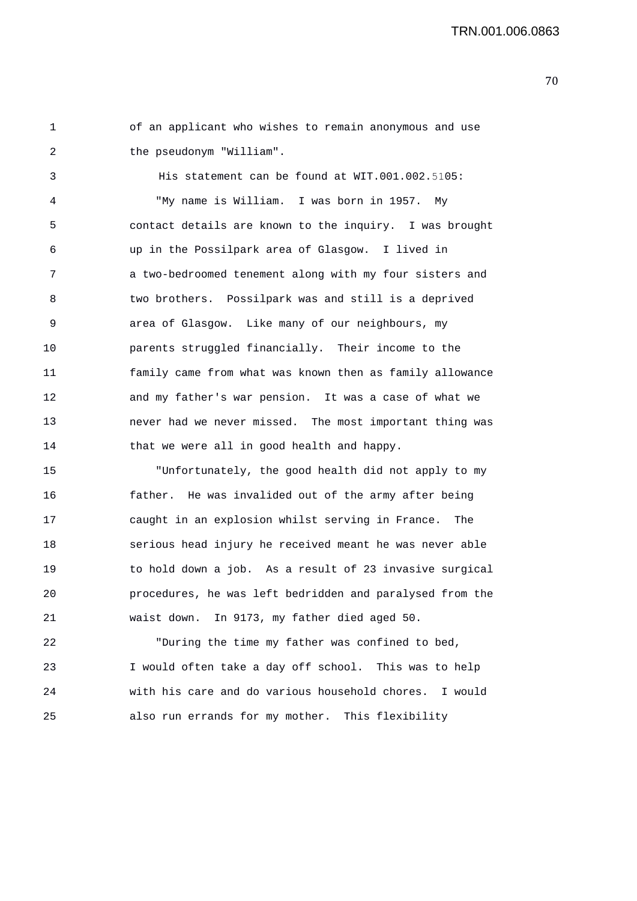of an applicant who wishes to remain anonymous and use the pseudonym "William".

His statement can be found at WIT.001.002.5105:

"My name is William. I was born in 1957. My contact details are known to the inquiry. I was brought up in the Possilpark area of Glasgow. I lived in a two-bedroomed tenement along with my four sisters and two brothers. Possilpark was and still is a deprived area of Glasgow. Like many of our neighbours, my parents struggled financially. Their income to the family came from what was known then as family allowance and my father's war pension. It was a case of what we never had we never missed. The most important thing was that we were all in good health and happy.

"Unfortunately, the good health did not apply to my father. He was invalided out of the army after being caught in an explosion whilst serving in France. The serious head injury he received meant he was never able to hold down a job. As a result of 23 invasive surgical procedures, he was left bedridden and paralysed from the waist down. In 9173, my father died aged 50.

"During the time my father was confined to bed, I would often take a day off school. This was to help with his care and do various household chores. I would also run errands for my mother. This flexibility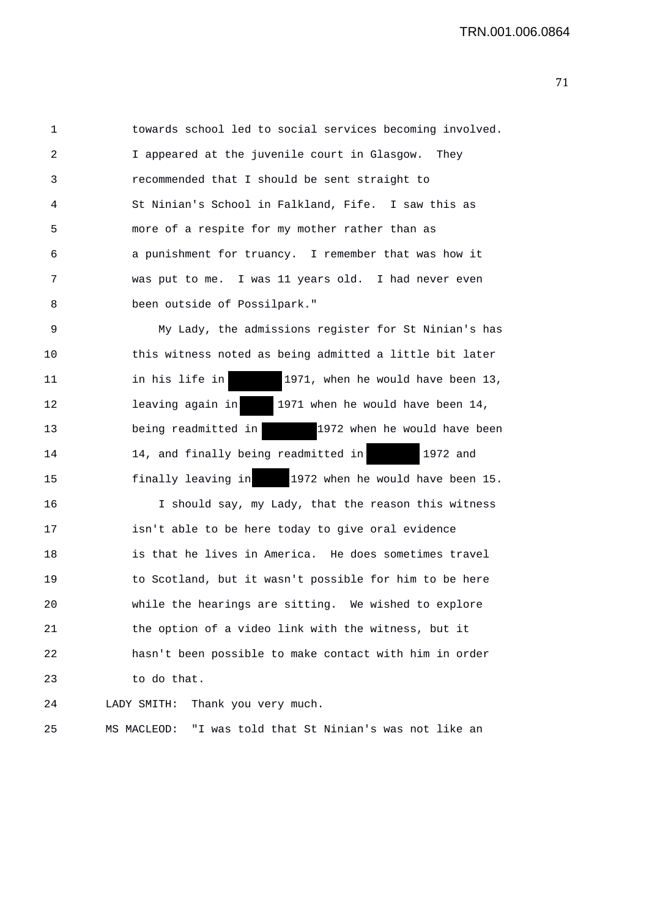towards school led to social services becoming involved. I appeared at the juvenile court in Glasgow. They recommended that I should be sent straight to St Ninian's School in Falkland, Fife. I saw this as more of a respite for my mother rather than as a punishment for truancy. I remember that was how it was put to me. I was 11 years old. I had never even been outside of Possilpark."

My Lady, the admissions register for St Ninian's has this witness noted as being admitted a little bit later in his life in [redacted] 1971, when he would have been 13, leaving again in [redacted] 1971 when he would have been 14, being readmitted in [redacted] 1972 when he would have been 14, and finally being readmitted in [redacted] 1972 and finally leaving in [redacted] 1972 when he would have been 15.

I should say, my Lady, that the reason this witness isn't able to be here today to give oral evidence is that he lives in America. He does sometimes travel to Scotland, but it wasn't possible for him to be here while the hearings are sitting. We wished to explore the option of a video link with the witness, but it hasn't been possible to make contact with him in order to do that.

LADY SMITH: Thank you very much.

MS MACLEOD: "I was told that St Ninian's was not like an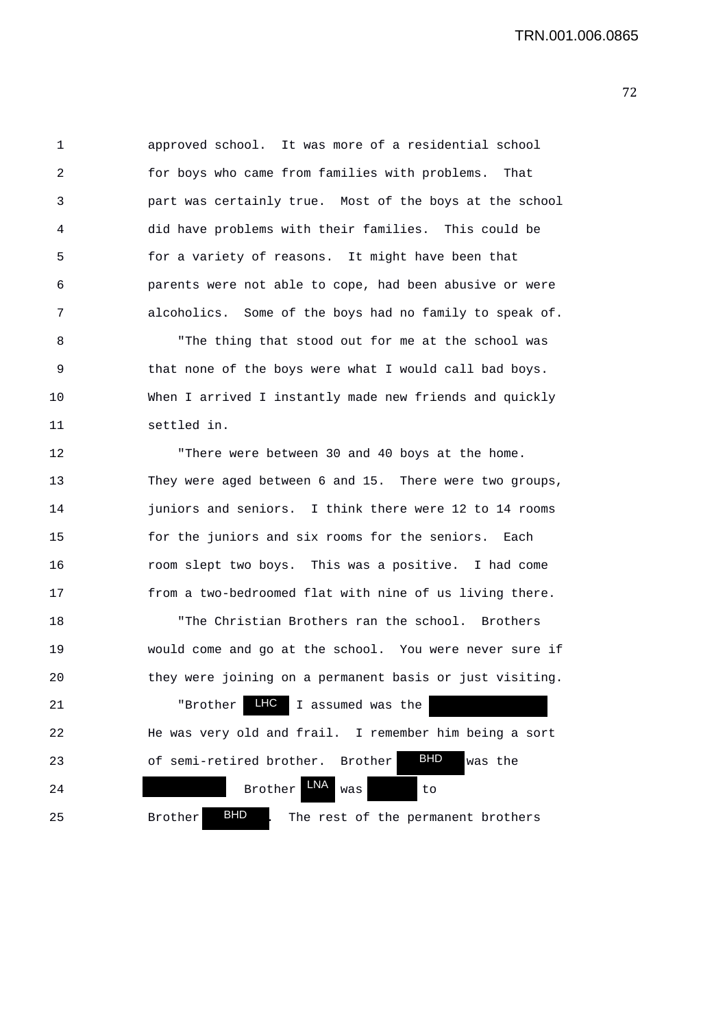approved school. It was more of a residential school for boys who came from families with problems. That part was certainly true. Most of the boys at the school did have problems with their families. This could be for a variety of reasons. It might have been that parents were not able to cope, had been abusive or were alcoholics. Some of the boys had no family to speak of.

"The thing that stood out for me at the school was that none of the boys were what I would call bad boys. When I arrived I instantly made new friends and quickly settled in.

"There were between 30 and 40 boys at the home. They were aged between 6 and 15. There were two groups, juniors and seniors. I think there were 12 to 14 rooms for the juniors and six rooms for the seniors. Each room slept two boys. This was a positive. I had come from a two-bedroomed flat with nine of us living there.

"The Christian Brothers ran the school. Brothers would come and go at the school. You were never sure if they were joining on a permanent basis or just visiting.

"Brother LHC I assumed was the [REDACTED]. He was very old and frail. I remember him being a sort of semi-retired brother. Brother BHD was the [REDACTED]. Brother LNA was [REDACTED] to Brother BHD. The rest of the permanent brothers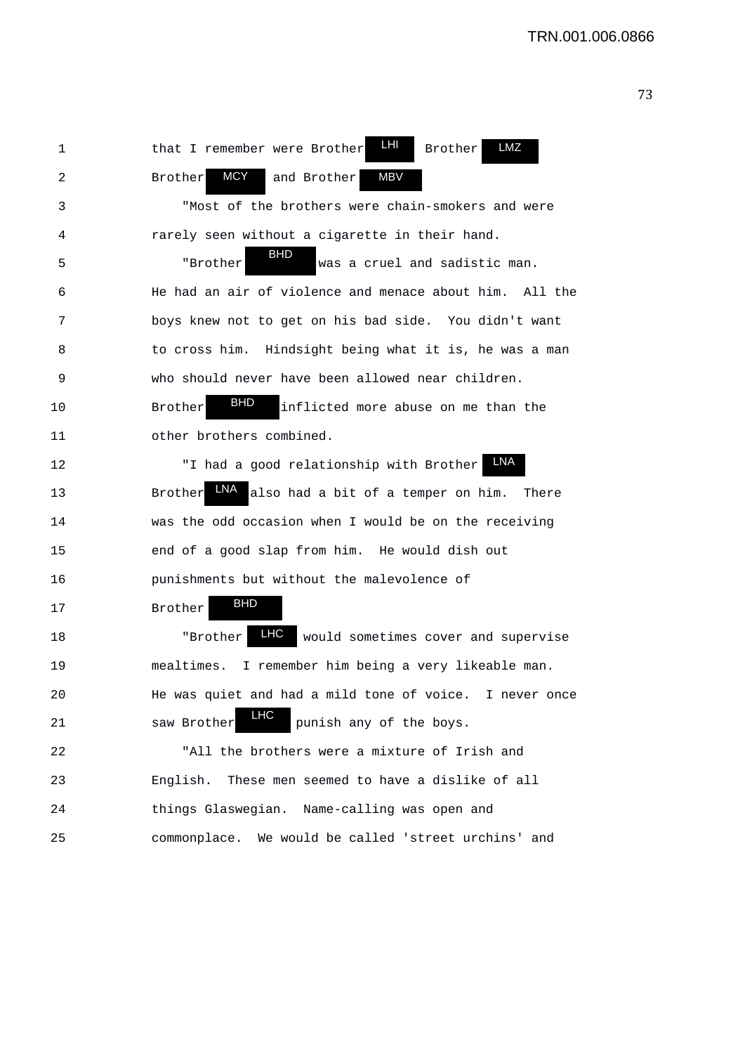that I remember were Brother LHI Brother LMZ Brother MCY and Brother MBV

"Most of the brothers were chain-smokers and were rarely seen without a cigarette in their hand.

"Brother BHD was a cruel and sadistic man. He had an air of violence and menace about him. All the boys knew not to get on his bad side. You didn't want to cross him. Hindsight being what it is, he was a man who should never have been allowed near children. Brother BHD inflicted more abuse on me than the other brothers combined.

"I had a good relationship with Brother LNA Brother LNA also had a bit of a temper on him. There was the odd occasion when I would be on the receiving end of a good slap from him. He would dish out punishments but without the malevolence of Brother BHD

"Brother LHC would sometimes cover and supervise mealtimes. I remember him being a very likeable man. He was quiet and had a mild tone of voice. I never once saw Brother LHC punish any of the boys.

"All the brothers were a mixture of Irish and English. These men seemed to have a dislike of all things Glaswegian. Name-calling was open and commonplace. We would be called 'street urchins' and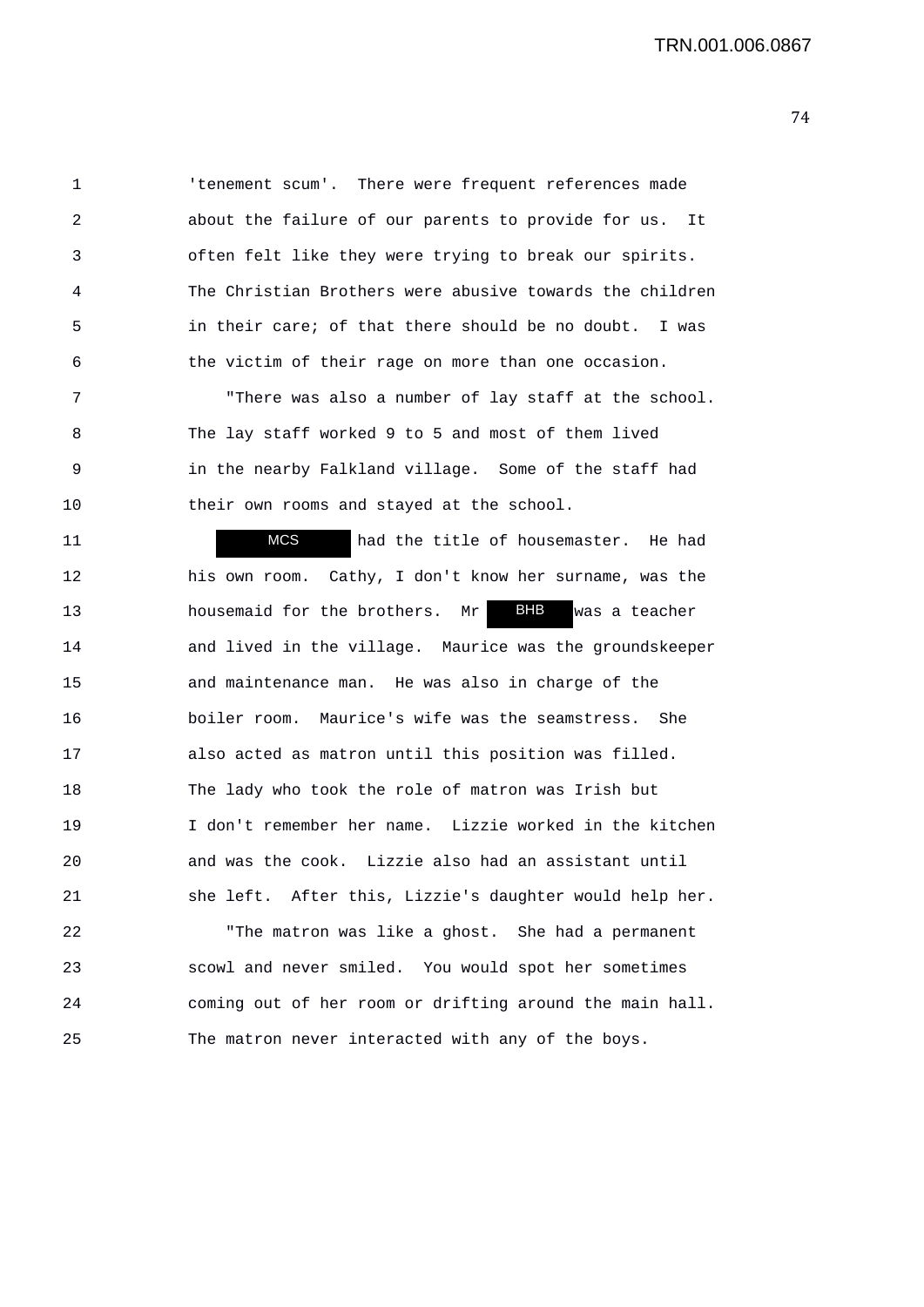'tenement scum'. There were frequent references made about the failure of our parents to provide for us. It often felt like they were trying to break our spirits. The Christian Brothers were abusive towards the children in their care; of that there should be no doubt. I was the victim of their rage on more than one occasion.

"There was also a number of lay staff at the school. The lay staff worked 9 to 5 and most of them lived in the nearby Falkland village. Some of the staff had their own rooms and stayed at the school.

MCS had the title of housemaster. He had his own room. Cathy, I don't know her surname, was the housemaid for the brothers. Mr BHB was a teacher and lived in the village. Maurice was the groundskeeper and maintenance man. He was also in charge of the boiler room. Maurice's wife was the seamstress. She also acted as matron until this position was filled. The lady who took the role of matron was Irish but I don't remember her name. Lizzie worked in the kitchen and was the cook. Lizzie also had an assistant until she left. After this, Lizzie's daughter would help her.

"The matron was like a ghost. She had a permanent scowl and never smiled. You would spot her sometimes coming out of her room or drifting around the main hall. The matron never interacted with any of the boys.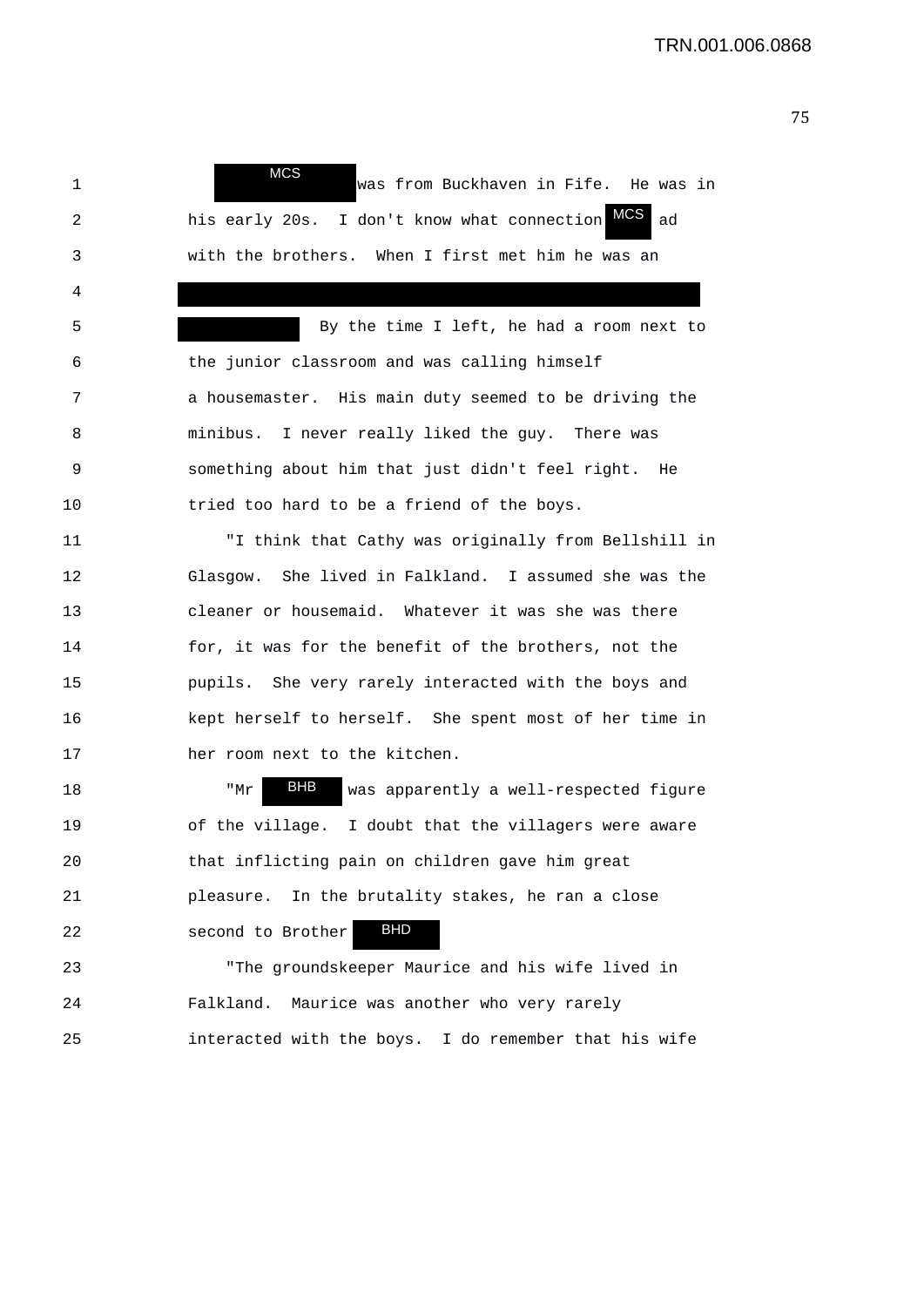MCS was from Buckhaven in Fife. He was in his early 20s. I don't know what connection MCS ad with the brothers. When I first met him he was an

By the time I left, he had a room next to the junior classroom and was calling himself a housemaster. His main duty seemed to be driving the minibus. I never really liked the guy. There was something about him that just didn't feel right. He tried too hard to be a friend of the boys.

"I think that Cathy was originally from Bellshill in Glasgow. She lived in Falkland. I assumed she was the cleaner or housemaid. Whatever it was she was there for, it was for the benefit of the brothers, not the pupils. She very rarely interacted with the boys and kept herself to herself. She spent most of her time in her room next to the kitchen.

"Mr BHB was apparently a well-respected figure of the village. I doubt that the villagers were aware that inflicting pain on children gave him great pleasure. In the brutality stakes, he ran a close second to Brother BHD

"The groundskeeper Maurice and his wife lived in Falkland. Maurice was another who very rarely interacted with the boys. I do remember that his wife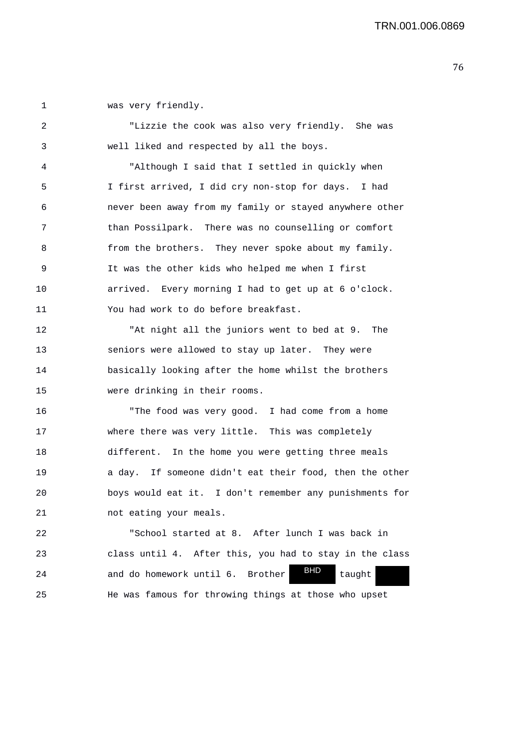was very friendly.

"Lizzie the cook was also very friendly. She was well liked and respected by all the boys.

"Although I said that I settled in quickly when I first arrived, I did cry non-stop for days. I had never been away from my family or stayed anywhere other than Possilpark. There was no counselling or comfort from the brothers. They never spoke about my family. It was the other kids who helped me when I first arrived. Every morning I had to get up at 6 o'clock. You had work to do before breakfast.

"At night all the juniors went to bed at 9. The seniors were allowed to stay up later. They were basically looking after the home whilst the brothers were drinking in their rooms.

"The food was very good. I had come from a home where there was very little. This was completely different. In the home you were getting three meals a day. If someone didn't eat their food, then the other boys would eat it. I don't remember any punishments for not eating your meals.

"School started at 8. After lunch I was back in class until 4. After this, you had to stay in the class and do homework until 6. Brother BHD taught [redacted]

He was famous for throwing things at those who upset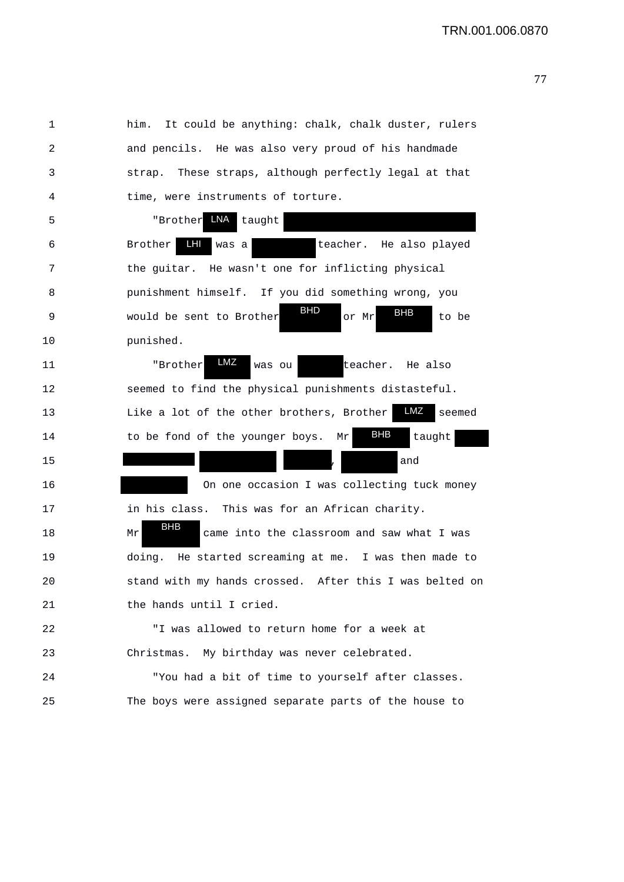him. It could be anything: chalk, chalk duster, rulers and pencils. He was also very proud of his handmade strap. These straps, although perfectly legal at that time, were instruments of torture.

"Brother LNA taught [redacted] Brother LHI was a [redacted] teacher. He also played the guitar. He wasn't one for inflicting physical punishment himself. If you did something wrong, you would be sent to Brother BHD or Mr BHB to be punished.

"Brother LMZ was ou [redacted] teacher. He also seemed to find the physical punishments distasteful. Like a lot of the other brothers, Brother LMZ seemed to be fond of the younger boys. Mr BHB taught [redacted] [redacted] [redacted] [redacted], [redacted] and [redacted] On one occasion I was collecting tuck money in his class. This was for an African charity. Mr BHB came into the classroom and saw what I was doing. He started screaming at me. I was then made to stand with my hands crossed. After this I was belted on the hands until I cried.

"I was allowed to return home for a week at Christmas. My birthday was never celebrated.

"You had a bit of time to yourself after classes. The boys were assigned separate parts of the house to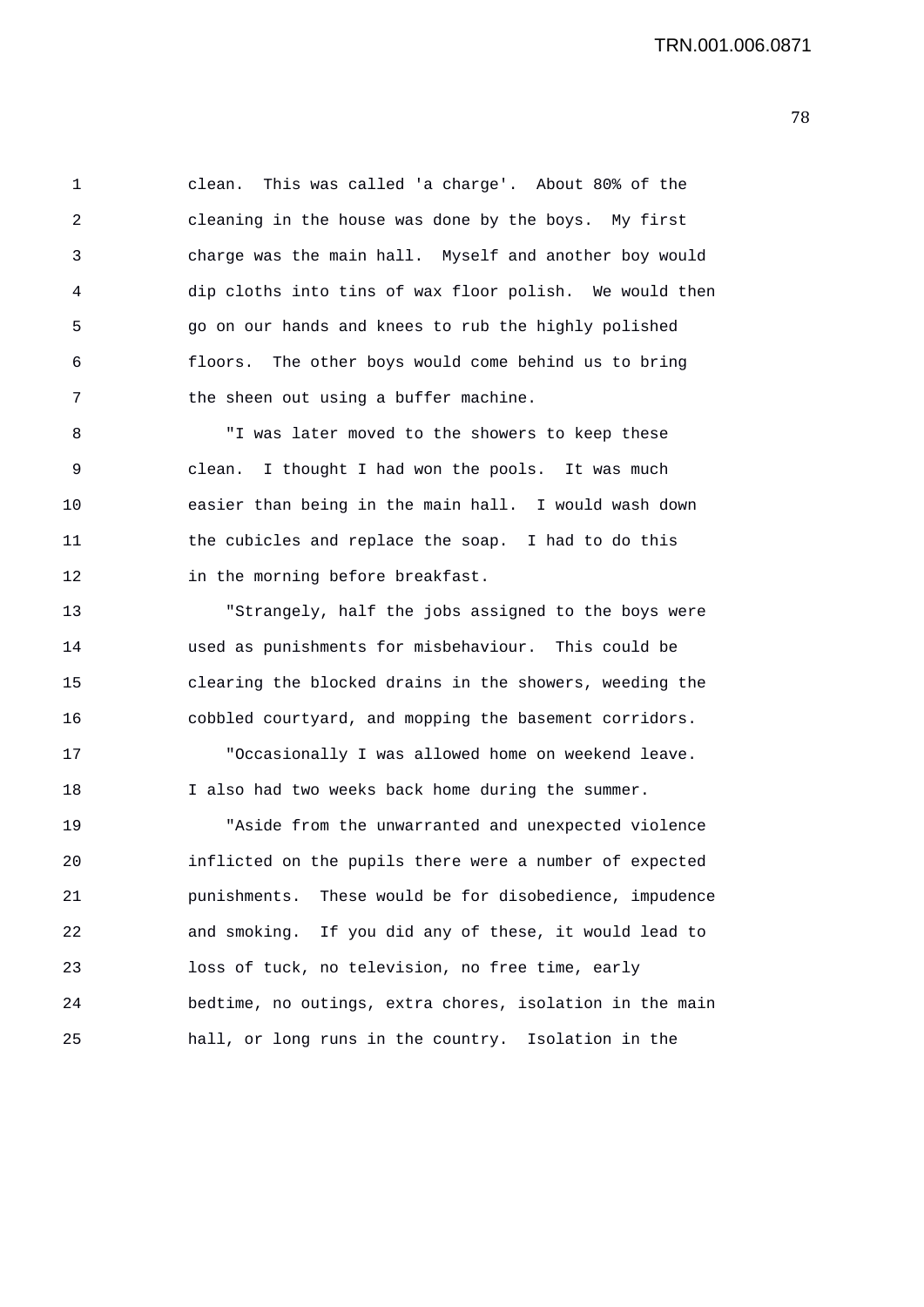clean. This was called 'a charge'. About 80% of the cleaning in the house was done by the boys. My first charge was the main hall. Myself and another boy would dip cloths into tins of wax floor polish. We would then go on our hands and knees to rub the highly polished floors. The other boys would come behind us to bring the sheen out using a buffer machine.

"I was later moved to the showers to keep these clean. I thought I had won the pools. It was much easier than being in the main hall. I would wash down the cubicles and replace the soap. I had to do this in the morning before breakfast.

"Strangely, half the jobs assigned to the boys were used as punishments for misbehaviour. This could be clearing the blocked drains in the showers, weeding the cobbled courtyard, and mopping the basement corridors.

"Occasionally I was allowed home on weekend leave. I also had two weeks back home during the summer.

"Aside from the unwarranted and unexpected violence inflicted on the pupils there were a number of expected punishments. These would be for disobedience, impudence and smoking. If you did any of these, it would lead to loss of tuck, no television, no free time, early bedtime, no outings, extra chores, isolation in the main hall, or long runs in the country. Isolation in the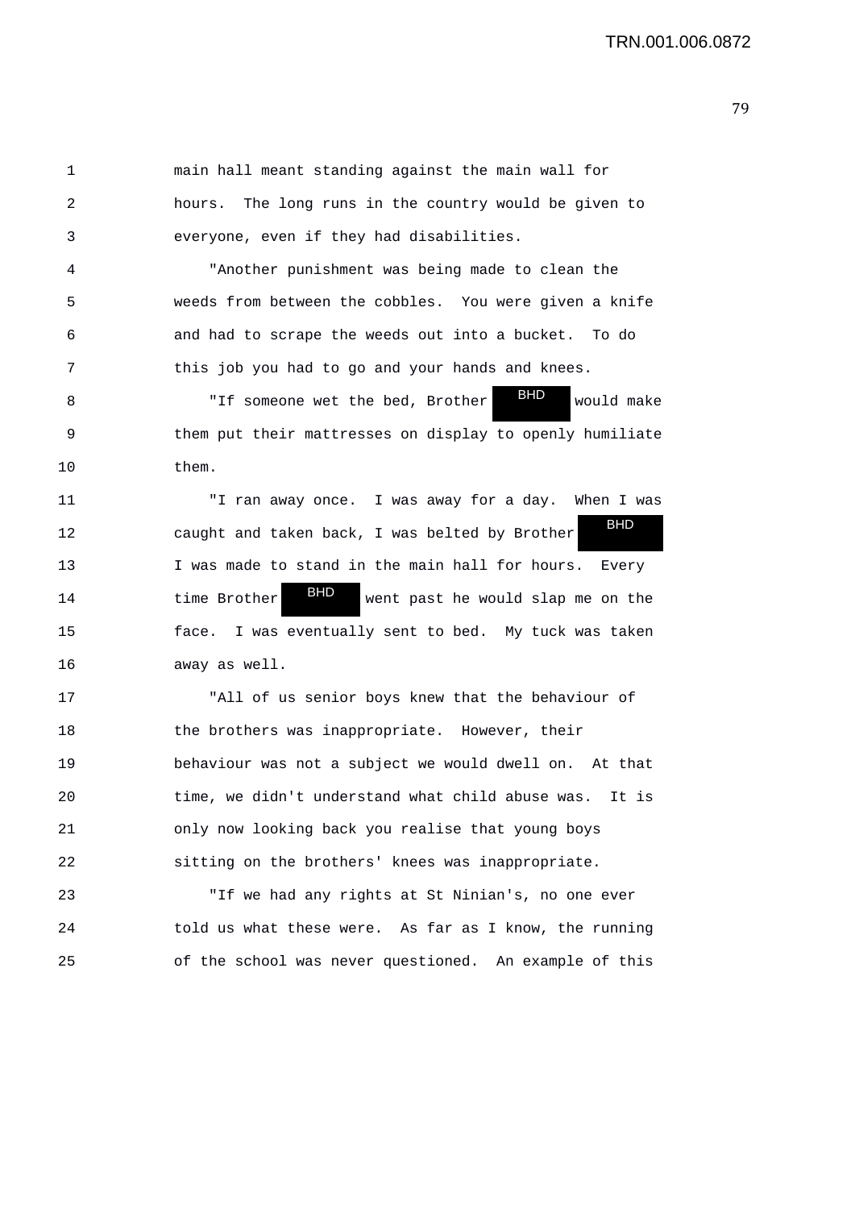main hall meant standing against the main wall for hours. The long runs in the country would be given to everyone, even if they had disabilities.

"Another punishment was being made to clean the weeds from between the cobbles. You were given a knife and had to scrape the weeds out into a bucket. To do this job you had to go and your hands and knees.

"If someone wet the bed, Brother BHD would make them put their mattresses on display to openly humiliate them.

"I ran away once. I was away for a day. When I was caught and taken back, I was belted by Brother BHD I was made to stand in the main hall for hours. Every time Brother BHD went past he would slap me on the face. I was eventually sent to bed. My tuck was taken away as well.

"All of us senior boys knew that the behaviour of the brothers was inappropriate. However, their behaviour was not a subject we would dwell on. At that time, we didn't understand what child abuse was. It is only now looking back you realise that young boys sitting on the brothers' knees was inappropriate.

"If we had any rights at St Ninian's, no one ever told us what these were. As far as I know, the running of the school was never questioned. An example of this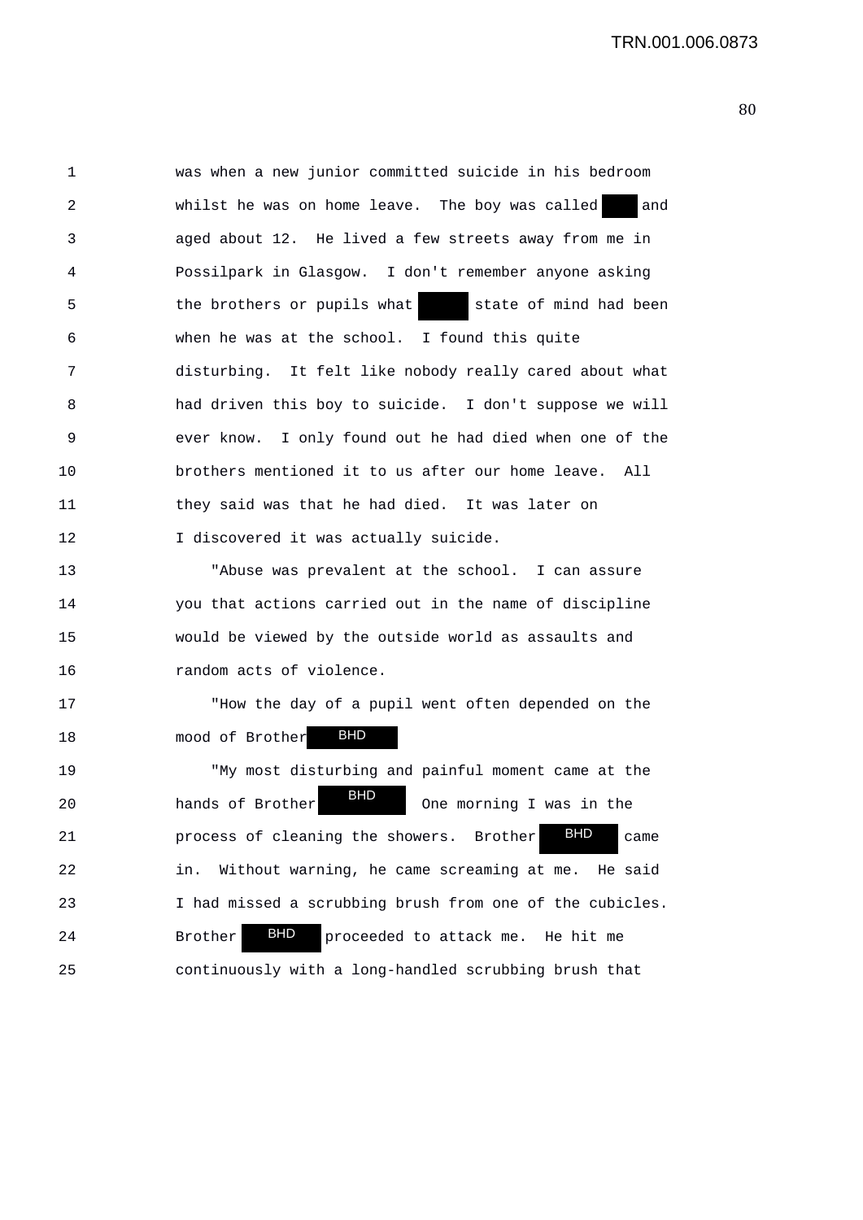was when a new junior committed suicide in his bedroom whilst he was on home leave. The boy was called ███ and aged about 12. He lived a few streets away from me in Possilpark in Glasgow. I don't remember anyone asking the brothers or pupils what ███ state of mind had been when he was at the school. I found this quite disturbing. It felt like nobody really cared about what had driven this boy to suicide. I don't suppose we will ever know. I only found out he had died when one of the brothers mentioned it to us after our home leave. All they said was that he had died. It was later on I discovered it was actually suicide.

"Abuse was prevalent at the school. I can assure you that actions carried out in the name of discipline would be viewed by the outside world as assaults and random acts of violence.

"How the day of a pupil went often depended on the mood of Brother BHD

"My most disturbing and painful moment came at the hands of Brother BHD One morning I was in the process of cleaning the showers. Brother BHD came in. Without warning, he came screaming at me. He said I had missed a scrubbing brush from one of the cubicles. Brother BHD proceeded to attack me. He hit me continuously with a long-handled scrubbing brush that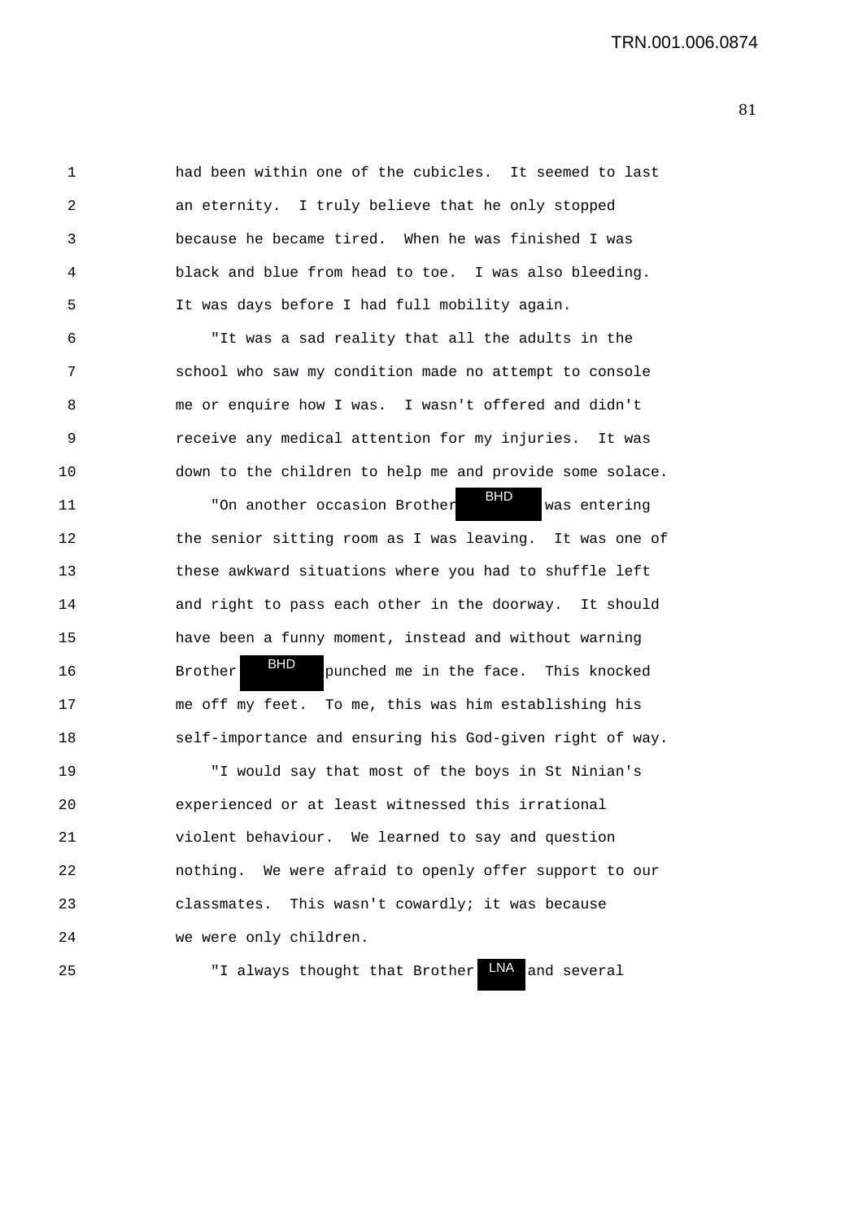had been within one of the cubicles. It seemed to last an eternity. I truly believe that he only stopped because he became tired. When he was finished I was black and blue from head to toe. I was also bleeding. It was days before I had full mobility again.

"It was a sad reality that all the adults in the school who saw my condition made no attempt to console me or enquire how I was. I wasn't offered and didn't receive any medical attention for my injuries. It was down to the children to help me and provide some solace.

"On another occasion Brother BHD was entering the senior sitting room as I was leaving. It was one of these awkward situations where you had to shuffle left and right to pass each other in the doorway. It should have been a funny moment, instead and without warning Brother BHD punched me in the face. This knocked me off my feet. To me, this was him establishing his self-importance and ensuring his God-given right of way.

"I would say that most of the boys in St Ninian's experienced or at least witnessed this irrational violent behaviour. We learned to say and question nothing. We were afraid to openly offer support to our classmates. This wasn't cowardly; it was because we were only children.

"I always thought that Brother LNA and several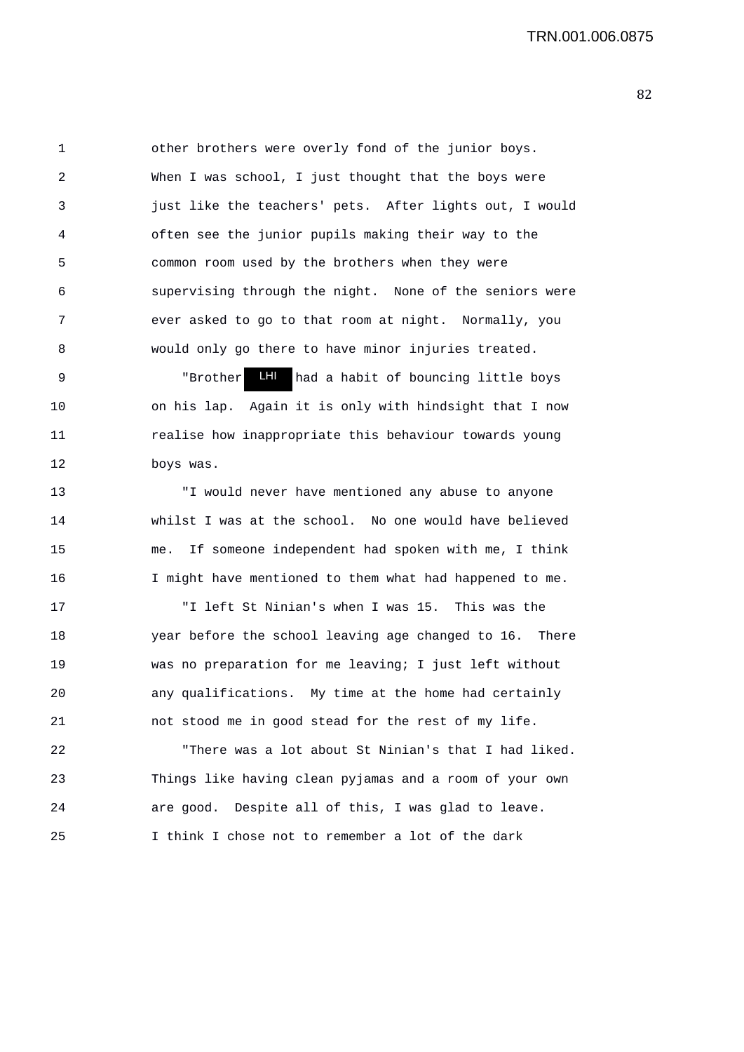other brothers were overly fond of the junior boys. When I was school, I just thought that the boys were just like the teachers' pets. After lights out, I would often see the junior pupils making their way to the common room used by the brothers when they were supervising through the night. None of the seniors were ever asked to go to that room at night. Normally, you would only go there to have minor injuries treated.

"Brother LHI had a habit of bouncing little boys on his lap. Again it is only with hindsight that I now realise how inappropriate this behaviour towards young boys was.

"I would never have mentioned any abuse to anyone whilst I was at the school. No one would have believed me. If someone independent had spoken with me, I think I might have mentioned to them what had happened to me.

"I left St Ninian's when I was 15. This was the year before the school leaving age changed to 16. There was no preparation for me leaving; I just left without any qualifications. My time at the home had certainly not stood me in good stead for the rest of my life.

"There was a lot about St Ninian's that I had liked. Things like having clean pyjamas and a room of your own are good. Despite all of this, I was glad to leave. I think I chose not to remember a lot of the dark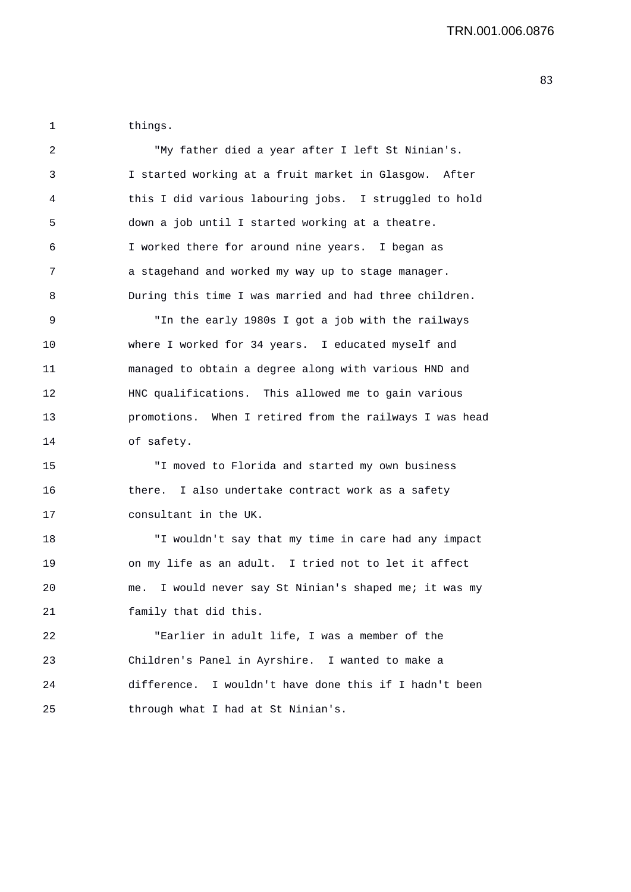things.

"My father died a year after I left St Ninian's. I started working at a fruit market in Glasgow. After this I did various labouring jobs. I struggled to hold down a job until I started working at a theatre. I worked there for around nine years. I began as a stagehand and worked my way up to stage manager. During this time I was married and had three children.

"In the early 1980s I got a job with the railways where I worked for 34 years. I educated myself and managed to obtain a degree along with various HND and HNC qualifications. This allowed me to gain various promotions. When I retired from the railways I was head of safety.

"I moved to Florida and started my own business there. I also undertake contract work as a safety consultant in the UK.

"I wouldn't say that my time in care had any impact on my life as an adult. I tried not to let it affect me. I would never say St Ninian's shaped me; it was my family that did this.

"Earlier in adult life, I was a member of the Children's Panel in Ayrshire. I wanted to make a difference. I wouldn't have done this if I hadn't been through what I had at St Ninian's.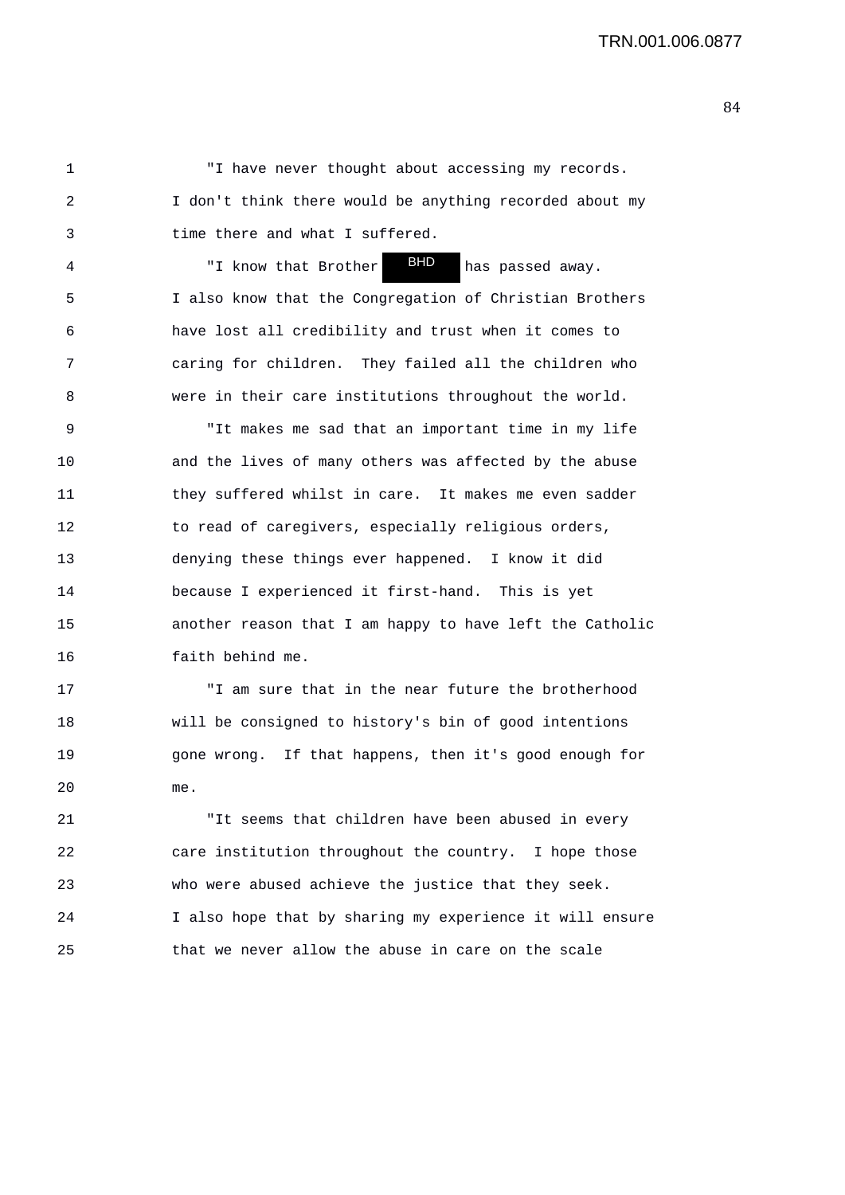"I have never thought about accessing my records. I don't think there would be anything recorded about my time there and what I suffered.

"I know that Brother BHD has passed away. I also know that the Congregation of Christian Brothers have lost all credibility and trust when it comes to caring for children. They failed all the children who were in their care institutions throughout the world.

"It makes me sad that an important time in my life and the lives of many others was affected by the abuse they suffered whilst in care. It makes me even sadder to read of caregivers, especially religious orders, denying these things ever happened. I know it did because I experienced it first-hand. This is yet another reason that I am happy to have left the Catholic faith behind me.

"I am sure that in the near future the brotherhood will be consigned to history's bin of good intentions gone wrong. If that happens, then it's good enough for me.

"It seems that children have been abused in every care institution throughout the country. I hope those who were abused achieve the justice that they seek. I also hope that by sharing my experience it will ensure that we never allow the abuse in care on the scale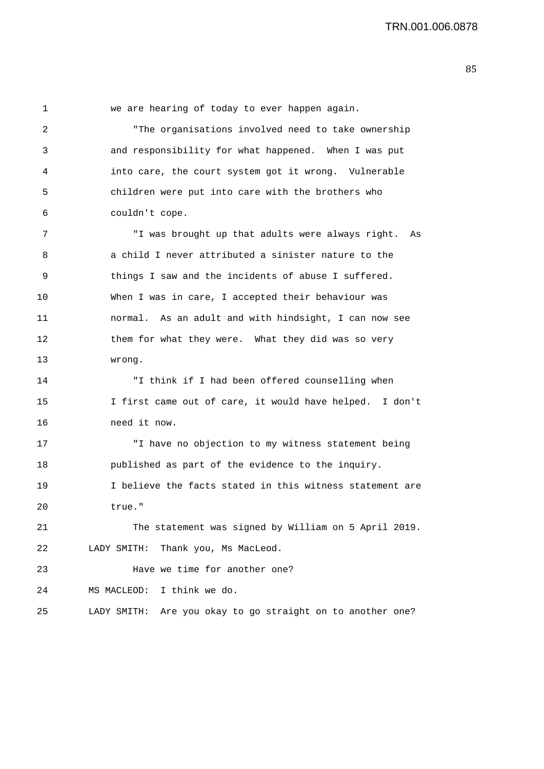we are hearing of today to ever happen again.

"The organisations involved need to take ownership and responsibility for what happened. When I was put into care, the court system got it wrong. Vulnerable children were put into care with the brothers who couldn't cope.

"I was brought up that adults were always right. As a child I never attributed a sinister nature to the things I saw and the incidents of abuse I suffered. When I was in care, I accepted their behaviour was normal. As an adult and with hindsight, I can now see them for what they were. What they did was so very wrong.

"I think if I had been offered counselling when I first came out of care, it would have helped. I don't need it now.

"I have no objection to my witness statement being published as part of the evidence to the inquiry. I believe the facts stated in this witness statement are true."

The statement was signed by William on 5 April 2019.

LADY SMITH: Thank you, Ms MacLeod.

Have we time for another one?

MS MACLEOD: I think we do.

LADY SMITH: Are you okay to go straight on to another one?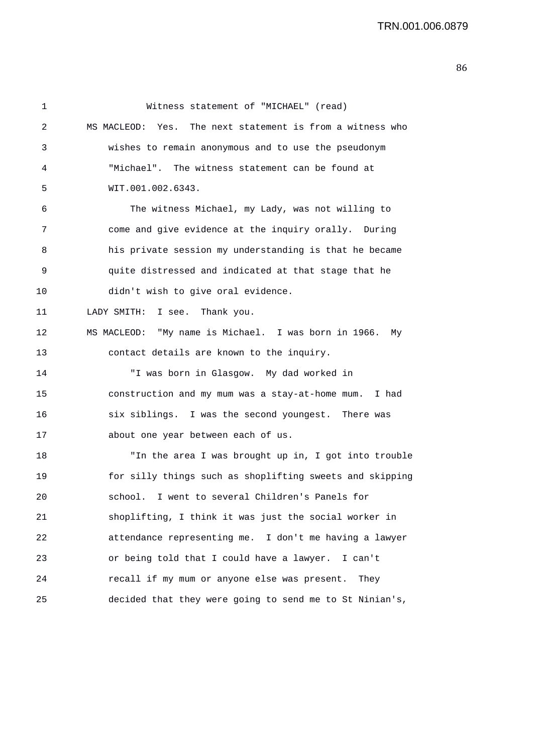Witness statement of "MICHAEL" (read)

MS MACLEOD: Yes. The next statement is from a witness who wishes to remain anonymous and to use the pseudonym "Michael". The witness statement can be found at WIT.001.002.6343.

The witness Michael, my Lady, was not willing to come and give evidence at the inquiry orally. During his private session my understanding is that he became quite distressed and indicated at that stage that he didn't wish to give oral evidence.

LADY SMITH: I see. Thank you.

MS MACLEOD: "My name is Michael. I was born in 1966. My contact details are known to the inquiry.

"I was born in Glasgow. My dad worked in construction and my mum was a stay-at-home mum. I had six siblings. I was the second youngest. There was about one year between each of us.

"In the area I was brought up in, I got into trouble for silly things such as shoplifting sweets and skipping school. I went to several Children's Panels for shoplifting, I think it was just the social worker in attendance representing me. I don't me having a lawyer or being told that I could have a lawyer. I can't recall if my mum or anyone else was present. They decided that they were going to send me to St Ninian's,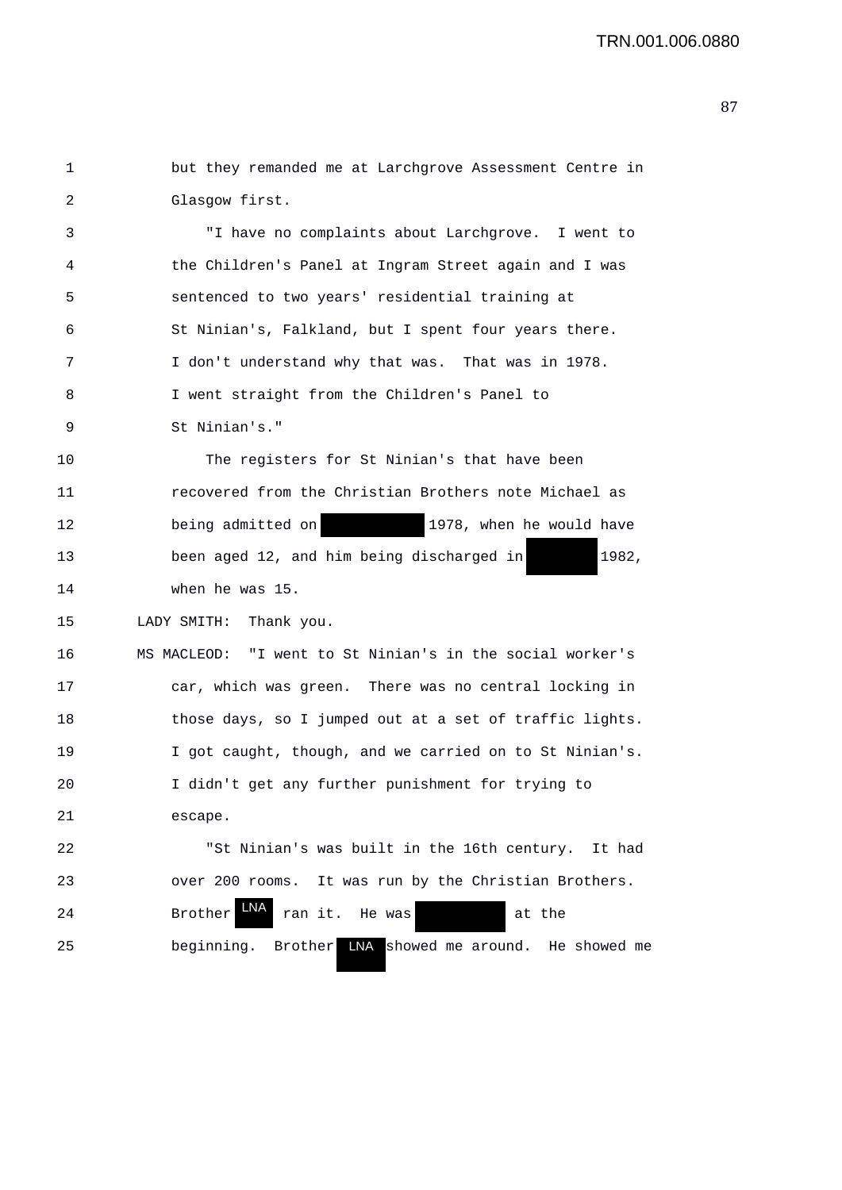1 but they remanded me at Larchgrove Assessment Centre in
2 Glasgow first.

3 "I have no complaints about Larchgrove. I went to
4 the Children's Panel at Ingram Street again and I was
5 sentenced to two years' residential training at
6 St Ninian's, Falkland, but I spent four years there.
7 I don't understand why that was. That was in 1978.
8 I went straight from the Children's Panel to
9 St Ninian's."

10 The registers for St Ninian's that have been
11 recovered from the Christian Brothers note Michael as
12 being admitted on [redacted] 1978, when he would have
13 been aged 12, and him being discharged in [redacted] 1982,
14 when he was 15.

15 LADY SMITH: Thank you.

16 MS MACLEOD: "I went to St Ninian's in the social worker's
17 car, which was green. There was no central locking in
18 those days, so I jumped out at a set of traffic lights.
19 I got caught, though, and we carried on to St Ninian's.
20 I didn't get any further punishment for trying to
21 escape.

22 "St Ninian's was built in the 16th century. It had
23 over 200 rooms. It was run by the Christian Brothers.
24 Brother LNA ran it. He was [redacted] at the
25 beginning. Brother LNA showed me around. He showed me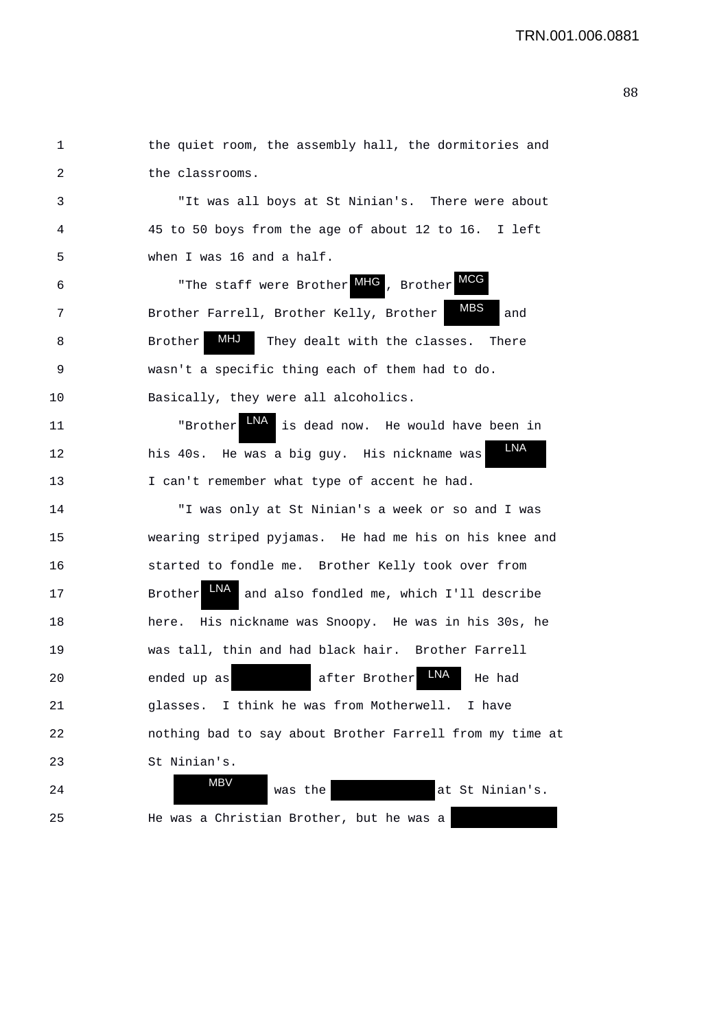the quiet room, the assembly hall, the dormitories and the classrooms.

"It was all boys at St Ninian's. There were about 45 to 50 boys from the age of about 12 to 16. I left when I was 16 and a half.

"The staff were Brother MHG, Brother MCG Brother Farrell, Brother Kelly, Brother MBS and Brother MHJ They dealt with the classes. There wasn't a specific thing each of them had to do. Basically, they were all alcoholics.

"Brother LNA is dead now. He would have been in his 40s. He was a big guy. His nickname was LNA I can't remember what type of accent he had.

"I was only at St Ninian's a week or so and I was wearing striped pyjamas. He had me his on his knee and started to fondle me. Brother Kelly took over from Brother LNA and also fondled me, which I'll describe here. His nickname was Snoopy. He was in his 30s, he was tall, thin and had black hair. Brother Farrell ended up as [redacted] after Brother LNA He had glasses. I think he was from Motherwell. I have nothing bad to say about Brother Farrell from my time at St Ninian's.

MBV was the [redacted] at St Ninian's. He was a Christian Brother, but he was a [redacted]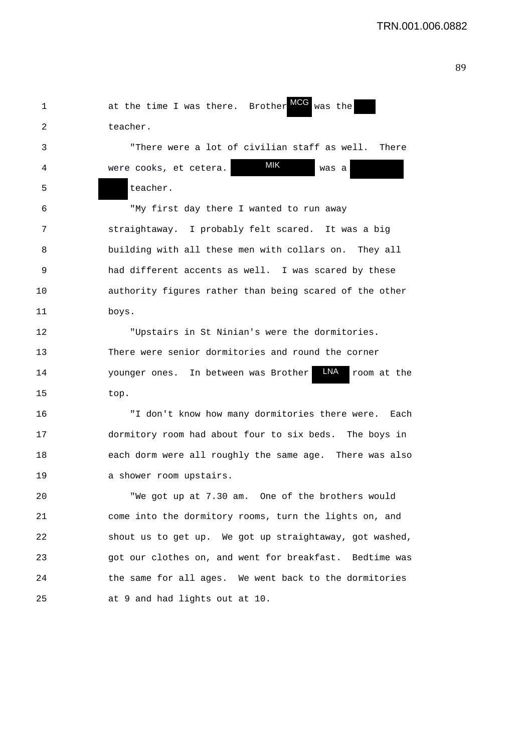at the time I was there. Brother MCG was the teacher.

"There were a lot of civilian staff as well. There were cooks, et cetera. MIK was a teacher.

"My first day there I wanted to run away straightaway. I probably felt scared. It was a big building with all these men with collars on. They all had different accents as well. I was scared by these authority figures rather than being scared of the other boys.

"Upstairs in St Ninian's were the dormitories. There were senior dormitories and round the corner younger ones. In between was Brother LNA room at the top.

"I don't know how many dormitories there were. Each dormitory room had about four to six beds. The boys in each dorm were all roughly the same age. There was also a shower room upstairs.

"We got up at 7.30 am. One of the brothers would come into the dormitory rooms, turn the lights on, and shout us to get up. We got up straightaway, got washed, got our clothes on, and went for breakfast. Bedtime was the same for all ages. We went back to the dormitories at 9 and had lights out at 10.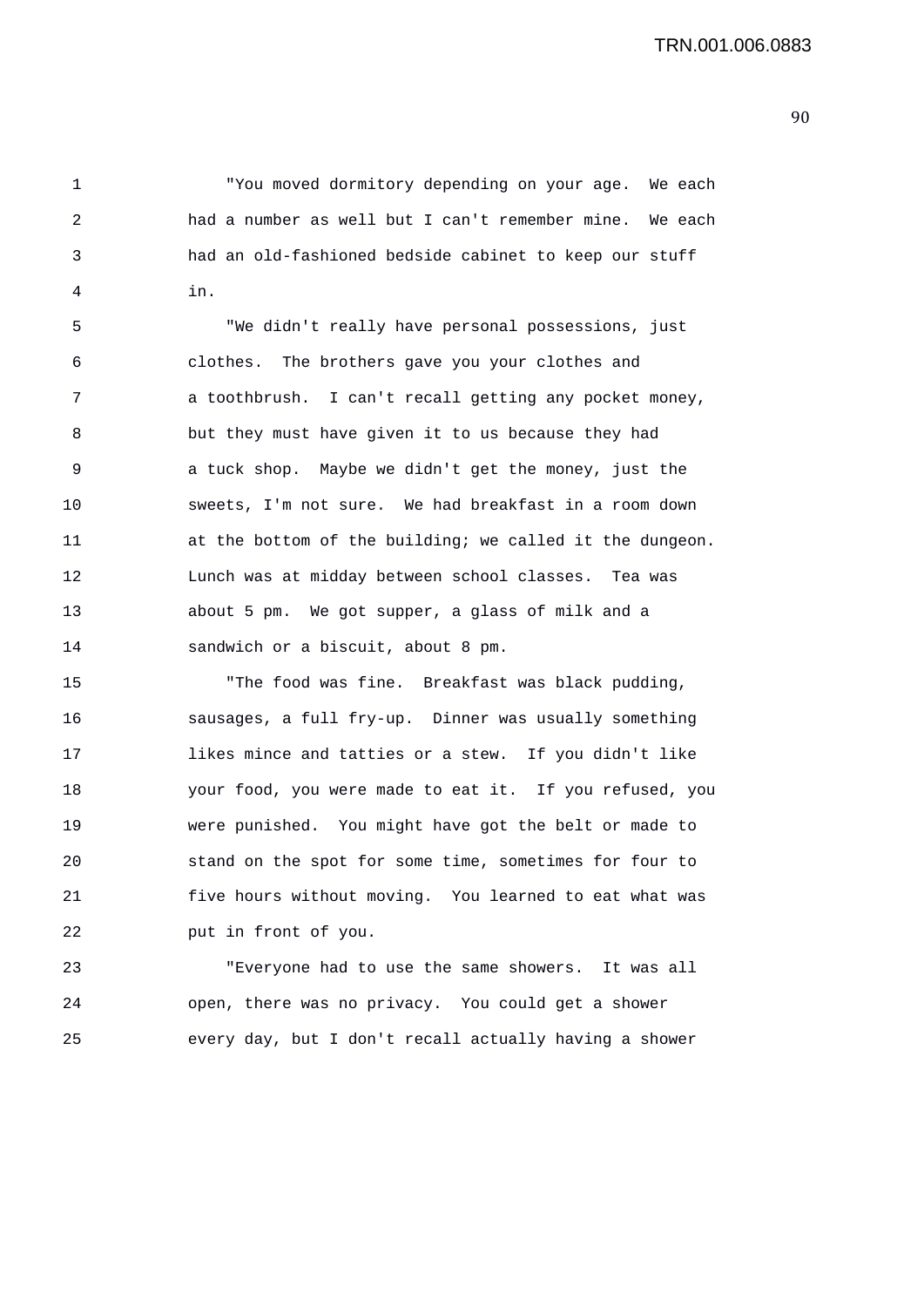"You moved dormitory depending on your age. We each had a number as well but I can't remember mine. We each had an old-fashioned bedside cabinet to keep our stuff in.

"We didn't really have personal possessions, just clothes. The brothers gave you your clothes and a toothbrush. I can't recall getting any pocket money, but they must have given it to us because they had a tuck shop. Maybe we didn't get the money, just the sweets, I'm not sure. We had breakfast in a room down at the bottom of the building; we called it the dungeon. Lunch was at midday between school classes. Tea was about 5 pm. We got supper, a glass of milk and a sandwich or a biscuit, about 8 pm.

"The food was fine. Breakfast was black pudding, sausages, a full fry-up. Dinner was usually something likes mince and tatties or a stew. If you didn't like your food, you were made to eat it. If you refused, you were punished. You might have got the belt or made to stand on the spot for some time, sometimes for four to five hours without moving. You learned to eat what was put in front of you.

"Everyone had to use the same showers. It was all open, there was no privacy. You could get a shower every day, but I don't recall actually having a shower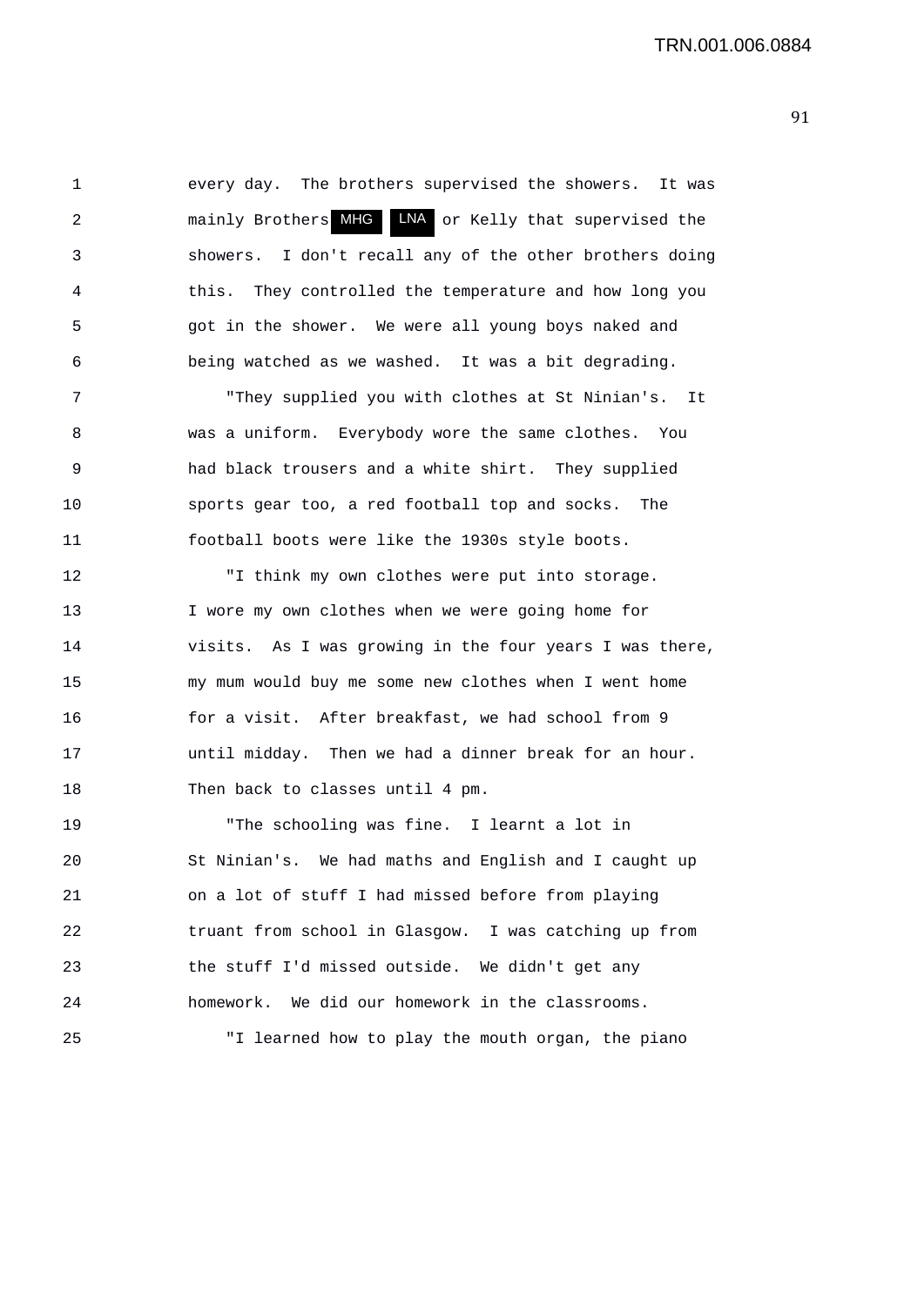every day. The brothers supervised the showers. It was mainly Brothers MHG LNA or Kelly that supervised the showers. I don't recall any of the other brothers doing this. They controlled the temperature and how long you got in the shower. We were all young boys naked and being watched as we washed. It was a bit degrading.

"They supplied you with clothes at St Ninian's. It was a uniform. Everybody wore the same clothes. You had black trousers and a white shirt. They supplied sports gear too, a red football top and socks. The football boots were like the 1930s style boots.

"I think my own clothes were put into storage. I wore my own clothes when we were going home for visits. As I was growing in the four years I was there, my mum would buy me some new clothes when I went home for a visit. After breakfast, we had school from 9 until midday. Then we had a dinner break for an hour. Then back to classes until 4 pm.

"The schooling was fine. I learnt a lot in St Ninian's. We had maths and English and I caught up on a lot of stuff I had missed before from playing truant from school in Glasgow. I was catching up from the stuff I'd missed outside. We didn't get any homework. We did our homework in the classrooms.

"I learned how to play the mouth organ, the piano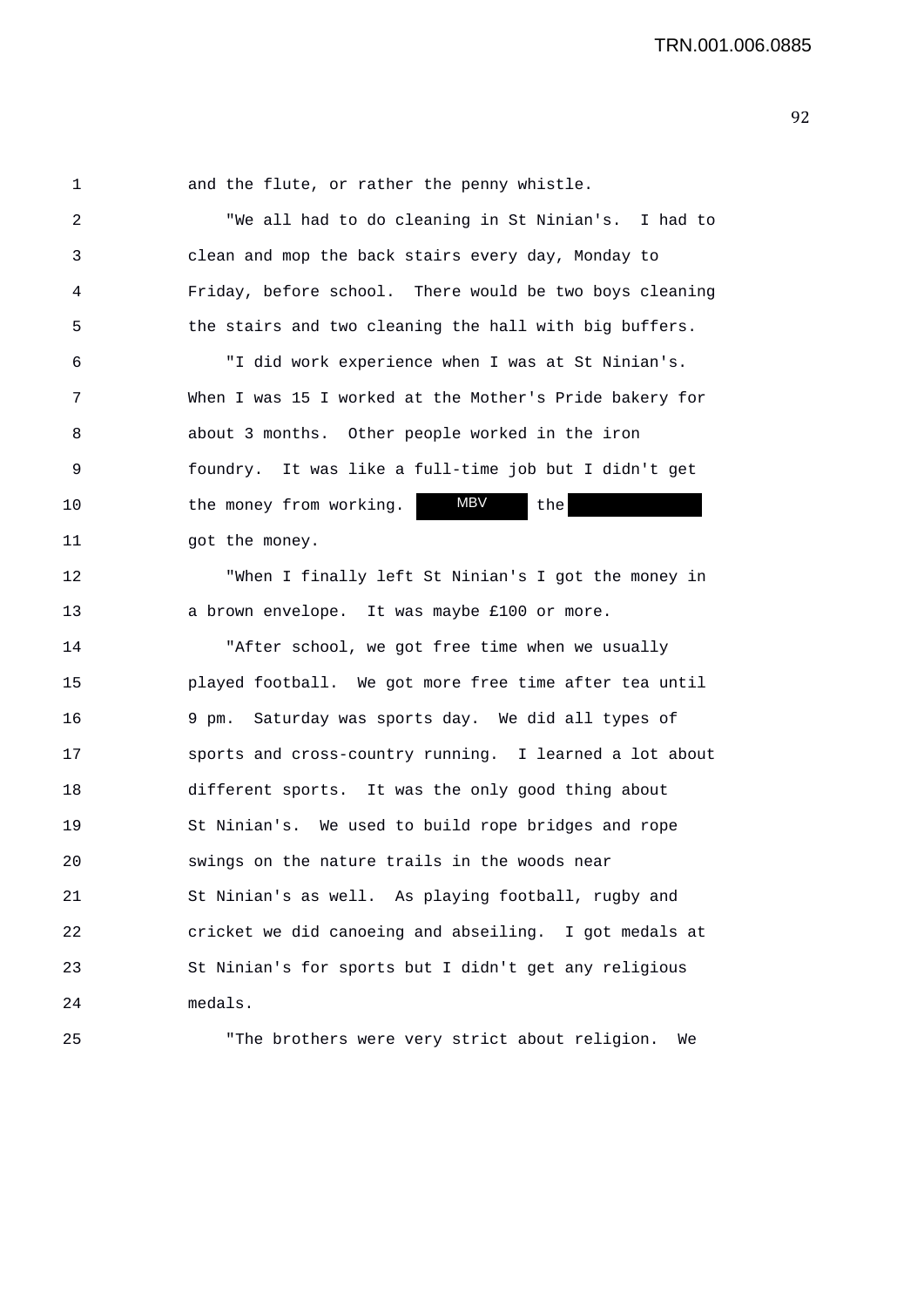and the flute, or rather the penny whistle.

"We all had to do cleaning in St Ninian's. I had to clean and mop the back stairs every day, Monday to Friday, before school. There would be two boys cleaning the stairs and two cleaning the hall with big buffers.

"I did work experience when I was at St Ninian's. When I was 15 I worked at the Mother's Pride bakery for about 3 months. Other people worked in the iron foundry. It was like a full-time job but I didn't get the money from working. MBV the [redacted] got the money.

"When I finally left St Ninian's I got the money in a brown envelope. It was maybe £100 or more.

"After school, we got free time when we usually played football. We got more free time after tea until 9 pm. Saturday was sports day. We did all types of sports and cross-country running. I learned a lot about different sports. It was the only good thing about St Ninian's. We used to build rope bridges and rope swings on the nature trails in the woods near St Ninian's as well. As playing football, rugby and cricket we did canoeing and abseiling. I got medals at St Ninian's for sports but I didn't get any religious medals.

"The brothers were very strict about religion. We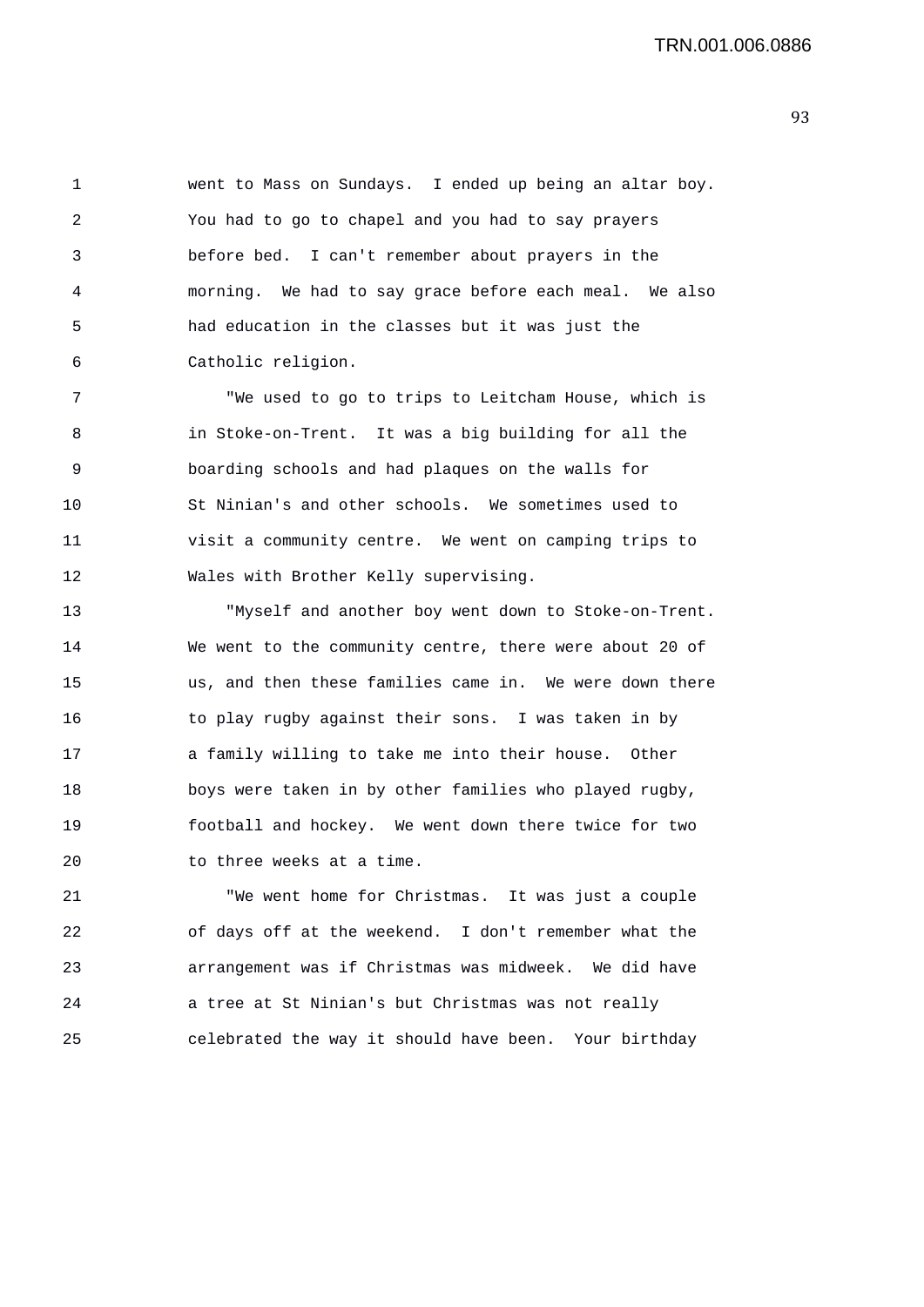went to Mass on Sundays. I ended up being an altar boy. You had to go to chapel and you had to say prayers before bed. I can't remember about prayers in the morning. We had to say grace before each meal. We also had education in the classes but it was just the Catholic religion.

"We used to go to trips to Leitcham House, which is in Stoke-on-Trent. It was a big building for all the boarding schools and had plaques on the walls for St Ninian's and other schools. We sometimes used to visit a community centre. We went on camping trips to Wales with Brother Kelly supervising.

"Myself and another boy went down to Stoke-on-Trent. We went to the community centre, there were about 20 of us, and then these families came in. We were down there to play rugby against their sons. I was taken in by a family willing to take me into their house. Other boys were taken in by other families who played rugby, football and hockey. We went down there twice for two to three weeks at a time.

"We went home for Christmas. It was just a couple of days off at the weekend. I don't remember what the arrangement was if Christmas was midweek. We did have a tree at St Ninian's but Christmas was not really celebrated the way it should have been. Your birthday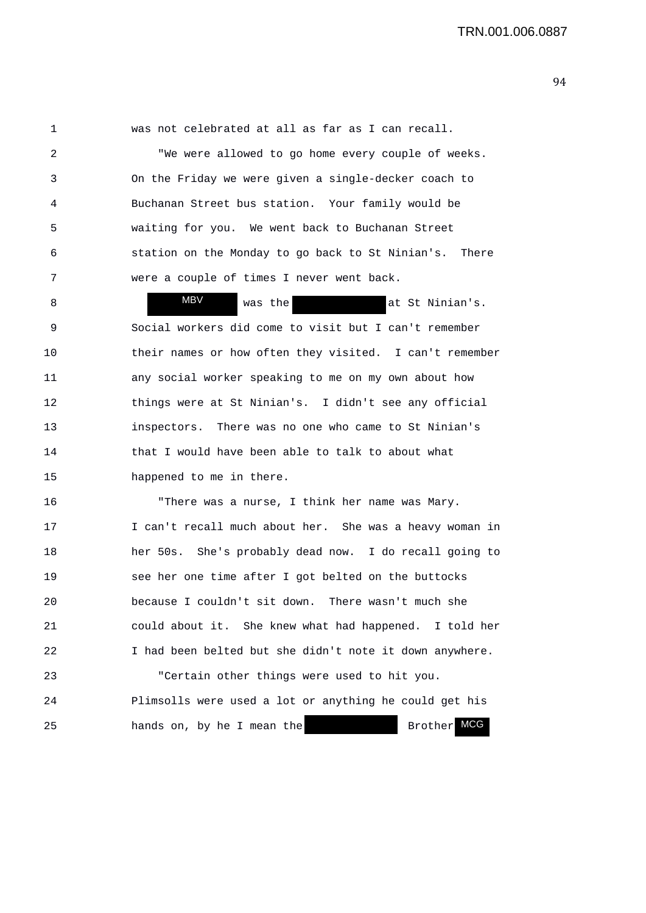was not celebrated at all as far as I can recall.

"We were allowed to go home every couple of weeks. On the Friday we were given a single-decker coach to Buchanan Street bus station. Your family would be waiting for you. We went back to Buchanan Street station on the Monday to go back to St Ninian's. There were a couple of times I never went back.

MBV was the [redacted] at St Ninian's. Social workers did come to visit but I can't remember their names or how often they visited. I can't remember any social worker speaking to me on my own about how things were at St Ninian's. I didn't see any official inspectors. There was no one who came to St Ninian's that I would have been able to talk to about what happened to me in there.

"There was a nurse, I think her name was Mary. I can't recall much about her. She was a heavy woman in her 50s. She's probably dead now. I do recall going to see her one time after I got belted on the buttocks because I couldn't sit down. There wasn't much she could about it. She knew what had happened. I told her I had been belted but she didn't note it down anywhere.

"Certain other things were used to hit you. Plimsolls were used a lot or anything he could get his hands on, by he I mean the [redacted] Brother MCG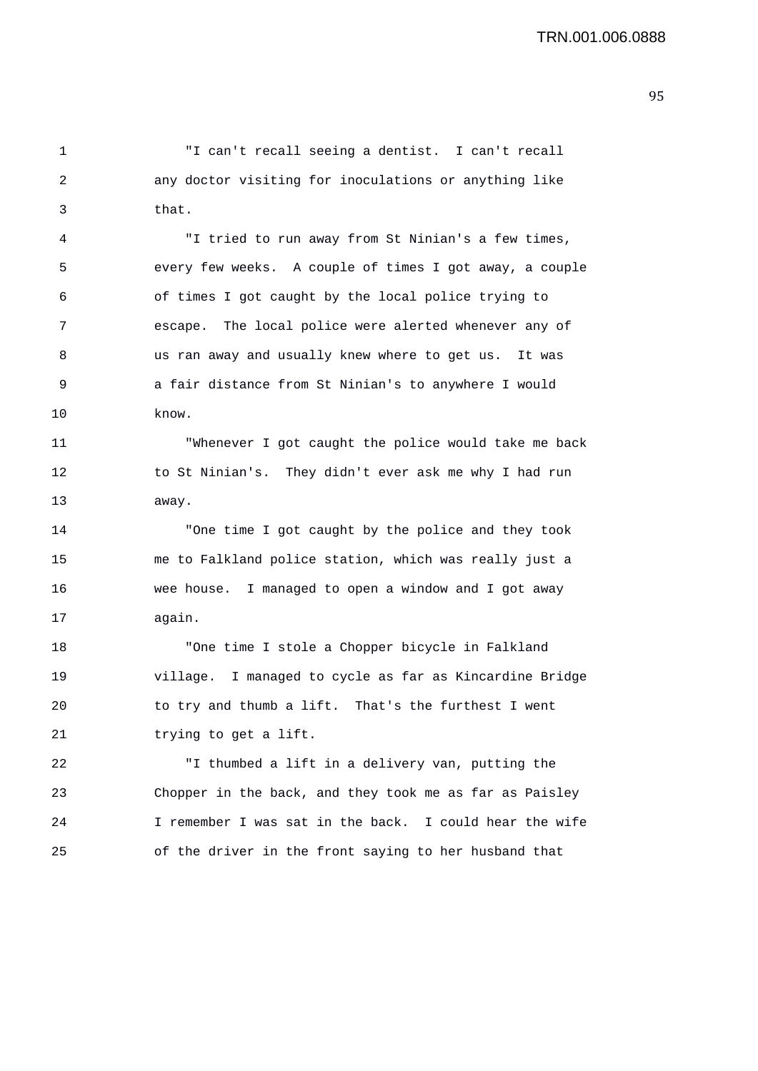"I can't recall seeing a dentist. I can't recall any doctor visiting for inoculations or anything like that.

"I tried to run away from St Ninian's a few times, every few weeks. A couple of times I got away, a couple of times I got caught by the local police trying to escape. The local police were alerted whenever any of us ran away and usually knew where to get us. It was a fair distance from St Ninian's to anywhere I would know.

"Whenever I got caught the police would take me back to St Ninian's. They didn't ever ask me why I had run away.

"One time I got caught by the police and they took me to Falkland police station, which was really just a wee house. I managed to open a window and I got away again.

"One time I stole a Chopper bicycle in Falkland village. I managed to cycle as far as Kincardine Bridge to try and thumb a lift. That's the furthest I went trying to get a lift.

"I thumbed a lift in a delivery van, putting the Chopper in the back, and they took me as far as Paisley I remember I was sat in the back. I could hear the wife of the driver in the front saying to her husband that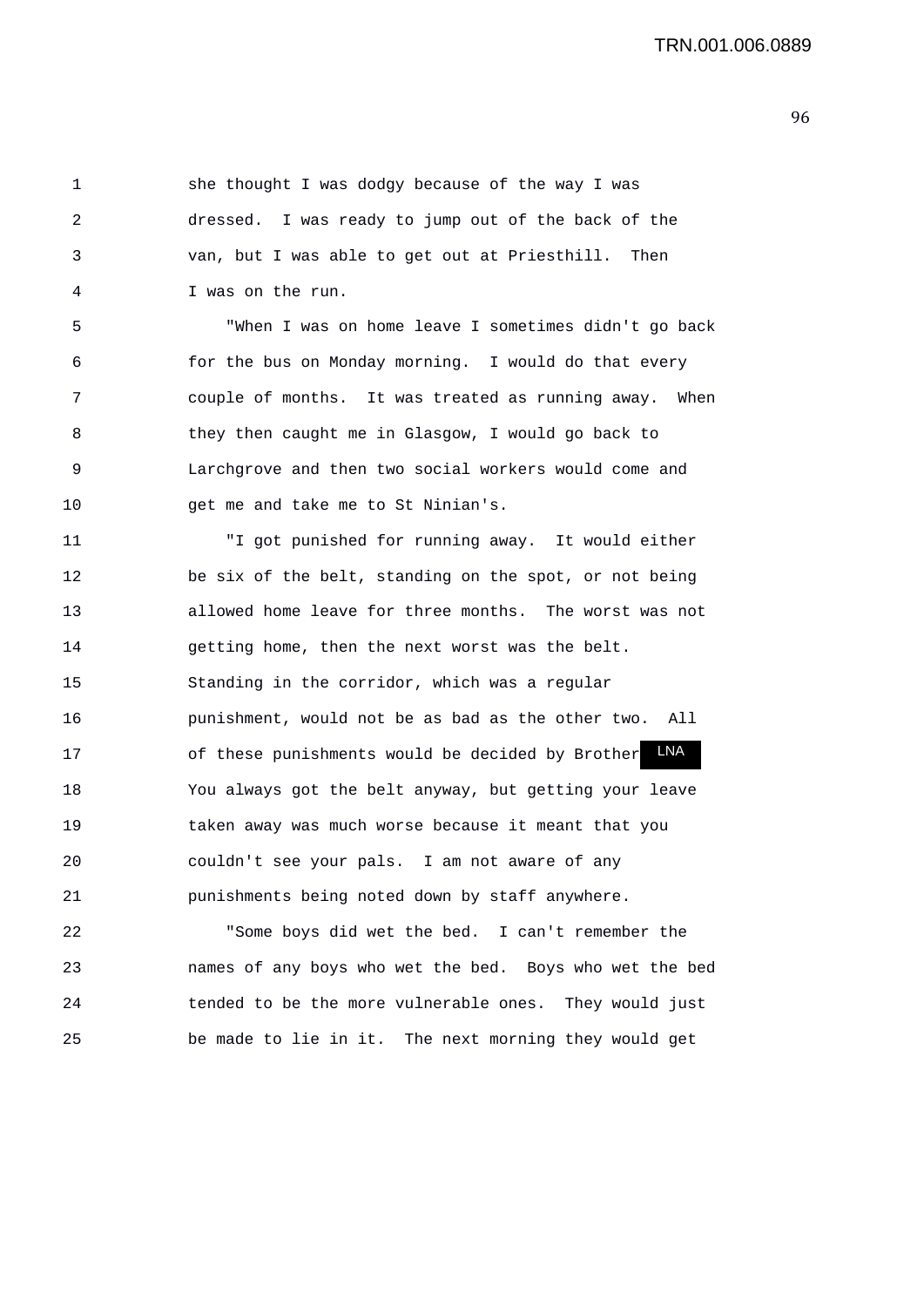she thought I was dodgy because of the way I was dressed. I was ready to jump out of the back of the van, but I was able to get out at Priesthill. Then I was on the run.

"When I was on home leave I sometimes didn't go back for the bus on Monday morning. I would do that every couple of months. It was treated as running away. When they then caught me in Glasgow, I would go back to Larchgrove and then two social workers would come and get me and take me to St Ninian's.

"I got punished for running away. It would either be six of the belt, standing on the spot, or not being allowed home leave for three months. The worst was not getting home, then the next worst was the belt. Standing in the corridor, which was a regular punishment, would not be as bad as the other two. All of these punishments would be decided by Brother LNA You always got the belt anyway, but getting your leave taken away was much worse because it meant that you couldn't see your pals. I am not aware of any punishments being noted down by staff anywhere.

"Some boys did wet the bed. I can't remember the names of any boys who wet the bed. Boys who wet the bed tended to be the more vulnerable ones. They would just be made to lie in it. The next morning they would get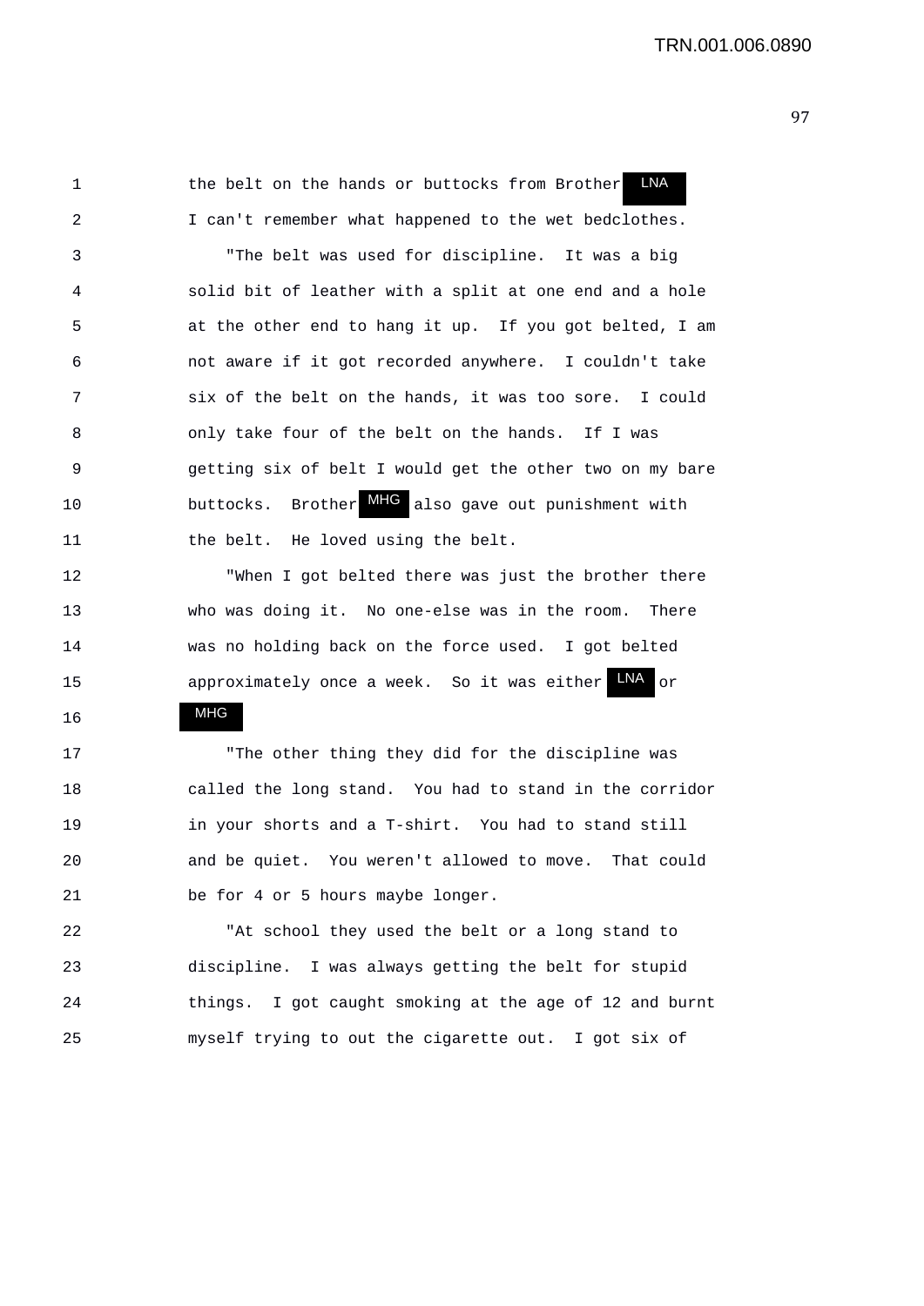the belt on the hands or buttocks from Brother LNA
I can't remember what happened to the wet bedclothes.

"The belt was used for discipline. It was a big solid bit of leather with a split at one end and a hole at the other end to hang it up. If you got belted, I am not aware if it got recorded anywhere. I couldn't take six of the belt on the hands, it was too sore. I could only take four of the belt on the hands. If I was getting six of belt I would get the other two on my bare buttocks. Brother MHG also gave out punishment with the belt. He loved using the belt.

"When I got belted there was just the brother there who was doing it. No one-else was in the room. There was no holding back on the force used. I got belted approximately once a week. So it was either LNA or MHG

"The other thing they did for the discipline was called the long stand. You had to stand in the corridor in your shorts and a T-shirt. You had to stand still and be quiet. You weren't allowed to move. That could be for 4 or 5 hours maybe longer.

"At school they used the belt or a long stand to discipline. I was always getting the belt for stupid things. I got caught smoking at the age of 12 and burnt myself trying to out the cigarette out. I got six of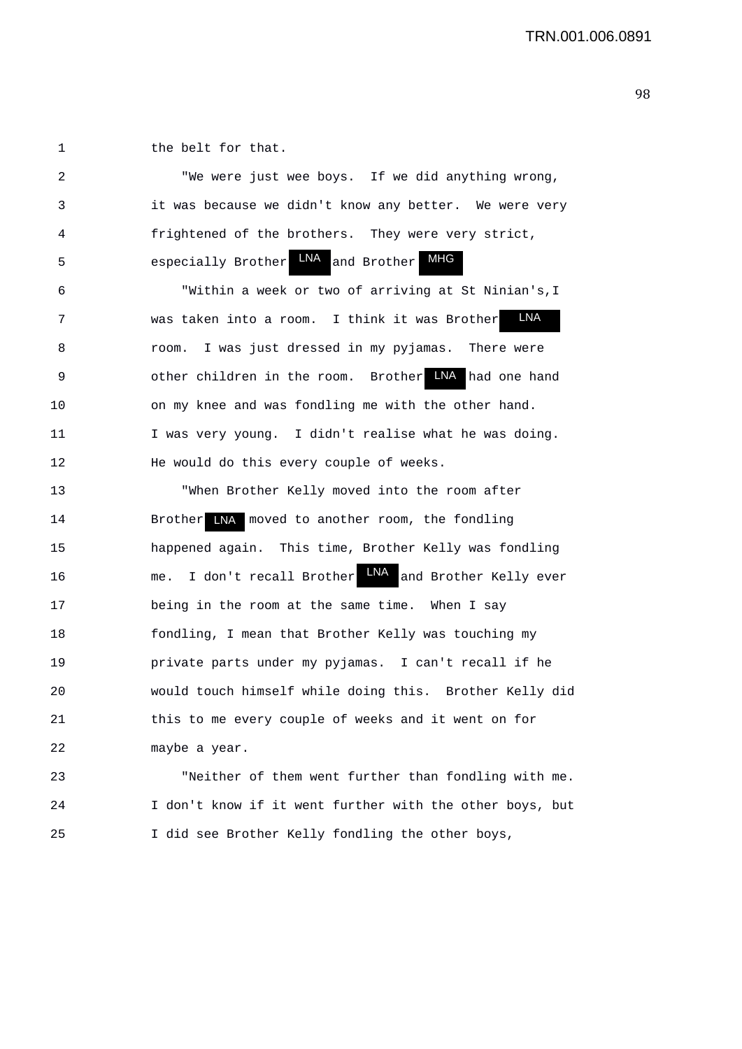1 the belt for that.

2 "We were just wee boys. If we did anything wrong,

3 it was because we didn't know any better. We were very

4 frightened of the brothers. They were very strict,

5 especially Brother LNA and Brother MHG

6 "Within a week or two of arriving at St Ninian's,I

7 was taken into a room. I think it was Brother LNA

8 room. I was just dressed in my pyjamas. There were

9 other children in the room. Brother LNA had one hand

10 on my knee and was fondling me with the other hand.

11 I was very young. I didn't realise what he was doing.

12 He would do this every couple of weeks.

13 "When Brother Kelly moved into the room after

14 Brother LNA moved to another room, the fondling

15 happened again. This time, Brother Kelly was fondling

16 me. I don't recall Brother LNA and Brother Kelly ever

17 being in the room at the same time. When I say

18 fondling, I mean that Brother Kelly was touching my

19 private parts under my pyjamas. I can't recall if he

20 would touch himself while doing this. Brother Kelly did

21 this to me every couple of weeks and it went on for

22 maybe a year.

23 "Neither of them went further than fondling with me.

24 I don't know if it went further with the other boys, but

25 I did see Brother Kelly fondling the other boys,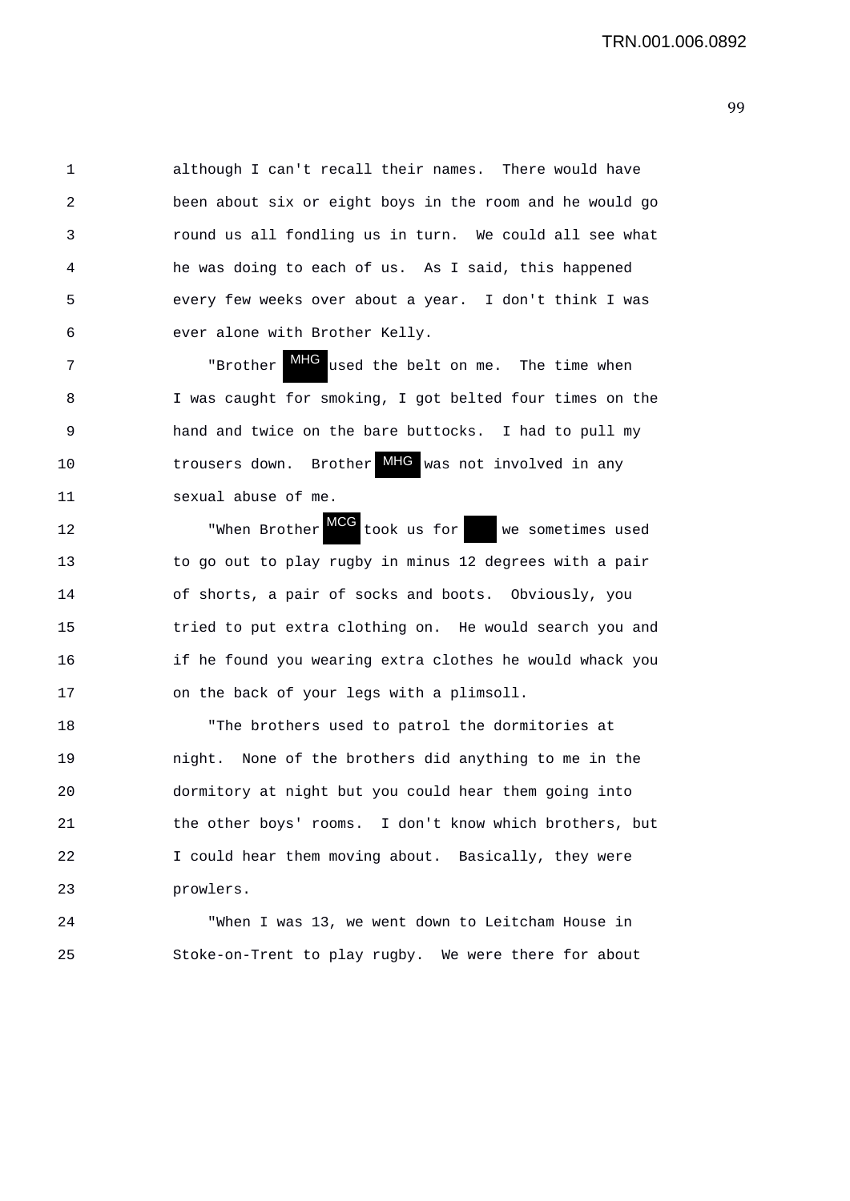1 although I can't recall their names. There would have
2 been about six or eight boys in the room and he would go
3 round us all fondling us in turn. We could all see what
4 he was doing to each of us. As I said, this happened
5 every few weeks over about a year. I don't think I was
6 ever alone with Brother Kelly.

7 "Brother MHG used the belt on me. The time when
8 I was caught for smoking, I got belted four times on the
9 hand and twice on the bare buttocks. I had to pull my
10 trousers down. Brother MHG was not involved in any
11 sexual abuse of me.

12 "When Brother MCG took us for [redacted] we sometimes used
13 to go out to play rugby in minus 12 degrees with a pair
14 of shorts, a pair of socks and boots. Obviously, you
15 tried to put extra clothing on. He would search you and
16 if he found you wearing extra clothes he would whack you
17 on the back of your legs with a plimsoll.

18 "The brothers used to patrol the dormitories at
19 night. None of the brothers did anything to me in the
20 dormitory at night but you could hear them going into
21 the other boys' rooms. I don't know which brothers, but
22 I could hear them moving about. Basically, they were
23 prowlers.

24 "When I was 13, we went down to Leitcham House in
25 Stoke-on-Trent to play rugby. We were there for about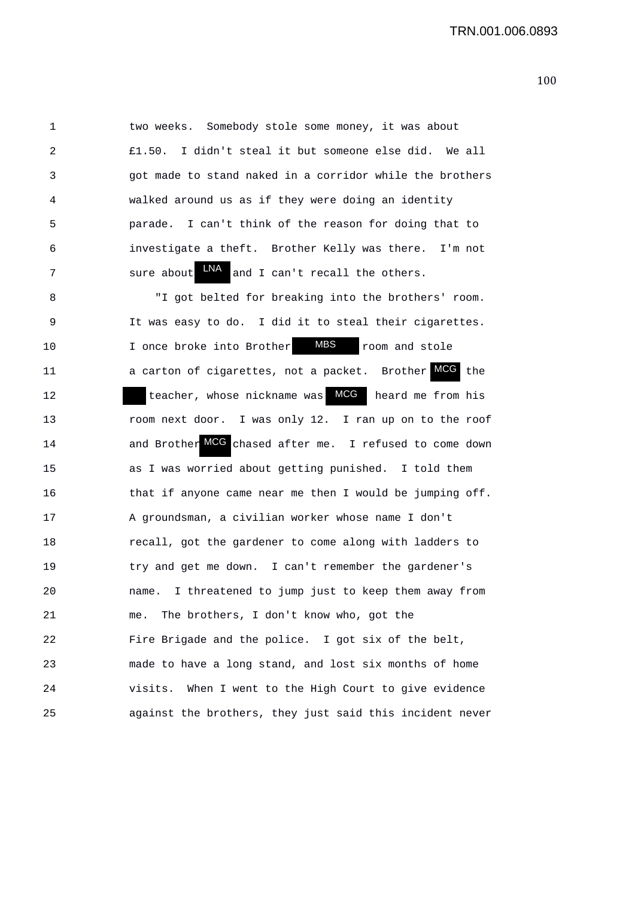1 two weeks. Somebody stole some money, it was about
2 £1.50. I didn't steal it but someone else did. We all
3 got made to stand naked in a corridor while the brothers
4 walked around us as if they were doing an identity
5 parade. I can't think of the reason for doing that to
6 investigate a theft. Brother Kelly was there. I'm not
7 sure about LNA and I can't recall the others.

8 "I got belted for breaking into the brothers' room.
9 It was easy to do. I did it to steal their cigarettes.
10 I once broke into Brother MBS room and stole
11 a carton of cigarettes, not a packet. Brother MCG the
12 teacher, whose nickname was MCG heard me from his
13 room next door. I was only 12. I ran up on to the roof
14 and Brother MCG chased after me. I refused to come down
15 as I was worried about getting punished. I told them
16 that if anyone came near me then I would be jumping off.
17 A groundsman, a civilian worker whose name I don't
18 recall, got the gardener to come along with ladders to
19 try and get me down. I can't remember the gardener's
20 name. I threatened to jump just to keep them away from
21 me. The brothers, I don't know who, got the
22 Fire Brigade and the police. I got six of the belt,
23 made to have a long stand, and lost six months of home
24 visits. When I went to the High Court to give evidence
25 against the brothers, they just said this incident never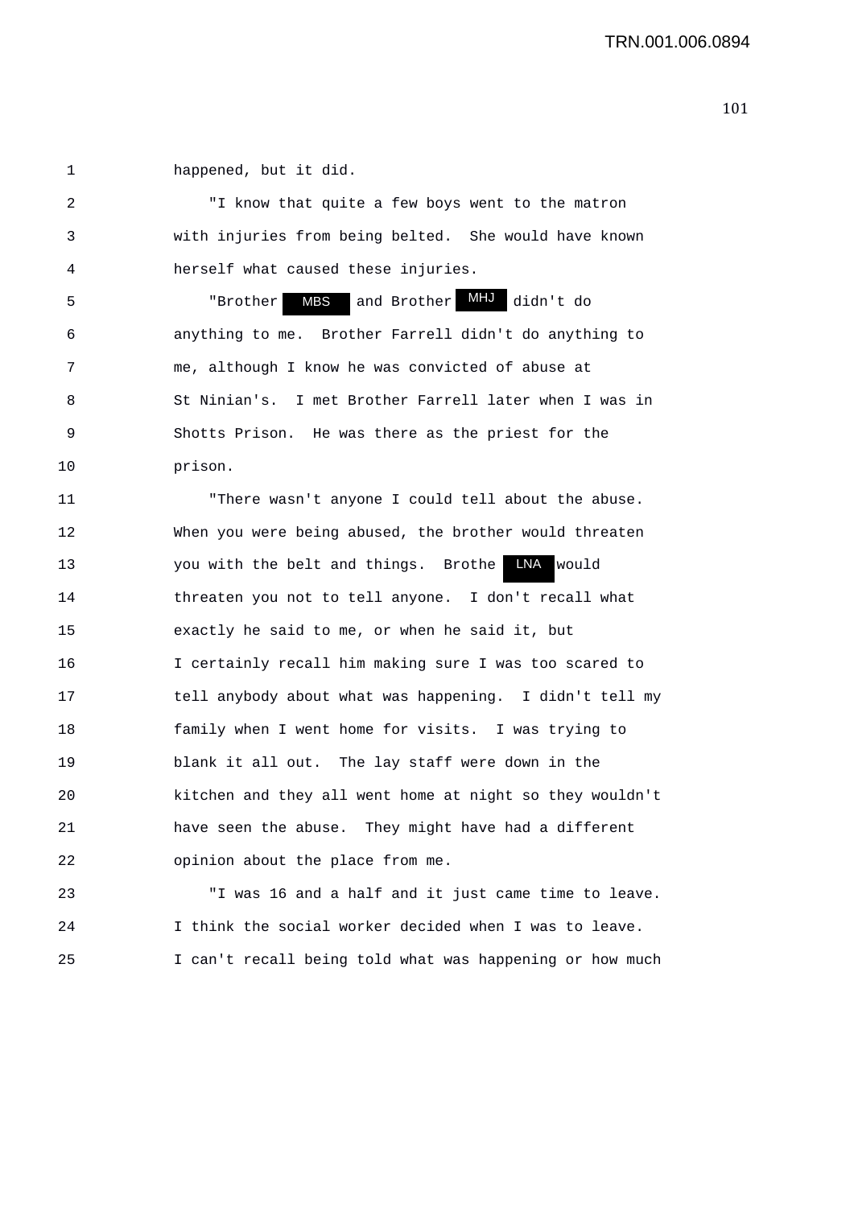happened, but it did.

"I know that quite a few boys went to the matron with injuries from being belted. She would have known herself what caused these injuries.

"Brother MBS and Brother MHJ didn't do anything to me. Brother Farrell didn't do anything to me, although I know he was convicted of abuse at St Ninian's. I met Brother Farrell later when I was in Shotts Prison. He was there as the priest for the prison.

"There wasn't anyone I could tell about the abuse. When you were being abused, the brother would threaten you with the belt and things. Brothe LNA would threaten you not to tell anyone. I don't recall what exactly he said to me, or when he said it, but I certainly recall him making sure I was too scared to tell anybody about what was happening. I didn't tell my family when I went home for visits. I was trying to blank it all out. The lay staff were down in the kitchen and they all went home at night so they wouldn't have seen the abuse. They might have had a different opinion about the place from me.

"I was 16 and a half and it just came time to leave. I think the social worker decided when I was to leave. I can't recall being told what was happening or how much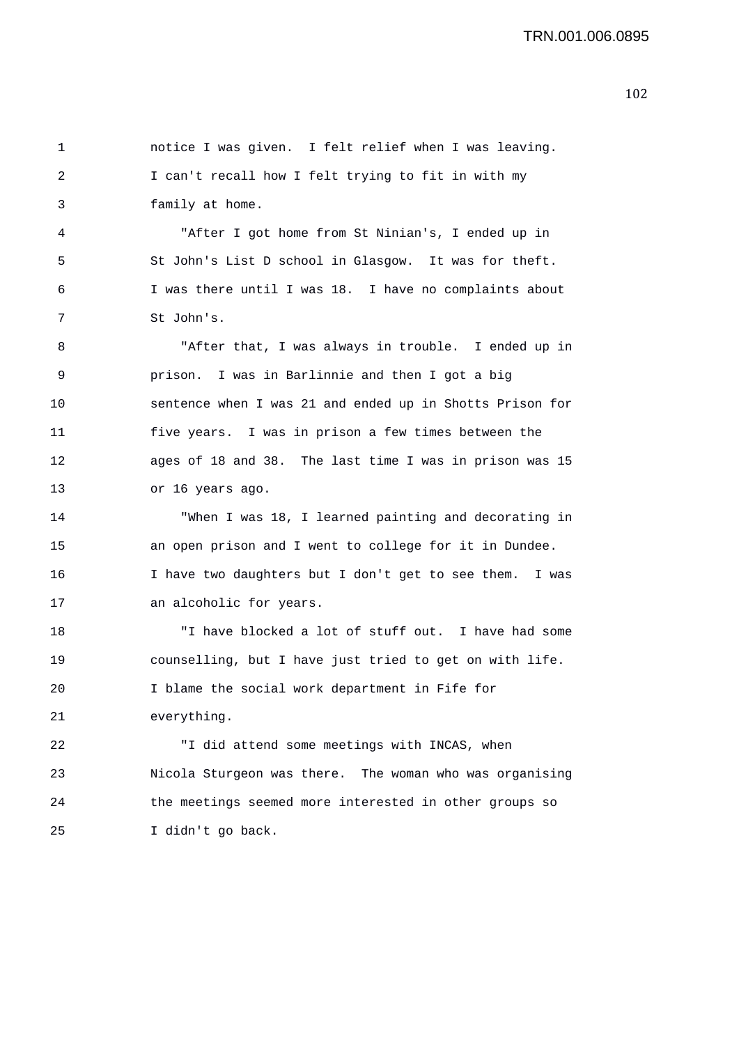notice I was given. I felt relief when I was leaving. I can't recall how I felt trying to fit in with my family at home.

"After I got home from St Ninian's, I ended up in St John's List D school in Glasgow. It was for theft. I was there until I was 18. I have no complaints about St John's.

"After that, I was always in trouble. I ended up in prison. I was in Barlinnie and then I got a big sentence when I was 21 and ended up in Shotts Prison for five years. I was in prison a few times between the ages of 18 and 38. The last time I was in prison was 15 or 16 years ago.

"When I was 18, I learned painting and decorating in an open prison and I went to college for it in Dundee. I have two daughters but I don't get to see them. I was an alcoholic for years.

"I have blocked a lot of stuff out. I have had some counselling, but I have just tried to get on with life. I blame the social work department in Fife for everything.

"I did attend some meetings with INCAS, when Nicola Sturgeon was there. The woman who was organising the meetings seemed more interested in other groups so I didn't go back.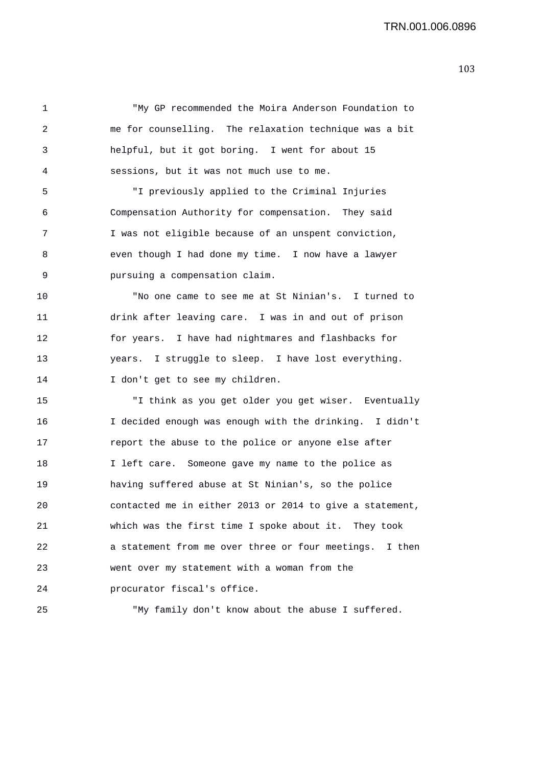"My GP recommended the Moira Anderson Foundation to me for counselling. The relaxation technique was a bit helpful, but it got boring. I went for about 15 sessions, but it was not much use to me.

"I previously applied to the Criminal Injuries Compensation Authority for compensation. They said I was not eligible because of an unspent conviction, even though I had done my time. I now have a lawyer pursuing a compensation claim.

"No one came to see me at St Ninian's. I turned to drink after leaving care. I was in and out of prison for years. I have had nightmares and flashbacks for years. I struggle to sleep. I have lost everything. I don't get to see my children.

"I think as you get older you get wiser. Eventually I decided enough was enough with the drinking. I didn't report the abuse to the police or anyone else after I left care. Someone gave my name to the police as having suffered abuse at St Ninian's, so the police contacted me in either 2013 or 2014 to give a statement, which was the first time I spoke about it. They took a statement from me over three or four meetings. I then went over my statement with a woman from the procurator fiscal's office.

"My family don't know about the abuse I suffered.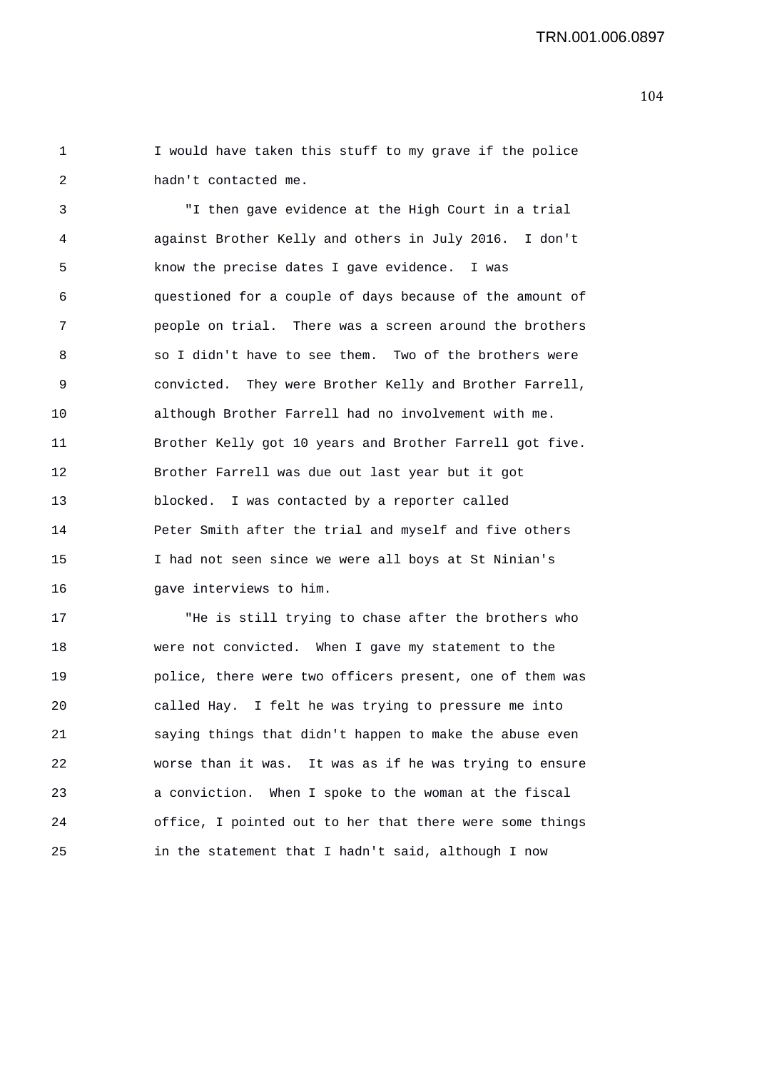I would have taken this stuff to my grave if the police hadn't contacted me.

"I then gave evidence at the High Court in a trial against Brother Kelly and others in July 2016. I don't know the precise dates I gave evidence. I was questioned for a couple of days because of the amount of people on trial. There was a screen around the brothers so I didn't have to see them. Two of the brothers were convicted. They were Brother Kelly and Brother Farrell, although Brother Farrell had no involvement with me. Brother Kelly got 10 years and Brother Farrell got five. Brother Farrell was due out last year but it got blocked. I was contacted by a reporter called Peter Smith after the trial and myself and five others I had not seen since we were all boys at St Ninian's gave interviews to him.

"He is still trying to chase after the brothers who were not convicted. When I gave my statement to the police, there were two officers present, one of them was called Hay. I felt he was trying to pressure me into saying things that didn't happen to make the abuse even worse than it was. It was as if he was trying to ensure a conviction. When I spoke to the woman at the fiscal office, I pointed out to her that there were some things in the statement that I hadn't said, although I now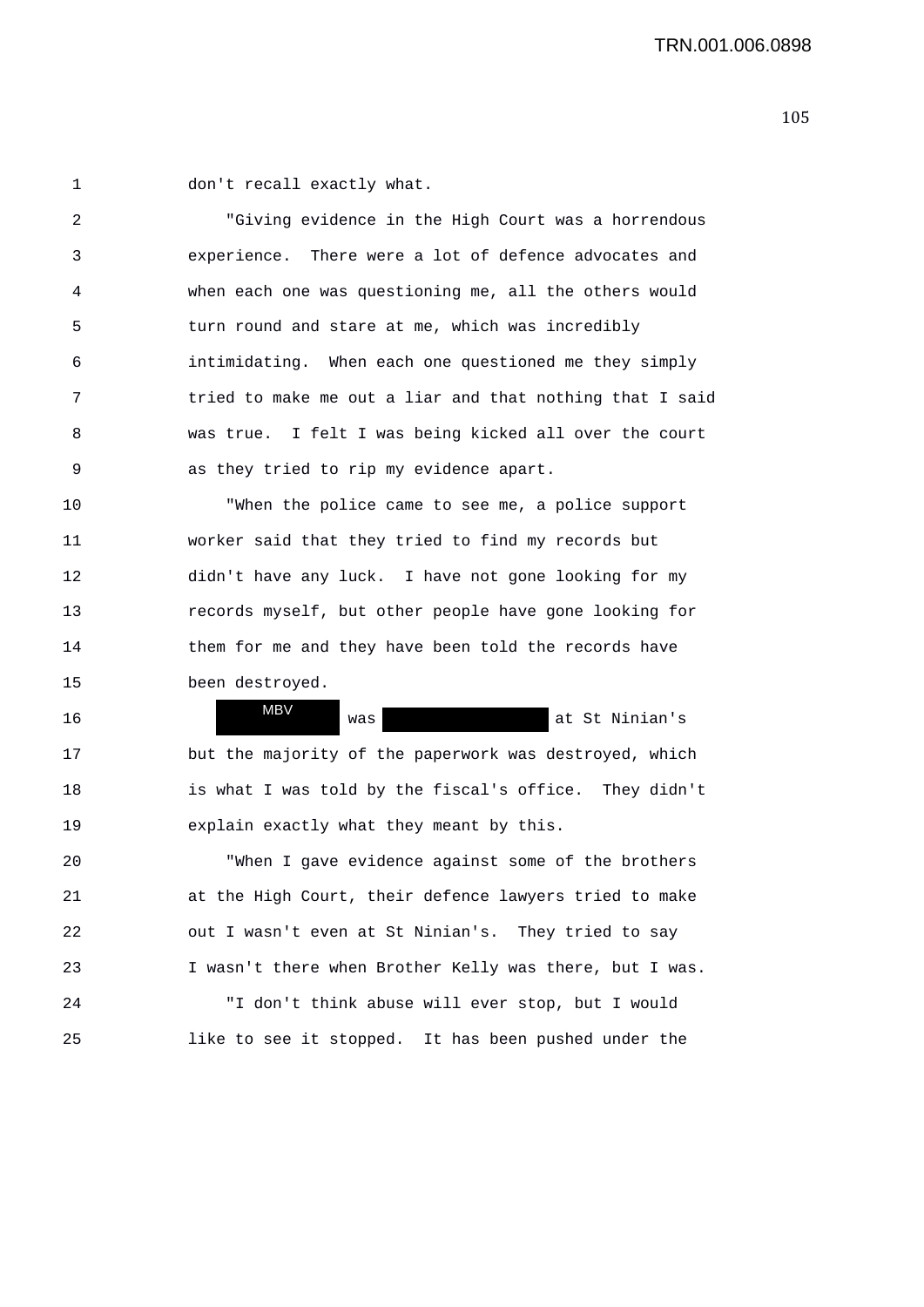don't recall exactly what.

"Giving evidence in the High Court was a horrendous experience. There were a lot of defence advocates and when each one was questioning me, all the others would turn round and stare at me, which was incredibly intimidating. When each one questioned me they simply tried to make me out a liar and that nothing that I said was true. I felt I was being kicked all over the court as they tried to rip my evidence apart.

"When the police came to see me, a police support worker said that they tried to find my records but didn't have any luck. I have not gone looking for my records myself, but other people have gone looking for them for me and they have been told the records have been destroyed.

MBV was [redacted] at St Ninian's but the majority of the paperwork was destroyed, which is what I was told by the fiscal's office. They didn't explain exactly what they meant by this.

"When I gave evidence against some of the brothers at the High Court, their defence lawyers tried to make out I wasn't even at St Ninian's. They tried to say I wasn't there when Brother Kelly was there, but I was.

"I don't think abuse will ever stop, but I would like to see it stopped. It has been pushed under the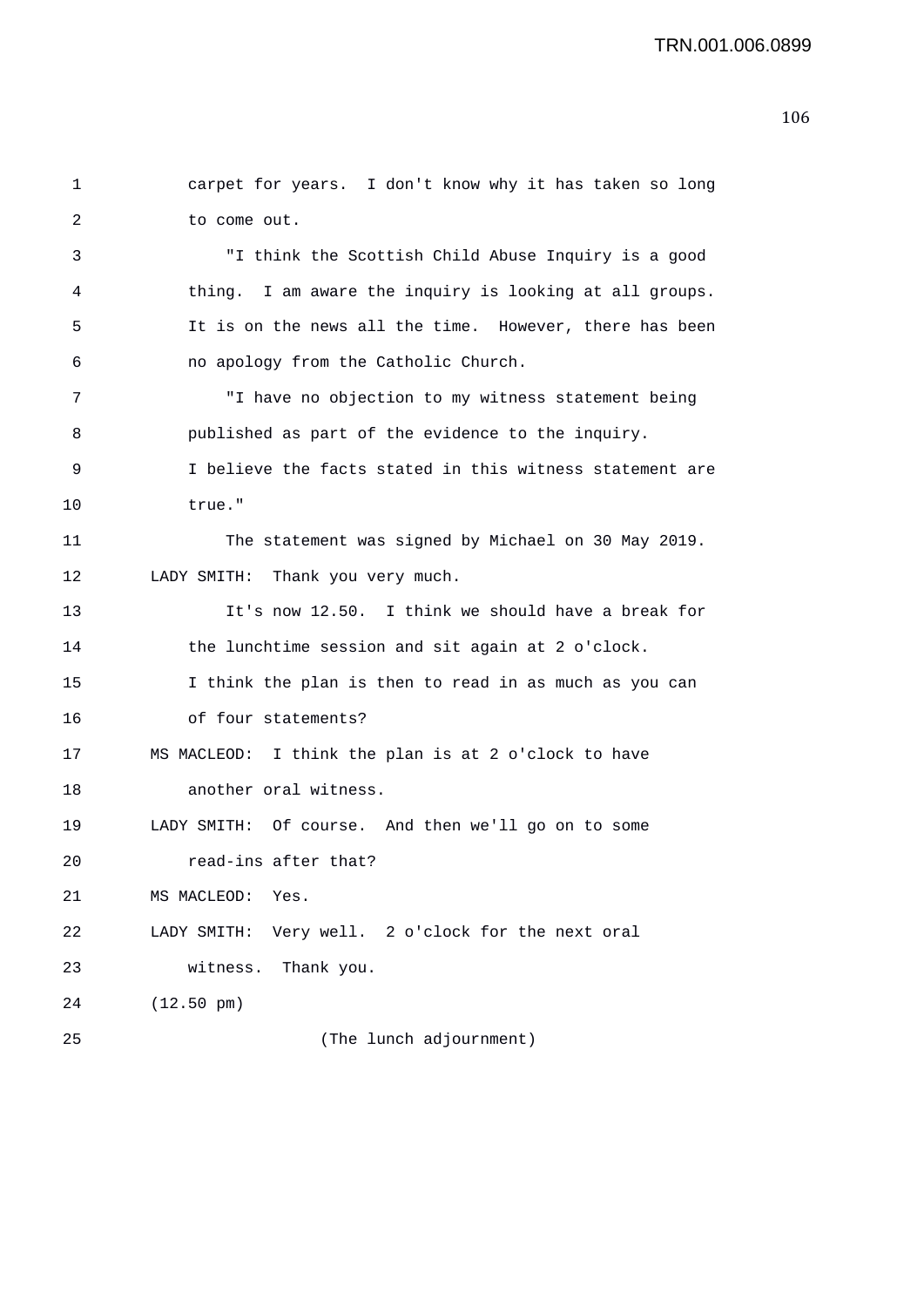carpet for years. I don't know why it has taken so long to come out.

"I think the Scottish Child Abuse Inquiry is a good thing. I am aware the inquiry is looking at all groups. It is on the news all the time. However, there has been no apology from the Catholic Church.

"I have no objection to my witness statement being published as part of the evidence to the inquiry. I believe the facts stated in this witness statement are true."

The statement was signed by Michael on 30 May 2019.

LADY SMITH: Thank you very much.

It's now 12.50. I think we should have a break for the lunchtime session and sit again at 2 o'clock. I think the plan is then to read in as much as you can of four statements?

MS MACLEOD: I think the plan is at 2 o'clock to have another oral witness.

LADY SMITH: Of course. And then we'll go on to some read-ins after that?

MS MACLEOD: Yes.

LADY SMITH: Very well. 2 o'clock for the next oral witness. Thank you.

(12.50 pm)

(The lunch adjournment)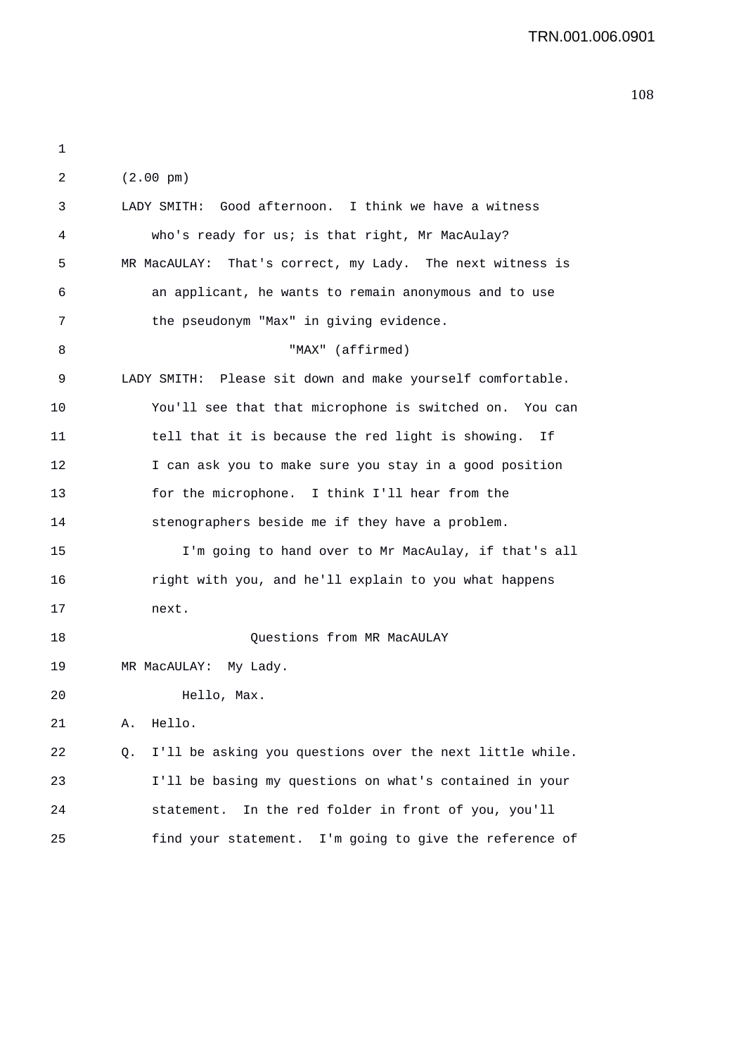(2.00 pm)

LADY SMITH: Good afternoon. I think we have a witness who's ready for us; is that right, Mr MacAulay?

MR MacAULAY: That's correct, my Lady. The next witness is an applicant, he wants to remain anonymous and to use the pseudonym "Max" in giving evidence.

"MAX" (affirmed)

LADY SMITH: Please sit down and make yourself comfortable. You'll see that that microphone is switched on. You can tell that it is because the red light is showing. If I can ask you to make sure you stay in a good position for the microphone. I think I'll hear from the stenographers beside me if they have a problem.

I'm going to hand over to Mr MacAulay, if that's all right with you, and he'll explain to you what happens next.

Questions from MR MacAULAY

MR MacAULAY: My Lady.

Hello, Max.

A. Hello.

Q. I'll be asking you questions over the next little while. I'll be basing my questions on what's contained in your statement. In the red folder in front of you, you'll find your statement. I'm going to give the reference of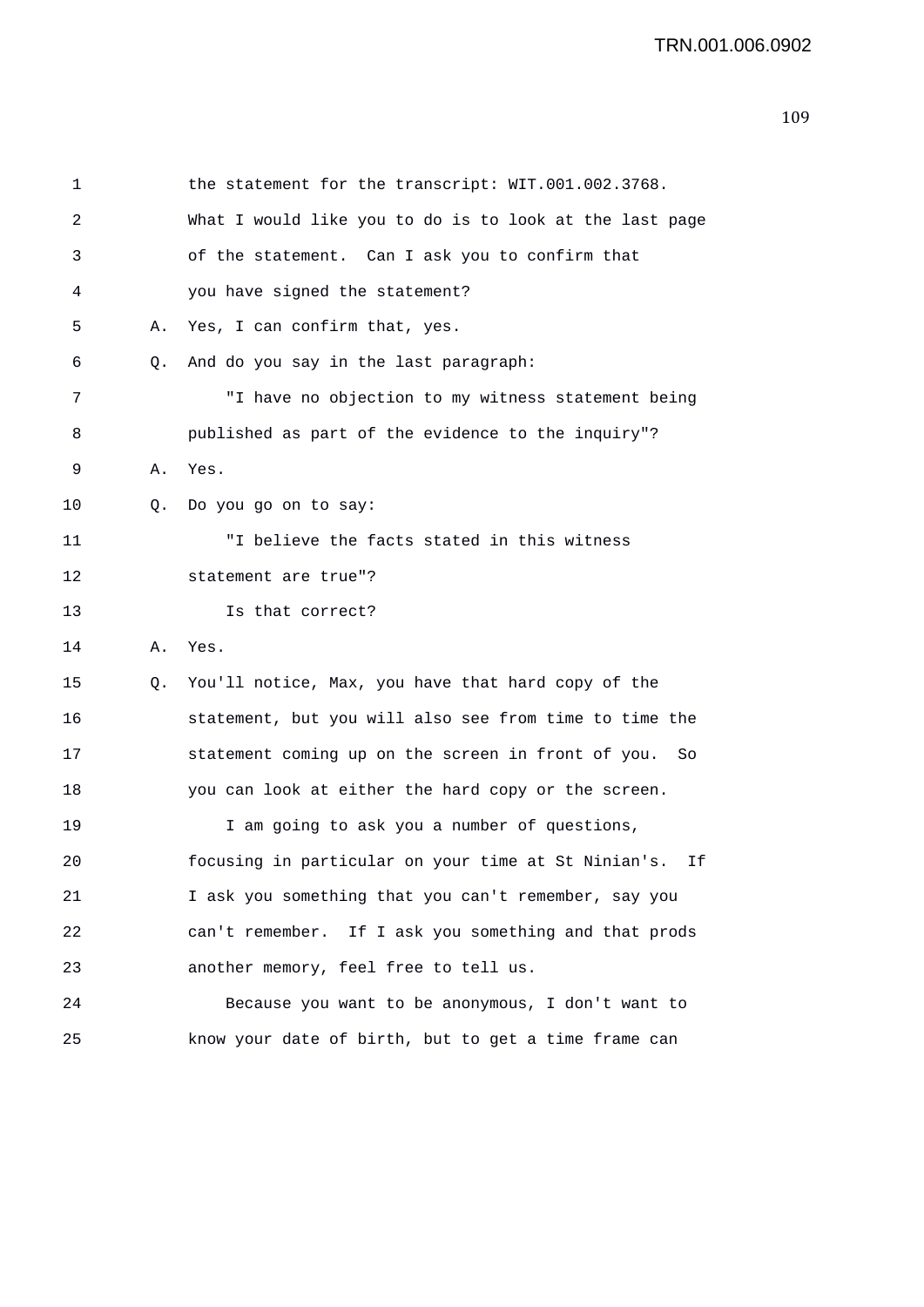1 the statement for the transcript: WIT.001.002.3768.
2 What I would like you to do is to look at the last page
3 of the statement. Can I ask you to confirm that
4 you have signed the statement?
5 A. Yes, I can confirm that, yes.
6 Q. And do you say in the last paragraph:
7 "I have no objection to my witness statement being
8 published as part of the evidence to the inquiry"?
9 A. Yes.
10 Q. Do you go on to say:
11 "I believe the facts stated in this witness
12 statement are true"?
13 Is that correct?
14 A. Yes.
15 Q. You'll notice, Max, you have that hard copy of the
16 statement, but you will also see from time to time the
17 statement coming up on the screen in front of you. So
18 you can look at either the hard copy or the screen.
19 I am going to ask you a number of questions,
20 focusing in particular on your time at St Ninian's. If
21 I ask you something that you can't remember, say you
22 can't remember. If I ask you something and that prods
23 another memory, feel free to tell us.
24 Because you want to be anonymous, I don't want to
25 know your date of birth, but to get a time frame can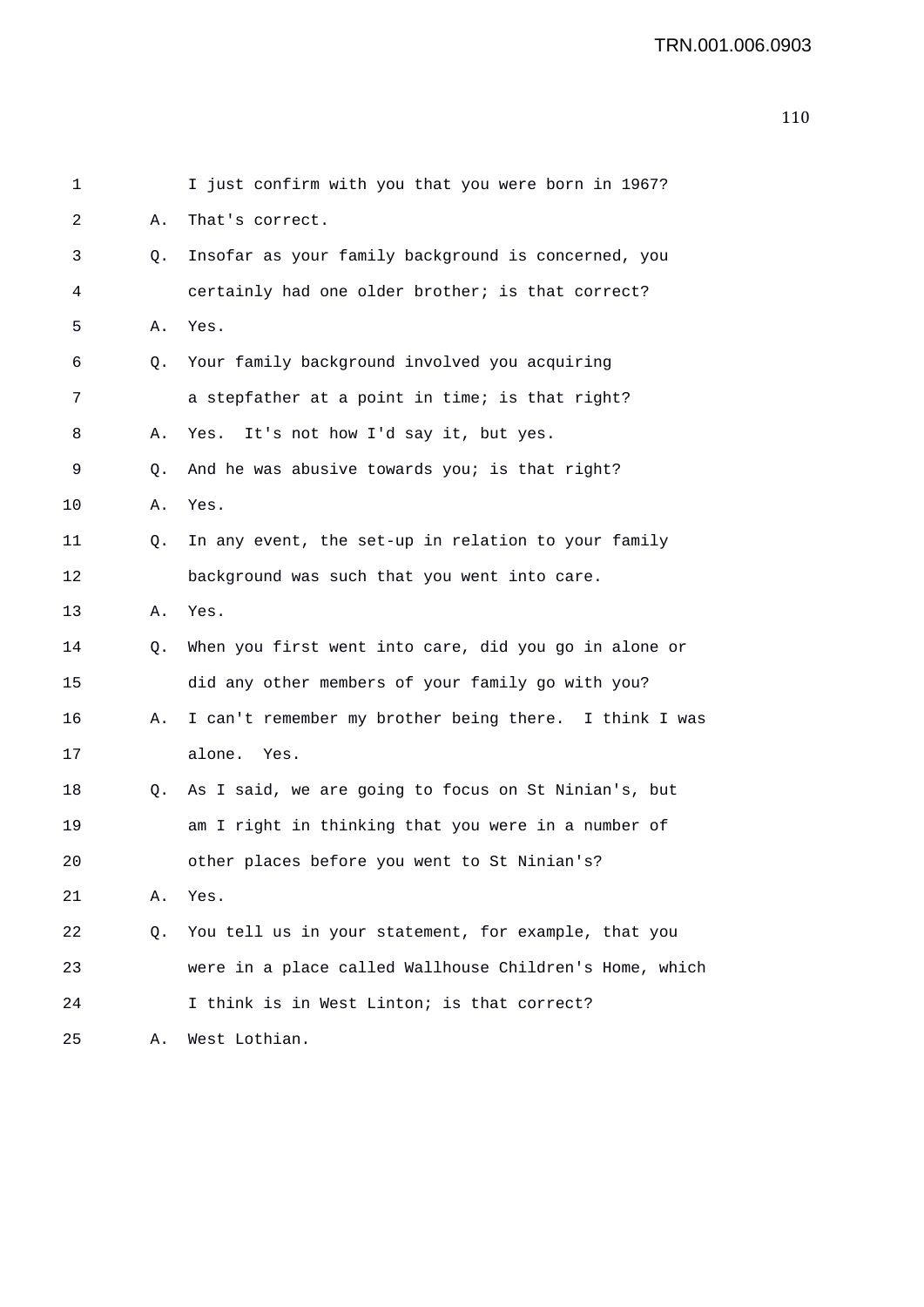1 I just confirm with you that you were born in 1967?

2 A. That's correct.

3 Q. Insofar as your family background is concerned, you

4 certainly had one older brother; is that correct?

5 A. Yes.

6 Q. Your family background involved you acquiring

7 a stepfather at a point in time; is that right?

8 A. Yes. It's not how I'd say it, but yes.

9 Q. And he was abusive towards you; is that right?

10 A. Yes.

11 Q. In any event, the set-up in relation to your family

12 background was such that you went into care.

13 A. Yes.

14 Q. When you first went into care, did you go in alone or

15 did any other members of your family go with you?

16 A. I can't remember my brother being there. I think I was

17 alone. Yes.

18 Q. As I said, we are going to focus on St Ninian's, but

19 am I right in thinking that you were in a number of

20 other places before you went to St Ninian's?

21 A. Yes.

22 Q. You tell us in your statement, for example, that you

23 were in a place called Wallhouse Children's Home, which

24 I think is in West Linton; is that correct?

25 A. West Lothian.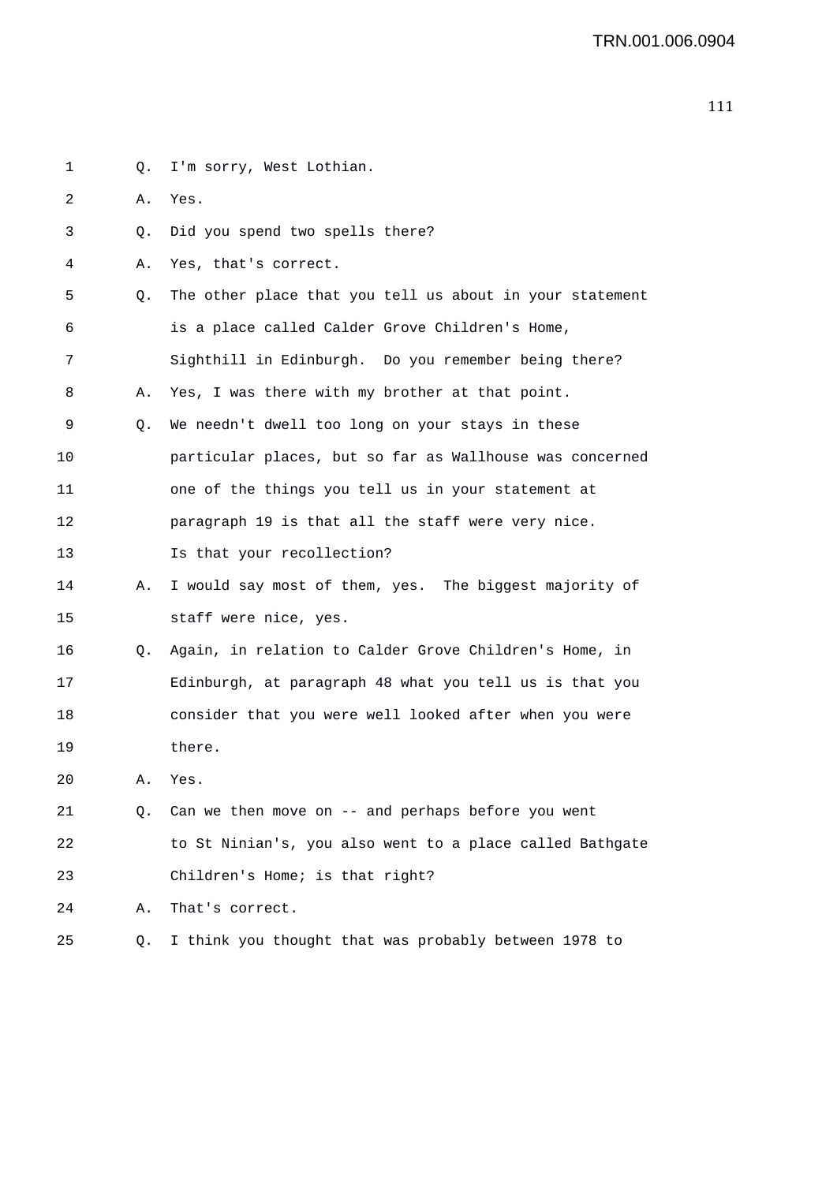1 Q. I'm sorry, West Lothian.

2 A. Yes.

3 Q. Did you spend two spells there?

4 A. Yes, that's correct.

5 Q. The other place that you tell us about in your statement

6 is a place called Calder Grove Children's Home,

7 Sighthill in Edinburgh. Do you remember being there?

8 A. Yes, I was there with my brother at that point.

9 Q. We needn't dwell too long on your stays in these

10 particular places, but so far as Wallhouse was concerned

11 one of the things you tell us in your statement at

12 paragraph 19 is that all the staff were very nice.

13 Is that your recollection?

14 A. I would say most of them, yes. The biggest majority of

15 staff were nice, yes.

16 Q. Again, in relation to Calder Grove Children's Home, in

17 Edinburgh, at paragraph 48 what you tell us is that you

18 consider that you were well looked after when you were

19 there.

20 A. Yes.

21 Q. Can we then move on -- and perhaps before you went

22 to St Ninian's, you also went to a place called Bathgate

23 Children's Home; is that right?

24 A. That's correct.

25 Q. I think you thought that was probably between 1978 to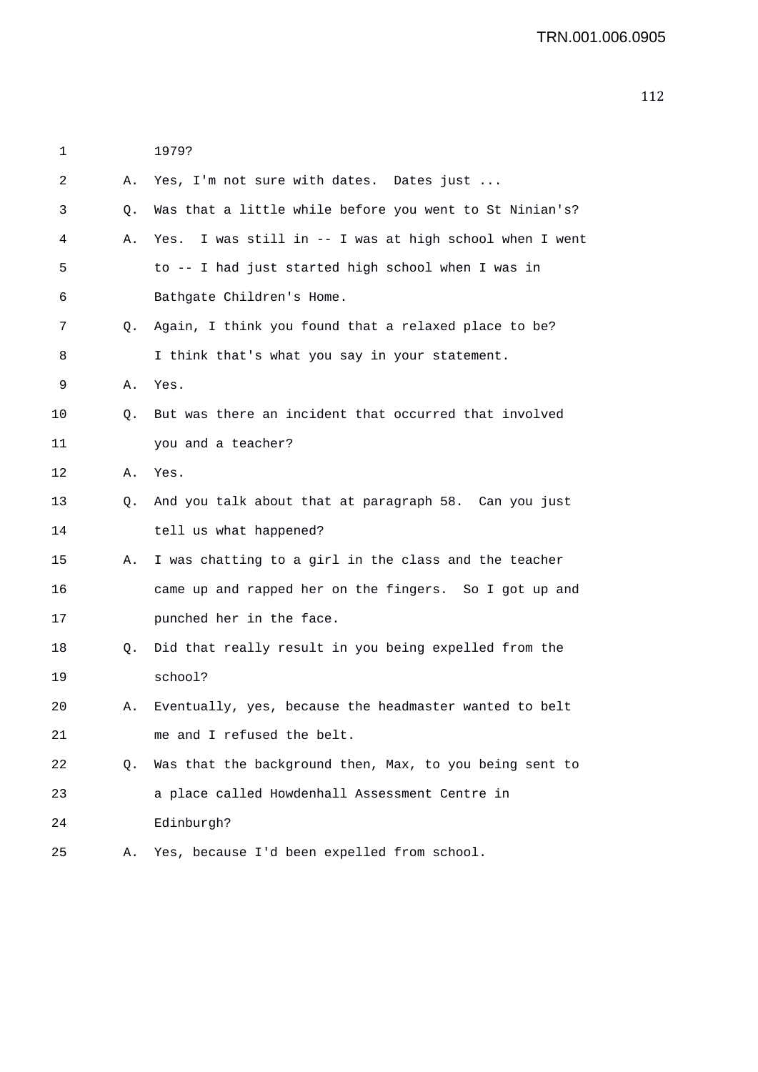1979?

A. Yes, I'm not sure with dates. Dates just ...

Q. Was that a little while before you went to St Ninian's?

A. Yes. I was still in -- I was at high school when I went to -- I had just started high school when I was in Bathgate Children's Home.

Q. Again, I think you found that a relaxed place to be? I think that's what you say in your statement.

A. Yes.

Q. But was there an incident that occurred that involved you and a teacher?

A. Yes.

Q. And you talk about that at paragraph 58. Can you just tell us what happened?

A. I was chatting to a girl in the class and the teacher came up and rapped her on the fingers. So I got up and punched her in the face.

Q. Did that really result in you being expelled from the school?

A. Eventually, yes, because the headmaster wanted to belt me and I refused the belt.

Q. Was that the background then, Max, to you being sent to a place called Howdenhall Assessment Centre in Edinburgh?

A. Yes, because I'd been expelled from school.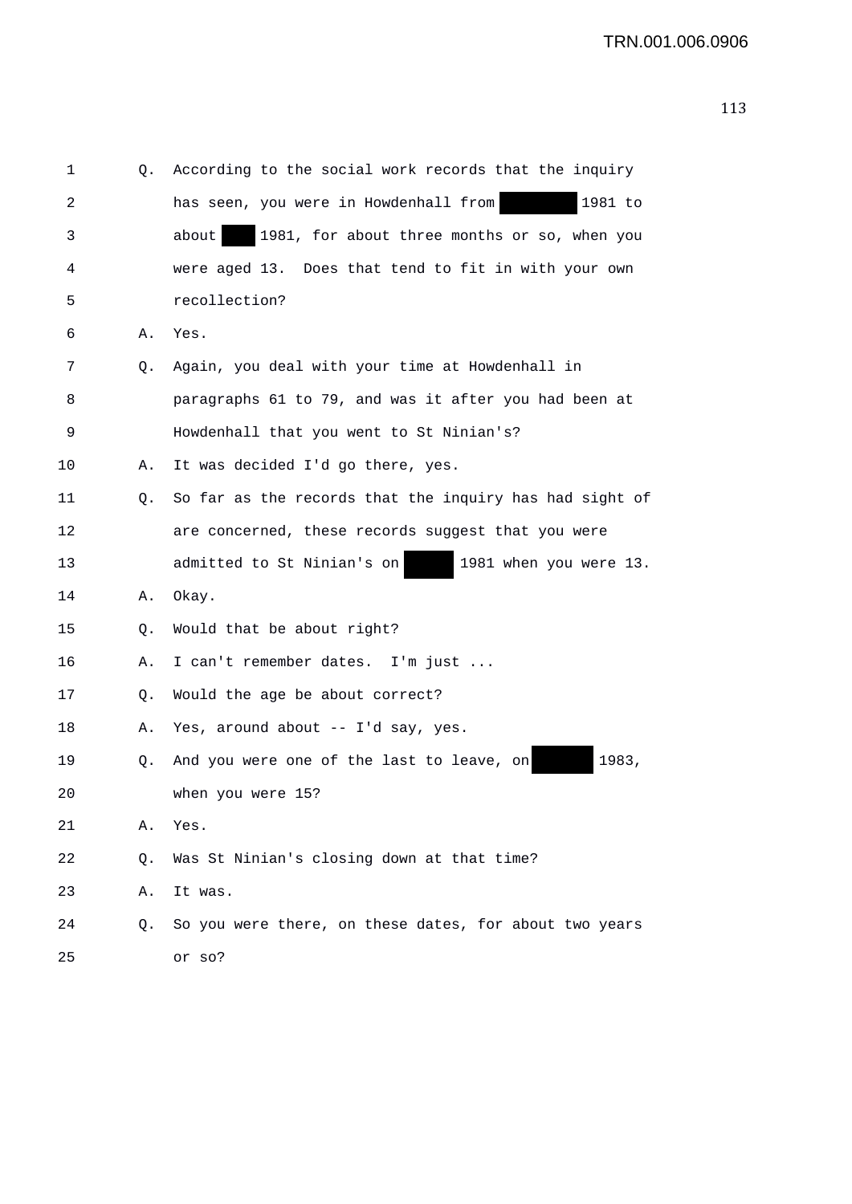Q. According to the social work records that the inquiry has seen, you were in Howdenhall from [redacted] 1981 to about [redacted] 1981, for about three months or so, when you were aged 13. Does that tend to fit in with your own recollection?

A. Yes.

Q. Again, you deal with your time at Howdenhall in paragraphs 61 to 79, and was it after you had been at Howdenhall that you went to St Ninian's?

A. It was decided I'd go there, yes.

Q. So far as the records that the inquiry has had sight of are concerned, these records suggest that you were admitted to St Ninian's on [redacted] 1981 when you were 13.

A. Okay.

Q. Would that be about right?

A. I can't remember dates. I'm just ...

Q. Would the age be about correct?

A. Yes, around about -- I'd say, yes.

Q. And you were one of the last to leave, on [redacted] 1983, when you were 15?

A. Yes.

Q. Was St Ninian's closing down at that time?

A. It was.

Q. So you were there, on these dates, for about two years or so?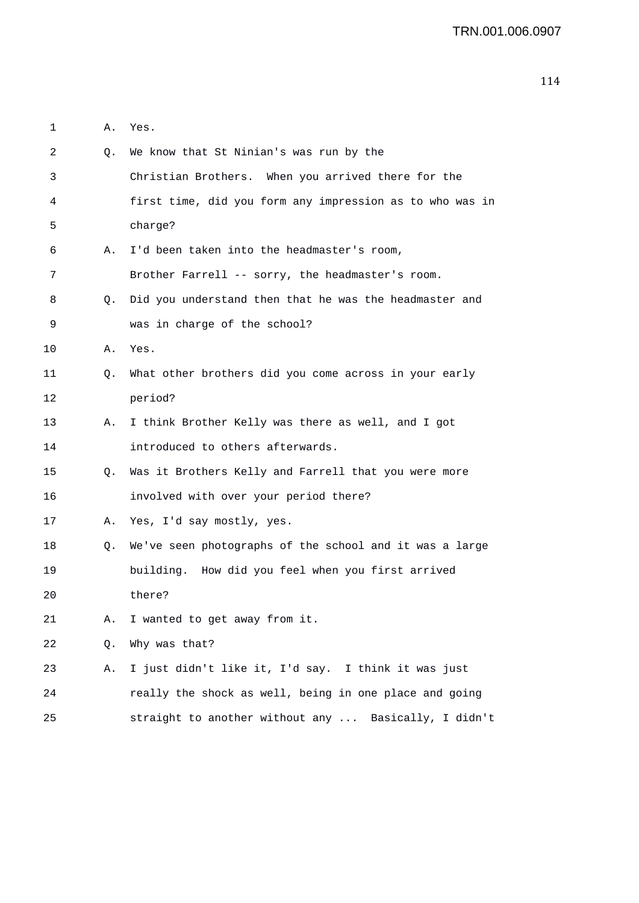1 A. Yes.

2 Q. We know that St Ninian's was run by the
3 Christian Brothers. When you arrived there for the
4 first time, did you form any impression as to who was in
5 charge?

6 A. I'd been taken into the headmaster's room,
7 Brother Farrell -- sorry, the headmaster's room.

8 Q. Did you understand then that he was the headmaster and
9 was in charge of the school?

10 A. Yes.

11 Q. What other brothers did you come across in your early
12 period?

13 A. I think Brother Kelly was there as well, and I got
14 introduced to others afterwards.

15 Q. Was it Brothers Kelly and Farrell that you were more
16 involved with over your period there?

17 A. Yes, I'd say mostly, yes.

18 Q. We've seen photographs of the school and it was a large
19 building. How did you feel when you first arrived
20 there?

21 A. I wanted to get away from it.

22 Q. Why was that?

23 A. I just didn't like it, I'd say. I think it was just
24 really the shock as well, being in one place and going
25 straight to another without any ... Basically, I didn't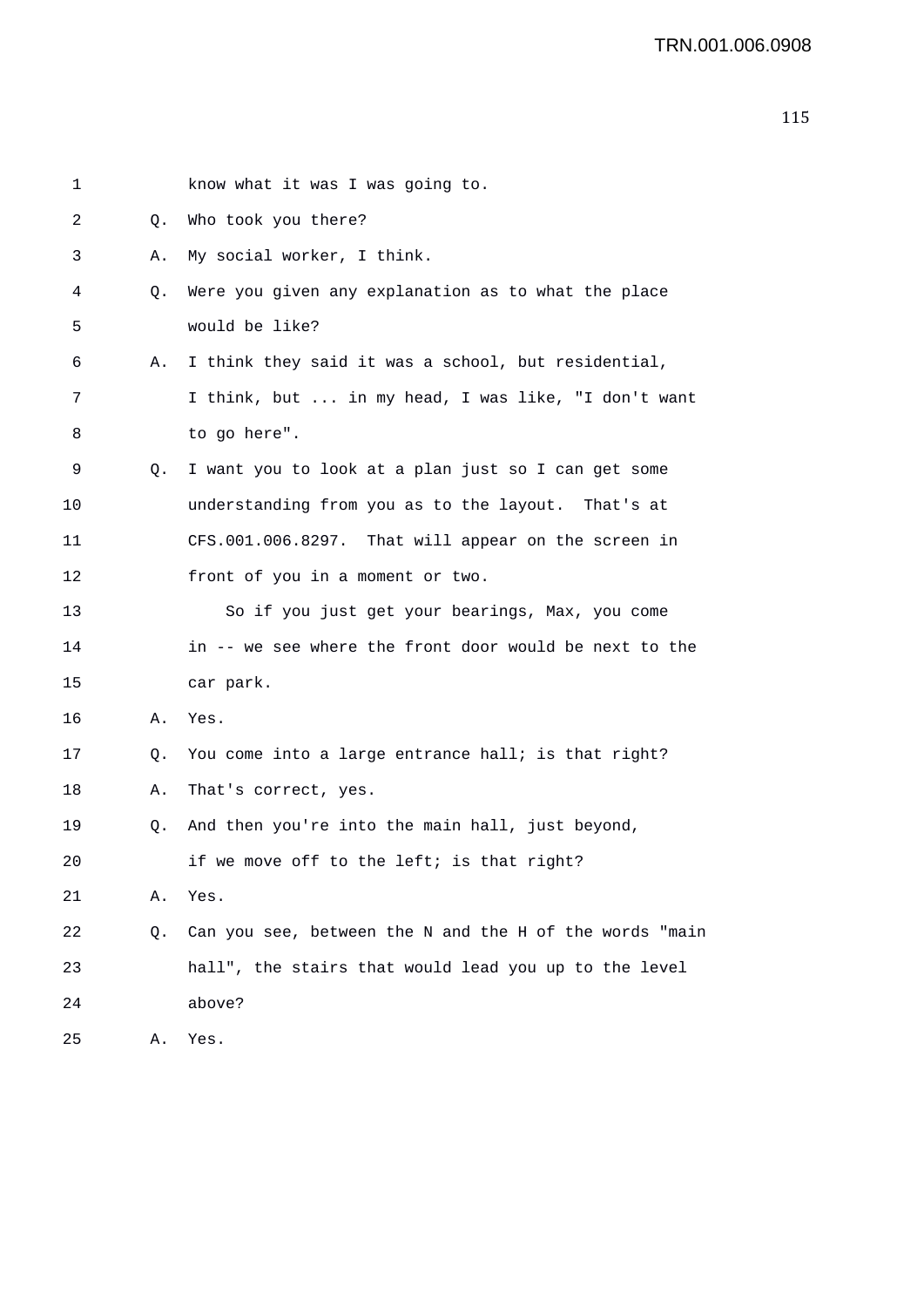know what it was I was going to.

Q. Who took you there?

A. My social worker, I think.

Q. Were you given any explanation as to what the place would be like?

A. I think they said it was a school, but residential, I think, but ... in my head, I was like, "I don't want to go here".

Q. I want you to look at a plan just so I can get some understanding from you as to the layout. That's at CFS.001.006.8297. That will appear on the screen in front of you in a moment or two.

So if you just get your bearings, Max, you come in -- we see where the front door would be next to the car park.

A. Yes.

Q. You come into a large entrance hall; is that right?

A. That's correct, yes.

Q. And then you're into the main hall, just beyond, if we move off to the left; is that right?

A. Yes.

Q. Can you see, between the N and the H of the words "main hall", the stairs that would lead you up to the level above?

A. Yes.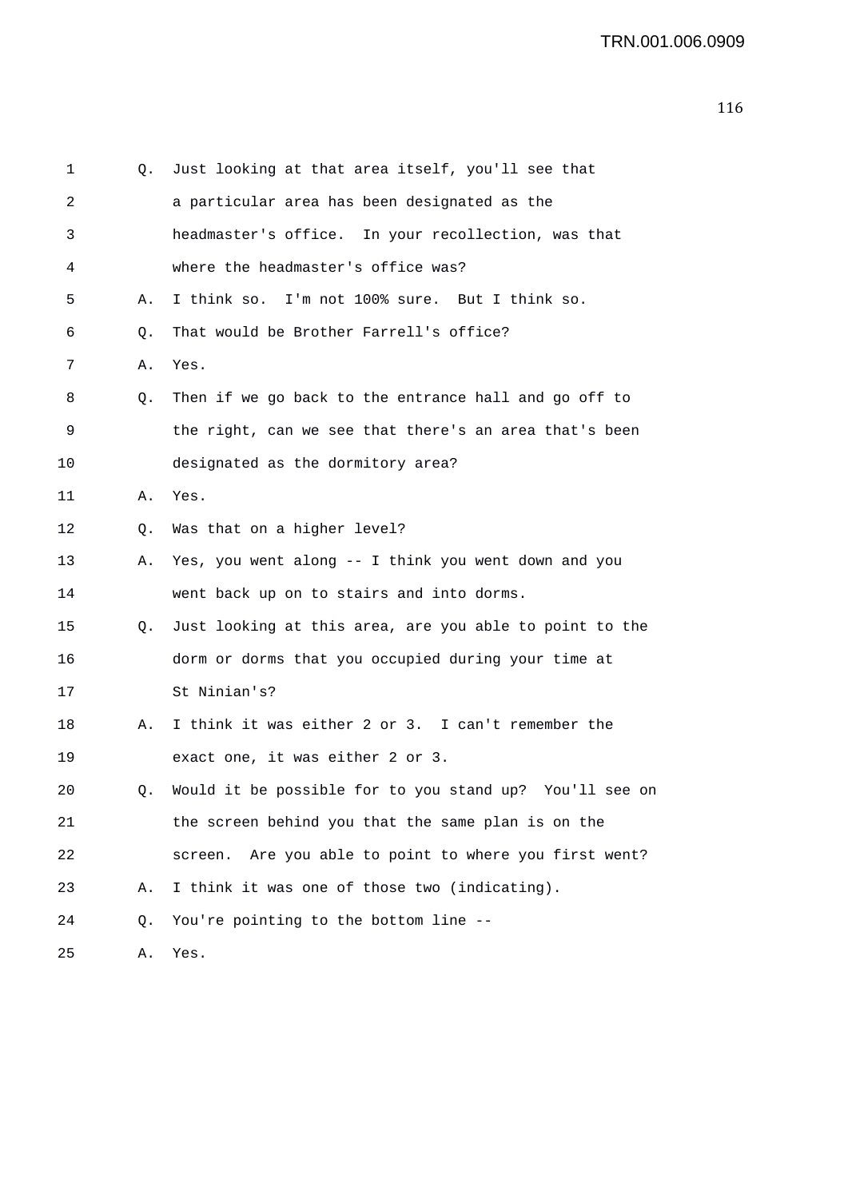1 Q. Just looking at that area itself, you'll see that
2 a particular area has been designated as the
3 headmaster's office. In your recollection, was that
4 where the headmaster's office was?
5 A. I think so. I'm not 100% sure. But I think so.
6 Q. That would be Brother Farrell's office?
7 A. Yes.
8 Q. Then if we go back to the entrance hall and go off to
9 the right, can we see that there's an area that's been
10 designated as the dormitory area?
11 A. Yes.
12 Q. Was that on a higher level?
13 A. Yes, you went along -- I think you went down and you
14 went back up on to stairs and into dorms.
15 Q. Just looking at this area, are you able to point to the
16 dorm or dorms that you occupied during your time at
17 St Ninian's?
18 A. I think it was either 2 or 3. I can't remember the
19 exact one, it was either 2 or 3.
20 Q. Would it be possible for to you stand up? You'll see on
21 the screen behind you that the same plan is on the
22 screen. Are you able to point to where you first went?
23 A. I think it was one of those two (indicating).
24 Q. You're pointing to the bottom line --
25 A. Yes.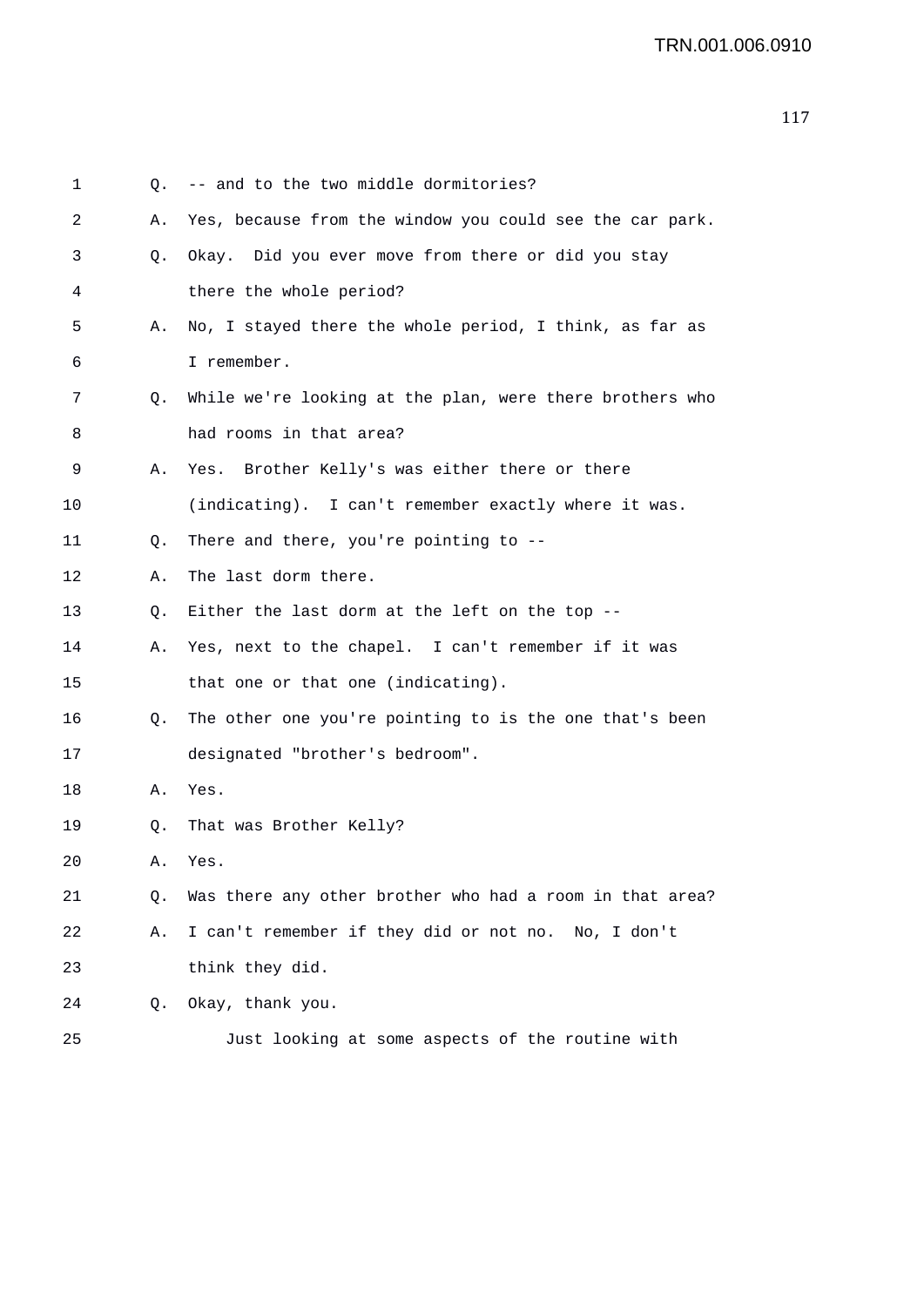1 Q. -- and to the two middle dormitories?

2 A. Yes, because from the window you could see the car park.

3 Q. Okay. Did you ever move from there or did you stay

4 there the whole period?

5 A. No, I stayed there the whole period, I think, as far as

6 I remember.

7 Q. While we're looking at the plan, were there brothers who

8 had rooms in that area?

9 A. Yes. Brother Kelly's was either there or there

10 (indicating). I can't remember exactly where it was.

11 Q. There and there, you're pointing to --

12 A. The last dorm there.

13 Q. Either the last dorm at the left on the top --

14 A. Yes, next to the chapel. I can't remember if it was

15 that one or that one (indicating).

16 Q. The other one you're pointing to is the one that's been

17 designated "brother's bedroom".

18 A. Yes.

19 Q. That was Brother Kelly?

20 A. Yes.

21 Q. Was there any other brother who had a room in that area?

22 A. I can't remember if they did or not no. No, I don't

23 think they did.

24 Q. Okay, thank you.

25 Just looking at some aspects of the routine with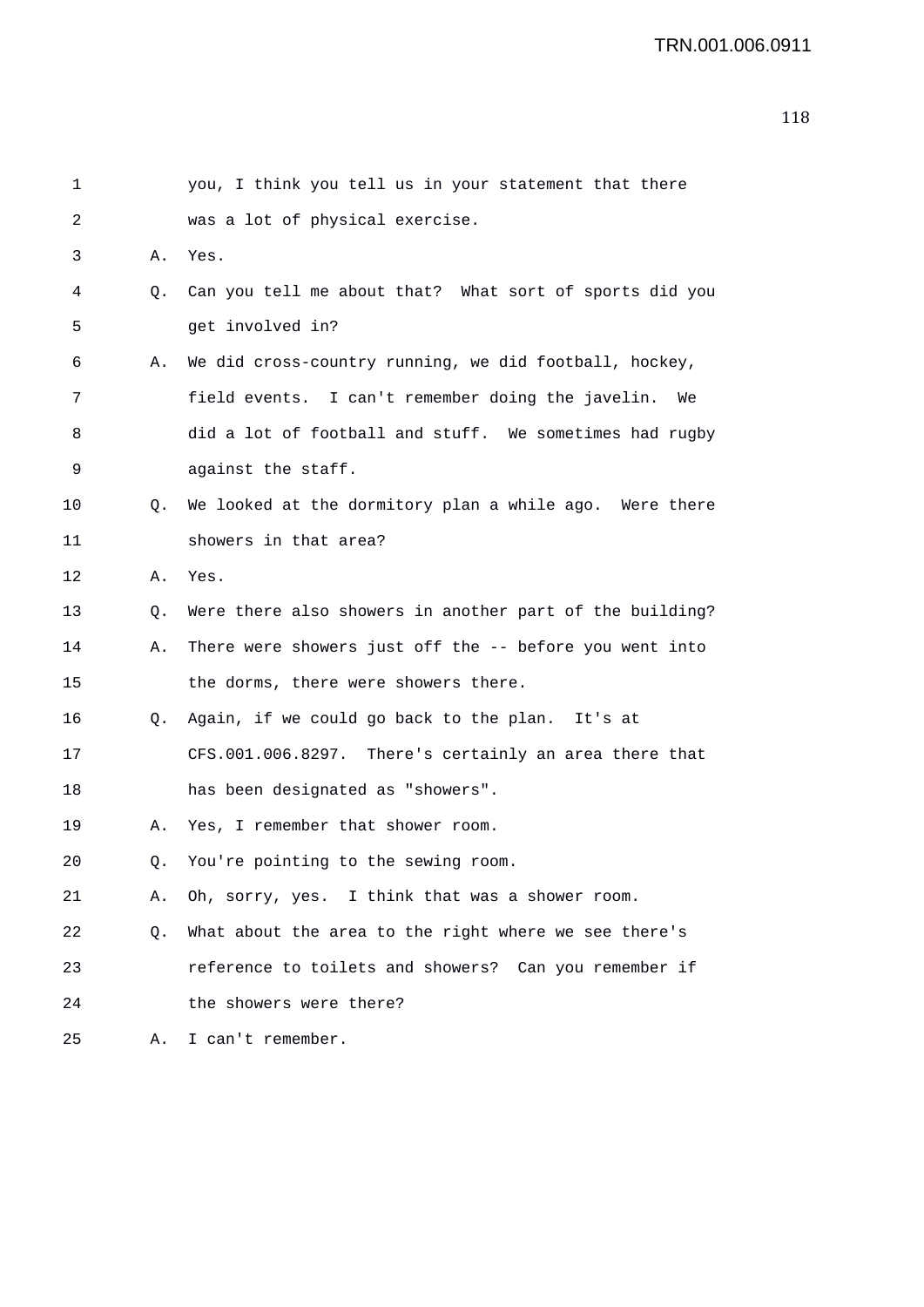you, I think you tell us in your statement that there was a lot of physical exercise.

A. Yes.

Q. Can you tell me about that? What sort of sports did you get involved in?

A. We did cross-country running, we did football, hockey, field events. I can't remember doing the javelin. We did a lot of football and stuff. We sometimes had rugby against the staff.

Q. We looked at the dormitory plan a while ago. Were there showers in that area?

A. Yes.

Q. Were there also showers in another part of the building?

A. There were showers just off the -- before you went into the dorms, there were showers there.

Q. Again, if we could go back to the plan. It's at CFS.001.006.8297. There's certainly an area there that has been designated as "showers".

A. Yes, I remember that shower room.

Q. You're pointing to the sewing room.

A. Oh, sorry, yes. I think that was a shower room.

Q. What about the area to the right where we see there's reference to toilets and showers? Can you remember if the showers were there?

A. I can't remember.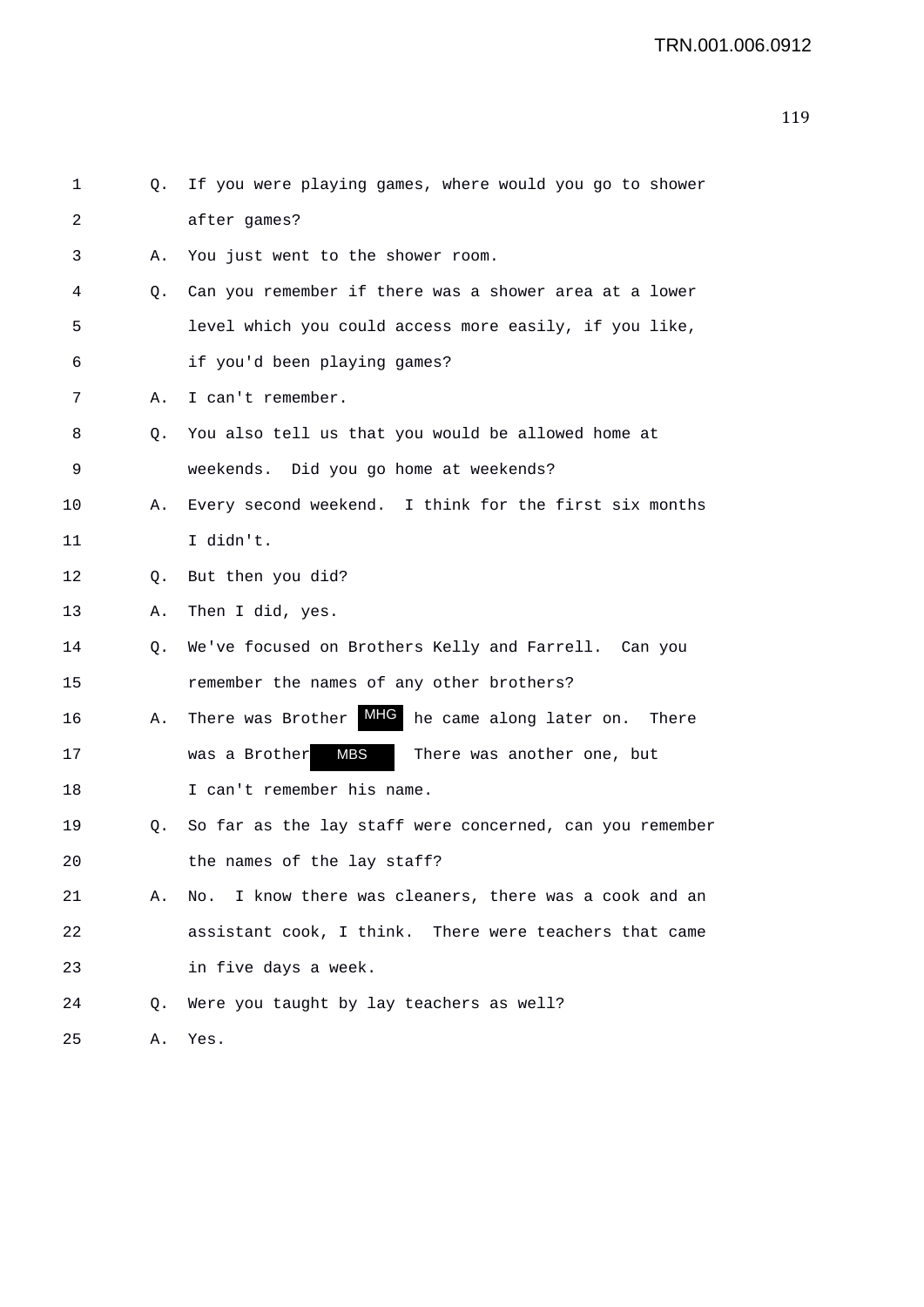1 Q. If you were playing games, where would you go to shower
2 after games?
3 A. You just went to the shower room.
4 Q. Can you remember if there was a shower area at a lower
5 level which you could access more easily, if you like,
6 if you'd been playing games?
7 A. I can't remember.
8 Q. You also tell us that you would be allowed home at
9 weekends. Did you go home at weekends?
10 A. Every second weekend. I think for the first six months
11 I didn't.
12 Q. But then you did?
13 A. Then I did, yes.
14 Q. We've focused on Brothers Kelly and Farrell. Can you
15 remember the names of any other brothers?
16 A. There was Brother MHG he came along later on. There
17 was a Brother MBS There was another one, but
18 I can't remember his name.
19 Q. So far as the lay staff were concerned, can you remember
20 the names of the lay staff?
21 A. No. I know there was cleaners, there was a cook and an
22 assistant cook, I think. There were teachers that came
23 in five days a week.
24 Q. Were you taught by lay teachers as well?
25 A. Yes.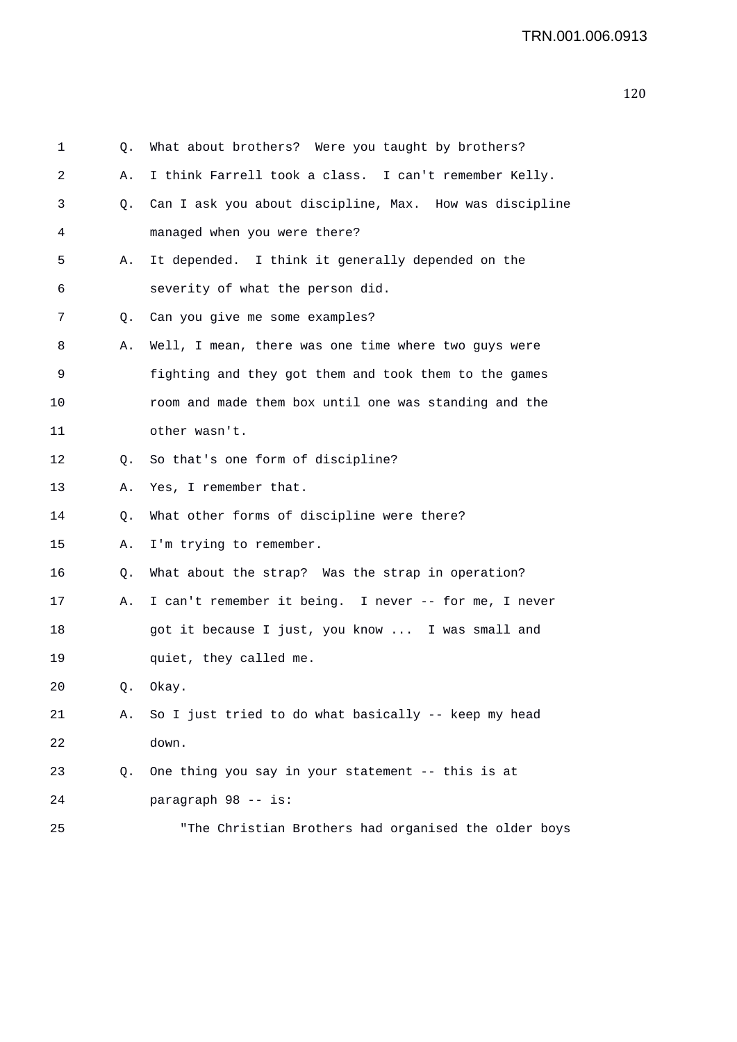Q. What about brothers? Were you taught by brothers?

A. I think Farrell took a class. I can't remember Kelly.

Q. Can I ask you about discipline, Max. How was discipline managed when you were there?

A. It depended. I think it generally depended on the severity of what the person did.

Q. Can you give me some examples?

A. Well, I mean, there was one time where two guys were fighting and they got them and took them to the games room and made them box until one was standing and the other wasn't.

Q. So that's one form of discipline?

A. Yes, I remember that.

Q. What other forms of discipline were there?

A. I'm trying to remember.

Q. What about the strap? Was the strap in operation?

A. I can't remember it being. I never -- for me, I never got it because I just, you know ... I was small and quiet, they called me.

Q. Okay.

A. So I just tried to do what basically -- keep my head down.

Q. One thing you say in your statement -- this is at paragraph 98 -- is:

"The Christian Brothers had organised the older boys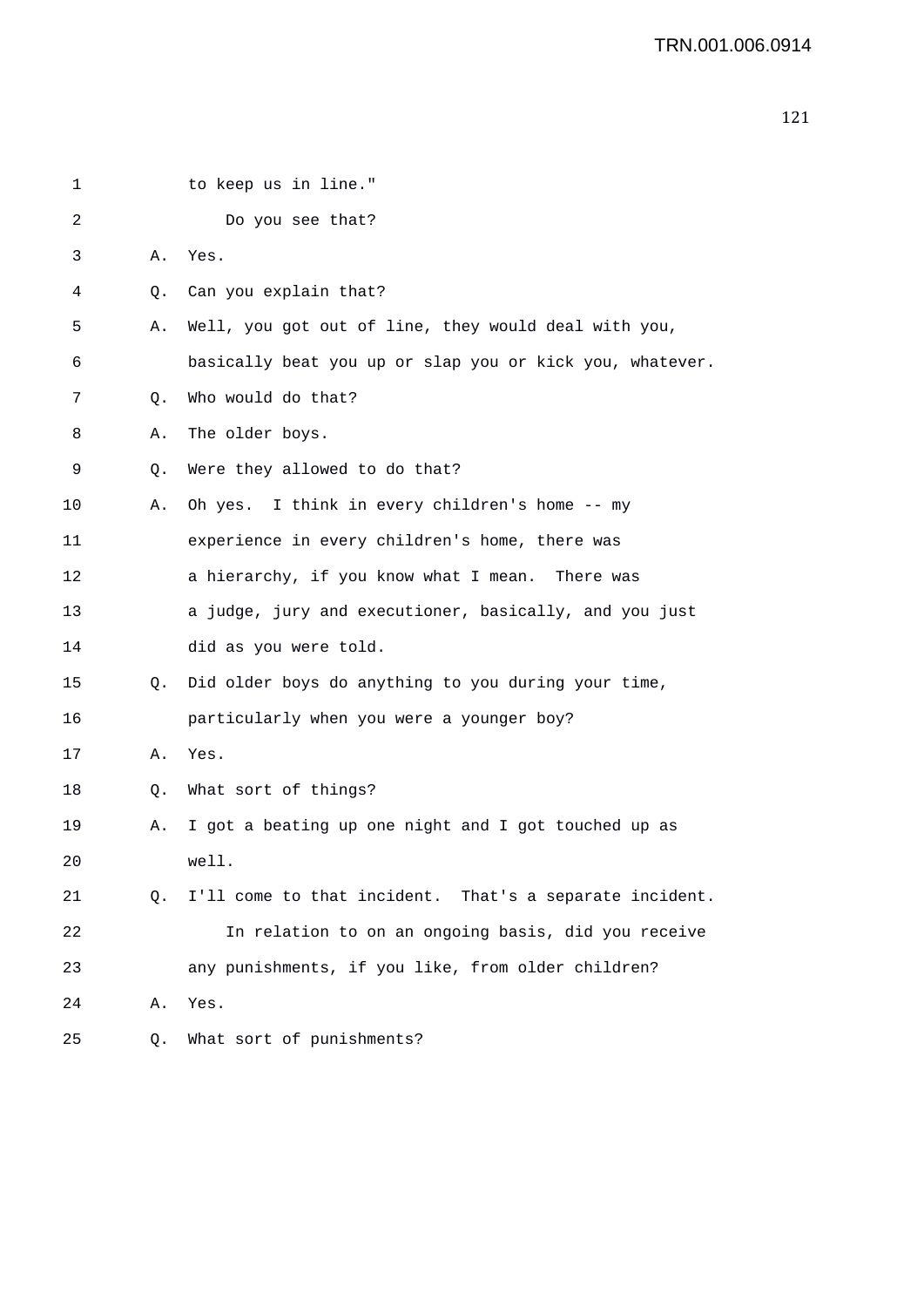to keep us in line."

Do you see that?

A. Yes.

Q. Can you explain that?

A. Well, you got out of line, they would deal with you, basically beat you up or slap you or kick you, whatever.

Q. Who would do that?

A. The older boys.

Q. Were they allowed to do that?

A. Oh yes. I think in every children's home -- my experience in every children's home, there was a hierarchy, if you know what I mean. There was a judge, jury and executioner, basically, and you just did as you were told.

Q. Did older boys do anything to you during your time, particularly when you were a younger boy?

A. Yes.

Q. What sort of things?

A. I got a beating up one night and I got touched up as well.

Q. I'll come to that incident. That's a separate incident.

In relation to on an ongoing basis, did you receive any punishments, if you like, from older children?

A. Yes.

Q. What sort of punishments?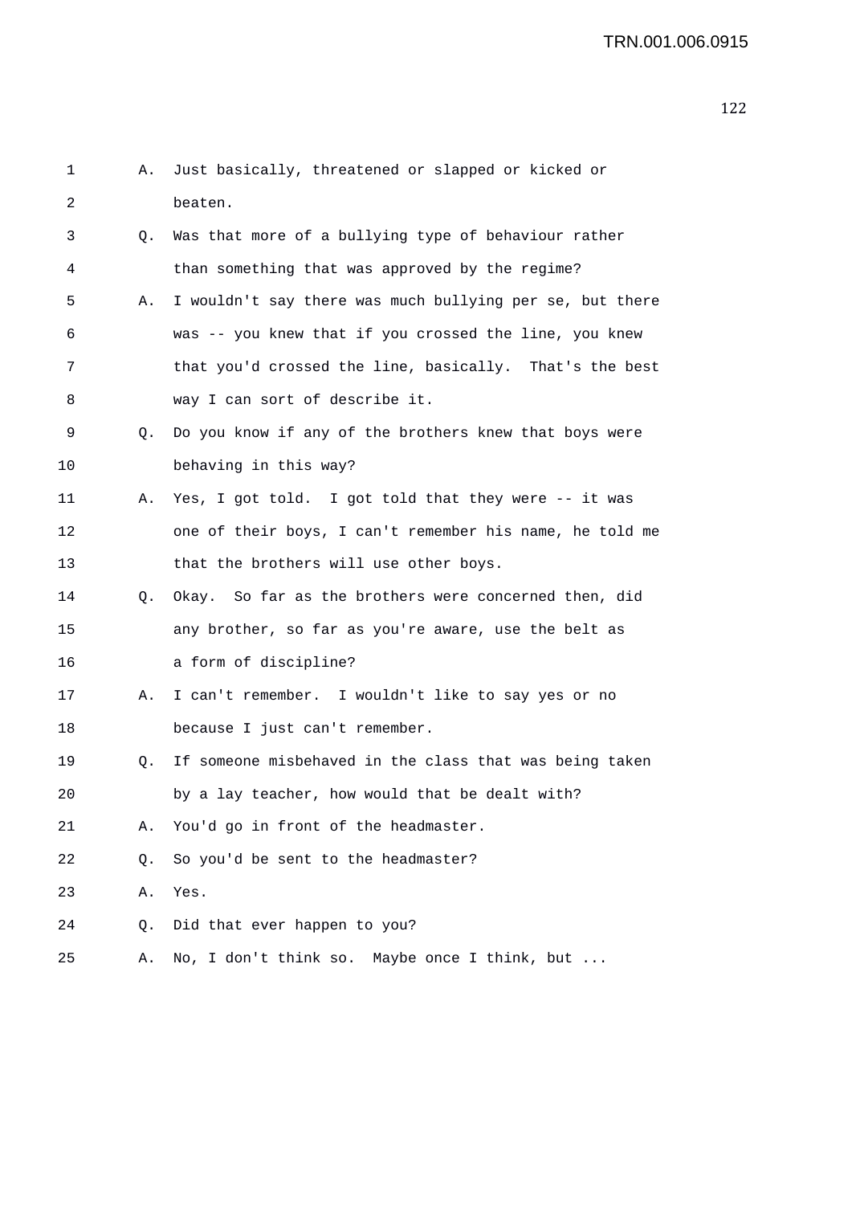1 A. Just basically, threatened or slapped or kicked or
2 beaten.
3 Q. Was that more of a bullying type of behaviour rather
4 than something that was approved by the regime?
5 A. I wouldn't say there was much bullying per se, but there
6 was -- you knew that if you crossed the line, you knew
7 that you'd crossed the line, basically. That's the best
8 way I can sort of describe it.
9 Q. Do you know if any of the brothers knew that boys were
10 behaving in this way?
11 A. Yes, I got told. I got told that they were -- it was
12 one of their boys, I can't remember his name, he told me
13 that the brothers will use other boys.
14 Q. Okay. So far as the brothers were concerned then, did
15 any brother, so far as you're aware, use the belt as
16 a form of discipline?
17 A. I can't remember. I wouldn't like to say yes or no
18 because I just can't remember.
19 Q. If someone misbehaved in the class that was being taken
20 by a lay teacher, how would that be dealt with?
21 A. You'd go in front of the headmaster.
22 Q. So you'd be sent to the headmaster?
23 A. Yes.
24 Q. Did that ever happen to you?
25 A. No, I don't think so. Maybe once I think, but ...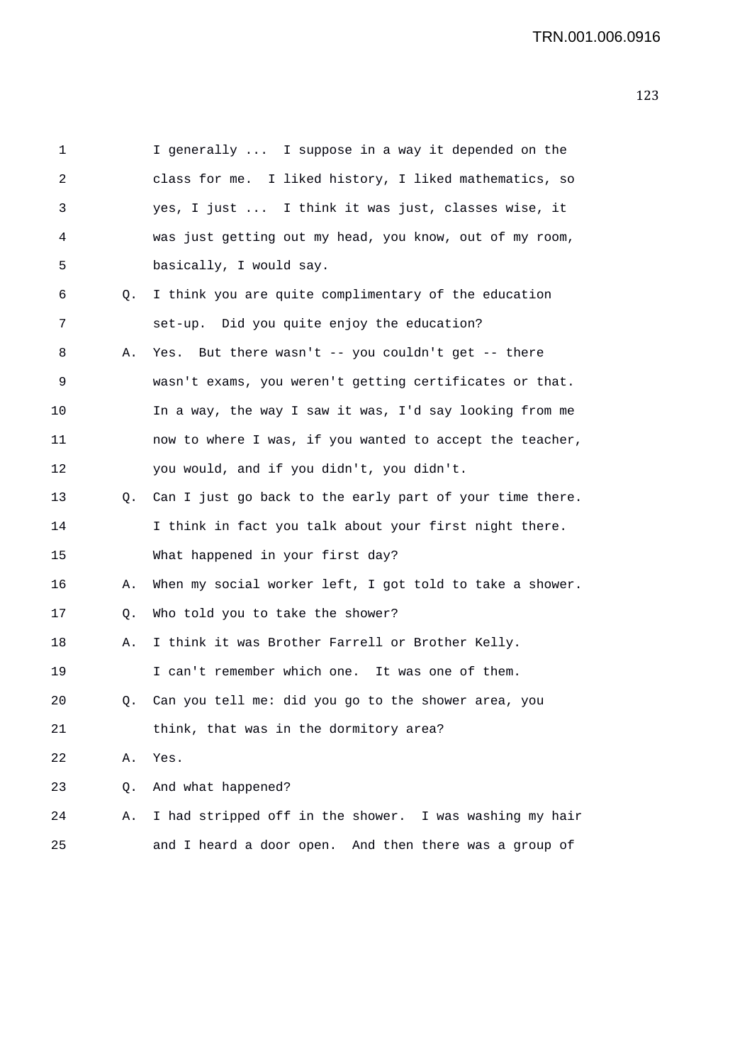1 I generally ... I suppose in a way it depended on the
2 class for me. I liked history, I liked mathematics, so
3 yes, I just ... I think it was just, classes wise, it
4 was just getting out my head, you know, out of my room,
5 basically, I would say.

6 Q. I think you are quite complimentary of the education
7 set-up. Did you quite enjoy the education?

8 A. Yes. But there wasn't -- you couldn't get -- there
9 wasn't exams, you weren't getting certificates or that.
10 In a way, the way I saw it was, I'd say looking from me
11 now to where I was, if you wanted to accept the teacher,
12 you would, and if you didn't, you didn't.

13 Q. Can I just go back to the early part of your time there.
14 I think in fact you talk about your first night there.
15 What happened in your first day?

16 A. When my social worker left, I got told to take a shower.

17 Q. Who told you to take the shower?

18 A. I think it was Brother Farrell or Brother Kelly.
19 I can't remember which one. It was one of them.

20 Q. Can you tell me: did you go to the shower area, you
21 think, that was in the dormitory area?

22 A. Yes.

23 Q. And what happened?

24 A. I had stripped off in the shower. I was washing my hair
25 and I heard a door open. And then there was a group of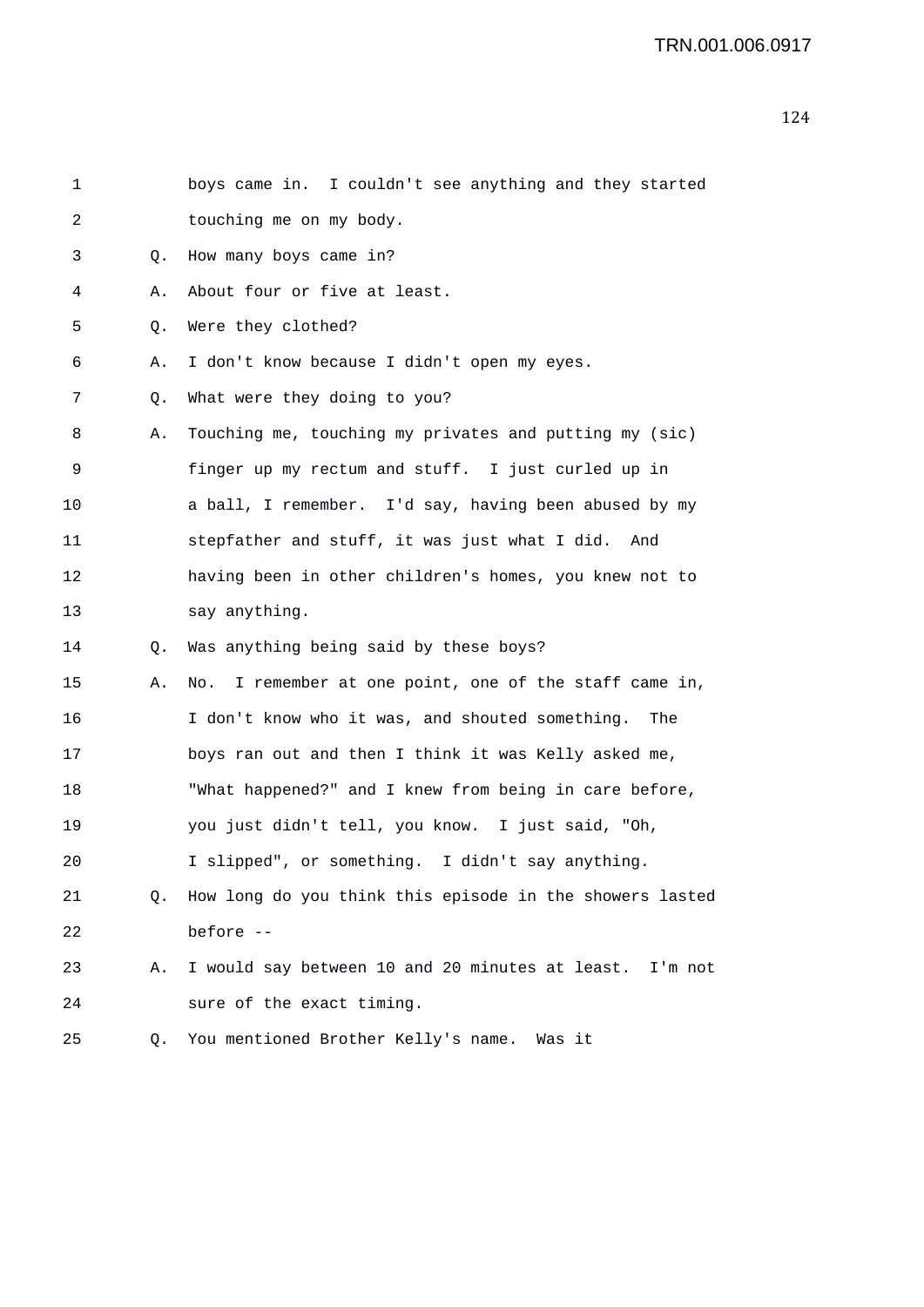1 boys came in. I couldn't see anything and they started
2 touching me on my body.
3 Q. How many boys came in?
4 A. About four or five at least.
5 Q. Were they clothed?
6 A. I don't know because I didn't open my eyes.
7 Q. What were they doing to you?
8 A. Touching me, touching my privates and putting my (sic)
9 finger up my rectum and stuff. I just curled up in
10 a ball, I remember. I'd say, having been abused by my
11 stepfather and stuff, it was just what I did. And
12 having been in other children's homes, you knew not to
13 say anything.
14 Q. Was anything being said by these boys?
15 A. No. I remember at one point, one of the staff came in,
16 I don't know who it was, and shouted something. The
17 boys ran out and then I think it was Kelly asked me,
18 "What happened?" and I knew from being in care before,
19 you just didn't tell, you know. I just said, "Oh,
20 I slipped", or something. I didn't say anything.
21 Q. How long do you think this episode in the showers lasted
22 before --
23 A. I would say between 10 and 20 minutes at least. I'm not
24 sure of the exact timing.
25 Q. You mentioned Brother Kelly's name. Was it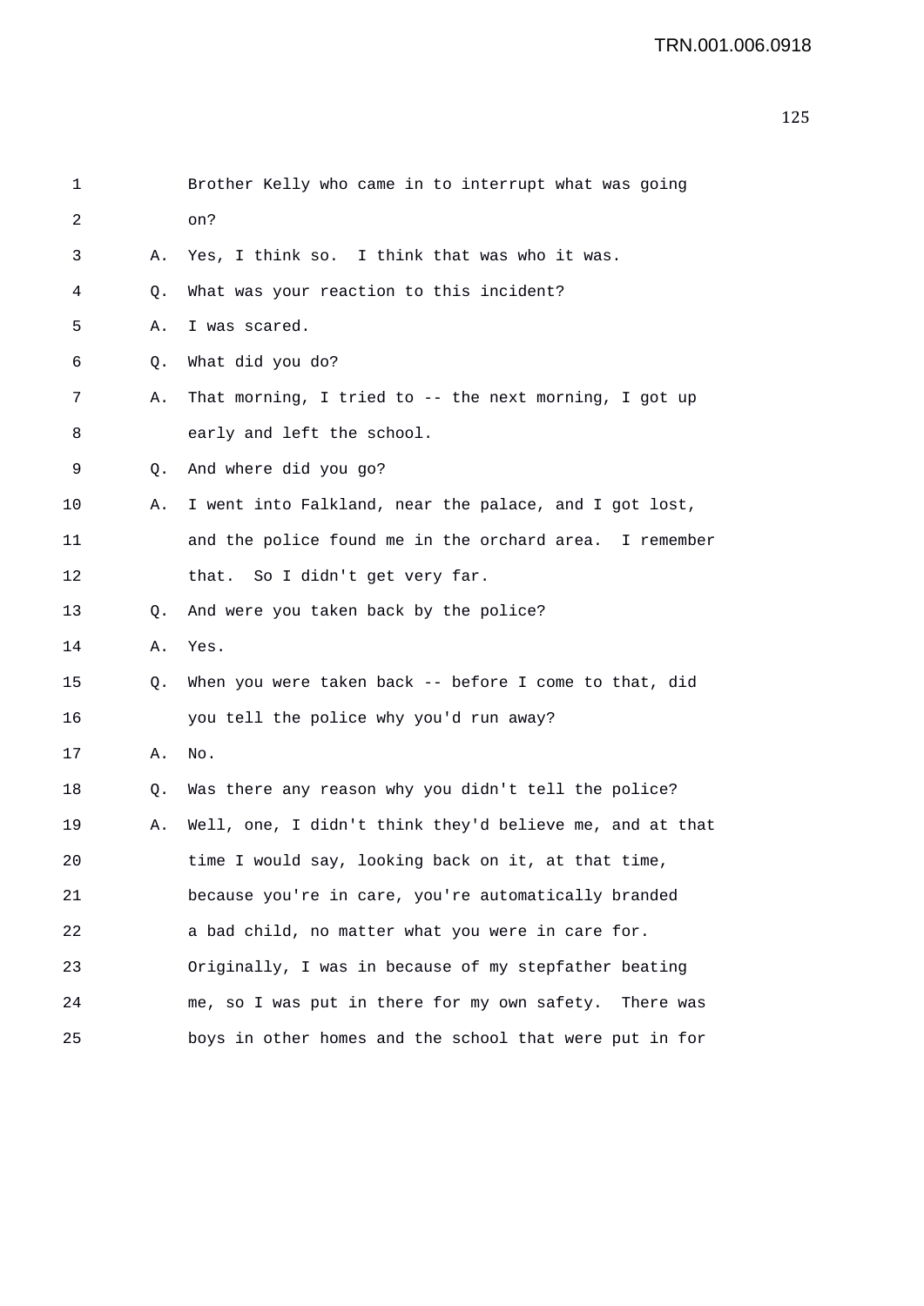Brother Kelly who came in to interrupt what was going on?

A. Yes, I think so. I think that was who it was.

Q. What was your reaction to this incident?

A. I was scared.

Q. What did you do?

A. That morning, I tried to -- the next morning, I got up early and left the school.

Q. And where did you go?

A. I went into Falkland, near the palace, and I got lost, and the police found me in the orchard area. I remember that. So I didn't get very far.

Q. And were you taken back by the police?

A. Yes.

Q. When you were taken back -- before I come to that, did you tell the police why you'd run away?

A. No.

Q. Was there any reason why you didn't tell the police?

A. Well, one, I didn't think they'd believe me, and at that time I would say, looking back on it, at that time, because you're in care, you're automatically branded a bad child, no matter what you were in care for. Originally, I was in because of my stepfather beating me, so I was put in there for my own safety. There was boys in other homes and the school that were put in for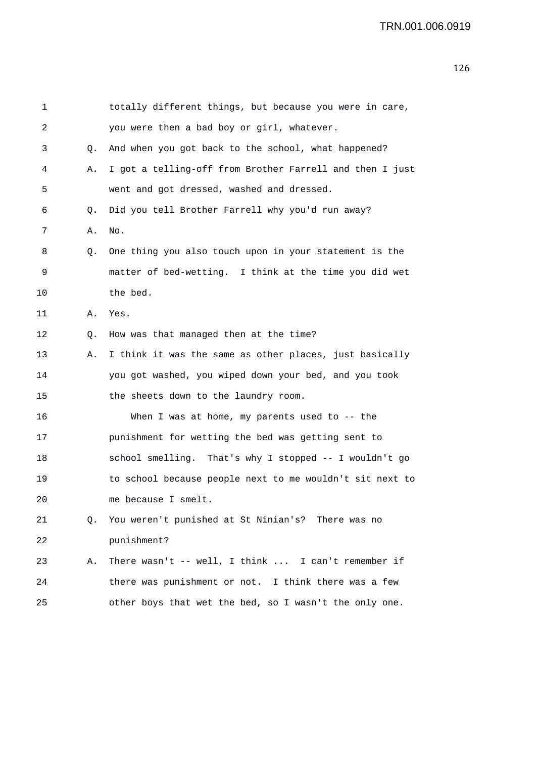totally different things, but because you were in care, you were then a bad boy or girl, whatever.

Q. And when you got back to the school, what happened?

A. I got a telling-off from Brother Farrell and then I just went and got dressed, washed and dressed.

Q. Did you tell Brother Farrell why you'd run away?

A. No.

Q. One thing you also touch upon in your statement is the matter of bed-wetting. I think at the time you did wet the bed.

A. Yes.

Q. How was that managed then at the time?

A. I think it was the same as other places, just basically you got washed, you wiped down your bed, and you took the sheets down to the laundry room.

When I was at home, my parents used to -- the punishment for wetting the bed was getting sent to school smelling. That's why I stopped -- I wouldn't go to school because people next to me wouldn't sit next to me because I smelt.

Q. You weren't punished at St Ninian's? There was no punishment?

A. There wasn't -- well, I think ... I can't remember if there was punishment or not. I think there was a few other boys that wet the bed, so I wasn't the only one.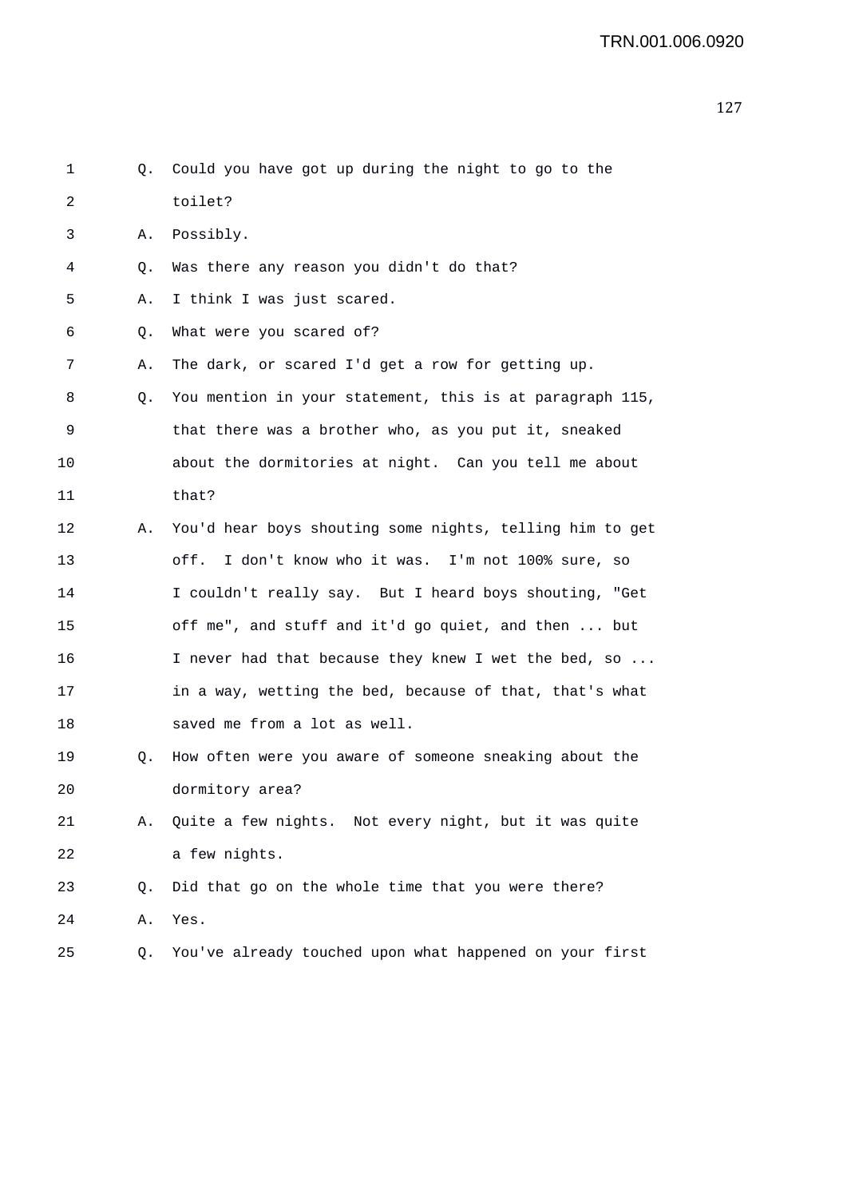Q. Could you have got up during the night to go to the toilet?

A. Possibly.

Q. Was there any reason you didn't do that?

A. I think I was just scared.

Q. What were you scared of?

A. The dark, or scared I'd get a row for getting up.

Q. You mention in your statement, this is at paragraph 115, that there was a brother who, as you put it, sneaked about the dormitories at night. Can you tell me about that?

A. You'd hear boys shouting some nights, telling him to get off. I don't know who it was. I'm not 100% sure, so I couldn't really say. But I heard boys shouting, "Get off me", and stuff and it'd go quiet, and then ... but I never had that because they knew I wet the bed, so ... in a way, wetting the bed, because of that, that's what saved me from a lot as well.

Q. How often were you aware of someone sneaking about the dormitory area?

A. Quite a few nights. Not every night, but it was quite a few nights.

Q. Did that go on the whole time that you were there?

A. Yes.

Q. You've already touched upon what happened on your first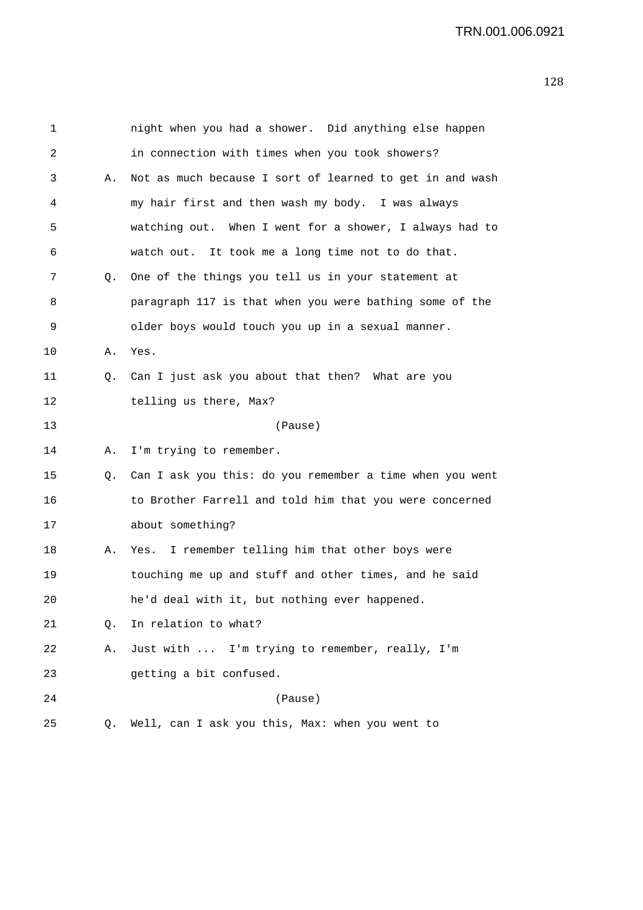1 night when you had a shower. Did anything else happen
2 in connection with times when you took showers?
3 A. Not as much because I sort of learned to get in and wash
4 my hair first and then wash my body. I was always
5 watching out. When I went for a shower, I always had to
6 watch out. It took me a long time not to do that.
7 Q. One of the things you tell us in your statement at
8 paragraph 117 is that when you were bathing some of the
9 older boys would touch you up in a sexual manner.
10 A. Yes.
11 Q. Can I just ask you about that then? What are you
12 telling us there, Max?
13 (Pause)
14 A. I'm trying to remember.
15 Q. Can I ask you this: do you remember a time when you went
16 to Brother Farrell and told him that you were concerned
17 about something?
18 A. Yes. I remember telling him that other boys were
19 touching me up and stuff and other times, and he said
20 he'd deal with it, but nothing ever happened.
21 Q. In relation to what?
22 A. Just with ... I'm trying to remember, really, I'm
23 getting a bit confused.
24 (Pause)
25 Q. Well, can I ask you this, Max: when you went to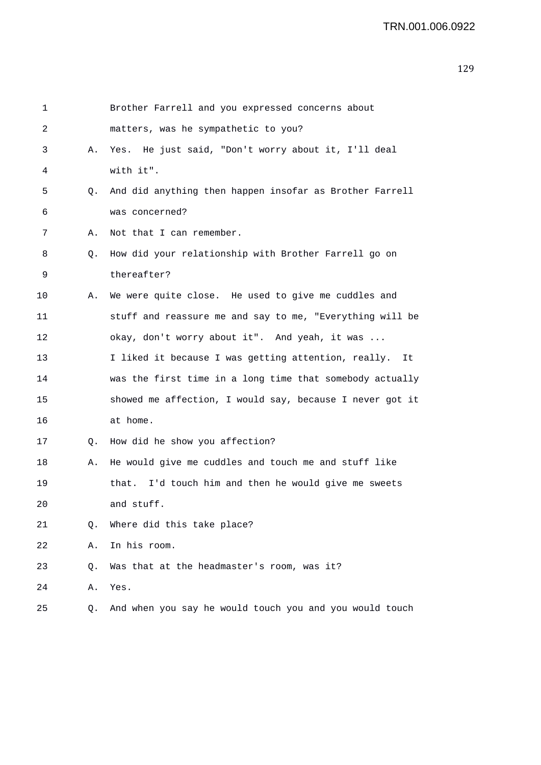1 Brother Farrell and you expressed concerns about
2 matters, was he sympathetic to you?
3 A. Yes. He just said, "Don't worry about it, I'll deal
4 with it".
5 Q. And did anything then happen insofar as Brother Farrell
6 was concerned?
7 A. Not that I can remember.
8 Q. How did your relationship with Brother Farrell go on
9 thereafter?
10 A. We were quite close. He used to give me cuddles and
11 stuff and reassure me and say to me, "Everything will be
12 okay, don't worry about it". And yeah, it was ...
13 I liked it because I was getting attention, really. It
14 was the first time in a long time that somebody actually
15 showed me affection, I would say, because I never got it
16 at home.
17 Q. How did he show you affection?
18 A. He would give me cuddles and touch me and stuff like
19 that. I'd touch him and then he would give me sweets
20 and stuff.
21 Q. Where did this take place?
22 A. In his room.
23 Q. Was that at the headmaster's room, was it?
24 A. Yes.
25 Q. And when you say he would touch you and you would touch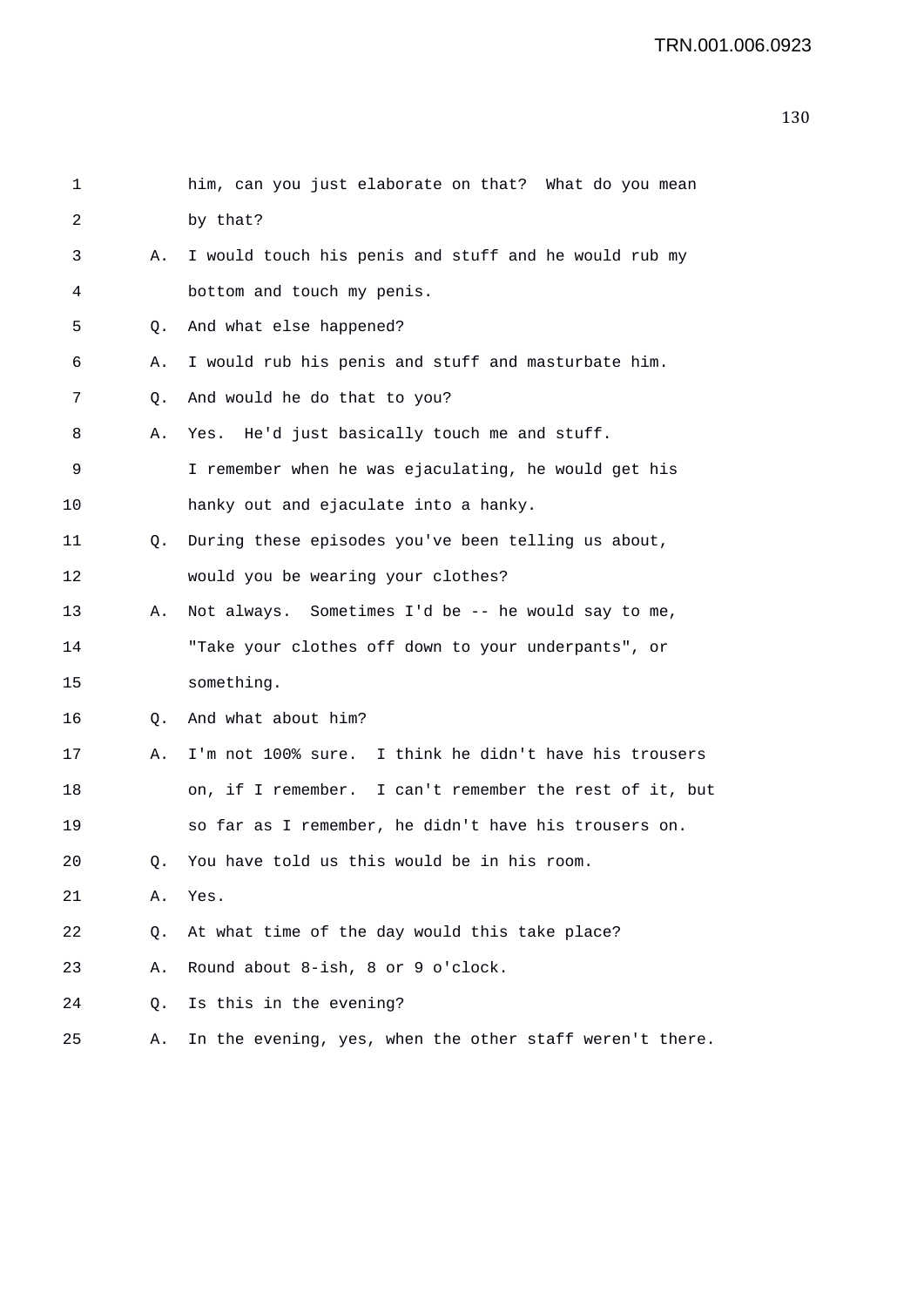1 him, can you just elaborate on that? What do you mean
2 by that?
3 A. I would touch his penis and stuff and he would rub my
4 bottom and touch my penis.
5 Q. And what else happened?
6 A. I would rub his penis and stuff and masturbate him.
7 Q. And would he do that to you?
8 A. Yes. He'd just basically touch me and stuff.
9 I remember when he was ejaculating, he would get his
10 hanky out and ejaculate into a hanky.
11 Q. During these episodes you've been telling us about,
12 would you be wearing your clothes?
13 A. Not always. Sometimes I'd be -- he would say to me,
14 "Take your clothes off down to your underpants", or
15 something.
16 Q. And what about him?
17 A. I'm not 100% sure. I think he didn't have his trousers
18 on, if I remember. I can't remember the rest of it, but
19 so far as I remember, he didn't have his trousers on.
20 Q. You have told us this would be in his room.
21 A. Yes.
22 Q. At what time of the day would this take place?
23 A. Round about 8-ish, 8 or 9 o'clock.
24 Q. Is this in the evening?
25 A. In the evening, yes, when the other staff weren't there.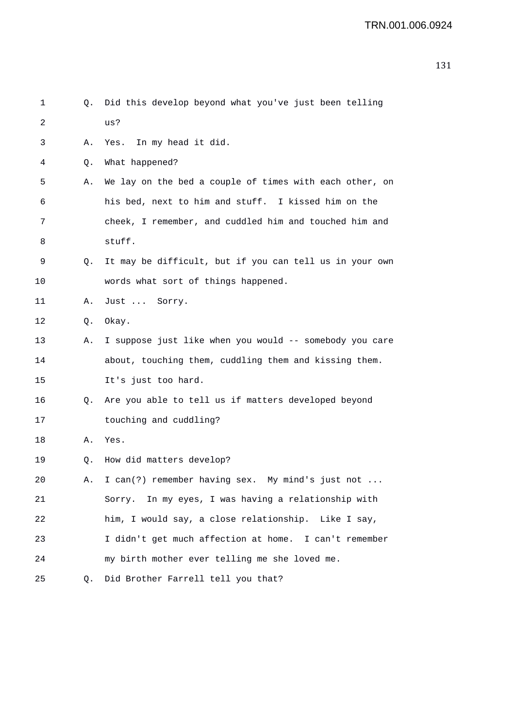1 Q. Did this develop beyond what you've just been telling
2 us?
3 A. Yes. In my head it did.
4 Q. What happened?
5 A. We lay on the bed a couple of times with each other, on
6 his bed, next to him and stuff. I kissed him on the
7 cheek, I remember, and cuddled him and touched him and
8 stuff.
9 Q. It may be difficult, but if you can tell us in your own
10 words what sort of things happened.
11 A. Just ... Sorry.
12 Q. Okay.
13 A. I suppose just like when you would -- somebody you care
14 about, touching them, cuddling them and kissing them.
15 It's just too hard.
16 Q. Are you able to tell us if matters developed beyond
17 touching and cuddling?
18 A. Yes.
19 Q. How did matters develop?
20 A. I can(?) remember having sex. My mind's just not ...
21 Sorry. In my eyes, I was having a relationship with
22 him, I would say, a close relationship. Like I say,
23 I didn't get much affection at home. I can't remember
24 my birth mother ever telling me she loved me.
25 Q. Did Brother Farrell tell you that?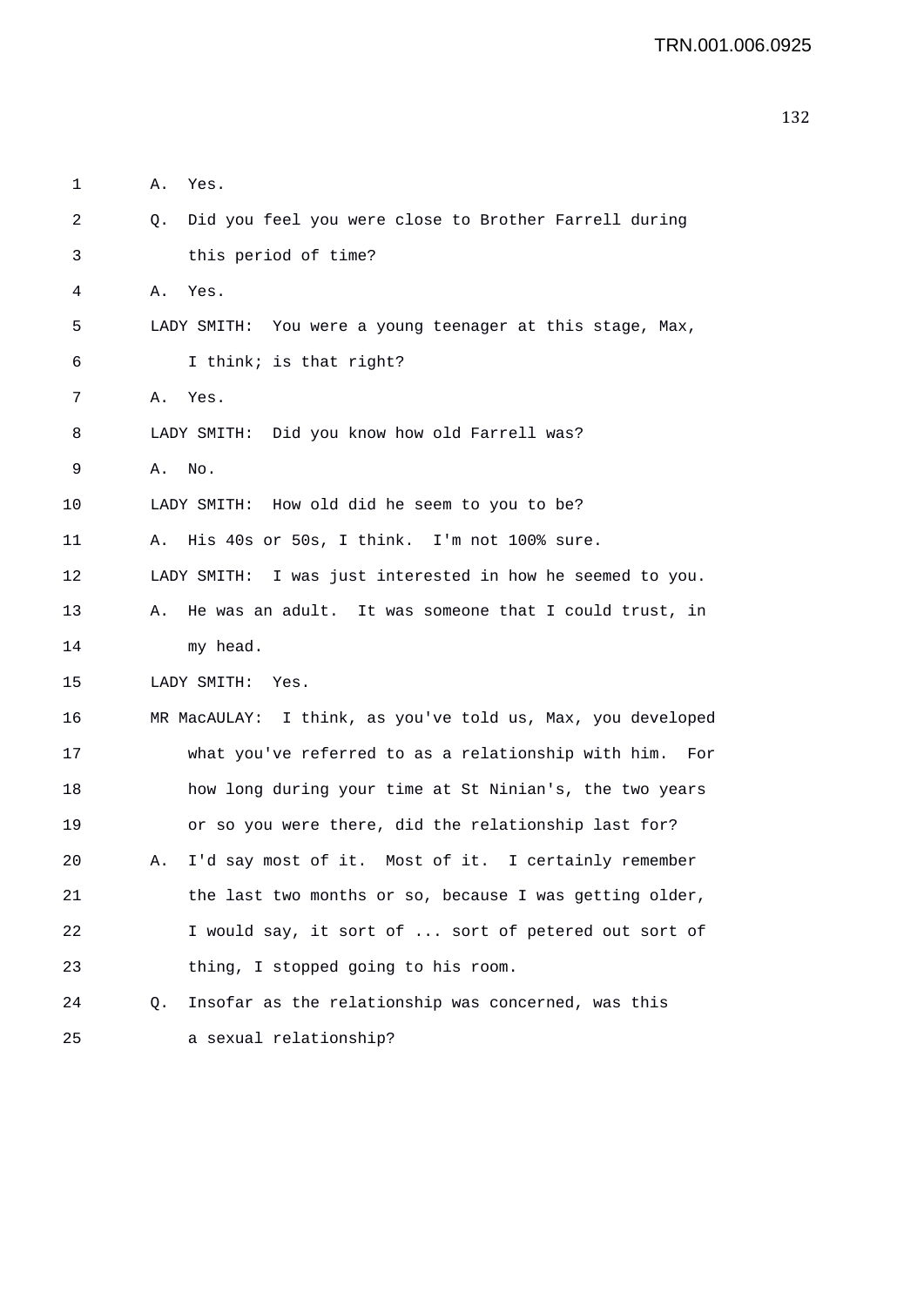1 A. Yes.

2 Q. Did you feel you were close to Brother Farrell during

3 this period of time?

4 A. Yes.

5 LADY SMITH: You were a young teenager at this stage, Max,

6 I think; is that right?

7 A. Yes.

8 LADY SMITH: Did you know how old Farrell was?

9 A. No.

10 LADY SMITH: How old did he seem to you to be?

11 A. His 40s or 50s, I think. I'm not 100% sure.

12 LADY SMITH: I was just interested in how he seemed to you.

13 A. He was an adult. It was someone that I could trust, in

14 my head.

15 LADY SMITH: Yes.

16 MR MacAULAY: I think, as you've told us, Max, you developed

17 what you've referred to as a relationship with him. For

18 how long during your time at St Ninian's, the two years

19 or so you were there, did the relationship last for?

20 A. I'd say most of it. Most of it. I certainly remember

21 the last two months or so, because I was getting older,

22 I would say, it sort of ... sort of petered out sort of

23 thing, I stopped going to his room.

24 Q. Insofar as the relationship was concerned, was this

25 a sexual relationship?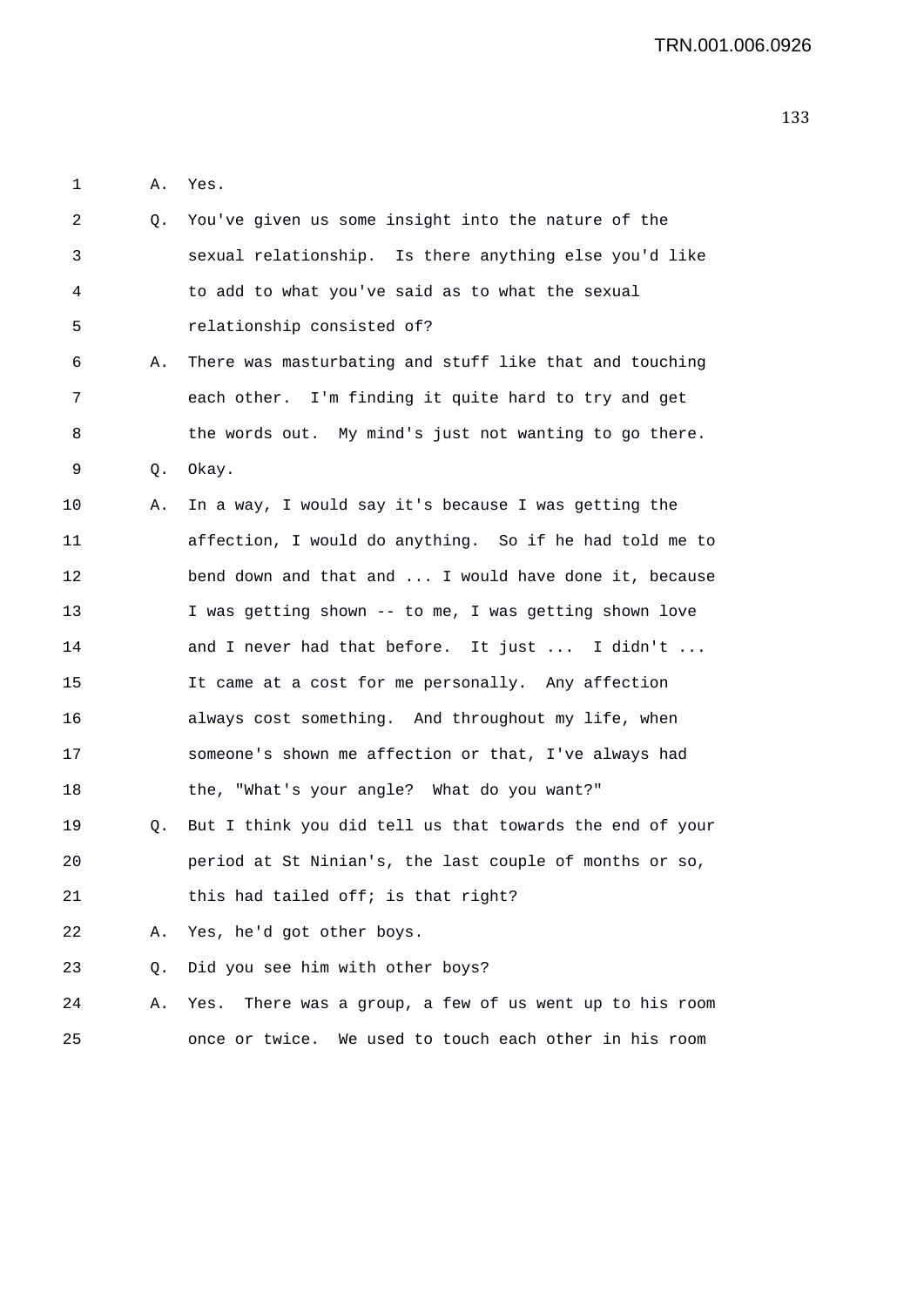1 A. Yes.

2 Q. You've given us some insight into the nature of the
3 sexual relationship. Is there anything else you'd like
4 to add to what you've said as to what the sexual
5 relationship consisted of?

6 A. There was masturbating and stuff like that and touching
7 each other. I'm finding it quite hard to try and get
8 the words out. My mind's just not wanting to go there.

9 Q. Okay.

10 A. In a way, I would say it's because I was getting the
11 affection, I would do anything. So if he had told me to
12 bend down and that and ... I would have done it, because
13 I was getting shown -- to me, I was getting shown love
14 and I never had that before. It just ... I didn't ...
15 It came at a cost for me personally. Any affection
16 always cost something. And throughout my life, when
17 someone's shown me affection or that, I've always had
18 the, "What's your angle? What do you want?"

19 Q. But I think you did tell us that towards the end of your
20 period at St Ninian's, the last couple of months or so,
21 this had tailed off; is that right?

22 A. Yes, he'd got other boys.

23 Q. Did you see him with other boys?

24 A. Yes. There was a group, a few of us went up to his room
25 once or twice. We used to touch each other in his room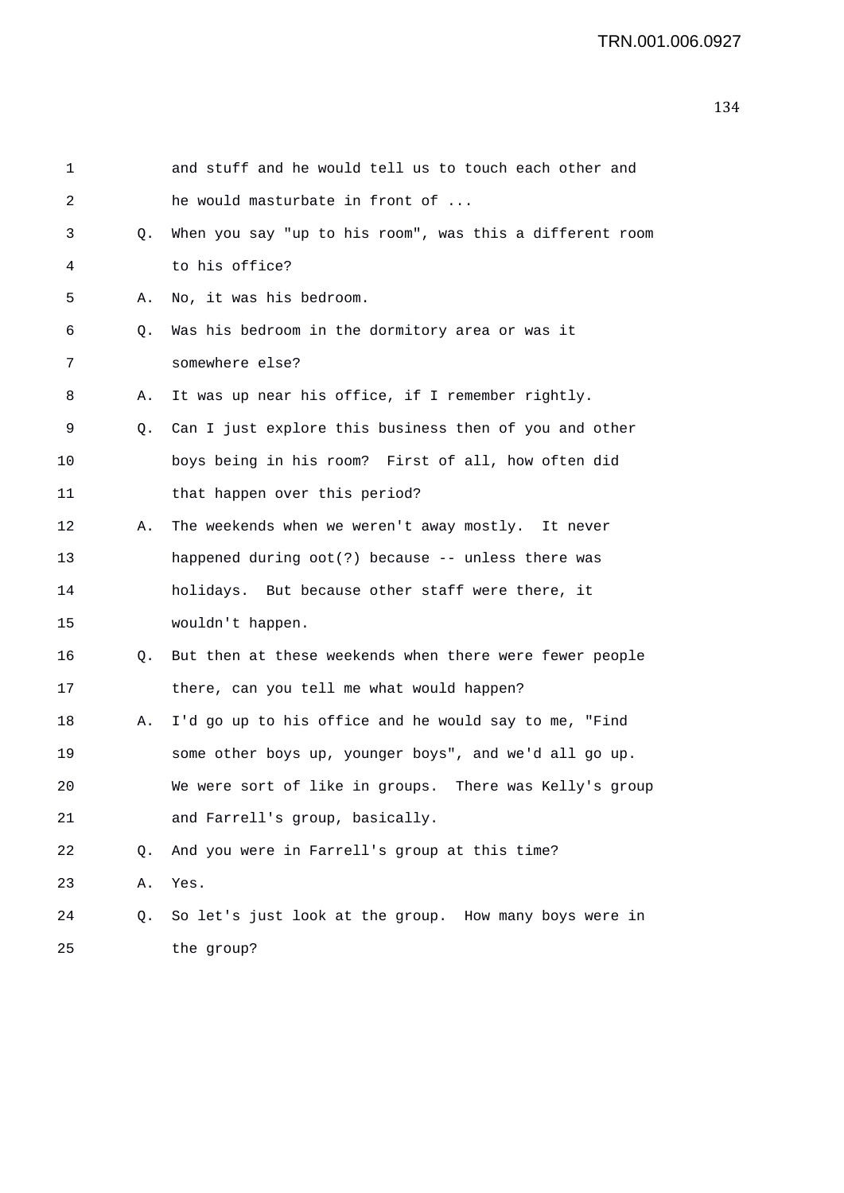1 and stuff and he would tell us to touch each other and
2 he would masturbate in front of ...
3 Q. When you say "up to his room", was this a different room
4 to his office?
5 A. No, it was his bedroom.
6 Q. Was his bedroom in the dormitory area or was it
7 somewhere else?
8 A. It was up near his office, if I remember rightly.
9 Q. Can I just explore this business then of you and other
10 boys being in his room? First of all, how often did
11 that happen over this period?
12 A. The weekends when we weren't away mostly. It never
13 happened during oot(?) because -- unless there was
14 holidays. But because other staff were there, it
15 wouldn't happen.
16 Q. But then at these weekends when there were fewer people
17 there, can you tell me what would happen?
18 A. I'd go up to his office and he would say to me, "Find
19 some other boys up, younger boys", and we'd all go up.
20 We were sort of like in groups. There was Kelly's group
21 and Farrell's group, basically.
22 Q. And you were in Farrell's group at this time?
23 A. Yes.
24 Q. So let's just look at the group. How many boys were in
25 the group?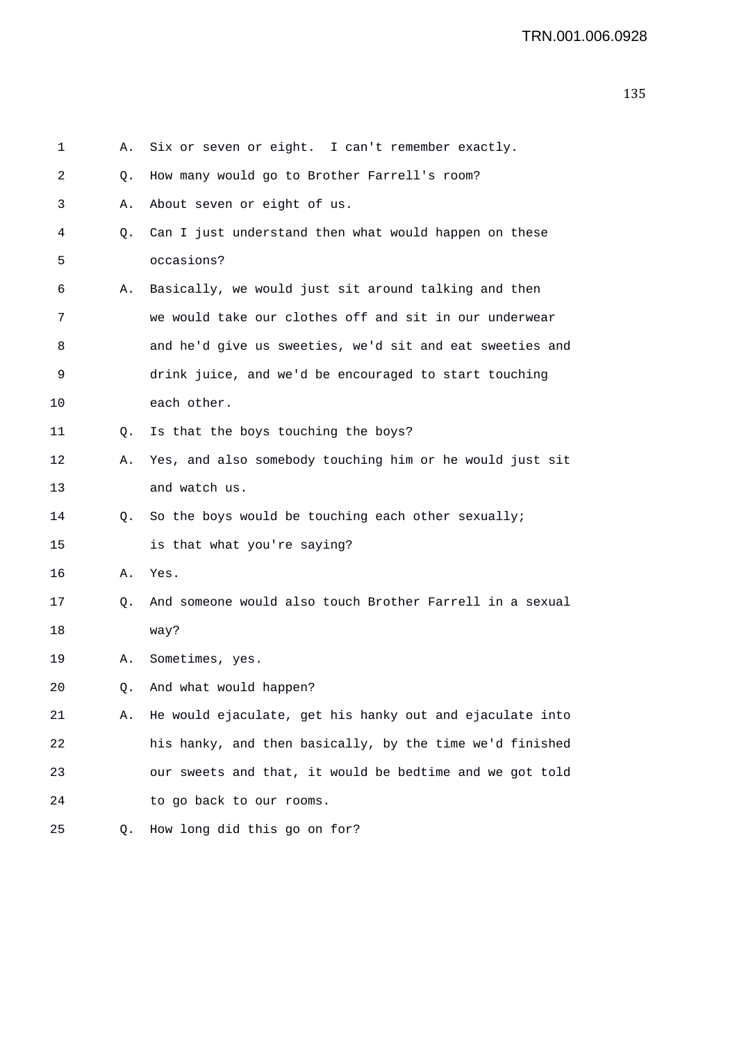A. Six or seven or eight. I can't remember exactly.

Q. How many would go to Brother Farrell's room?

A. About seven or eight of us.

Q. Can I just understand then what would happen on these occasions?

A. Basically, we would just sit around talking and then we would take our clothes off and sit in our underwear and he'd give us sweeties, we'd sit and eat sweeties and drink juice, and we'd be encouraged to start touching each other.

Q. Is that the boys touching the boys?

A. Yes, and also somebody touching him or he would just sit and watch us.

Q. So the boys would be touching each other sexually; is that what you're saying?

A. Yes.

Q. And someone would also touch Brother Farrell in a sexual way?

A. Sometimes, yes.

Q. And what would happen?

A. He would ejaculate, get his hanky out and ejaculate into his hanky, and then basically, by the time we'd finished our sweets and that, it would be bedtime and we got told to go back to our rooms.

Q. How long did this go on for?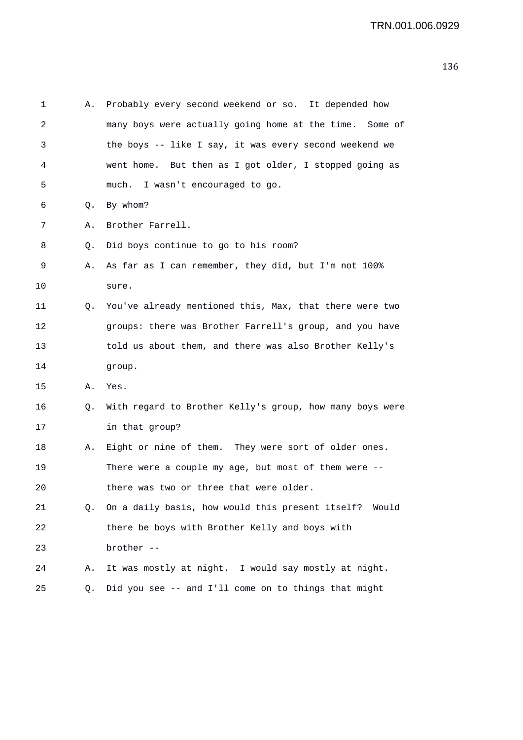A. Probably every second weekend or so. It depended how many boys were actually going home at the time. Some of the boys -- like I say, it was every second weekend we went home. But then as I got older, I stopped going as much. I wasn't encouraged to go.

Q. By whom?

A. Brother Farrell.

Q. Did boys continue to go to his room?

A. As far as I can remember, they did, but I'm not 100% sure.

Q. You've already mentioned this, Max, that there were two groups: there was Brother Farrell's group, and you have told us about them, and there was also Brother Kelly's group.

A. Yes.

Q. With regard to Brother Kelly's group, how many boys were in that group?

A. Eight or nine of them. They were sort of older ones. There were a couple my age, but most of them were -- there was two or three that were older.

Q. On a daily basis, how would this present itself? Would there be boys with Brother Kelly and boys with brother --

A. It was mostly at night. I would say mostly at night.

Q. Did you see -- and I'll come on to things that might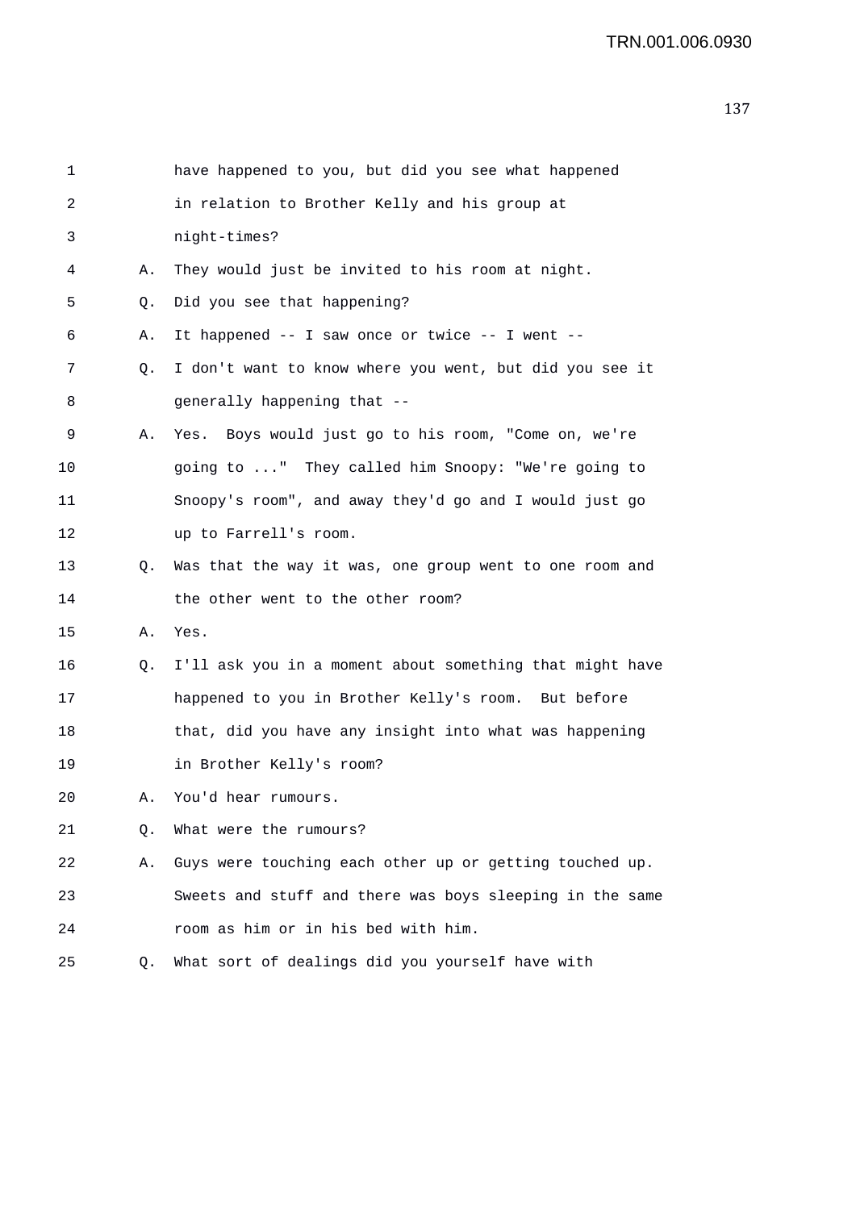1 have happened to you, but did you see what happened
2 in relation to Brother Kelly and his group at
3 night-times?
4 A. They would just be invited to his room at night.
5 Q. Did you see that happening?
6 A. It happened -- I saw once or twice -- I went --
7 Q. I don't want to know where you went, but did you see it
8 generally happening that --
9 A. Yes. Boys would just go to his room, "Come on, we're
10 going to ..." They called him Snoopy: "We're going to
11 Snoopy's room", and away they'd go and I would just go
12 up to Farrell's room.
13 Q. Was that the way it was, one group went to one room and
14 the other went to the other room?
15 A. Yes.
16 Q. I'll ask you in a moment about something that might have
17 happened to you in Brother Kelly's room. But before
18 that, did you have any insight into what was happening
19 in Brother Kelly's room?
20 A. You'd hear rumours.
21 Q. What were the rumours?
22 A. Guys were touching each other up or getting touched up.
23 Sweets and stuff and there was boys sleeping in the same
24 room as him or in his bed with him.
25 Q. What sort of dealings did you yourself have with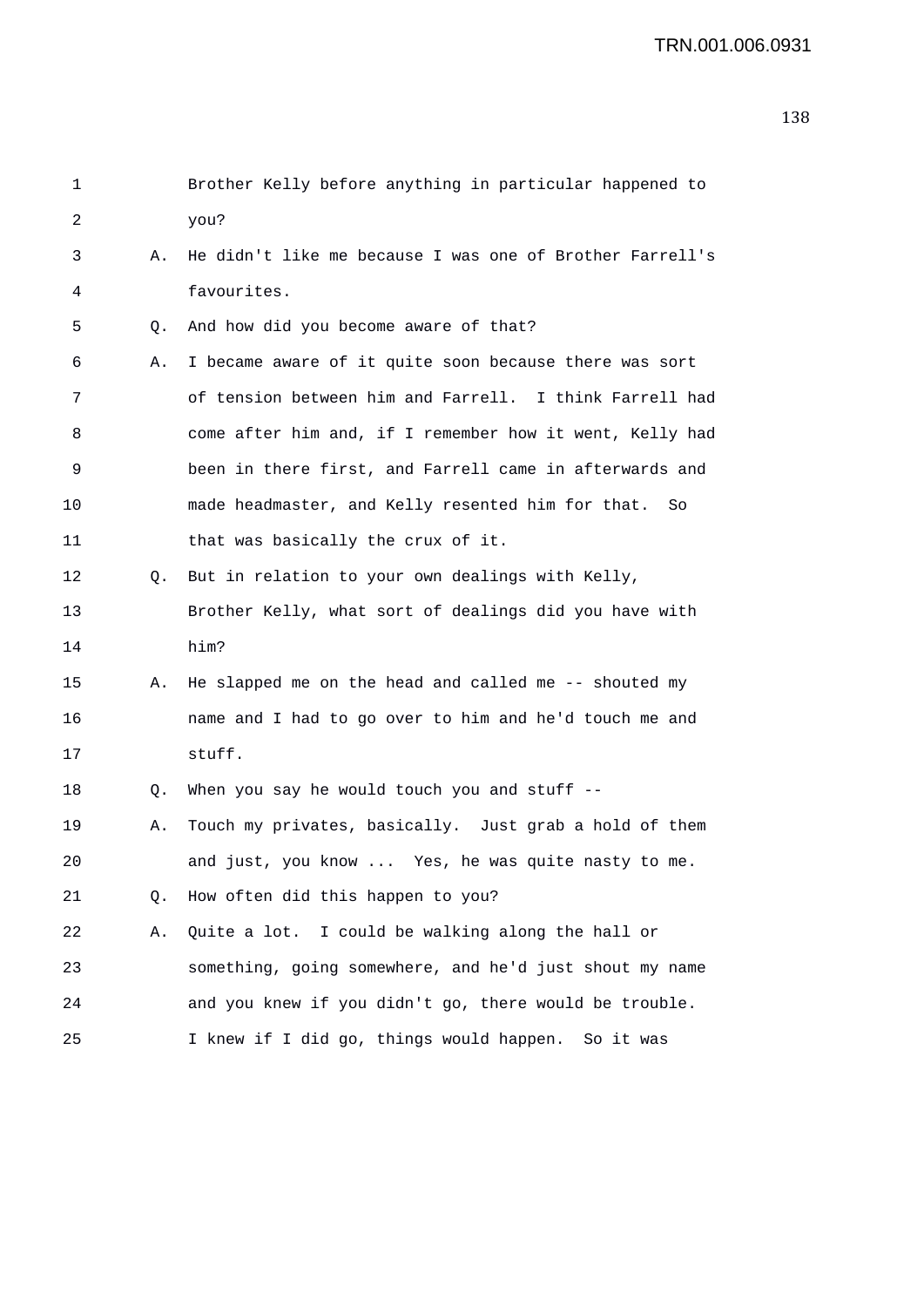Brother Kelly before anything in particular happened to you?

A. He didn't like me because I was one of Brother Farrell's favourites.

Q. And how did you become aware of that?

A. I became aware of it quite soon because there was sort of tension between him and Farrell. I think Farrell had come after him and, if I remember how it went, Kelly had been in there first, and Farrell came in afterwards and made headmaster, and Kelly resented him for that. So that was basically the crux of it.

Q. But in relation to your own dealings with Kelly, Brother Kelly, what sort of dealings did you have with him?

A. He slapped me on the head and called me -- shouted my name and I had to go over to him and he'd touch me and stuff.

Q. When you say he would touch you and stuff --

A. Touch my privates, basically. Just grab a hold of them and just, you know ... Yes, he was quite nasty to me.

Q. How often did this happen to you?

A. Quite a lot. I could be walking along the hall or something, going somewhere, and he'd just shout my name and you knew if you didn't go, there would be trouble. I knew if I did go, things would happen. So it was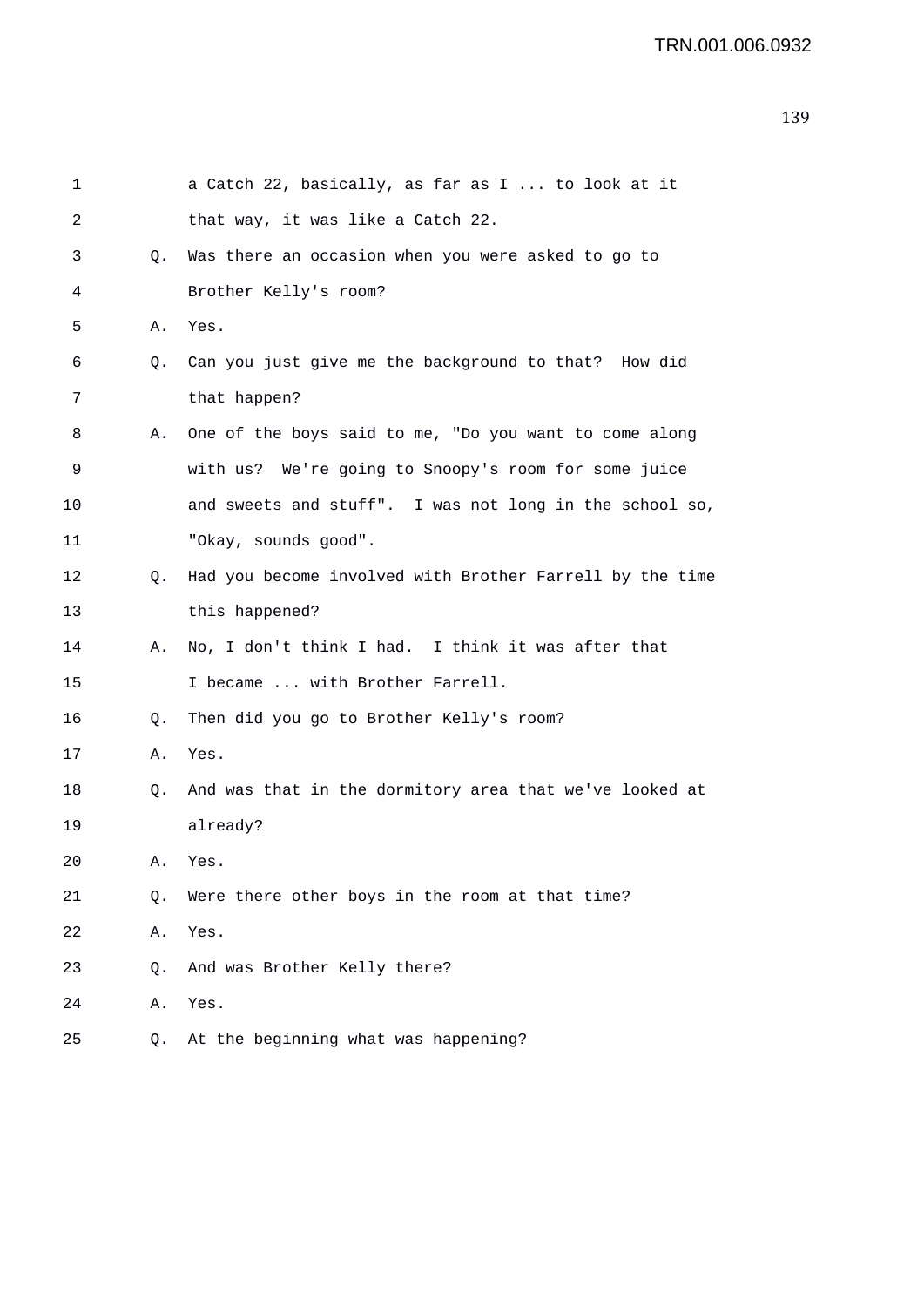TRN.001.006.0932

1 a Catch 22, basically, as far as I ... to look at it
2 that way, it was like a Catch 22.
3 Q. Was there an occasion when you were asked to go to
4 Brother Kelly's room?
5 A. Yes.
6 Q. Can you just give me the background to that? How did
7 that happen?
8 A. One of the boys said to me, "Do you want to come along
9 with us? We're going to Snoopy's room for some juice
10 and sweets and stuff". I was not long in the school so,
11 "Okay, sounds good".
12 Q. Had you become involved with Brother Farrell by the time
13 this happened?
14 A. No, I don't think I had. I think it was after that
15 I became ... with Brother Farrell.
16 Q. Then did you go to Brother Kelly's room?
17 A. Yes.
18 Q. And was that in the dormitory area that we've looked at
19 already?
20 A. Yes.
21 Q. Were there other boys in the room at that time?
22 A. Yes.
23 Q. And was Brother Kelly there?
24 A. Yes.
25 Q. At the beginning what was happening?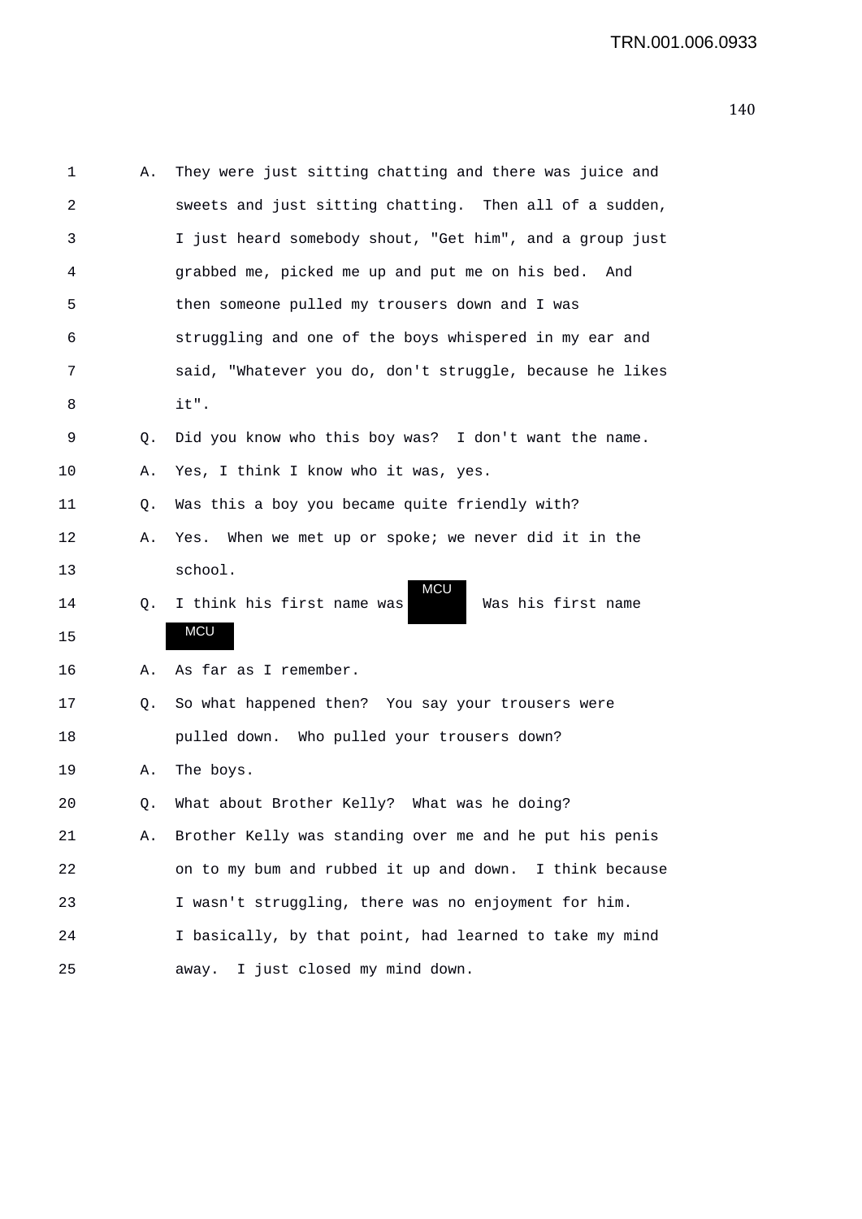1 A. They were just sitting chatting and there was juice and
2 sweets and just sitting chatting. Then all of a sudden,
3 I just heard somebody shout, "Get him", and a group just
4 grabbed me, picked me up and put me on his bed. And
5 then someone pulled my trousers down and I was
6 struggling and one of the boys whispered in my ear and
7 said, "Whatever you do, don't struggle, because he likes
8 it".
9 Q. Did you know who this boy was? I don't want the name.
10 A. Yes, I think I know who it was, yes.
11 Q. Was this a boy you became quite friendly with?
12 A. Yes. When we met up or spoke; we never did it in the
13 school.
14 Q. I think his first name was MCU Was his first name
15 MCU
16 A. As far as I remember.
17 Q. So what happened then? You say your trousers were
18 pulled down. Who pulled your trousers down?
19 A. The boys.
20 Q. What about Brother Kelly? What was he doing?
21 A. Brother Kelly was standing over me and he put his penis
22 on to my bum and rubbed it up and down. I think because
23 I wasn't struggling, there was no enjoyment for him.
24 I basically, by that point, had learned to take my mind
25 away. I just closed my mind down.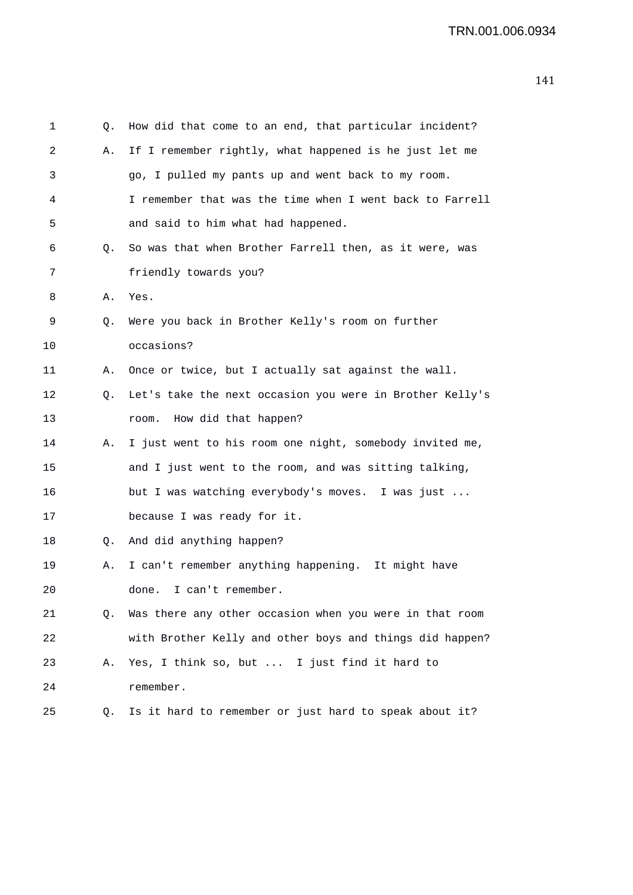1 Q. How did that come to an end, that particular incident?

2 A. If I remember rightly, what happened is he just let me

3 go, I pulled my pants up and went back to my room.

4 I remember that was the time when I went back to Farrell

5 and said to him what had happened.

6 Q. So was that when Brother Farrell then, as it were, was

7 friendly towards you?

8 A. Yes.

9 Q. Were you back in Brother Kelly's room on further

10 occasions?

11 A. Once or twice, but I actually sat against the wall.

12 Q. Let's take the next occasion you were in Brother Kelly's

13 room. How did that happen?

14 A. I just went to his room one night, somebody invited me,

15 and I just went to the room, and was sitting talking,

16 but I was watching everybody's moves. I was just ...

17 because I was ready for it.

18 Q. And did anything happen?

19 A. I can't remember anything happening. It might have

20 done. I can't remember.

21 Q. Was there any other occasion when you were in that room

22 with Brother Kelly and other boys and things did happen?

23 A. Yes, I think so, but ... I just find it hard to

24 remember.

25 Q. Is it hard to remember or just hard to speak about it?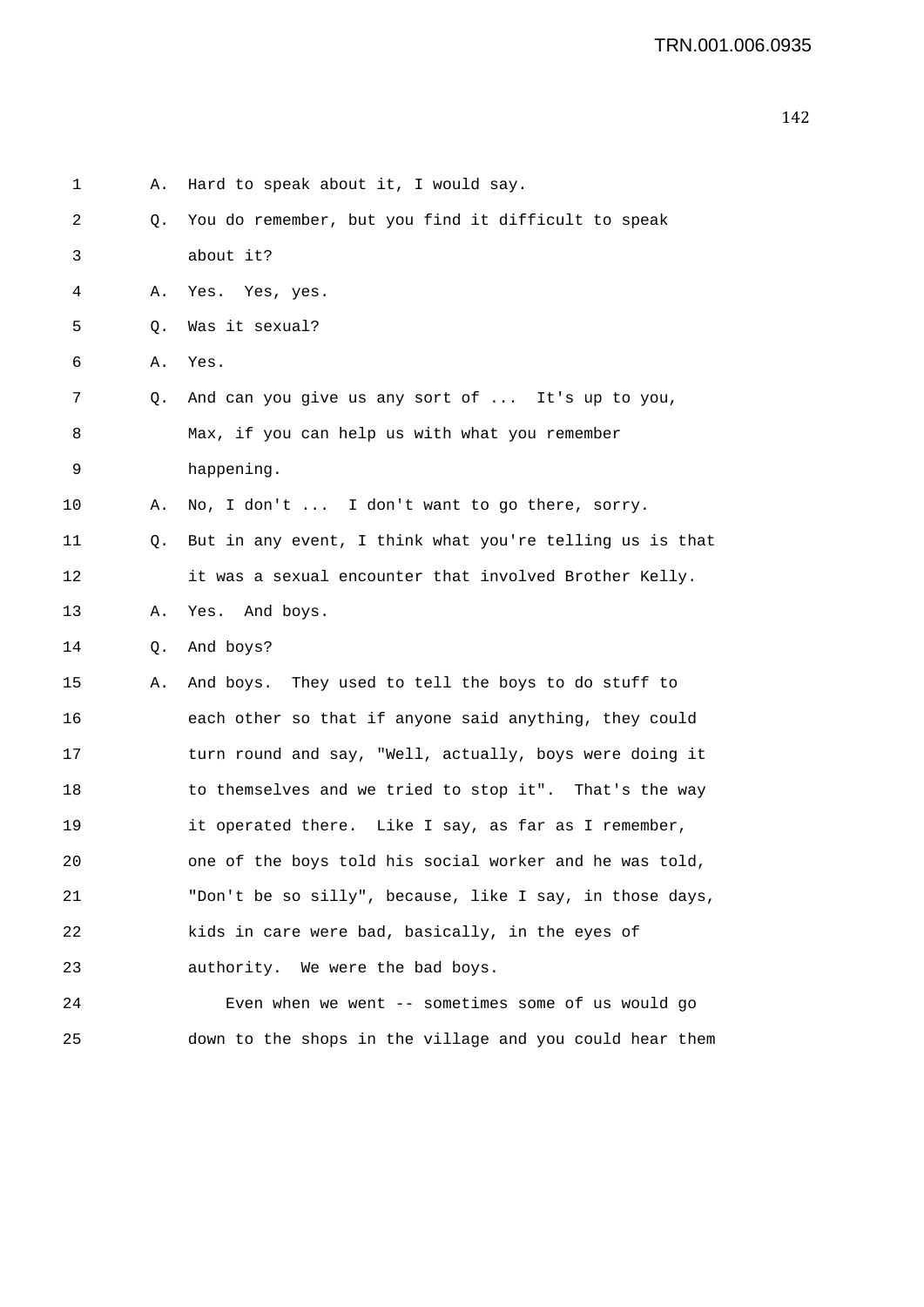A. Hard to speak about it, I would say.

Q. You do remember, but you find it difficult to speak about it?

A. Yes. Yes, yes.

Q. Was it sexual?

A. Yes.

Q. And can you give us any sort of ... It's up to you, Max, if you can help us with what you remember happening.

A. No, I don't ... I don't want to go there, sorry.

Q. But in any event, I think what you're telling us is that it was a sexual encounter that involved Brother Kelly.

A. Yes. And boys.

Q. And boys?

A. And boys. They used to tell the boys to do stuff to each other so that if anyone said anything, they could turn round and say, "Well, actually, boys were doing it to themselves and we tried to stop it". That's the way it operated there. Like I say, as far as I remember, one of the boys told his social worker and he was told, "Don't be so silly", because, like I say, in those days, kids in care were bad, basically, in the eyes of authority. We were the bad boys.

Even when we went -- sometimes some of us would go down to the shops in the village and you could hear them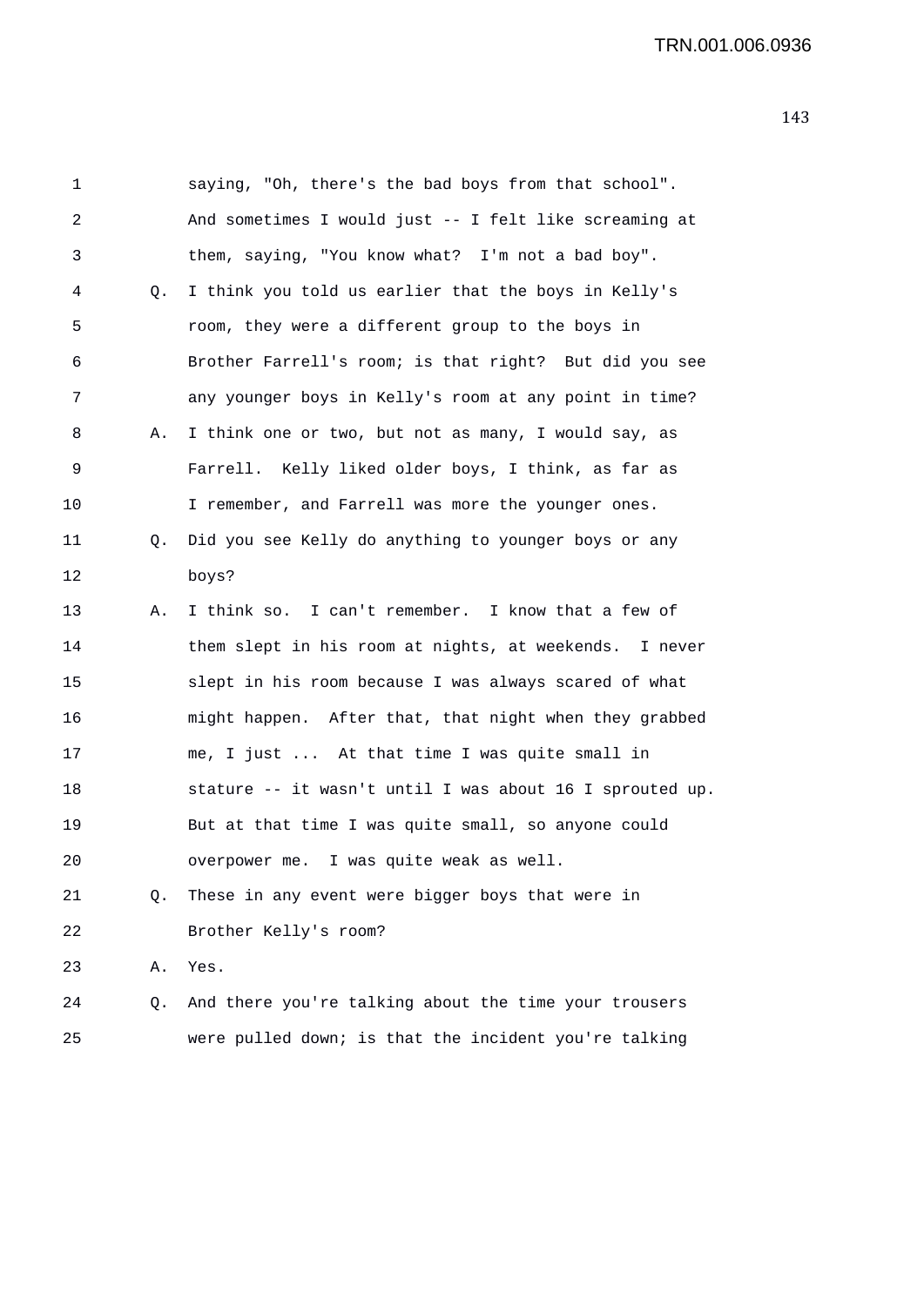saying, "Oh, there's the bad boys from that school". And sometimes I would just -- I felt like screaming at them, saying, "You know what? I'm not a bad boy".

Q. I think you told us earlier that the boys in Kelly's room, they were a different group to the boys in Brother Farrell's room; is that right? But did you see any younger boys in Kelly's room at any point in time?

A. I think one or two, but not as many, I would say, as Farrell. Kelly liked older boys, I think, as far as I remember, and Farrell was more the younger ones.

Q. Did you see Kelly do anything to younger boys or any boys?

A. I think so. I can't remember. I know that a few of them slept in his room at nights, at weekends. I never slept in his room because I was always scared of what might happen. After that, that night when they grabbed me, I just ... At that time I was quite small in stature -- it wasn't until I was about 16 I sprouted up. But at that time I was quite small, so anyone could overpower me. I was quite weak as well.

Q. These in any event were bigger boys that were in Brother Kelly's room?

A. Yes.

Q. And there you're talking about the time your trousers were pulled down; is that the incident you're talking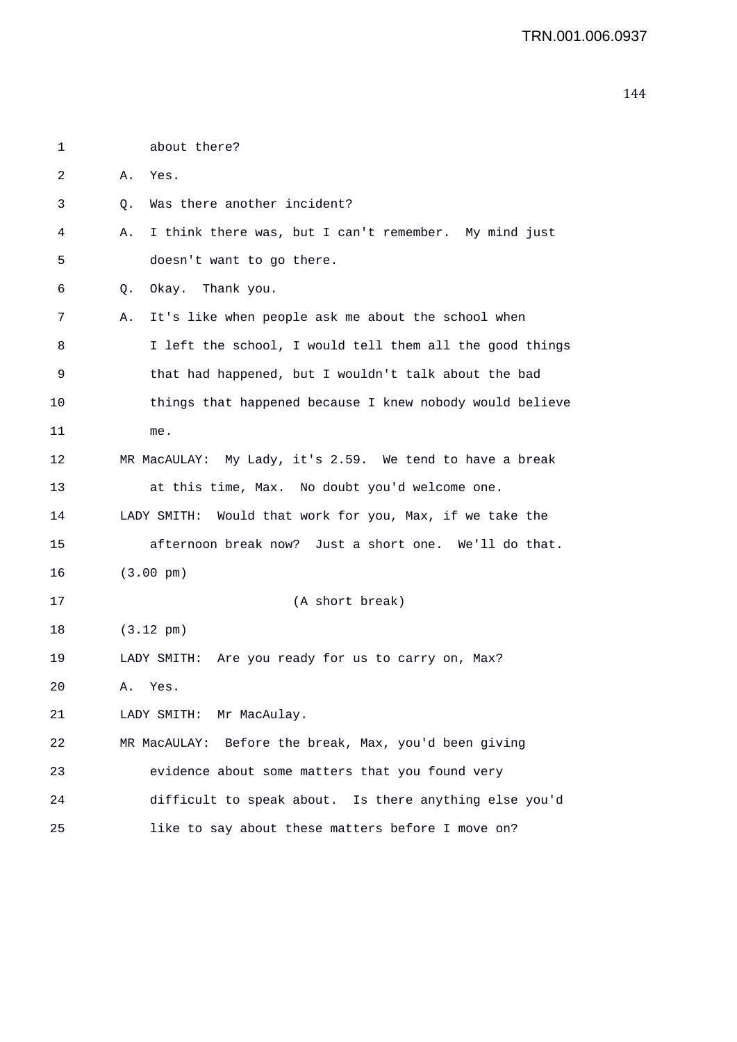about there?

A. Yes.

Q. Was there another incident?

A. I think there was, but I can't remember. My mind just doesn't want to go there.

Q. Okay. Thank you.

A. It's like when people ask me about the school when I left the school, I would tell them all the good things that had happened, but I wouldn't talk about the bad things that happened because I knew nobody would believe me.

MR MacAULAY: My Lady, it's 2.59. We tend to have a break at this time, Max. No doubt you'd welcome one.

LADY SMITH: Would that work for you, Max, if we take the afternoon break now? Just a short one. We'll do that.

(3.00 pm)

(A short break)

(3.12 pm)

LADY SMITH: Are you ready for us to carry on, Max?

A. Yes.

LADY SMITH: Mr MacAulay.

MR MacAULAY: Before the break, Max, you'd been giving evidence about some matters that you found very difficult to speak about. Is there anything else you'd like to say about these matters before I move on?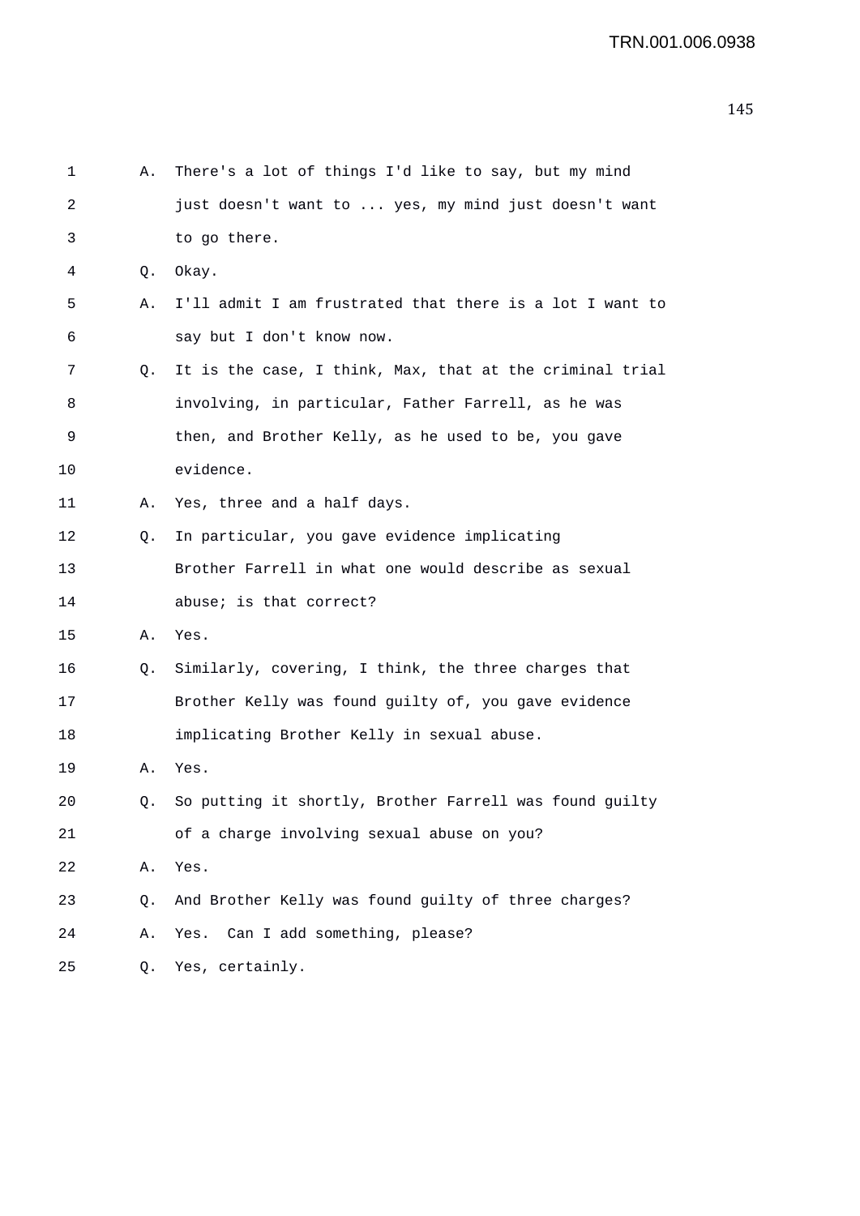1 A. There's a lot of things I'd like to say, but my mind
2 just doesn't want to ... yes, my mind just doesn't want
3 to go there.
4 Q. Okay.
5 A. I'll admit I am frustrated that there is a lot I want to
6 say but I don't know now.
7 Q. It is the case, I think, Max, that at the criminal trial
8 involving, in particular, Father Farrell, as he was
9 then, and Brother Kelly, as he used to be, you gave
10 evidence.
11 A. Yes, three and a half days.
12 Q. In particular, you gave evidence implicating
13 Brother Farrell in what one would describe as sexual
14 abuse; is that correct?
15 A. Yes.
16 Q. Similarly, covering, I think, the three charges that
17 Brother Kelly was found guilty of, you gave evidence
18 implicating Brother Kelly in sexual abuse.
19 A. Yes.
20 Q. So putting it shortly, Brother Farrell was found guilty
21 of a charge involving sexual abuse on you?
22 A. Yes.
23 Q. And Brother Kelly was found guilty of three charges?
24 A. Yes. Can I add something, please?
25 Q. Yes, certainly.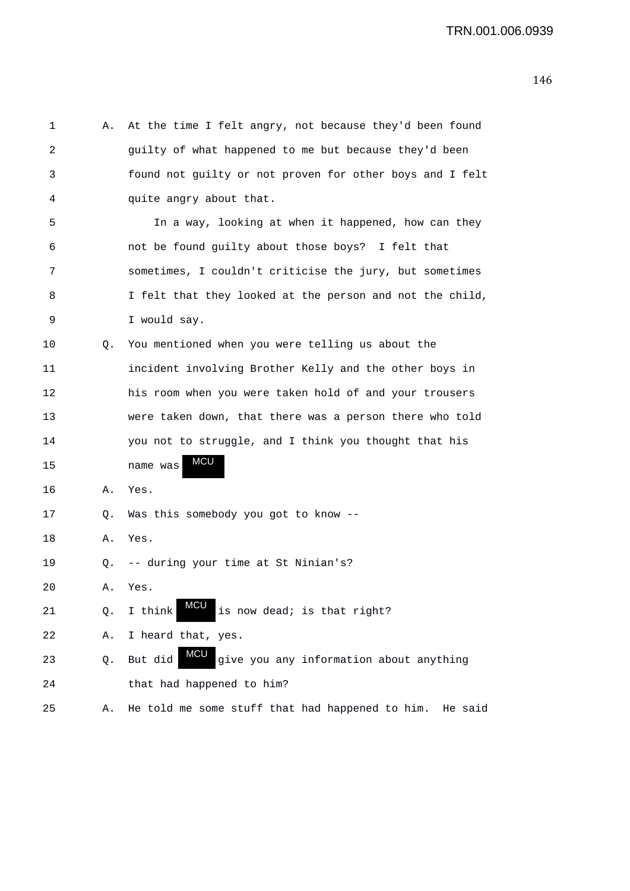A. At the time I felt angry, not because they'd been found guilty of what happened to me but because they'd been found not guilty or not proven for other boys and I felt quite angry about that.

In a way, looking at when it happened, how can they not be found guilty about those boys? I felt that sometimes, I couldn't criticise the jury, but sometimes I felt that they looked at the person and not the child, I would say.

Q. You mentioned when you were telling us about the incident involving Brother Kelly and the other boys in his room when you were taken hold of and your trousers were taken down, that there was a person there who told you not to struggle, and I think you thought that his name was MCU

A. Yes.

Q. Was this somebody you got to know --

A. Yes.

Q. -- during your time at St Ninian's?

A. Yes.

Q. I think MCU is now dead; is that right?

A. I heard that, yes.

Q. But did MCU give you any information about anything that had happened to him?

A. He told me some stuff that had happened to him. He said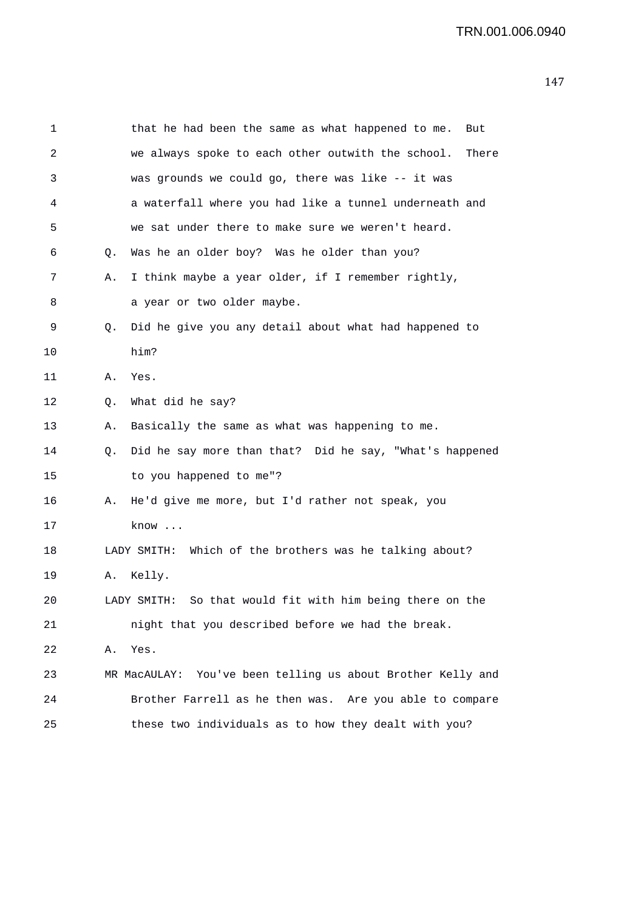1 that he had been the same as what happened to me. But
2 we always spoke to each other outwith the school. There
3 was grounds we could go, there was like -- it was
4 a waterfall where you had like a tunnel underneath and
5 we sat under there to make sure we weren't heard.
6 Q. Was he an older boy? Was he older than you?
7 A. I think maybe a year older, if I remember rightly,
8 a year or two older maybe.
9 Q. Did he give you any detail about what had happened to
10 him?
11 A. Yes.
12 Q. What did he say?
13 A. Basically the same as what was happening to me.
14 Q. Did he say more than that? Did he say, "What's happened
15 to you happened to me"?
16 A. He'd give me more, but I'd rather not speak, you
17 know ...
18 LADY SMITH: Which of the brothers was he talking about?
19 A. Kelly.
20 LADY SMITH: So that would fit with him being there on the
21 night that you described before we had the break.
22 A. Yes.
23 MR MacAULAY: You've been telling us about Brother Kelly and
24 Brother Farrell as he then was. Are you able to compare
25 these two individuals as to how they dealt with you?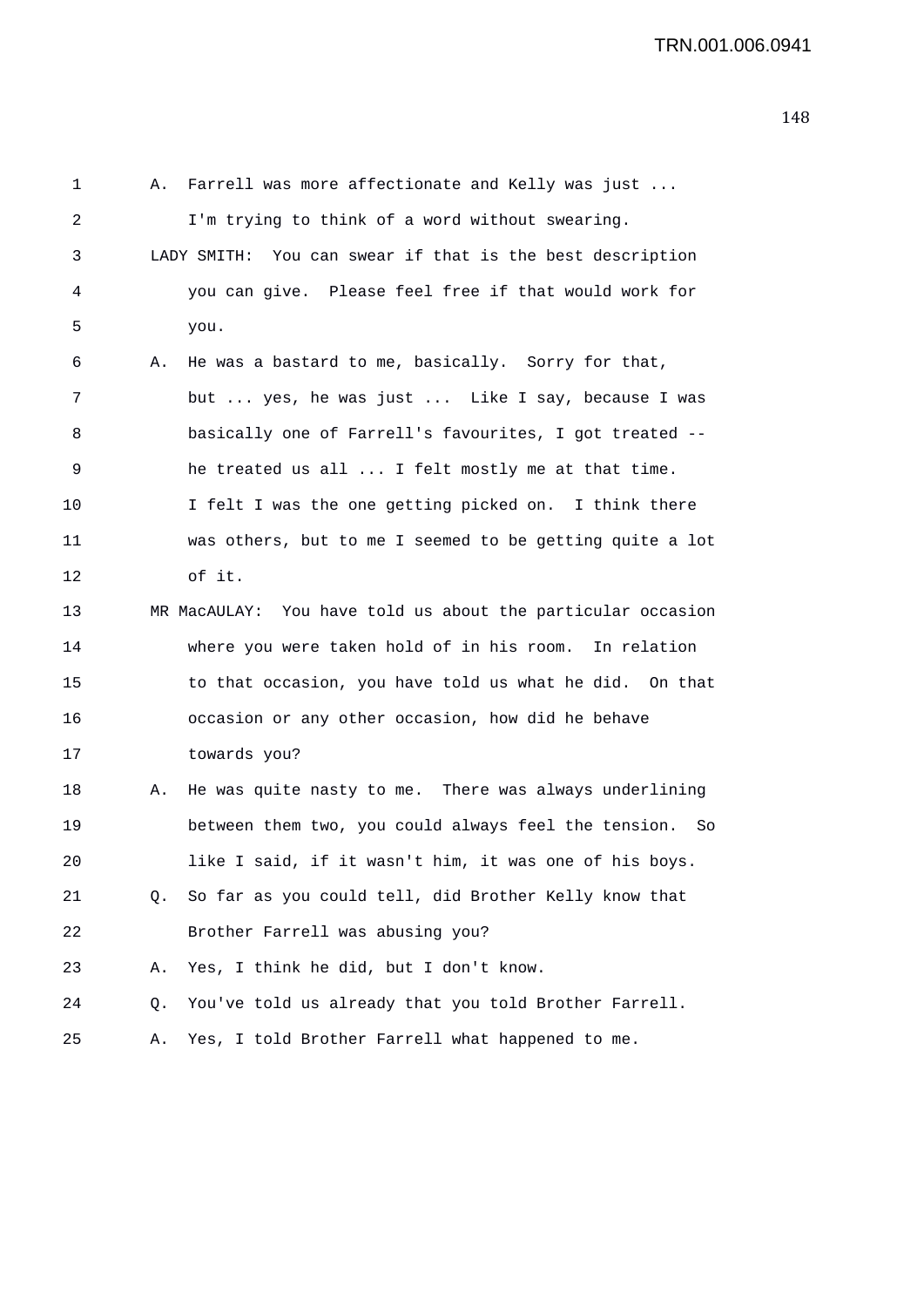A. Farrell was more affectionate and Kelly was just ... I'm trying to think of a word without swearing.

LADY SMITH: You can swear if that is the best description you can give. Please feel free if that would work for you.

A. He was a bastard to me, basically. Sorry for that, but ... yes, he was just ... Like I say, because I was basically one of Farrell's favourites, I got treated -- he treated us all ... I felt mostly me at that time. I felt I was the one getting picked on. I think there was others, but to me I seemed to be getting quite a lot of it.

MR MacAULAY: You have told us about the particular occasion where you were taken hold of in his room. In relation to that occasion, you have told us what he did. On that occasion or any other occasion, how did he behave towards you?

A. He was quite nasty to me. There was always underlining between them two, you could always feel the tension. So like I said, if it wasn't him, it was one of his boys.

Q. So far as you could tell, did Brother Kelly know that Brother Farrell was abusing you?

A. Yes, I think he did, but I don't know.

Q. You've told us already that you told Brother Farrell.

A. Yes, I told Brother Farrell what happened to me.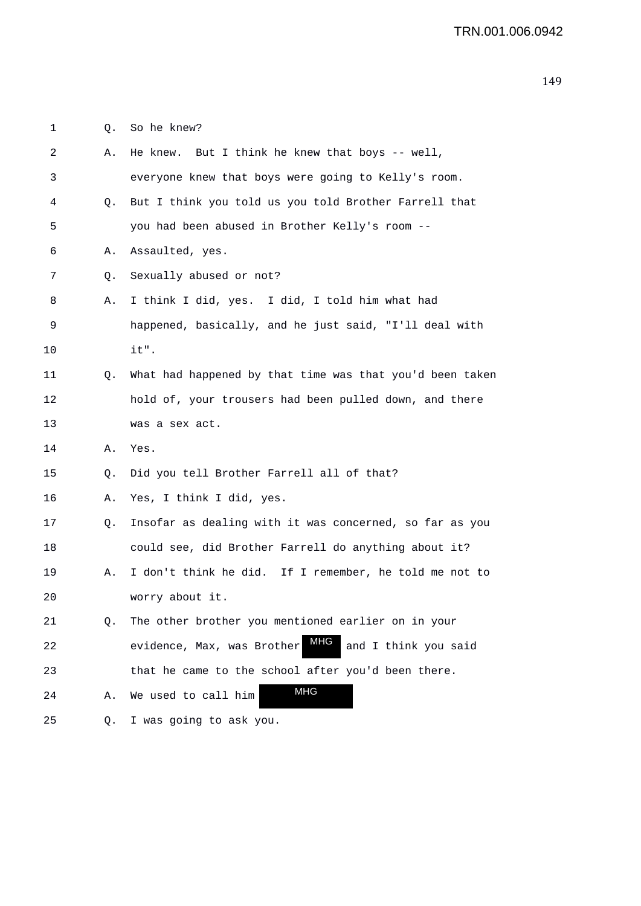1 Q. So he knew?

2 A. He knew. But I think he knew that boys -- well,

3 everyone knew that boys were going to Kelly's room.

4 Q. But I think you told us you told Brother Farrell that

5 you had been abused in Brother Kelly's room --

6 A. Assaulted, yes.

7 Q. Sexually abused or not?

8 A. I think I did, yes. I did, I told him what had

9 happened, basically, and he just said, "I'll deal with

10 it".

11 Q. What had happened by that time was that you'd been taken

12 hold of, your trousers had been pulled down, and there

13 was a sex act.

14 A. Yes.

15 Q. Did you tell Brother Farrell all of that?

16 A. Yes, I think I did, yes.

17 Q. Insofar as dealing with it was concerned, so far as you

18 could see, did Brother Farrell do anything about it?

19 A. I don't think he did. If I remember, he told me not to

20 worry about it.

21 Q. The other brother you mentioned earlier on in your

22 evidence, Max, was Brother MHG and I think you said

23 that he came to the school after you'd been there.

24 A. We used to call him MHG

25 Q. I was going to ask you.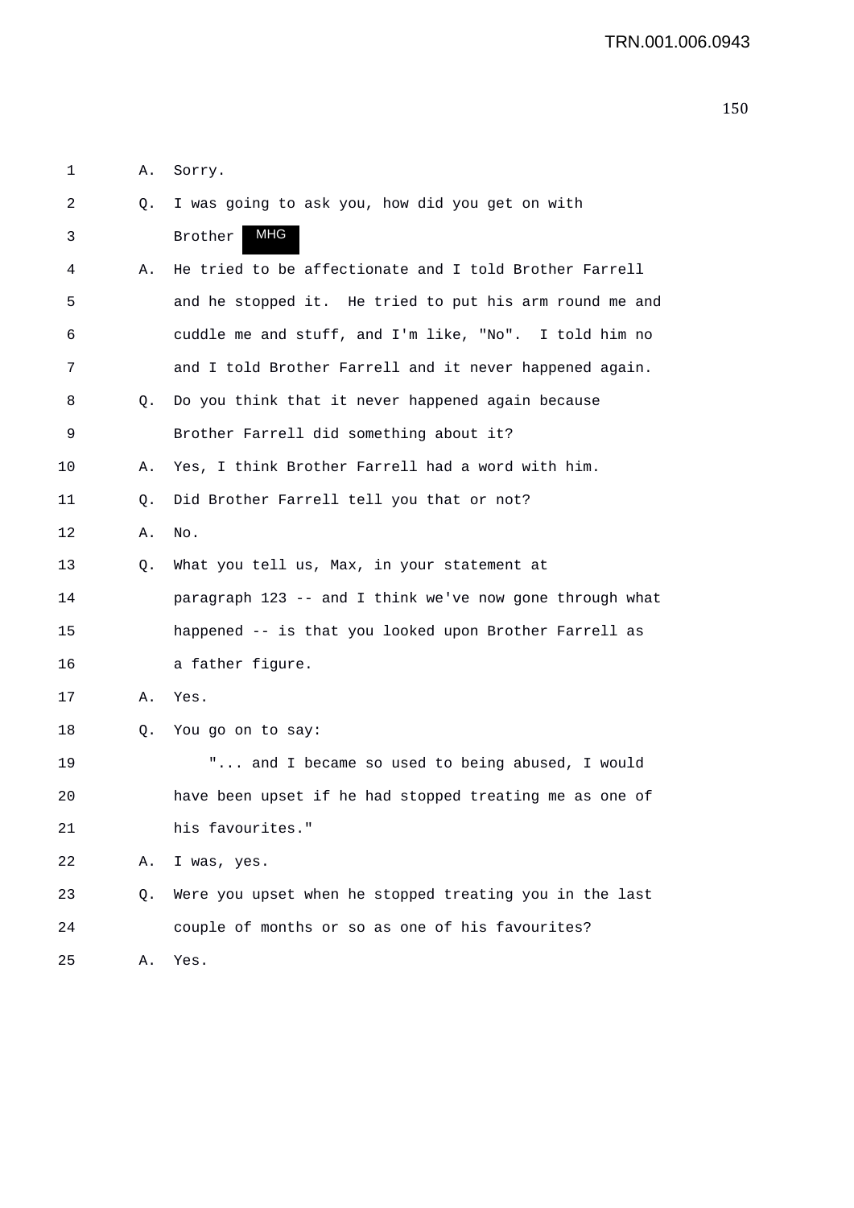1 A. Sorry.

2 Q. I was going to ask you, how did you get on with

3 Brother MHG

4 A. He tried to be affectionate and I told Brother Farrell

5 and he stopped it. He tried to put his arm round me and

6 cuddle me and stuff, and I'm like, "No". I told him no

7 and I told Brother Farrell and it never happened again.

8 Q. Do you think that it never happened again because

9 Brother Farrell did something about it?

10 A. Yes, I think Brother Farrell had a word with him.

11 Q. Did Brother Farrell tell you that or not?

12 A. No.

13 Q. What you tell us, Max, in your statement at

14 paragraph 123 -- and I think we've now gone through what

15 happened -- is that you looked upon Brother Farrell as

16 a father figure.

17 A. Yes.

18 Q. You go on to say:

19 "... and I became so used to being abused, I would

20 have been upset if he had stopped treating me as one of

21 his favourites."

22 A. I was, yes.

23 Q. Were you upset when he stopped treating you in the last

24 couple of months or so as one of his favourites?

25 A. Yes.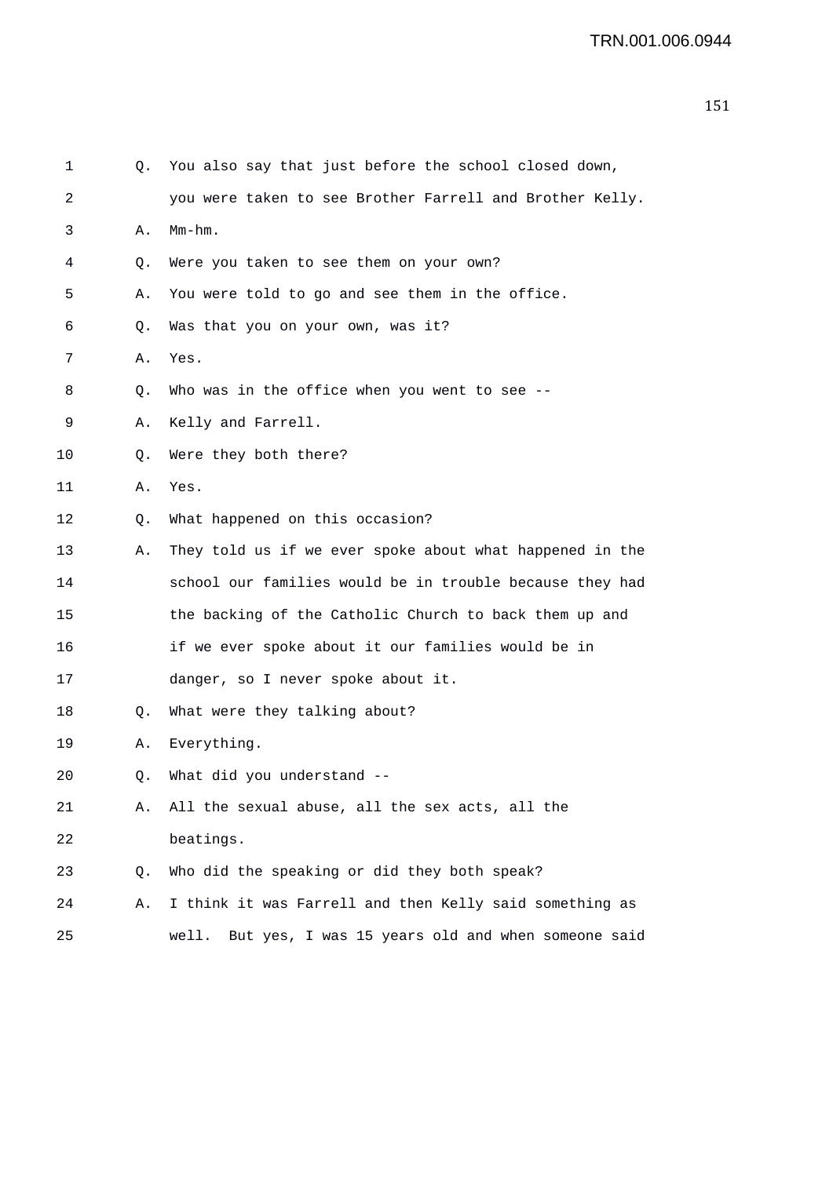1 Q. You also say that just before the school closed down,
2 you were taken to see Brother Farrell and Brother Kelly.
3 A. Mm-hm.
4 Q. Were you taken to see them on your own?
5 A. You were told to go and see them in the office.
6 Q. Was that you on your own, was it?
7 A. Yes.
8 Q. Who was in the office when you went to see --
9 A. Kelly and Farrell.
10 Q. Were they both there?
11 A. Yes.
12 Q. What happened on this occasion?
13 A. They told us if we ever spoke about what happened in the
14 school our families would be in trouble because they had
15 the backing of the Catholic Church to back them up and
16 if we ever spoke about it our families would be in
17 danger, so I never spoke about it.
18 Q. What were they talking about?
19 A. Everything.
20 Q. What did you understand --
21 A. All the sexual abuse, all the sex acts, all the
22 beatings.
23 Q. Who did the speaking or did they both speak?
24 A. I think it was Farrell and then Kelly said something as
25 well. But yes, I was 15 years old and when someone said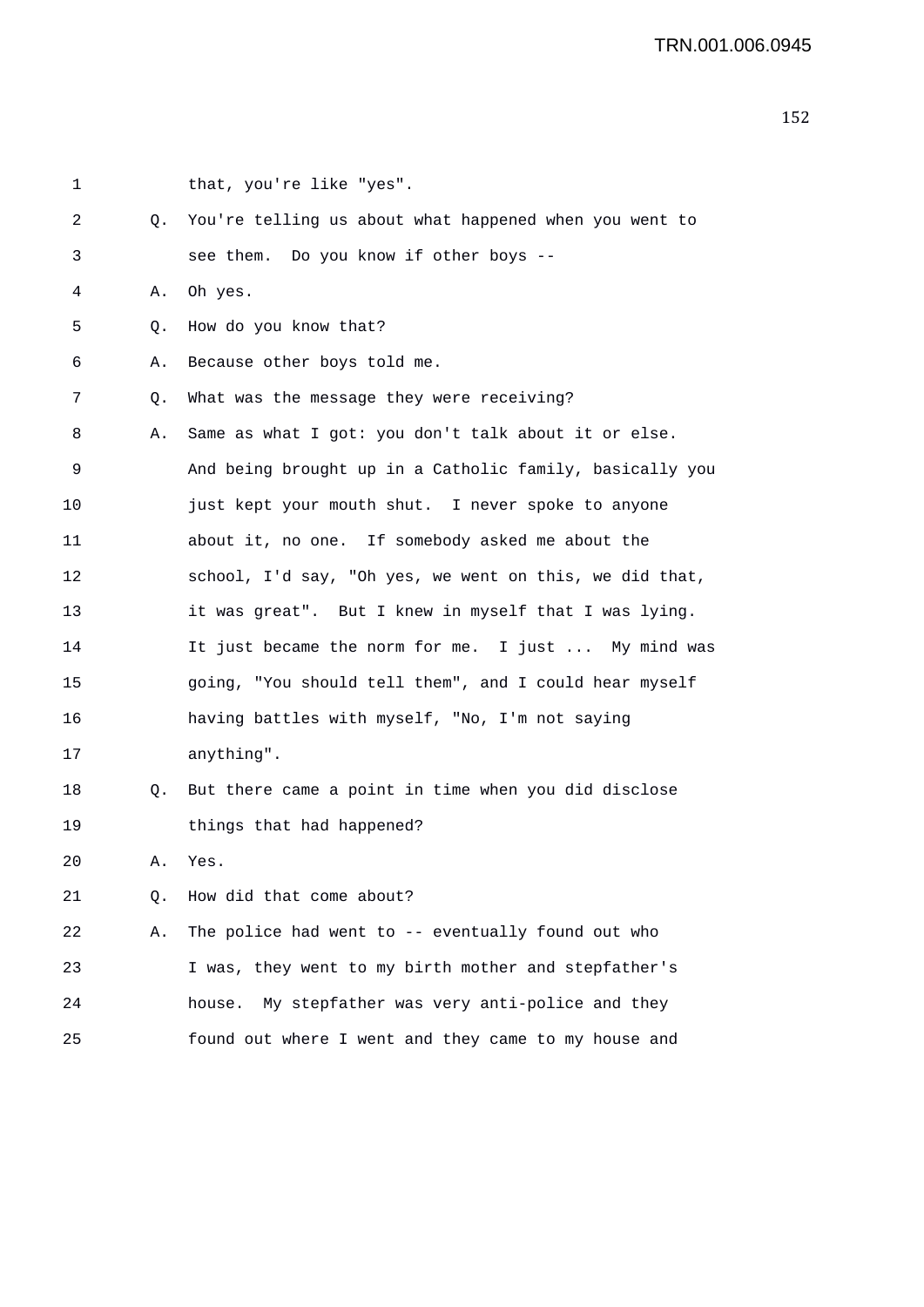1 that, you're like "yes".

2 Q. You're telling us about what happened when you went to
3 see them. Do you know if other boys --

4 A. Oh yes.

5 Q. How do you know that?

6 A. Because other boys told me.

7 Q. What was the message they were receiving?

8 A. Same as what I got: you don't talk about it or else.
9 And being brought up in a Catholic family, basically you
10 just kept your mouth shut. I never spoke to anyone
11 about it, no one. If somebody asked me about the
12 school, I'd say, "Oh yes, we went on this, we did that,
13 it was great". But I knew in myself that I was lying.
14 It just became the norm for me. I just ... My mind was
15 going, "You should tell them", and I could hear myself
16 having battles with myself, "No, I'm not saying
17 anything".

18 Q. But there came a point in time when you did disclose
19 things that had happened?

20 A. Yes.

21 Q. How did that come about?

22 A. The police had went to -- eventually found out who
23 I was, they went to my birth mother and stepfather's
24 house. My stepfather was very anti-police and they
25 found out where I went and they came to my house and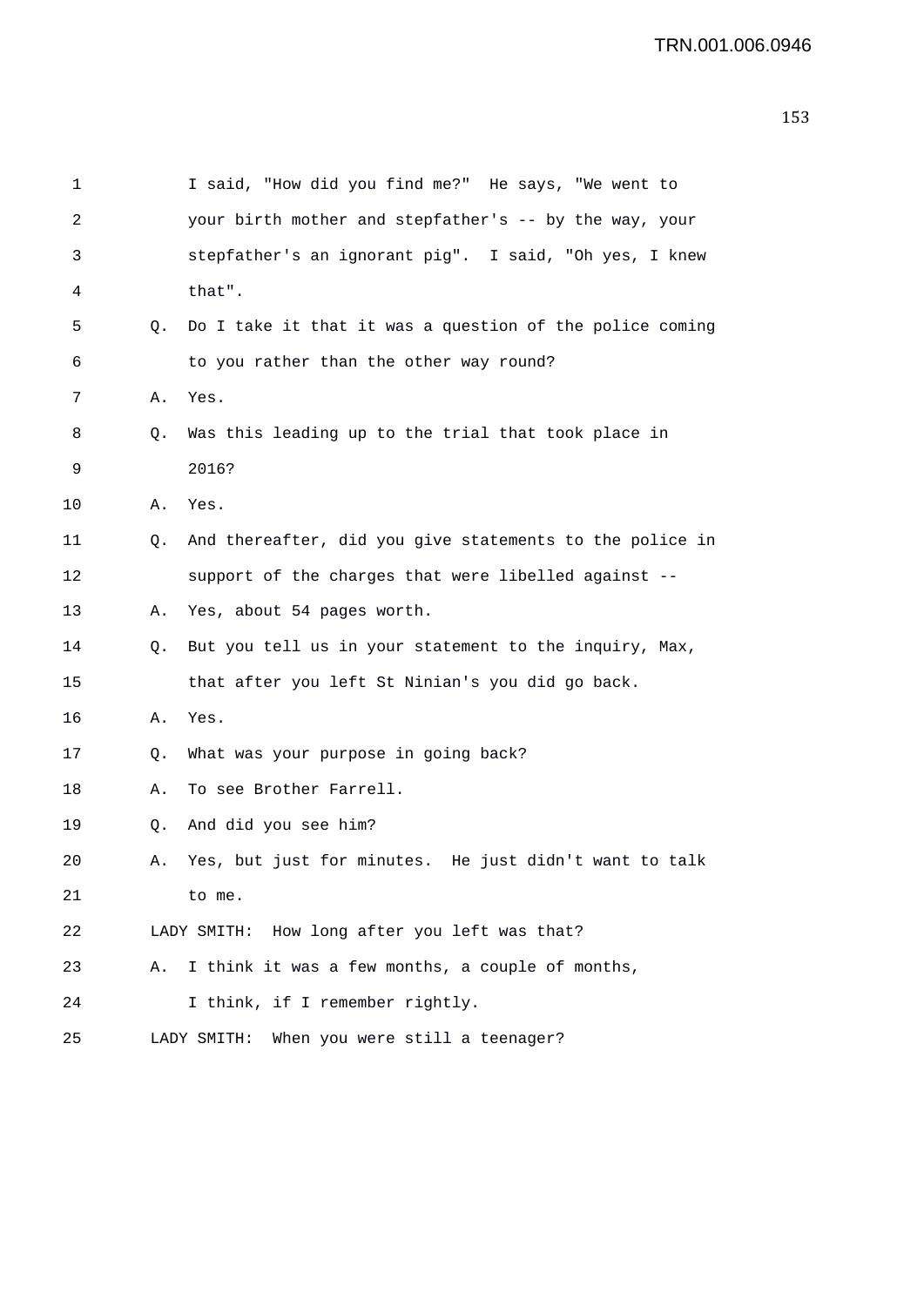1 I said, "How did you find me?" He says, "We went to
2 your birth mother and stepfather's -- by the way, your
3 stepfather's an ignorant pig". I said, "Oh yes, I knew
4 that".

5 Q. Do I take it that it was a question of the police coming
6 to you rather than the other way round?

7 A. Yes.

8 Q. Was this leading up to the trial that took place in
9 2016?

10 A. Yes.

11 Q. And thereafter, did you give statements to the police in
12 support of the charges that were libelled against --

13 A. Yes, about 54 pages worth.

14 Q. But you tell us in your statement to the inquiry, Max,
15 that after you left St Ninian's you did go back.

16 A. Yes.

17 Q. What was your purpose in going back?

18 A. To see Brother Farrell.

19 Q. And did you see him?

20 A. Yes, but just for minutes. He just didn't want to talk
21 to me.

22 LADY SMITH: How long after you left was that?

23 A. I think it was a few months, a couple of months,
24 I think, if I remember rightly.

25 LADY SMITH: When you were still a teenager?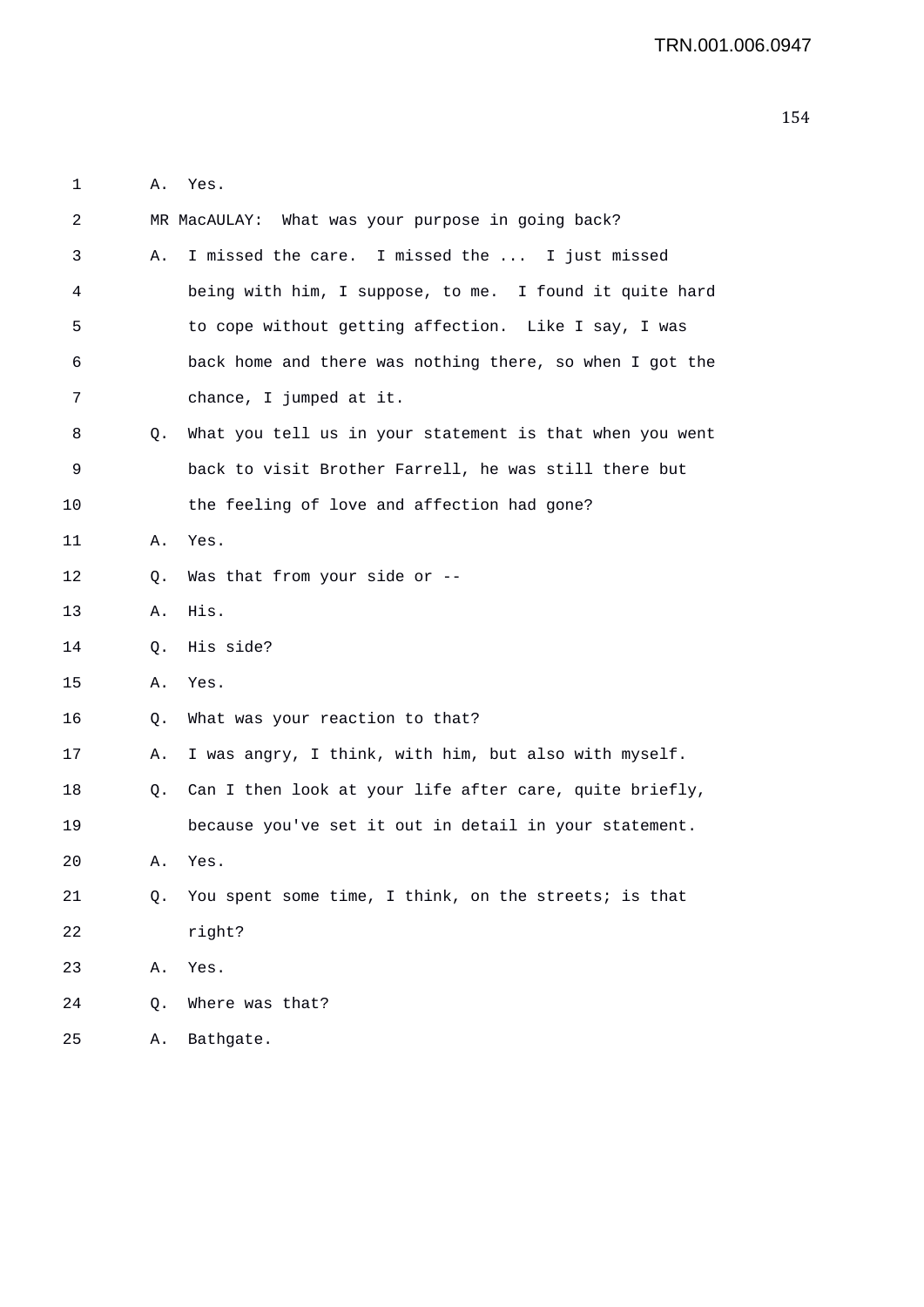1 A. Yes.

2 MR MacAULAY: What was your purpose in going back?

3 A. I missed the care. I missed the ... I just missed
4 being with him, I suppose, to me. I found it quite hard
5 to cope without getting affection. Like I say, I was
6 back home and there was nothing there, so when I got the
7 chance, I jumped at it.

8 Q. What you tell us in your statement is that when you went
9 back to visit Brother Farrell, he was still there but
10 the feeling of love and affection had gone?

11 A. Yes.

12 Q. Was that from your side or --

13 A. His.

14 Q. His side?

15 A. Yes.

16 Q. What was your reaction to that?

17 A. I was angry, I think, with him, but also with myself.

18 Q. Can I then look at your life after care, quite briefly,
19 because you've set it out in detail in your statement.

20 A. Yes.

21 Q. You spent some time, I think, on the streets; is that
22 right?

23 A. Yes.

24 Q. Where was that?

25 A. Bathgate.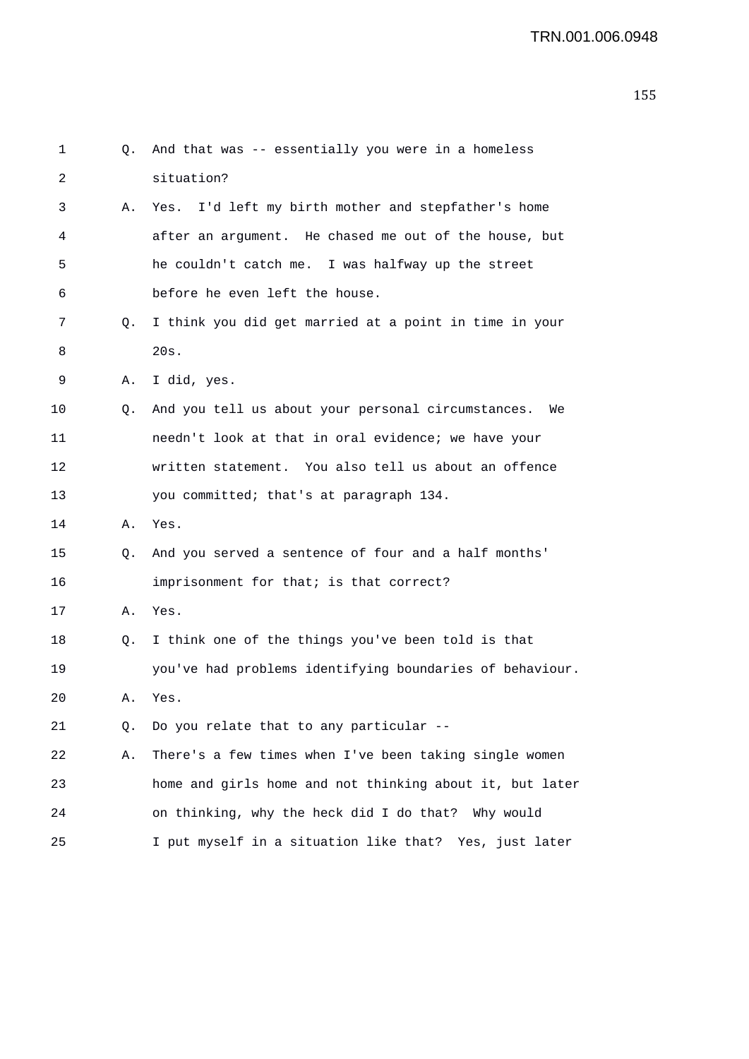1 Q. And that was -- essentially you were in a homeless
2 situation?
3 A. Yes. I'd left my birth mother and stepfather's home
4 after an argument. He chased me out of the house, but
5 he couldn't catch me. I was halfway up the street
6 before he even left the house.
7 Q. I think you did get married at a point in time in your
8 20s.
9 A. I did, yes.
10 Q. And you tell us about your personal circumstances. We
11 needn't look at that in oral evidence; we have your
12 written statement. You also tell us about an offence
13 you committed; that's at paragraph 134.
14 A. Yes.
15 Q. And you served a sentence of four and a half months'
16 imprisonment for that; is that correct?
17 A. Yes.
18 Q. I think one of the things you've been told is that
19 you've had problems identifying boundaries of behaviour.
20 A. Yes.
21 Q. Do you relate that to any particular --
22 A. There's a few times when I've been taking single women
23 home and girls home and not thinking about it, but later
24 on thinking, why the heck did I do that? Why would
25 I put myself in a situation like that? Yes, just later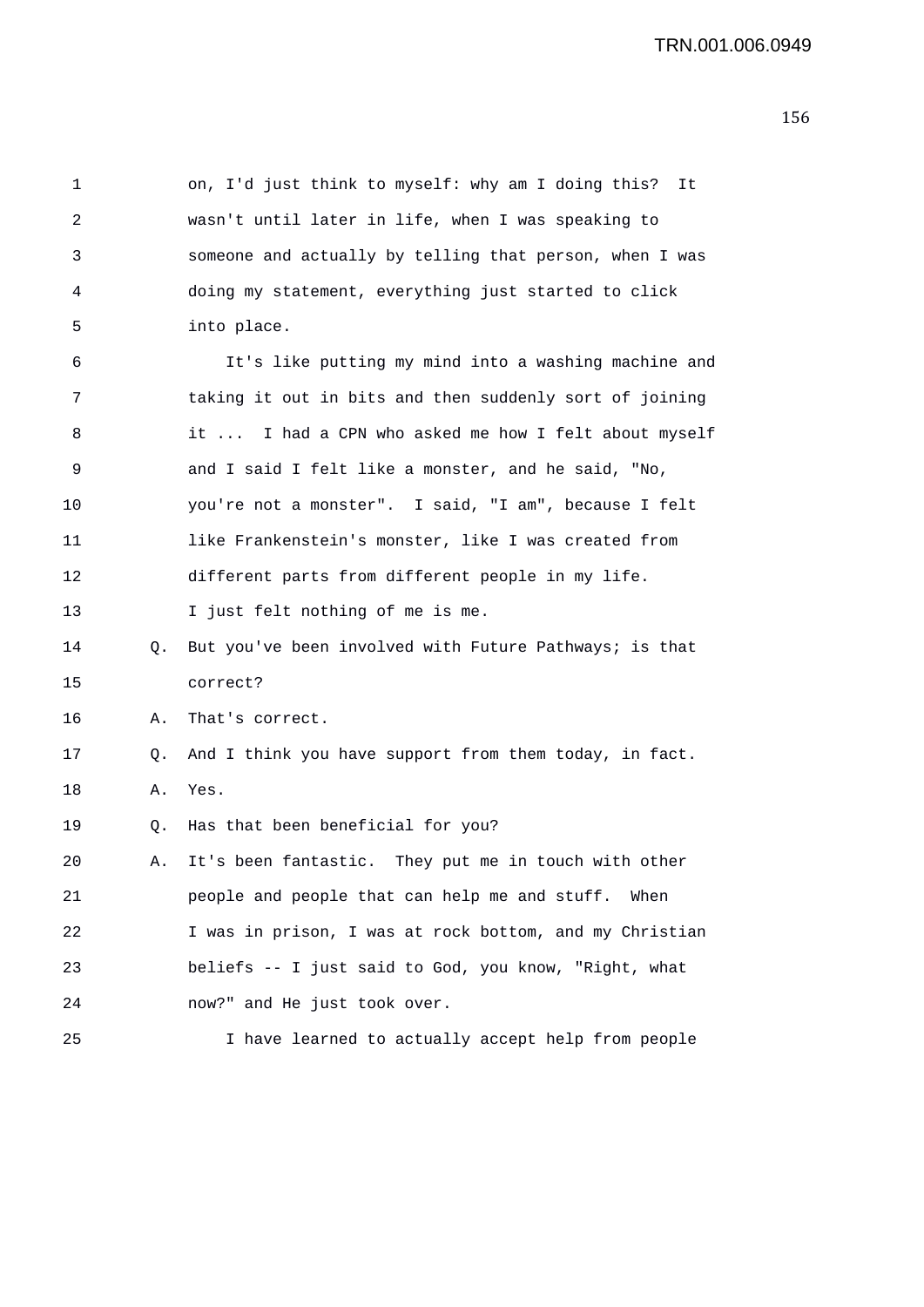on, I'd just think to myself: why am I doing this? It wasn't until later in life, when I was speaking to someone and actually by telling that person, when I was doing my statement, everything just started to click into place.

It's like putting my mind into a washing machine and taking it out in bits and then suddenly sort of joining it ... I had a CPN who asked me how I felt about myself and I said I felt like a monster, and he said, "No, you're not a monster". I said, "I am", because I felt like Frankenstein's monster, like I was created from different parts from different people in my life. I just felt nothing of me is me.

Q. But you've been involved with Future Pathways; is that correct?

A. That's correct.

Q. And I think you have support from them today, in fact.

A. Yes.

Q. Has that been beneficial for you?

A. It's been fantastic. They put me in touch with other people and people that can help me and stuff. When I was in prison, I was at rock bottom, and my Christian beliefs -- I just said to God, you know, "Right, what now?" and He just took over.

I have learned to actually accept help from people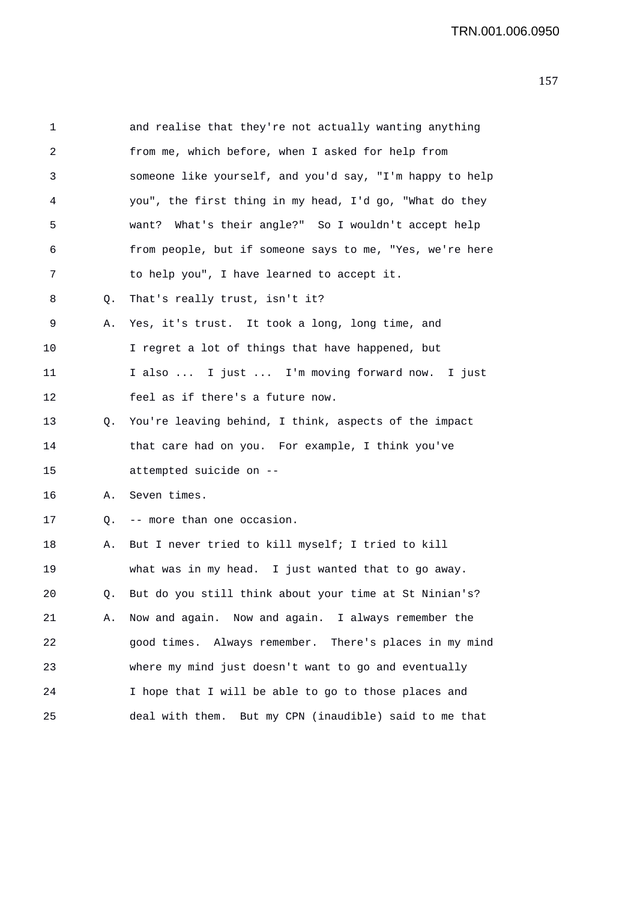1 and realise that they're not actually wanting anything
2 from me, which before, when I asked for help from
3 someone like yourself, and you'd say, "I'm happy to help
4 you", the first thing in my head, I'd go, "What do they
5 want? What's their angle?" So I wouldn't accept help
6 from people, but if someone says to me, "Yes, we're here
7 to help you", I have learned to accept it.
8 Q. That's really trust, isn't it?
9 A. Yes, it's trust. It took a long, long time, and
10 I regret a lot of things that have happened, but
11 I also ... I just ... I'm moving forward now. I just
12 feel as if there's a future now.
13 Q. You're leaving behind, I think, aspects of the impact
14 that care had on you. For example, I think you've
15 attempted suicide on --
16 A. Seven times.
17 Q. -- more than one occasion.
18 A. But I never tried to kill myself; I tried to kill
19 what was in my head. I just wanted that to go away.
20 Q. But do you still think about your time at St Ninian's?
21 A. Now and again. Now and again. I always remember the
22 good times. Always remember. There's places in my mind
23 where my mind just doesn't want to go and eventually
24 I hope that I will be able to go to those places and
25 deal with them. But my CPN (inaudible) said to me that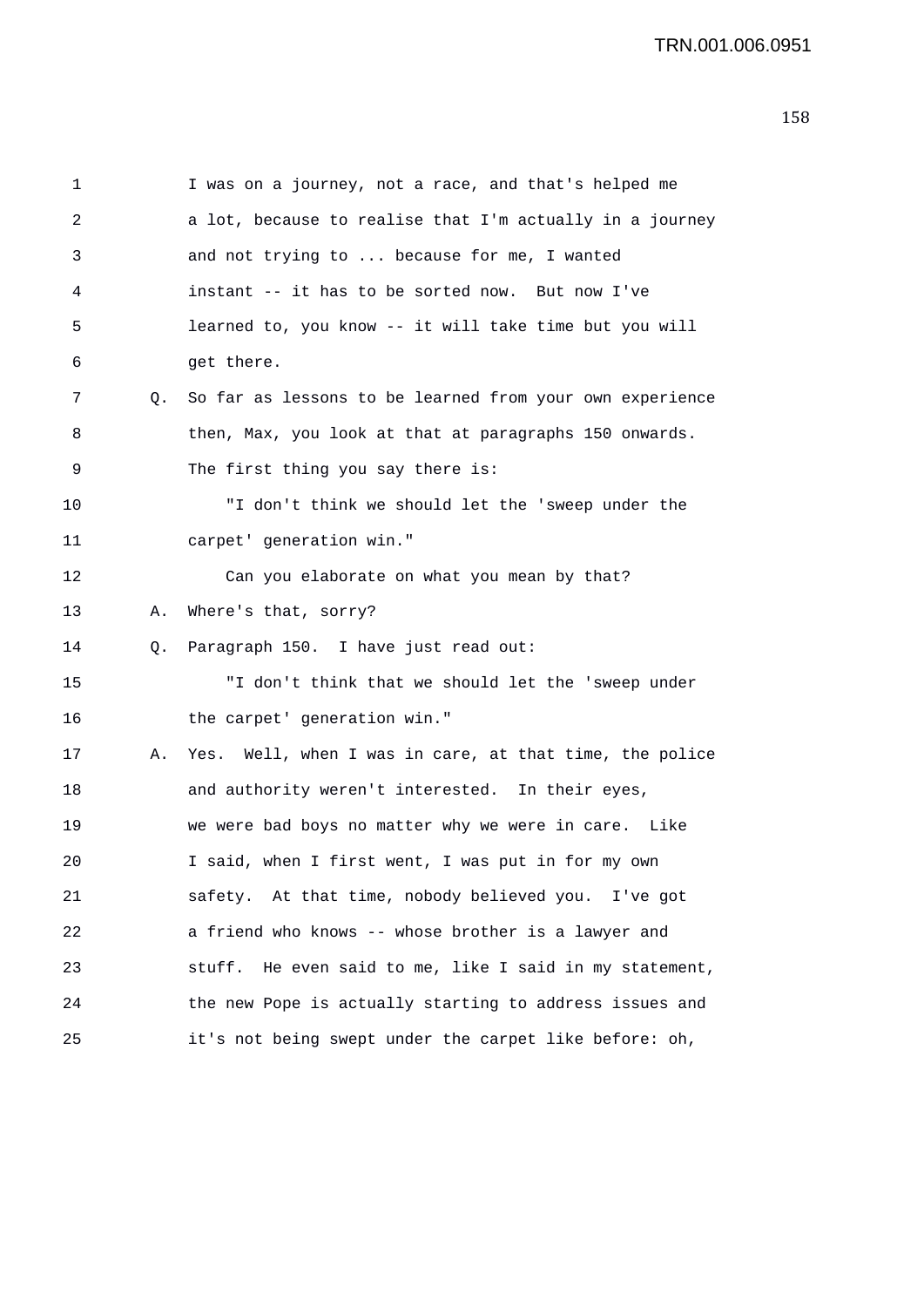1 I was on a journey, not a race, and that's helped me
2 a lot, because to realise that I'm actually in a journey
3 and not trying to ... because for me, I wanted
4 instant -- it has to be sorted now. But now I've
5 learned to, you know -- it will take time but you will
6 get there.

7 Q. So far as lessons to be learned from your own experience
8 then, Max, you look at that at paragraphs 150 onwards.
9 The first thing you say there is:

10 "I don't think we should let the 'sweep under the
11 carpet' generation win."

12 Can you elaborate on what you mean by that?

13 A. Where's that, sorry?

14 Q. Paragraph 150. I have just read out:

15 "I don't think that we should let the 'sweep under
16 the carpet' generation win."

17 A. Yes. Well, when I was in care, at that time, the police
18 and authority weren't interested. In their eyes,
19 we were bad boys no matter why we were in care. Like
20 I said, when I first went, I was put in for my own
21 safety. At that time, nobody believed you. I've got
22 a friend who knows -- whose brother is a lawyer and
23 stuff. He even said to me, like I said in my statement,
24 the new Pope is actually starting to address issues and
25 it's not being swept under the carpet like before: oh,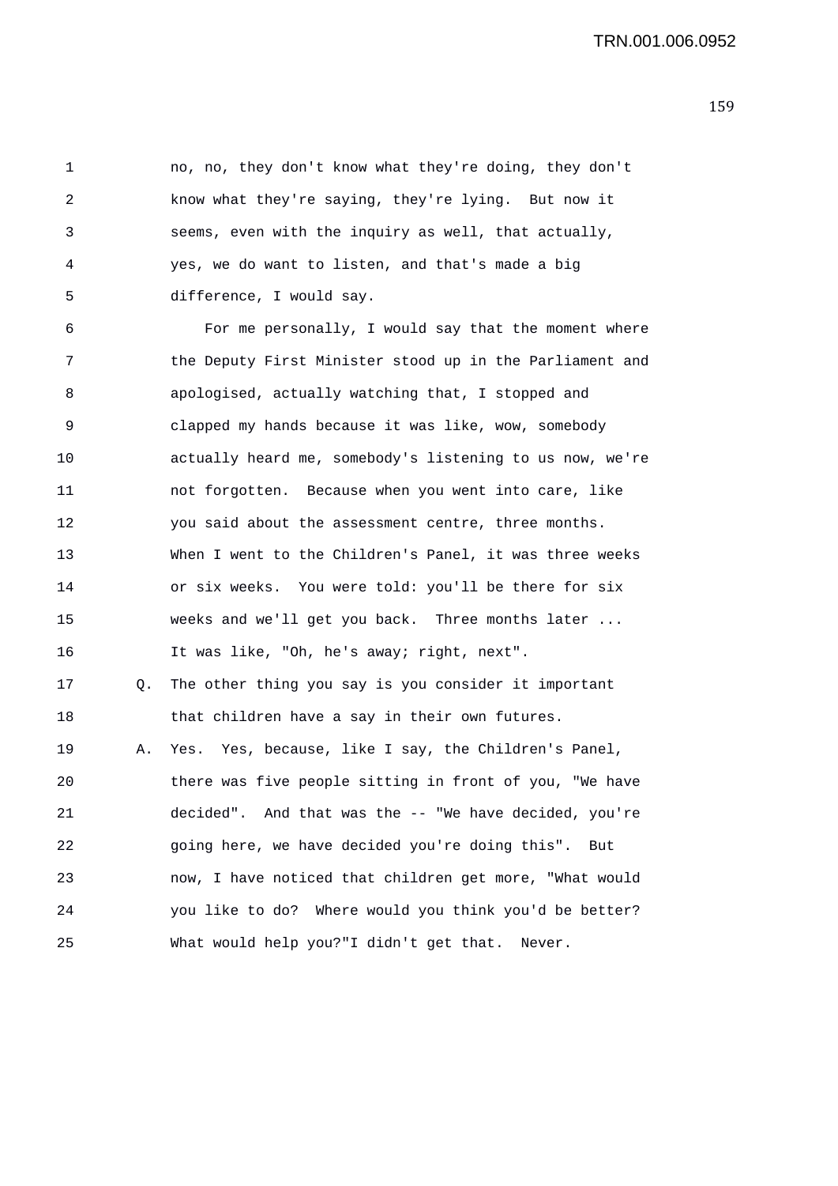no, no, they don't know what they're doing, they don't know what they're saying, they're lying. But now it seems, even with the inquiry as well, that actually, yes, we do want to listen, and that's made a big difference, I would say.

For me personally, I would say that the moment where the Deputy First Minister stood up in the Parliament and apologised, actually watching that, I stopped and clapped my hands because it was like, wow, somebody actually heard me, somebody's listening to us now, we're not forgotten. Because when you went into care, like you said about the assessment centre, three months. When I went to the Children's Panel, it was three weeks or six weeks. You were told: you'll be there for six weeks and we'll get you back. Three months later ... It was like, "Oh, he's away; right, next".

Q. The other thing you say is you consider it important that children have a say in their own futures.

A. Yes. Yes, because, like I say, the Children's Panel, there was five people sitting in front of you, "We have decided". And that was the -- "We have decided, you're going here, we have decided you're doing this". But now, I have noticed that children get more, "What would you like to do? Where would you think you'd be better? What would help you?"I didn't get that. Never.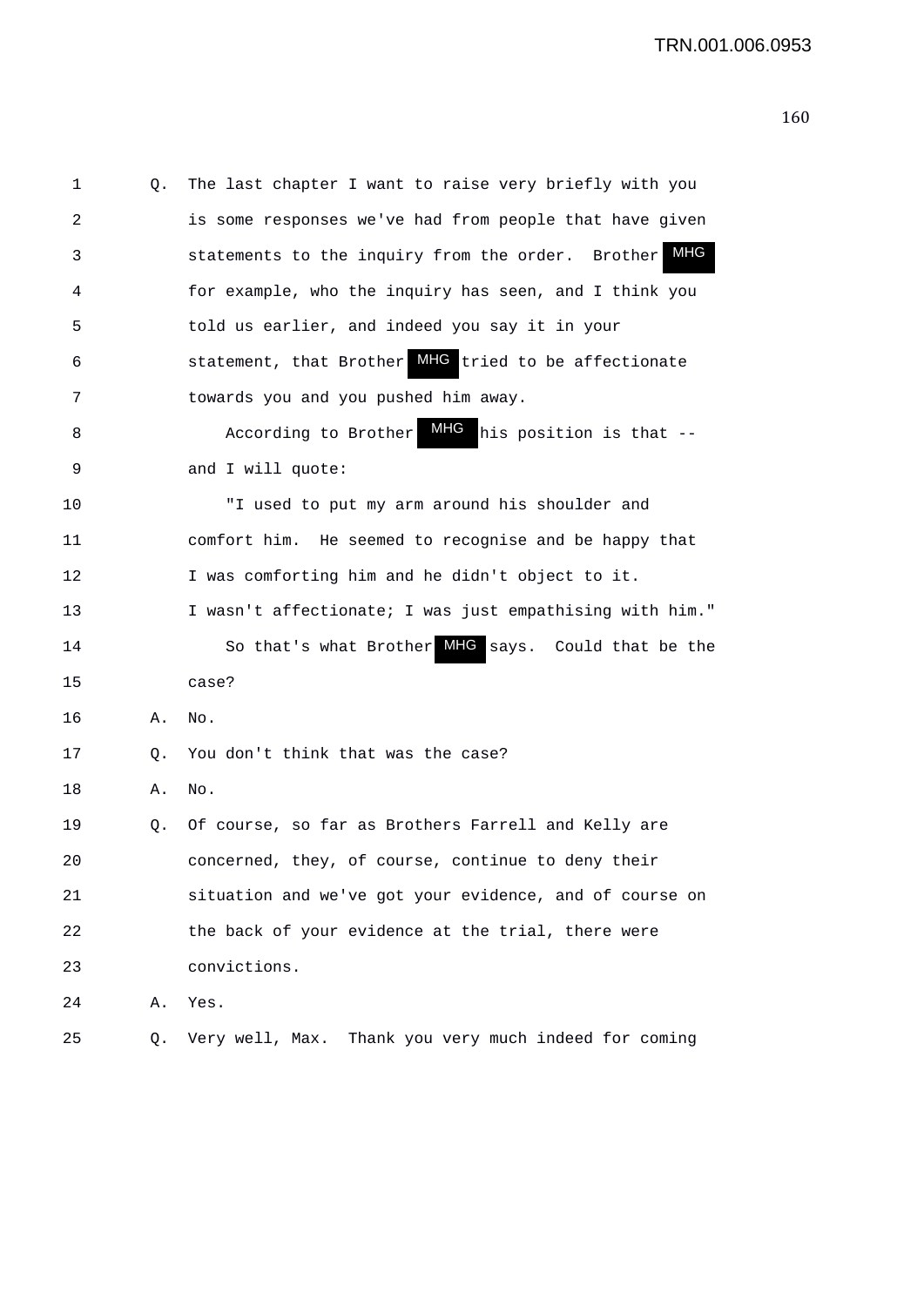1 Q. The last chapter I want to raise very briefly with you
2 is some responses we've had from people that have given
3 statements to the inquiry from the order. Brother MHG
4 for example, who the inquiry has seen, and I think you
5 told us earlier, and indeed you say it in your
6 statement, that Brother MHG tried to be affectionate
7 towards you and you pushed him away.
8 According to Brother MHG his position is that --
9 and I will quote:
10 "I used to put my arm around his shoulder and
11 comfort him. He seemed to recognise and be happy that
12 I was comforting him and he didn't object to it.
13 I wasn't affectionate; I was just empathising with him."
14 So that's what Brother MHG says. Could that be the
15 case?
16 A. No.
17 Q. You don't think that was the case?
18 A. No.
19 Q. Of course, so far as Brothers Farrell and Kelly are
20 concerned, they, of course, continue to deny their
21 situation and we've got your evidence, and of course on
22 the back of your evidence at the trial, there were
23 convictions.
24 A. Yes.
25 Q. Very well, Max. Thank you very much indeed for coming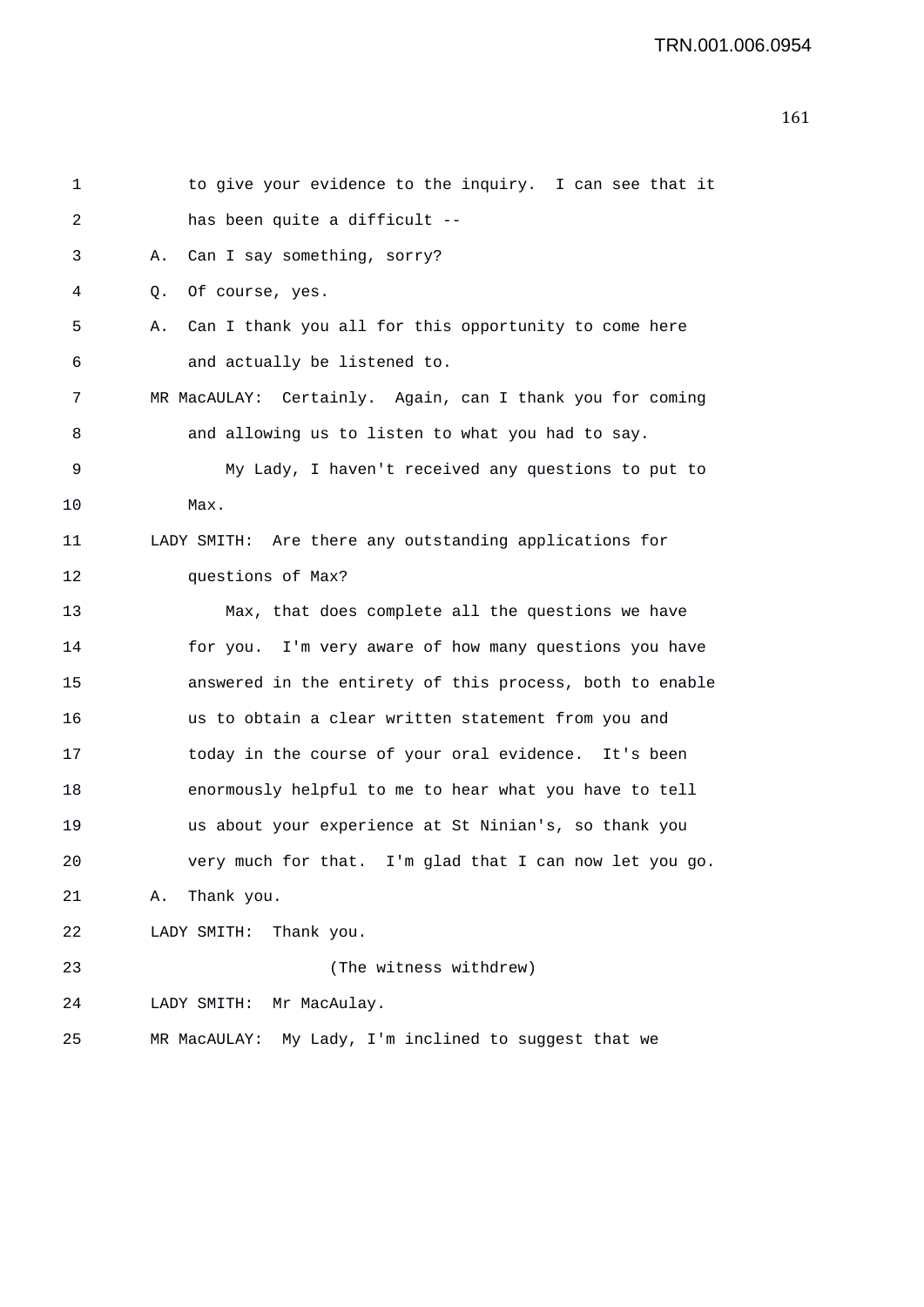1 to give your evidence to the inquiry. I can see that it
2 has been quite a difficult --
3 A. Can I say something, sorry?
4 Q. Of course, yes.
5 A. Can I thank you all for this opportunity to come here
6 and actually be listened to.
7 MR MacAULAY: Certainly. Again, can I thank you for coming
8 and allowing us to listen to what you had to say.
9 My Lady, I haven't received any questions to put to
10 Max.
11 LADY SMITH: Are there any outstanding applications for
12 questions of Max?
13 Max, that does complete all the questions we have
14 for you. I'm very aware of how many questions you have
15 answered in the entirety of this process, both to enable
16 us to obtain a clear written statement from you and
17 today in the course of your oral evidence. It's been
18 enormously helpful to me to hear what you have to tell
19 us about your experience at St Ninian's, so thank you
20 very much for that. I'm glad that I can now let you go.
21 A. Thank you.
22 LADY SMITH: Thank you.
23 (The witness withdrew)
24 LADY SMITH: Mr MacAulay.
25 MR MacAULAY: My Lady, I'm inclined to suggest that we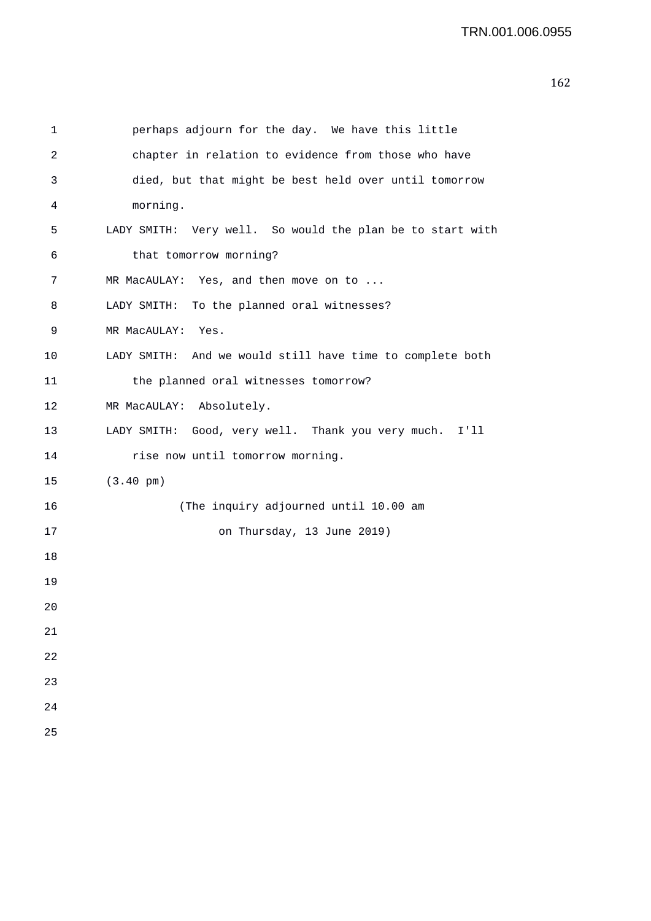perhaps adjourn for the day. We have this little chapter in relation to evidence from those who have died, but that might be best held over until tomorrow morning.

LADY SMITH: Very well. So would the plan be to start with that tomorrow morning?

MR MacAULAY: Yes, and then move on to ...

LADY SMITH: To the planned oral witnesses?

MR MacAULAY: Yes.

LADY SMITH: And we would still have time to complete both the planned oral witnesses tomorrow?

MR MacAULAY: Absolutely.

LADY SMITH: Good, very well. Thank you very much. I'll rise now until tomorrow morning.

(3.40 pm)

(The inquiry adjourned until 10.00 am on Thursday, 13 June 2019)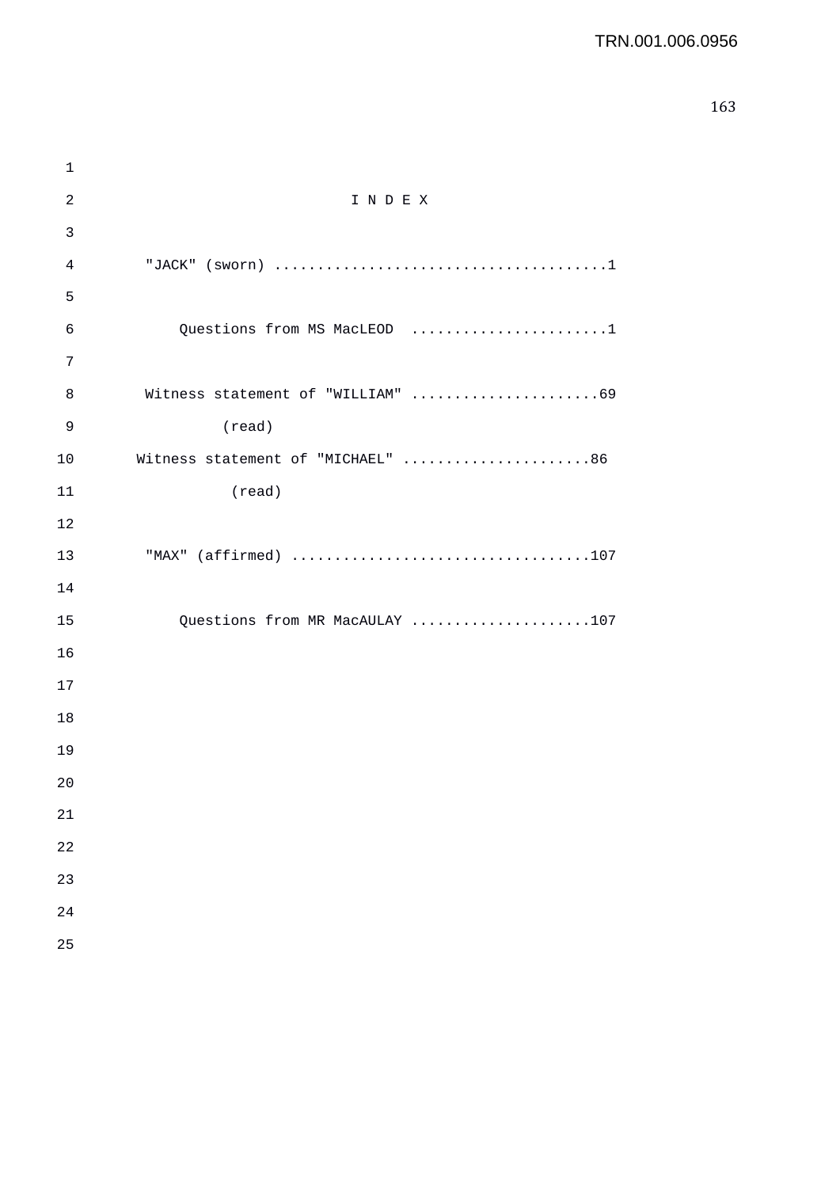# I N D E X

"JACK" (sworn) .......................................1

Questions from MS MacLEOD .......................1

Witness statement of "WILLIAM" ......................69
(read)

Witness statement of "MICHAEL" ......................86
(read)

"MAX" (affirmed) ...................................107

Questions from MR MacAULAY .....................107